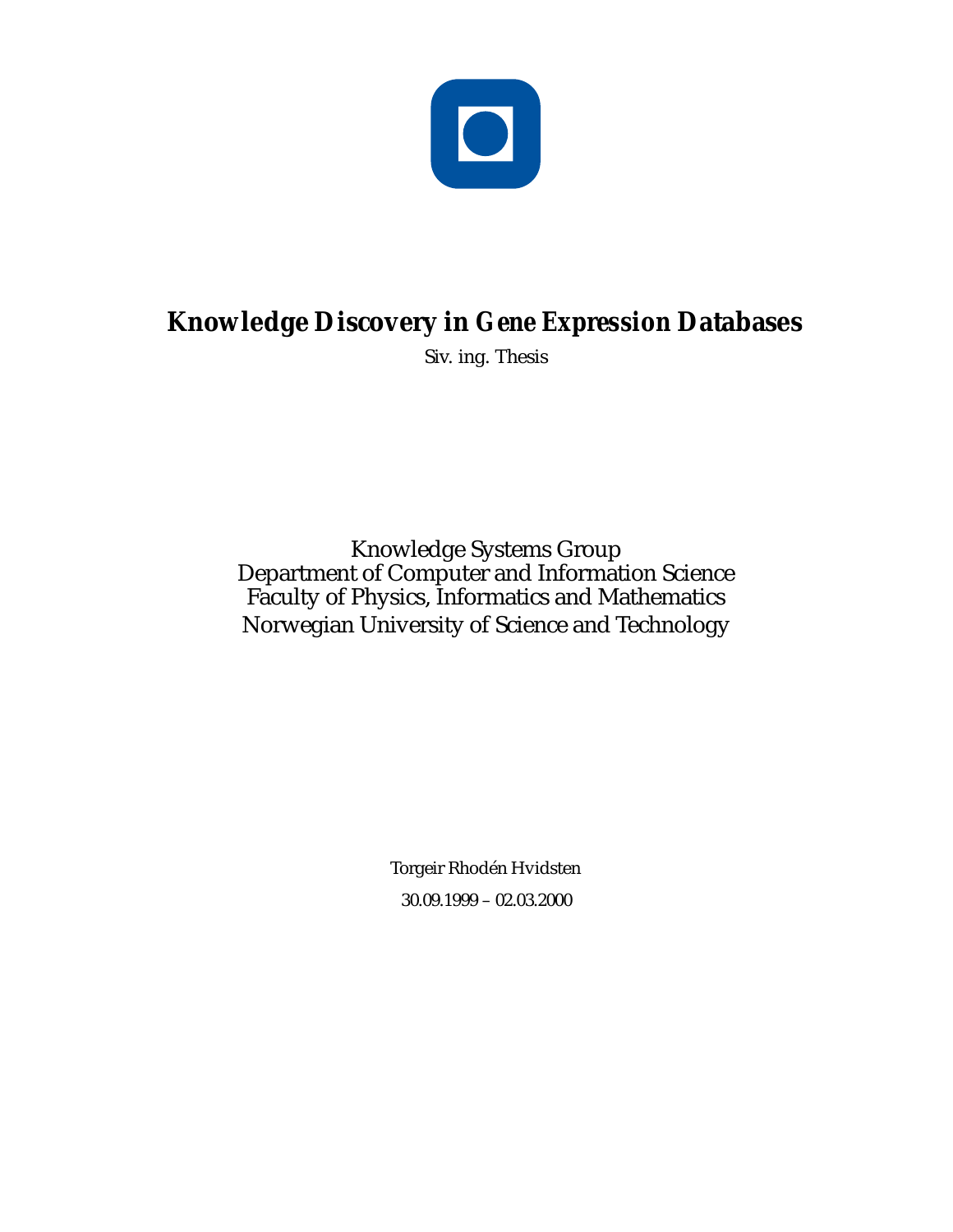# Knowledge Discovery in Gene Expression Databases

Siv. ing. Thesis

Knowledge Systems Group
Department of Computer and Information Science
Faculty of Physics, Informatics and Mathematics
Norwegian University of Science and Technology

Torgeir Rhodén Hvidsten

30.09.1999 – 02.03.2000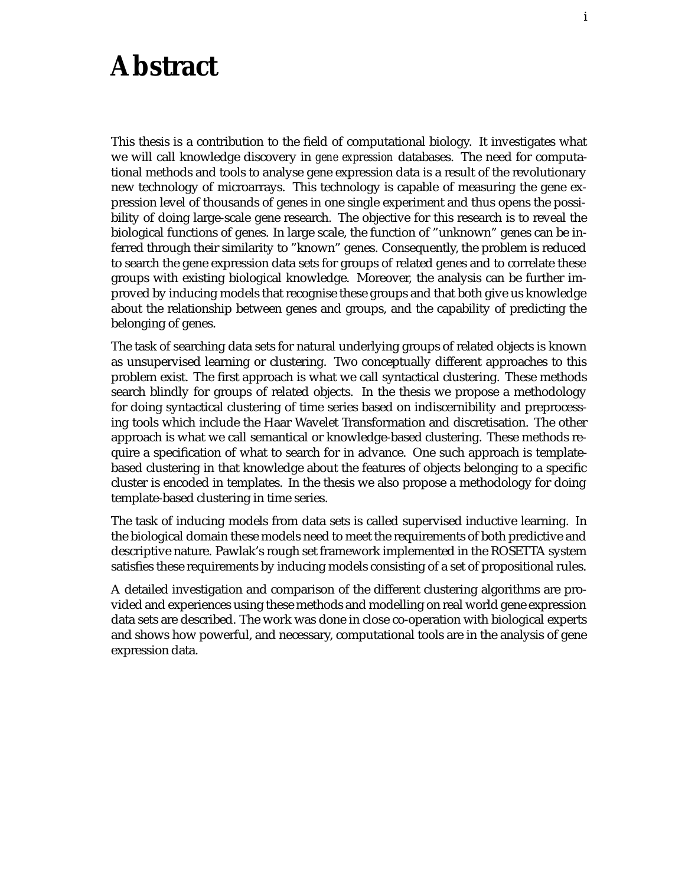# Abstract

This thesis is a contribution to the field of computational biology. It investigates what we will call knowledge discovery in *gene expression* databases. The need for computational methods and tools to analyse gene expression data is a result of the revolutionary new technology of microarrays. This technology is capable of measuring the gene expression level of thousands of genes in one single experiment and thus opens the possibility of doing large-scale gene research. The objective for this research is to reveal the biological functions of genes. In large scale, the function of "unknown" genes can be inferred through their similarity to "known" genes. Consequently, the problem is reduced to search the gene expression data sets for groups of related genes and to correlate these groups with existing biological knowledge. Moreover, the analysis can be further improved by inducing models that recognise these groups and that both give us knowledge about the relationship between genes and groups, and the capability of predicting the belonging of genes.

The task of searching data sets for natural underlying groups of related objects is known as unsupervised learning or clustering. Two conceptually different approaches to this problem exist. The first approach is what we call syntactical clustering. These methods search blindly for groups of related objects. In the thesis we propose a methodology for doing syntactical clustering of time series based on indiscernibility and preprocessing tools which include the Haar Wavelet Transformation and discretisation. The other approach is what we call semantical or knowledge-based clustering. These methods require a specification of what to search for in advance. One such approach is template-based clustering in that knowledge about the features of objects belonging to a specific cluster is encoded in templates. In the thesis we also propose a methodology for doing template-based clustering in time series.

The task of inducing models from data sets is called supervised inductive learning. In the biological domain these models need to meet the requirements of both predictive and descriptive nature. Pawlak's rough set framework implemented in the ROSETTA system satisfies these requirements by inducing models consisting of a set of propositional rules.

A detailed investigation and comparison of the different clustering algorithms are provided and experiences using these methods and modelling on real world gene expression data sets are described. The work was done in close co-operation with biological experts and shows how powerful, and necessary, computational tools are in the analysis of gene expression data.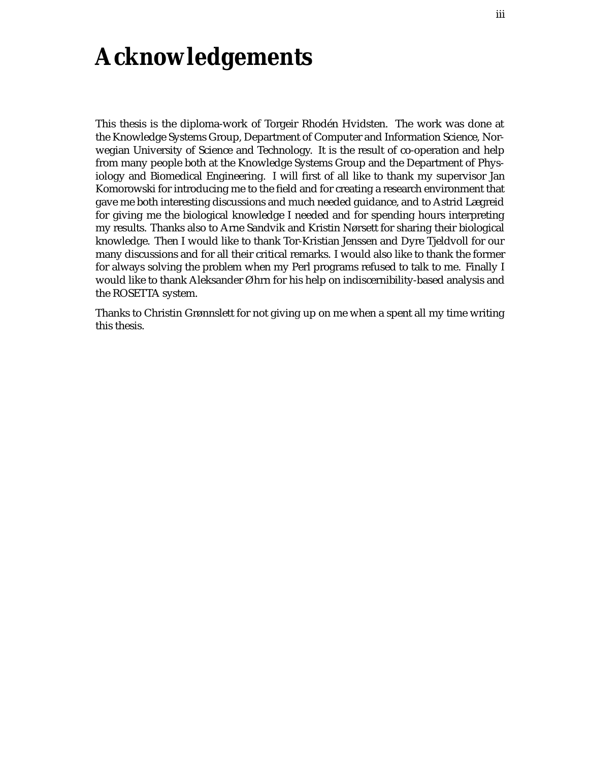# Acknowledgements

This thesis is the diploma-work of Torgeir Rhodén Hvidsten. The work was done at the Knowledge Systems Group, Department of Computer and Information Science, Norwegian University of Science and Technology. It is the result of co-operation and help from many people both at the Knowledge Systems Group and the Department of Physiology and Biomedical Engineering. I will first of all like to thank my supervisor Jan Komorowski for introducing me to the field and for creating a research environment that gave me both interesting discussions and much needed guidance, and to Astrid Lægreid for giving me the biological knowledge I needed and for spending hours interpreting my results. Thanks also to Arne Sandvik and Kristin Nørsett for sharing their biological knowledge. Then I would like to thank Tor-Kristian Jenssen and Dyre Tjeldvoll for our many discussions and for all their critical remarks. I would also like to thank the former for always solving the problem when my Perl programs refused to talk to me. Finally I would like to thank Aleksander Øhrn for his help on indiscernibility-based analysis and the ROSETTA system.

Thanks to Christin Grønnslett for not giving up on me when a spent all my time writing this thesis.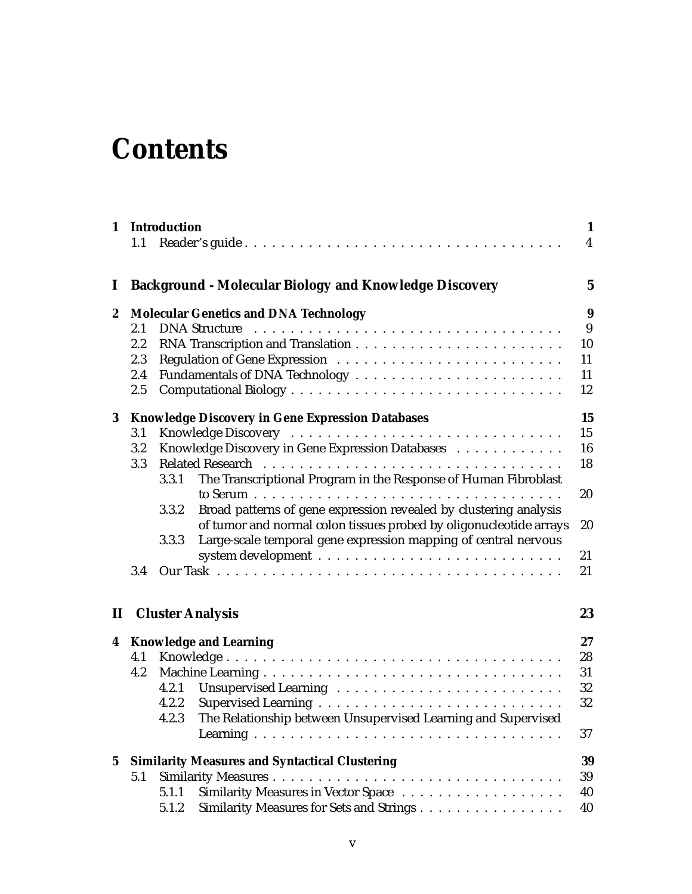# Contents

| | | | |
|---|---|---|---|
| **1** | **Introduction** | | **1** |
| | 1.1 | Reader's guide | 4 |
| **I** | **Background - Molecular Biology and Knowledge Discovery** | | **5** |
| **2** | **Molecular Genetics and DNA Technology** | | **9** |
| | 2.1 | DNA Structure | 9 |
| | 2.2 | RNA Transcription and Translation | 10 |
| | 2.3 | Regulation of Gene Expression | 11 |
| | 2.4 | Fundamentals of DNA Technology | 11 |
| | 2.5 | Computational Biology | 12 |
| **3** | **Knowledge Discovery in Gene Expression Databases** | | **15** |
| | 3.1 | Knowledge Discovery | 15 |
| | 3.2 | Knowledge Discovery in Gene Expression Databases | 16 |
| | 3.3 | Related Research | 18 |
| | | 3.3.1 The Transcriptional Program in the Response of Human Fibroblast to Serum | 20 |
| | | 3.3.2 Broad patterns of gene expression revealed by clustering analysis of tumor and normal colon tissues probed by oligonucleotide arrays | 20 |
| | | 3.3.3 Large-scale temporal gene expression mapping of central nervous system development | 21 |
| | 3.4 | Our Task | 21 |
| **II** | **Cluster Analysis** | | **23** |
| **4** | **Knowledge and Learning** | | **27** |
| | 4.1 | Knowledge | 28 |
| | 4.2 | Machine Learning | 31 |
| | | 4.2.1 Unsupervised Learning | 32 |
| | | 4.2.2 Supervised Learning | 32 |
| | | 4.2.3 The Relationship between Unsupervised Learning and Supervised Learning | 37 |
| **5** | **Similarity Measures and Syntactical Clustering** | | **39** |
| | 5.1 | Similarity Measures | 39 |
| | | 5.1.1 Similarity Measures in Vector Space | 40 |
| | | 5.1.2 Similarity Measures for Sets and Strings | 40 |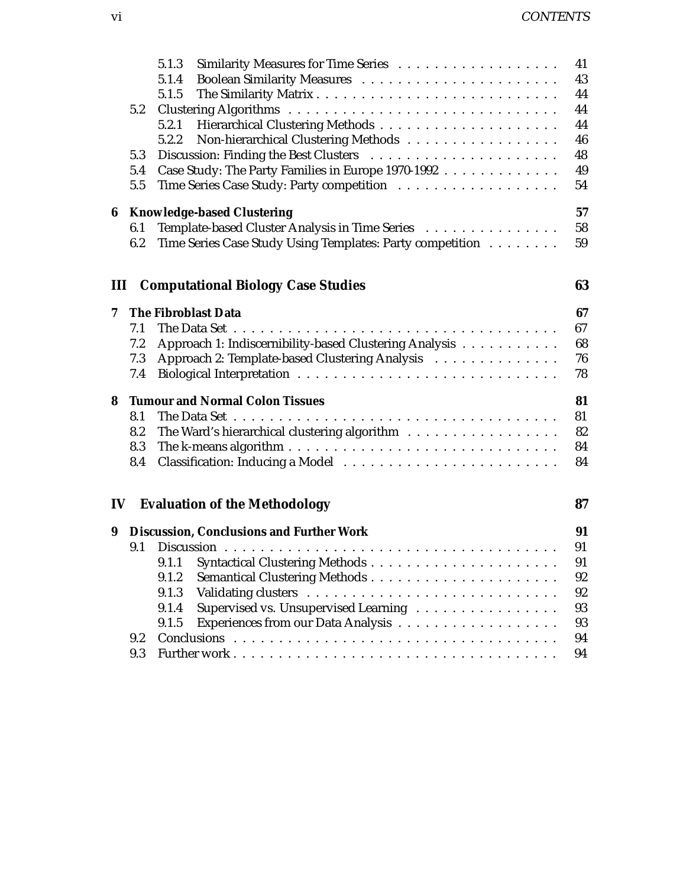5.1.3 Similarity Measures for Time Series . . . . . . . . . . . . . . . . . . 41
5.1.4 Boolean Similarity Measures . . . . . . . . . . . . . . . . . . . . . . 43
5.1.5 The Similarity Matrix . . . . . . . . . . . . . . . . . . . . . . . . . . 44
5.2 Clustering Algorithms . . . . . . . . . . . . . . . . . . . . . . . . . . . . . 44
5.2.1 Hierarchical Clustering Methods . . . . . . . . . . . . . . . . . . . . 44
5.2.2 Non-hierarchical Clustering Methods . . . . . . . . . . . . . . . . . 46
5.3 Discussion: Finding the Best Clusters . . . . . . . . . . . . . . . . . . . . . 48
5.4 Case Study: The Party Families in Europe 1970-1992 . . . . . . . . . . . . . 49
5.5 Time Series Case Study: Party competition . . . . . . . . . . . . . . . . . . 54

**6 Knowledge-based Clustering** **57**
6.1 Template-based Cluster Analysis in Time Series . . . . . . . . . . . . . . . 58
6.2 Time Series Case Study Using Templates: Party competition . . . . . . . . 59

**III Computational Biology Case Studies** **63**

**7 The Fibroblast Data** **67**
7.1 The Data Set . . . . . . . . . . . . . . . . . . . . . . . . . . . . . . . . . . . . 67
7.2 Approach 1: Indiscernibility-based Clustering Analysis . . . . . . . . . . . 68
7.3 Approach 2: Template-based Clustering Analysis . . . . . . . . . . . . . . 76
7.4 Biological Interpretation . . . . . . . . . . . . . . . . . . . . . . . . . . . . 78

**8 Tumour and Normal Colon Tissues** **81**
8.1 The Data Set . . . . . . . . . . . . . . . . . . . . . . . . . . . . . . . . . . . . 81
8.2 The Ward's hierarchical clustering algorithm . . . . . . . . . . . . . . . . . 82
8.3 The k-means algorithm . . . . . . . . . . . . . . . . . . . . . . . . . . . . . 84
8.4 Classification: Inducing a Model . . . . . . . . . . . . . . . . . . . . . . . . 84

**IV Evaluation of the Methodology** **87**

**9 Discussion, Conclusions and Further Work** **91**
9.1 Discussion . . . . . . . . . . . . . . . . . . . . . . . . . . . . . . . . . . . . . 91
9.1.1 Syntactical Clustering Methods . . . . . . . . . . . . . . . . . . . . . 91
9.1.2 Semantical Clustering Methods . . . . . . . . . . . . . . . . . . . . . 92
9.1.3 Validating clusters . . . . . . . . . . . . . . . . . . . . . . . . . . . . 92
9.1.4 Supervised vs. Unsupervised Learning . . . . . . . . . . . . . . . . 93
9.1.5 Experiences from our Data Analysis . . . . . . . . . . . . . . . . . . 93
9.2 Conclusions . . . . . . . . . . . . . . . . . . . . . . . . . . . . . . . . . . . . 94
9.3 Further work . . . . . . . . . . . . . . . . . . . . . . . . . . . . . . . . . . . 94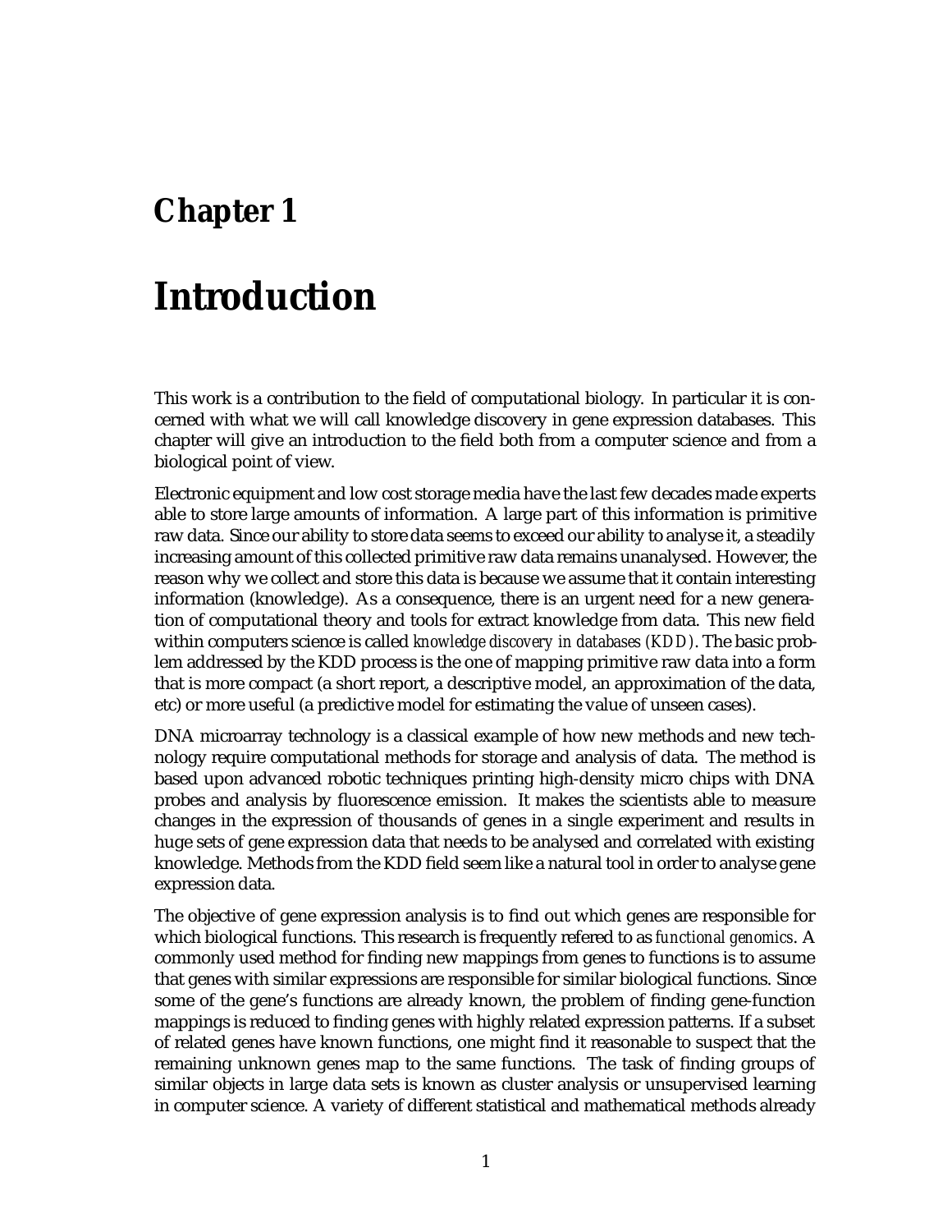# Chapter 1

# Introduction

This work is a contribution to the field of computational biology. In particular it is concerned with what we will call knowledge discovery in gene expression databases. This chapter will give an introduction to the field both from a computer science and from a biological point of view.

Electronic equipment and low cost storage media have the last few decades made experts able to store large amounts of information. A large part of this information is primitive raw data. Since our ability to store data seems to exceed our ability to analyse it, a steadily increasing amount of this collected primitive raw data remains unanalysed. However, the reason why we collect and store this data is because we assume that it contain interesting information (knowledge). As a consequence, there is an urgent need for a new generation of computational theory and tools for extract knowledge from data. This new field within computers science is called *knowledge discovery in databases (KDD)*. The basic problem addressed by the KDD process is the one of mapping primitive raw data into a form that is more compact (a short report, a descriptive model, an approximation of the data, etc) or more useful (a predictive model for estimating the value of unseen cases).

DNA microarray technology is a classical example of how new methods and new technology require computational methods for storage and analysis of data. The method is based upon advanced robotic techniques printing high-density micro chips with DNA probes and analysis by fluorescence emission. It makes the scientists able to measure changes in the expression of thousands of genes in a single experiment and results in huge sets of gene expression data that needs to be analysed and correlated with existing knowledge. Methods from the KDD field seem like a natural tool in order to analyse gene expression data.

The objective of gene expression analysis is to find out which genes are responsible for which biological functions. This research is frequently refered to as *functional genomics*. A commonly used method for finding new mappings from genes to functions is to assume that genes with similar expressions are responsible for similar biological functions. Since some of the gene's functions are already known, the problem of finding gene-function mappings is reduced to finding genes with highly related expression patterns. If a subset of related genes have known functions, one might find it reasonable to suspect that the remaining unknown genes map to the same functions. The task of finding groups of similar objects in large data sets is known as cluster analysis or unsupervised learning in computer science. A variety of different statistical and mathematical methods already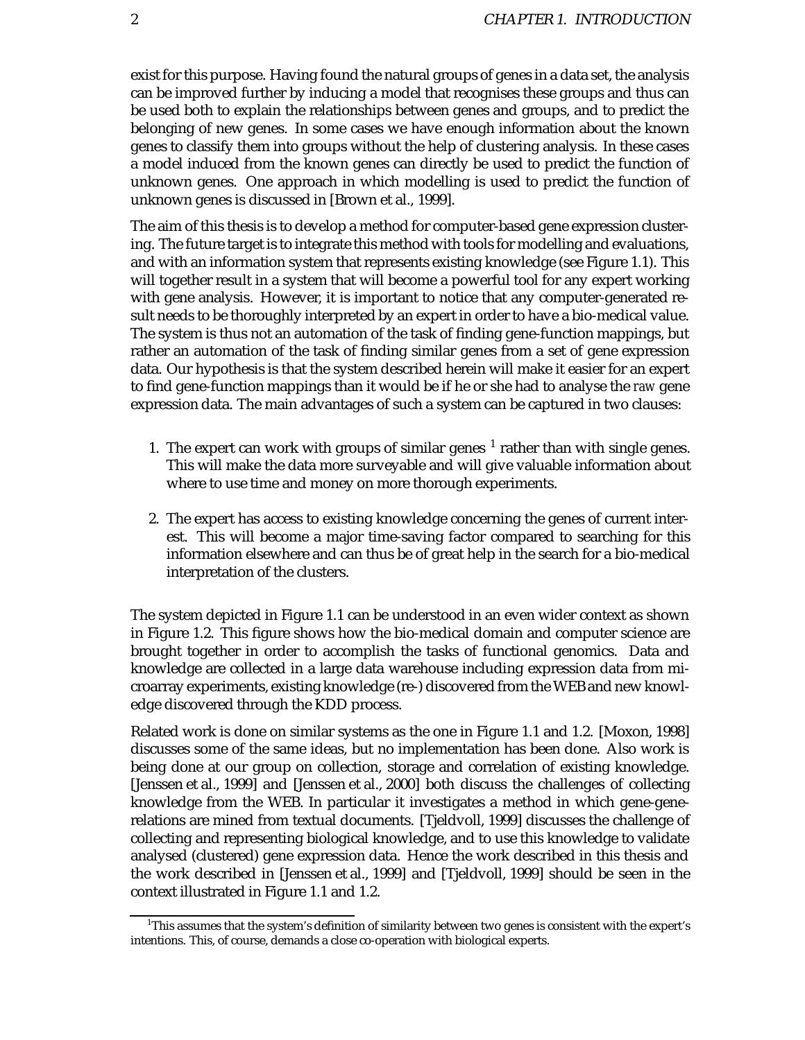exist for this purpose. Having found the natural groups of genes in a data set, the analysis can be improved further by inducing a model that recognises these groups and thus can be used both to explain the relationships between genes and groups, and to predict the belonging of new genes. In some cases we have enough information about the known genes to classify them into groups without the help of clustering analysis. In these cases a model induced from the known genes can directly be used to predict the function of unknown genes. One approach in which modelling is used to predict the function of unknown genes is discussed in [Brown et al., 1999].

The aim of this thesis is to develop a method for computer-based gene expression clustering. The future target is to integrate this method with tools for modelling and evaluations, and with an information system that represents existing knowledge (see Figure 1.1). This will together result in a system that will become a powerful tool for any expert working with gene analysis. However, it is important to notice that any computer-generated result needs to be thoroughly interpreted by an expert in order to have a bio-medical value. The system is thus not an automation of the task of finding gene-function mappings, but rather an automation of the task of finding similar genes from a set of gene expression data. Our hypothesis is that the system described herein will make it easier for an expert to find gene-function mappings than it would be if he or she had to analyse the *raw* gene expression data. The main advantages of such a system can be captured in two clauses:

1. The expert can work with groups of similar genes [1] rather than with single genes. This will make the data more surveyable and will give valuable information about where to use time and money on more thorough experiments.

2. The expert has access to existing knowledge concerning the genes of current interest. This will become a major time-saving factor compared to searching for this information elsewhere and can thus be of great help in the search for a bio-medical interpretation of the clusters.

The system depicted in Figure 1.1 can be understood in an even wider context as shown in Figure 1.2. This figure shows how the bio-medical domain and computer science are brought together in order to accomplish the tasks of functional genomics. Data and knowledge are collected in a large data warehouse including expression data from microarray experiments, existing knowledge (re-) discovered from the WEB and new knowledge discovered through the KDD process.

Related work is done on similar systems as the one in Figure 1.1 and 1.2. [Moxon, 1998] discusses some of the same ideas, but no implementation has been done. Also work is being done at our group on collection, storage and correlation of existing knowledge. [Jenssen et al., 1999] and [Jenssen et al., 2000] both discuss the challenges of collecting knowledge from the WEB. In particular it investigates a method in which gene-gene-relations are mined from textual documents. [Tjeldvoll, 1999] discusses the challenge of collecting and representing biological knowledge, and to use this knowledge to validate analysed (clustered) gene expression data. Hence the work described in this thesis and the work described in [Jenssen et al., 1999] and [Tjeldvoll, 1999] should be seen in the context illustrated in Figure 1.1 and 1.2.

[1] This assumes that the system's definition of similarity between two genes is consistent with the expert's intentions. This, of course, demands a close co-operation with biological experts.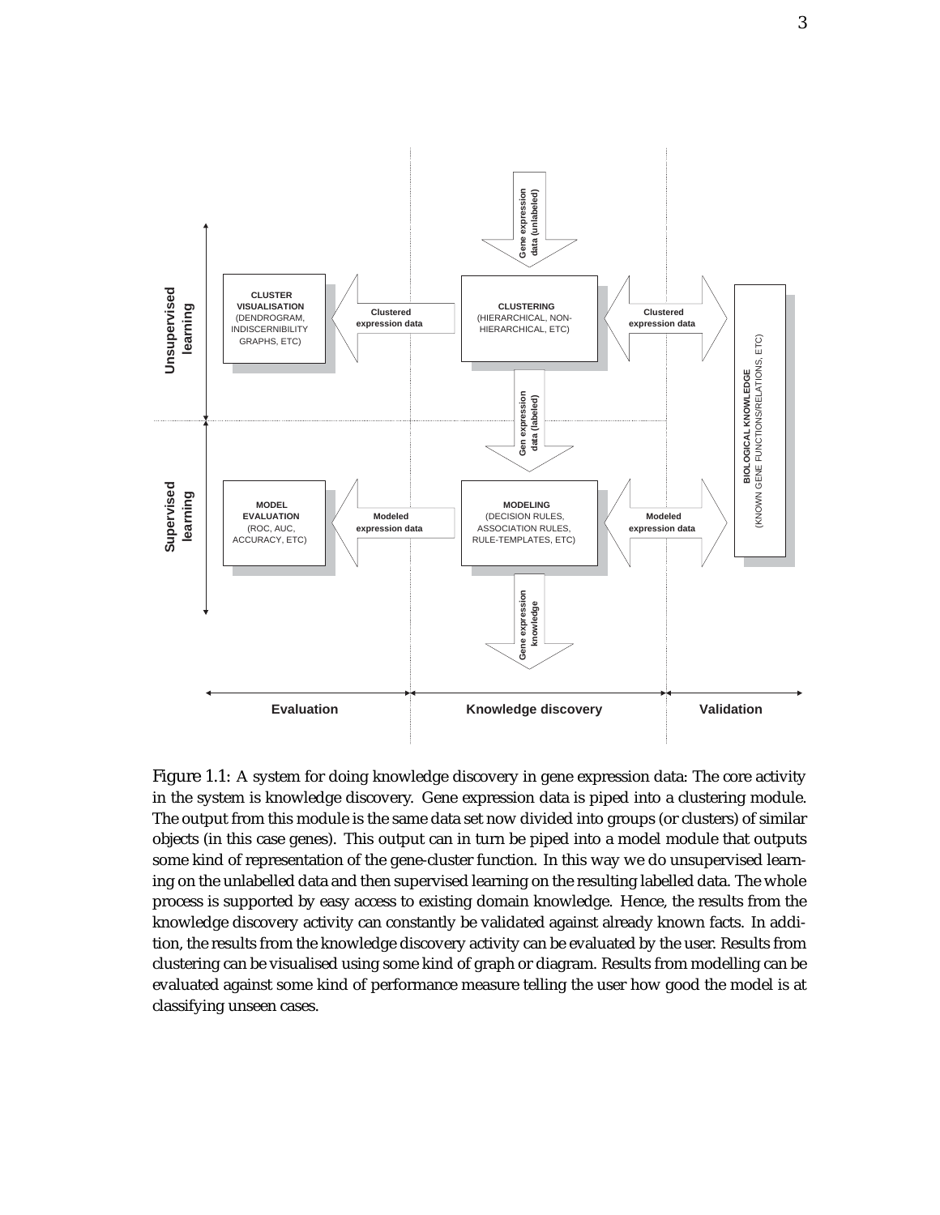Figure 1.1: A system for doing knowledge discovery in gene expression data: The core activity in the system is knowledge discovery. Gene expression data is piped into a clustering module. The output from this module is the same data set now divided into groups (or clusters) of similar objects (in this case genes). This output can in turn be piped into a model module that outputs some kind of representation of the gene-cluster function. In this way we do unsupervised learning on the unlabelled data and then supervised learning on the resulting labelled data. The whole process is supported by easy access to existing domain knowledge. Hence, the results from the knowledge discovery activity can constantly be validated against already known facts. In addition, the results from the knowledge discovery activity can be evaluated by the user. Results from clustering can be visualised using some kind of graph or diagram. Results from modelling can be evaluated against some kind of performance measure telling the user how good the model is at classifying unseen cases.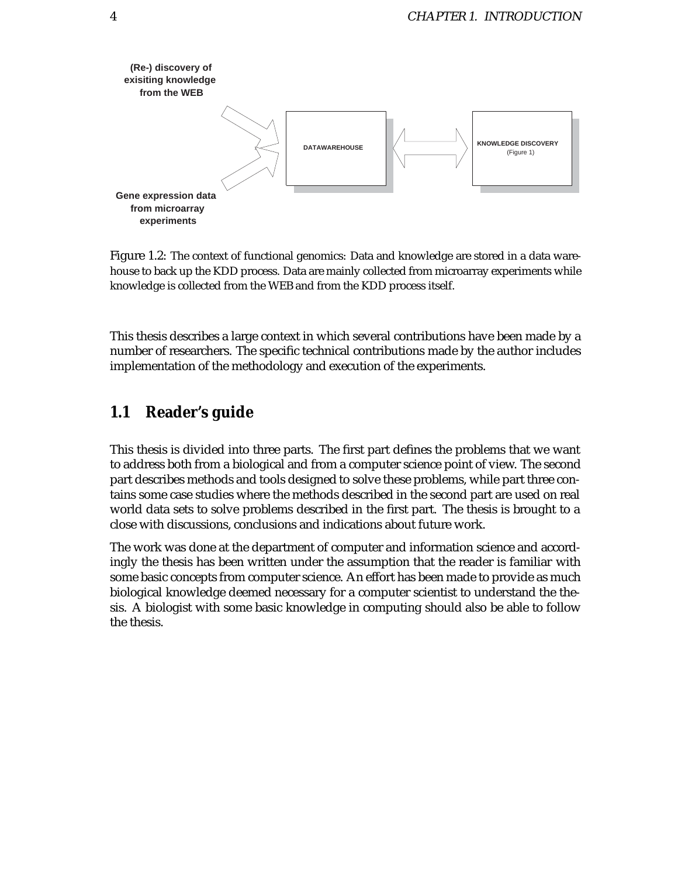(Re-) discovery of exisiting knowledge from the WEB

DATAWAREHOUSE

KNOWLEDGE DISCOVERY (Figure 1)

Gene expression data from microarray experiments

Figure 1.2: The context of functional genomics: Data and knowledge are stored in a data warehouse to back up the KDD process. Data are mainly collected from microarray experiments while knowledge is collected from the WEB and from the KDD process itself.

This thesis describes a large context in which several contributions have been made by a number of researchers. The specific technical contributions made by the author includes implementation of the methodology and execution of the experiments.

## 1.1 Reader's guide

This thesis is divided into three parts. The first part defines the problems that we want to address both from a biological and from a computer science point of view. The second part describes methods and tools designed to solve these problems, while part three contains some case studies where the methods described in the second part are used on real world data sets to solve problems described in the first part. The thesis is brought to a close with discussions, conclusions and indications about future work.

The work was done at the department of computer and information science and accordingly the thesis has been written under the assumption that the reader is familiar with some basic concepts from computer science. An effort has been made to provide as much biological knowledge deemed necessary for a computer scientist to understand the thesis. A biologist with some basic knowledge in computing should also be able to follow the thesis.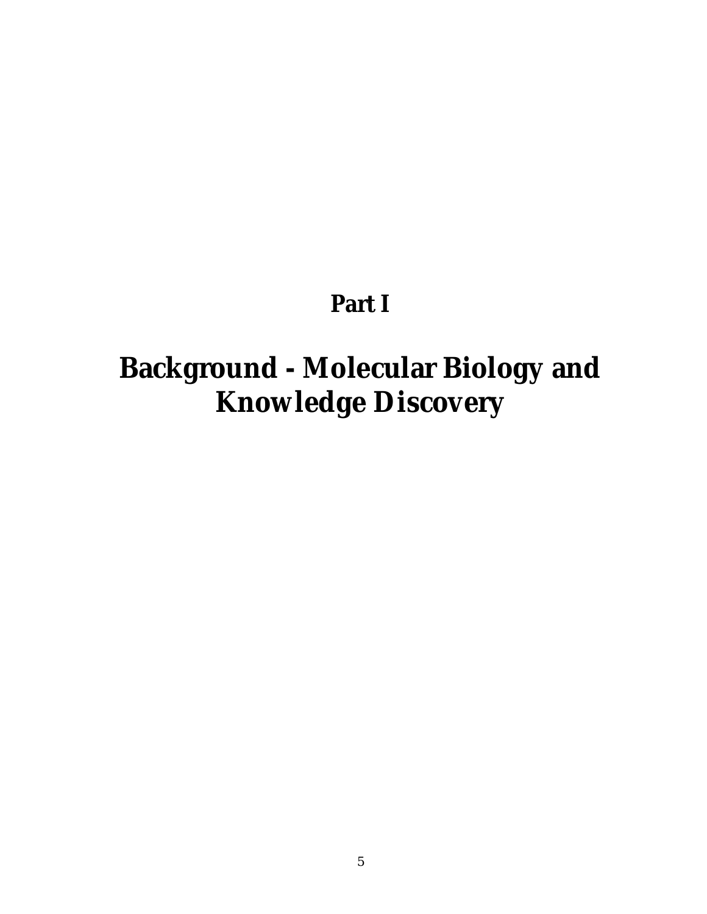# Part I

# Background - Molecular Biology and Knowledge Discovery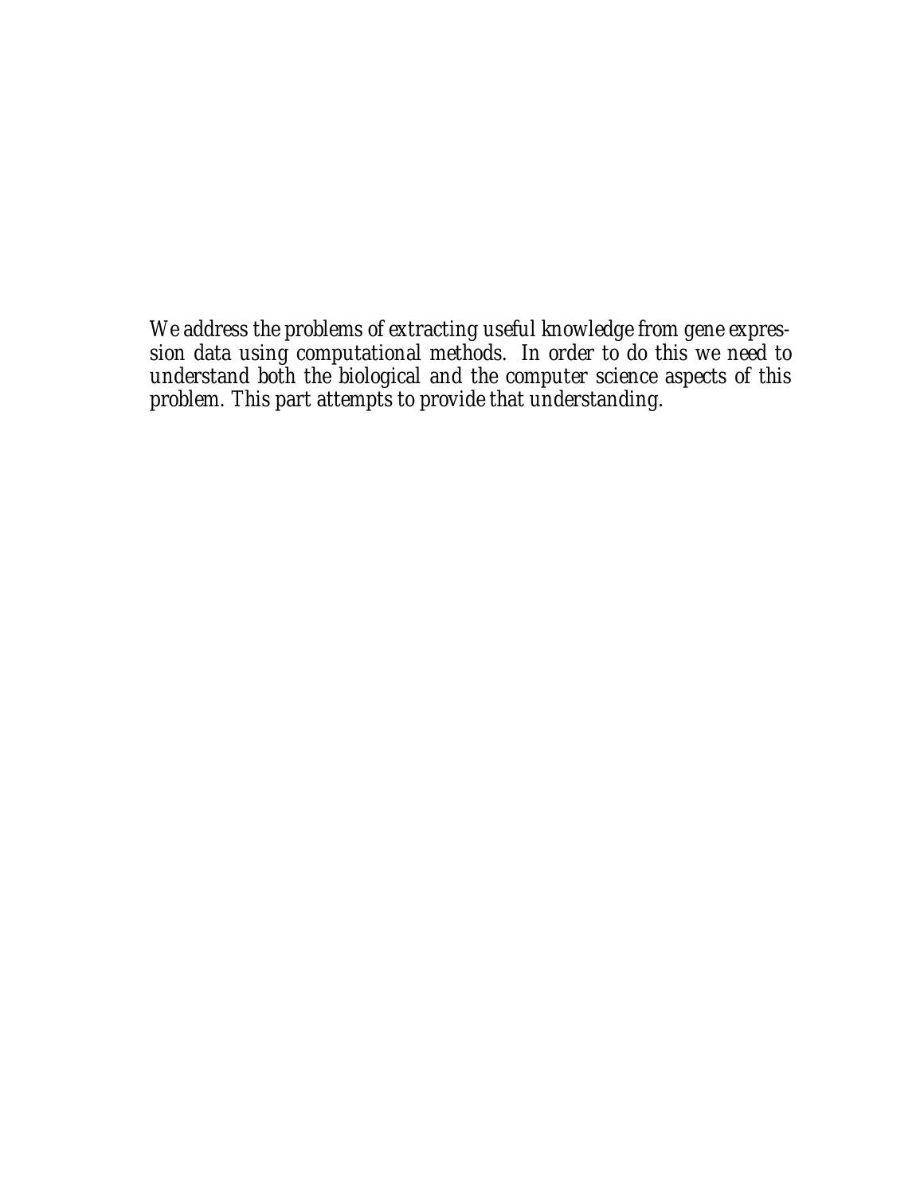*We address the problems of extracting useful knowledge from gene expression data using computational methods. In order to do this we need to understand both the biological and the computer science aspects of this problem. This part attempts to provide that understanding.*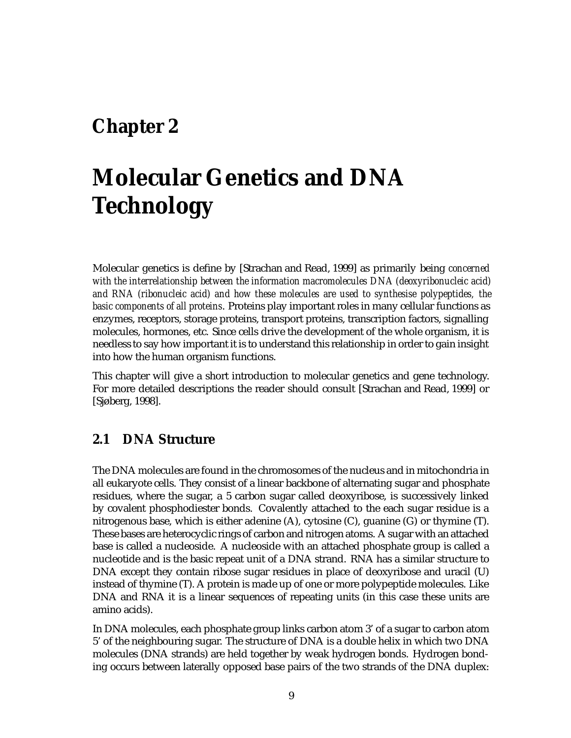# Chapter 2

# Molecular Genetics and DNA Technology

Molecular genetics is define by [Strachan and Read, 1999] as primarily being *concerned with the interrelationship between the information macromolecules DNA (deoxyribonucleic acid) and RNA (ribonucleic acid) and how these molecules are used to synthesise polypeptides, the basic components of all proteins*. Proteins play important roles in many cellular functions as enzymes, receptors, storage proteins, transport proteins, transcription factors, signalling molecules, hormones, etc. Since cells drive the development of the whole organism, it is needless to say how important it is to understand this relationship in order to gain insight into how the human organism functions.

This chapter will give a short introduction to molecular genetics and gene technology. For more detailed descriptions the reader should consult [Strachan and Read, 1999] or [Sjøberg, 1998].

## 2.1 DNA Structure

The DNA molecules are found in the chromosomes of the nucleus and in mitochondria in all eukaryote cells. They consist of a linear backbone of alternating sugar and phosphate residues, where the sugar, a 5 carbon sugar called deoxyribose, is successively linked by covalent phosphodiester bonds. Covalently attached to the each sugar residue is a nitrogenous base, which is either adenine (A), cytosine (C), guanine (G) or thymine (T). These bases are heterocyclic rings of carbon and nitrogen atoms. A sugar with an attached base is called a nucleoside. A nucleoside with an attached phosphate group is called a nucleotide and is the basic repeat unit of a DNA strand. RNA has a similar structure to DNA except they contain ribose sugar residues in place of deoxyribose and uracil (U) instead of thymine (T). A protein is made up of one or more polypeptide molecules. Like DNA and RNA it is a linear sequences of repeating units (in this case these units are amino acids).

In DNA molecules, each phosphate group links carbon atom 3' of a sugar to carbon atom 5' of the neighbouring sugar. The structure of DNA is a double helix in which two DNA molecules (DNA strands) are held together by weak hydrogen bonds. Hydrogen bonding occurs between laterally opposed base pairs of the two strands of the DNA duplex: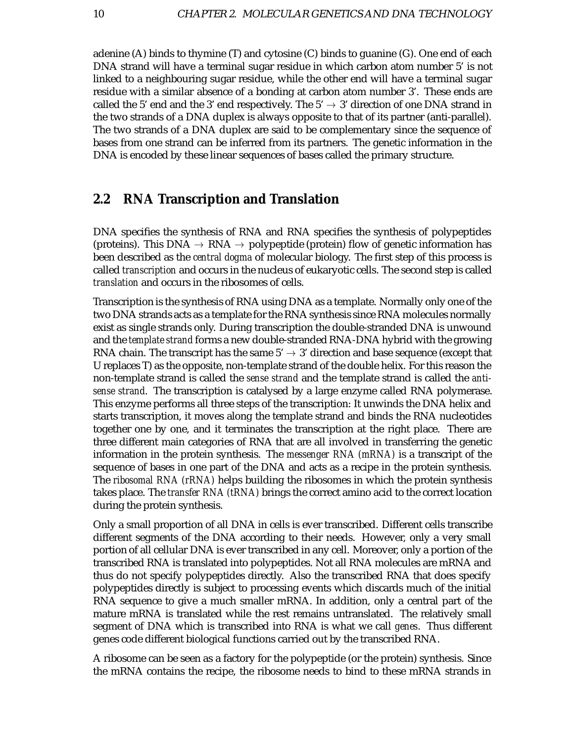adenine (A) binds to thymine (T) and cytosine (C) binds to guanine (G). One end of each DNA strand will have a terminal sugar residue in which carbon atom number 5' is not linked to a neighbouring sugar residue, while the other end will have a terminal sugar residue with a similar absence of a bonding at carbon atom number 3'. These ends are called the 5' end and the 3' end respectively. The 5' $\rightarrow$ 3' direction of one DNA strand in the two strands of a DNA duplex is always opposite to that of its partner (anti-parallel). The two strands of a DNA duplex are said to be complementary since the sequence of bases from one strand can be inferred from its partners. The genetic information in the DNA is encoded by these linear sequences of bases called the primary structure.

## 2.2 RNA Transcription and Translation

DNA specifies the synthesis of RNA and RNA specifies the synthesis of polypeptides (proteins). This DNA $\rightarrow$ RNA $\rightarrow$ polypeptide (protein) flow of genetic information has been described as the *central dogma* of molecular biology. The first step of this process is called *transcription* and occurs in the nucleus of eukaryotic cells. The second step is called *translation* and occurs in the ribosomes of cells.

Transcription is the synthesis of RNA using DNA as a template. Normally only one of the two DNA strands acts as a template for the RNA synthesis since RNA molecules normally exist as single strands only. During transcription the double-stranded DNA is unwound and the *template strand* forms a new double-stranded RNA-DNA hybrid with the growing RNA chain. The transcript has the same 5' $\rightarrow$ 3' direction and base sequence (except that U replaces T) as the opposite, non-template strand of the double helix. For this reason the non-template strand is called the *sense strand* and the template strand is called the *anti-sense strand*. The transcription is catalysed by a large enzyme called RNA polymerase. This enzyme performs all three steps of the transcription: It unwinds the DNA helix and starts transcription, it moves along the template strand and binds the RNA nucleotides together one by one, and it terminates the transcription at the right place. There are three different main categories of RNA that are all involved in transferring the genetic information in the protein synthesis. The *messenger RNA (mRNA)* is a transcript of the sequence of bases in one part of the DNA and acts as a recipe in the protein synthesis. The *ribosomal RNA (rRNA)* helps building the ribosomes in which the protein synthesis takes place. The *transfer RNA (tRNA)* brings the correct amino acid to the correct location during the protein synthesis.

Only a small proportion of all DNA in cells is ever transcribed. Different cells transcribe different segments of the DNA according to their needs. However, only a very small portion of all cellular DNA is ever transcribed in any cell. Moreover, only a portion of the transcribed RNA is translated into polypeptides. Not all RNA molecules are mRNA and thus do not specify polypeptides directly. Also the transcribed RNA that does specify polypeptides directly is subject to processing events which discards much of the initial RNA sequence to give a much smaller mRNA. In addition, only a central part of the mature mRNA is translated while the rest remains untranslated. The relatively small segment of DNA which is transcribed into RNA is what we call *genes*. Thus different genes code different biological functions carried out by the transcribed RNA.

A ribosome can be seen as a factory for the polypeptide (or the protein) synthesis. Since the mRNA contains the recipe, the ribosome needs to bind to these mRNA strands in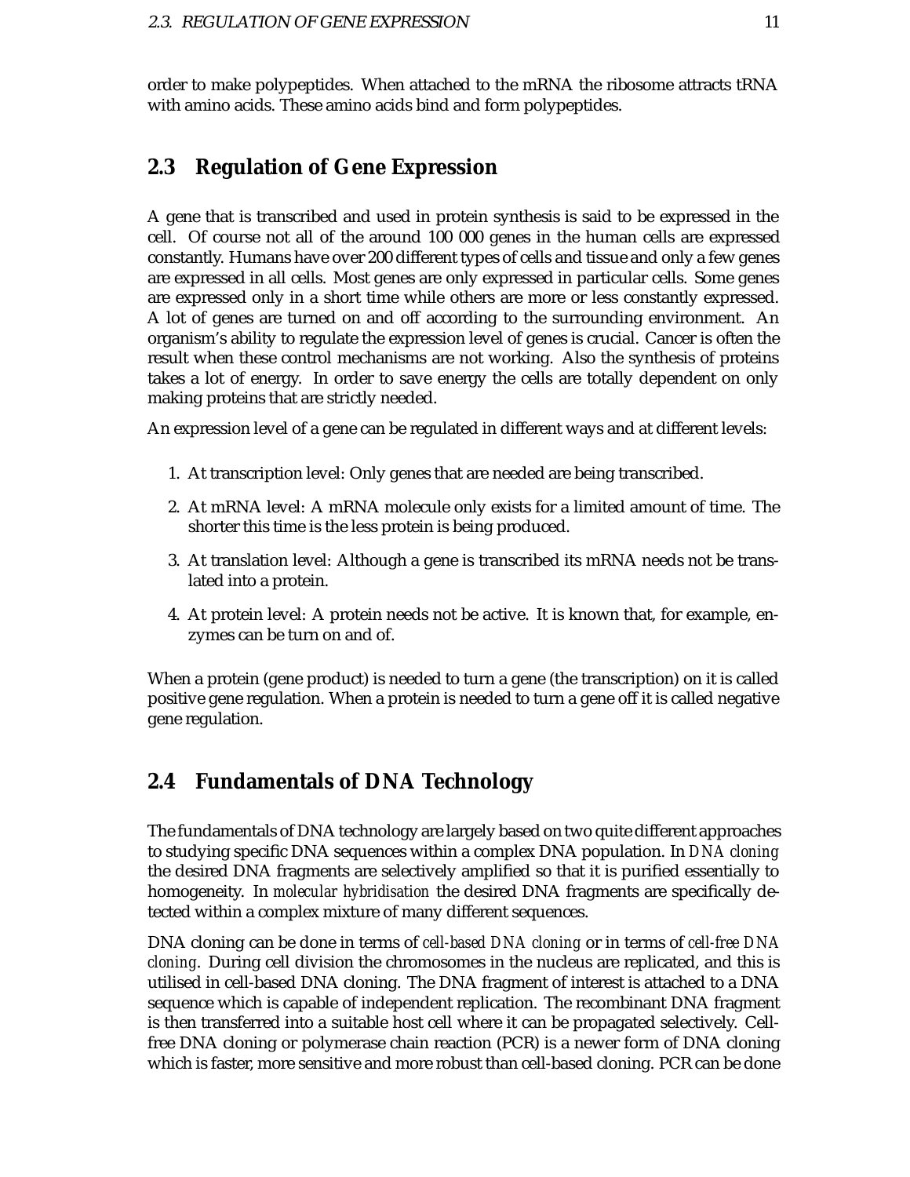order to make polypeptides. When attached to the mRNA the ribosome attracts tRNA with amino acids. These amino acids bind and form polypeptides.

## 2.3 Regulation of Gene Expression

A gene that is transcribed and used in protein synthesis is said to be expressed in the cell. Of course not all of the around 100 000 genes in the human cells are expressed constantly. Humans have over 200 different types of cells and tissue and only a few genes are expressed in all cells. Most genes are only expressed in particular cells. Some genes are expressed only in a short time while others are more or less constantly expressed. A lot of genes are turned on and off according to the surrounding environment. An organism's ability to regulate the expression level of genes is crucial. Cancer is often the result when these control mechanisms are not working. Also the synthesis of proteins takes a lot of energy. In order to save energy the cells are totally dependent on only making proteins that are strictly needed.

An expression level of a gene can be regulated in different ways and at different levels:

1. At transcription level: Only genes that are needed are being transcribed.
2. At mRNA level: A mRNA molecule only exists for a limited amount of time. The shorter this time is the less protein is being produced.
3. At translation level: Although a gene is transcribed its mRNA needs not be translated into a protein.
4. At protein level: A protein needs not be active. It is known that, for example, enzymes can be turn on and of.

When a protein (gene product) is needed to turn a gene (the transcription) on it is called positive gene regulation. When a protein is needed to turn a gene off it is called negative gene regulation.

## 2.4 Fundamentals of DNA Technology

The fundamentals of DNA technology are largely based on two quite different approaches to studying specific DNA sequences within a complex DNA population. In *DNA cloning* the desired DNA fragments are selectively amplified so that it is purified essentially to homogeneity. In *molecular hybridisation* the desired DNA fragments are specifically detected within a complex mixture of many different sequences.

DNA cloning can be done in terms of *cell-based DNA cloning* or in terms of *cell-free DNA cloning*. During cell division the chromosomes in the nucleus are replicated, and this is utilised in cell-based DNA cloning. The DNA fragment of interest is attached to a DNA sequence which is capable of independent replication. The recombinant DNA fragment is then transferred into a suitable host cell where it can be propagated selectively. Cell-free DNA cloning or polymerase chain reaction (PCR) is a newer form of DNA cloning which is faster, more sensitive and more robust than cell-based cloning. PCR can be done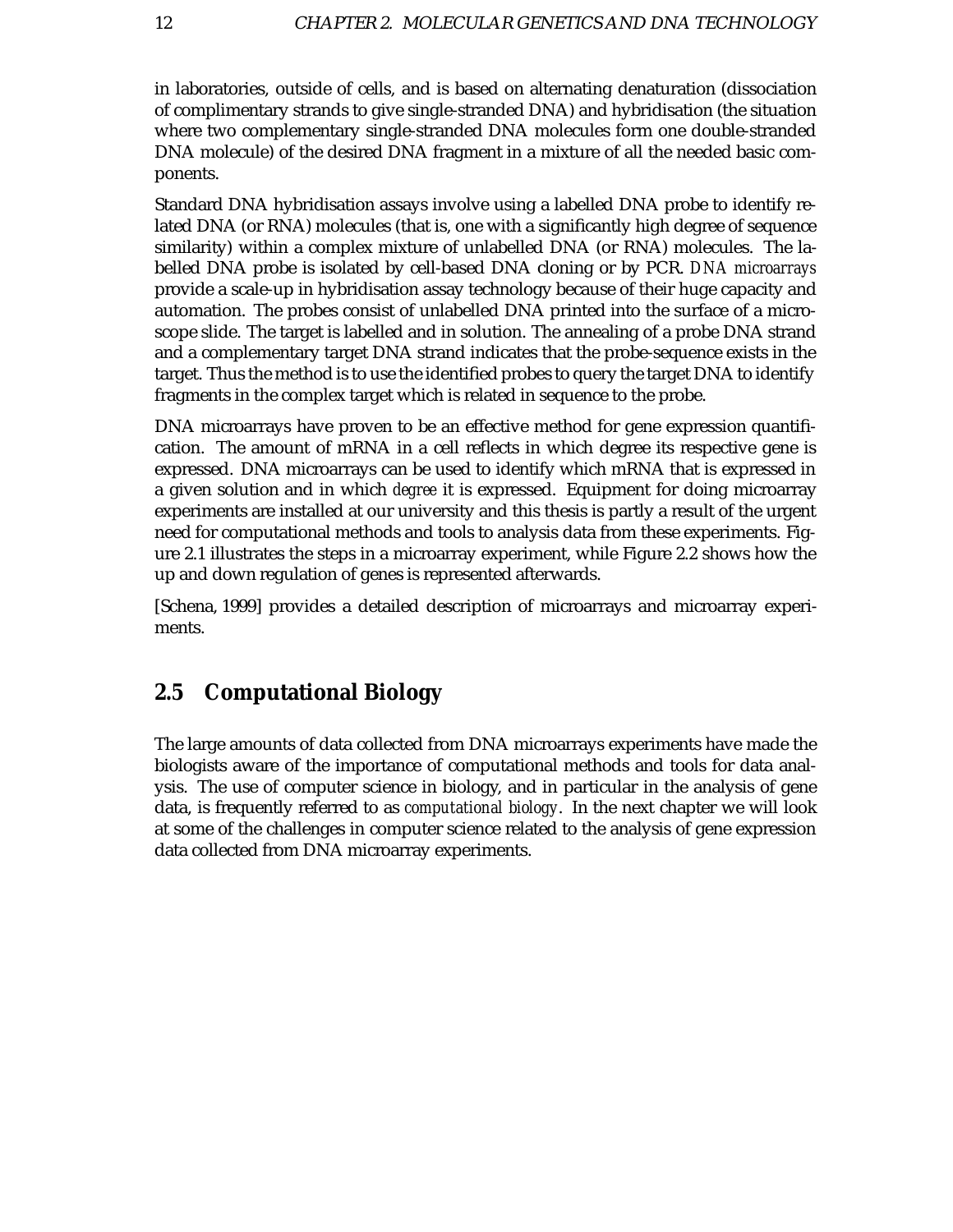in laboratories, outside of cells, and is based on alternating denaturation (dissociation of complimentary strands to give single-stranded DNA) and hybridisation (the situation where two complementary single-stranded DNA molecules form one double-stranded DNA molecule) of the desired DNA fragment in a mixture of all the needed basic components.

Standard DNA hybridisation assays involve using a labelled DNA probe to identify related DNA (or RNA) molecules (that is, one with a significantly high degree of sequence similarity) within a complex mixture of unlabelled DNA (or RNA) molecules. The labelled DNA probe is isolated by cell-based DNA cloning or by PCR. *DNA microarrays* provide a scale-up in hybridisation assay technology because of their huge capacity and automation. The probes consist of unlabelled DNA printed into the surface of a microscope slide. The target is labelled and in solution. The annealing of a probe DNA strand and a complementary target DNA strand indicates that the probe-sequence exists in the target. Thus the method is to use the identified probes to query the target DNA to identify fragments in the complex target which is related in sequence to the probe.

DNA microarrays have proven to be an effective method for gene expression quantification. The amount of mRNA in a cell reflects in which degree its respective gene is expressed. DNA microarrays can be used to identify which mRNA that is expressed in a given solution and in which *degree* it is expressed. Equipment for doing microarray experiments are installed at our university and this thesis is partly a result of the urgent need for computational methods and tools to analysis data from these experiments. Figure 2.1 illustrates the steps in a microarray experiment, while Figure 2.2 shows how the up and down regulation of genes is represented afterwards.

[Schena, 1999] provides a detailed description of microarrays and microarray experiments.

## 2.5 Computational Biology

The large amounts of data collected from DNA microarrays experiments have made the biologists aware of the importance of computational methods and tools for data analysis. The use of computer science in biology, and in particular in the analysis of gene data, is frequently referred to as *computational biology*. In the next chapter we will look at some of the challenges in computer science related to the analysis of gene expression data collected from DNA microarray experiments.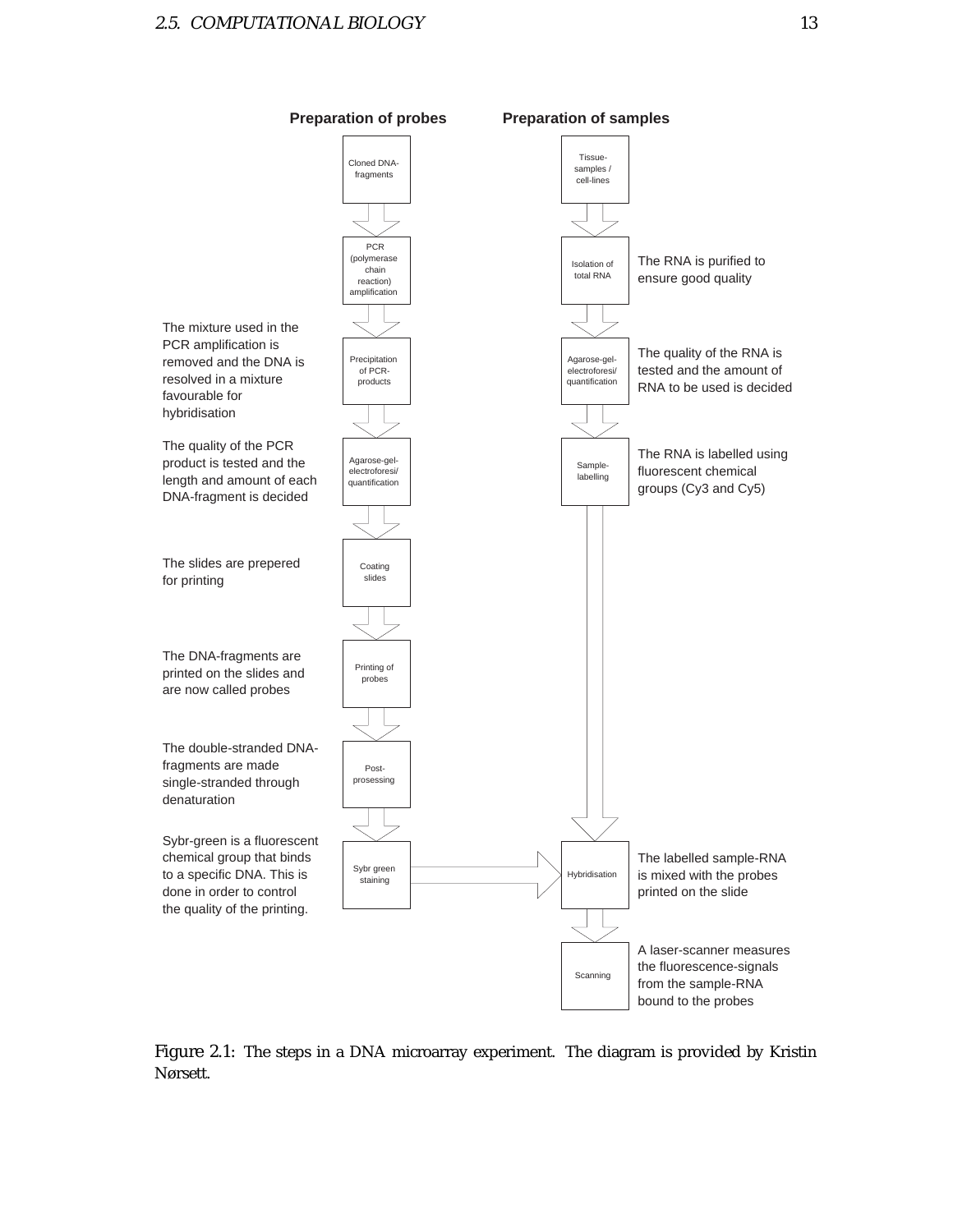**Preparation of probes** | **Preparation of samples**

Cloned DNA-fragments → PCR (polymerase chain reaction) amplification → Precipitation of PCR-products → Agarose-gel-electroforesi/quantification → Coating slides → Printing of probes → Post-prosessing → Sybr green staining → Hybridisation

Tissue-samples / cell-lines → Isolation of total RNA → Agarose-gel-electroforesi/quantification → Sample-labelling → Hybridisation → Scanning

The RNA is purified to ensure good quality

The mixture used in the PCR amplification is removed and the DNA is resolved in a mixture favourable for hybridisation

The quality of the RNA is tested and the amount of RNA to be used is decided

The quality of the PCR product is tested and the length and amount of each DNA-fragment is decided

The RNA is labelled using fluorescent chemical groups (Cy3 and Cy5)

The slides are prepered for printing

The DNA-fragments are printed on the slides and are now called probes

The double-stranded DNA-fragments are made single-stranded through denaturation

Sybr-green is a fluorescent chemical group that binds to a specific DNA. This is done in order to control the quality of the printing.

The labelled sample-RNA is mixed with the probes printed on the slide

A laser-scanner measures the fluorescence-signals from the sample-RNA bound to the probes

Figure 2.1: The steps in a DNA microarray experiment. The diagram is provided by Kristin Nørsett.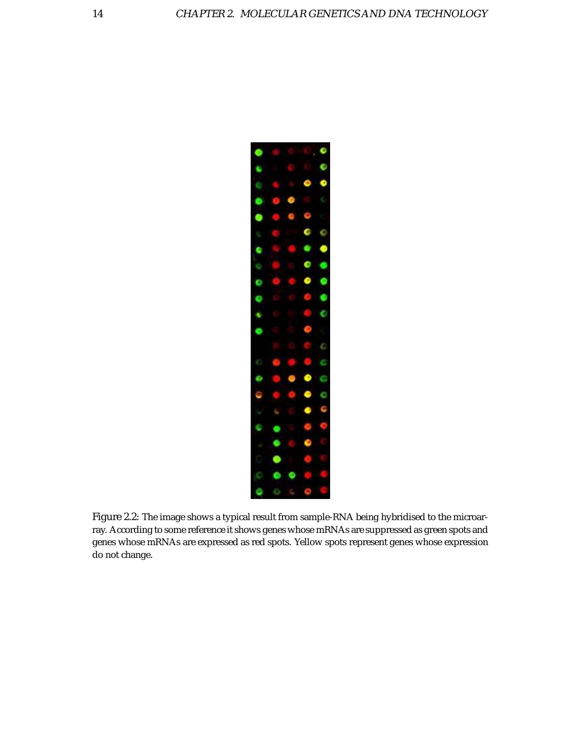Figure 2.2: The image shows a typical result from sample-RNA being hybridised to the microarray. According to some reference it shows genes whose mRNAs are suppressed as green spots and genes whose mRNAs are expressed as red spots. Yellow spots represent genes whose expression do not change.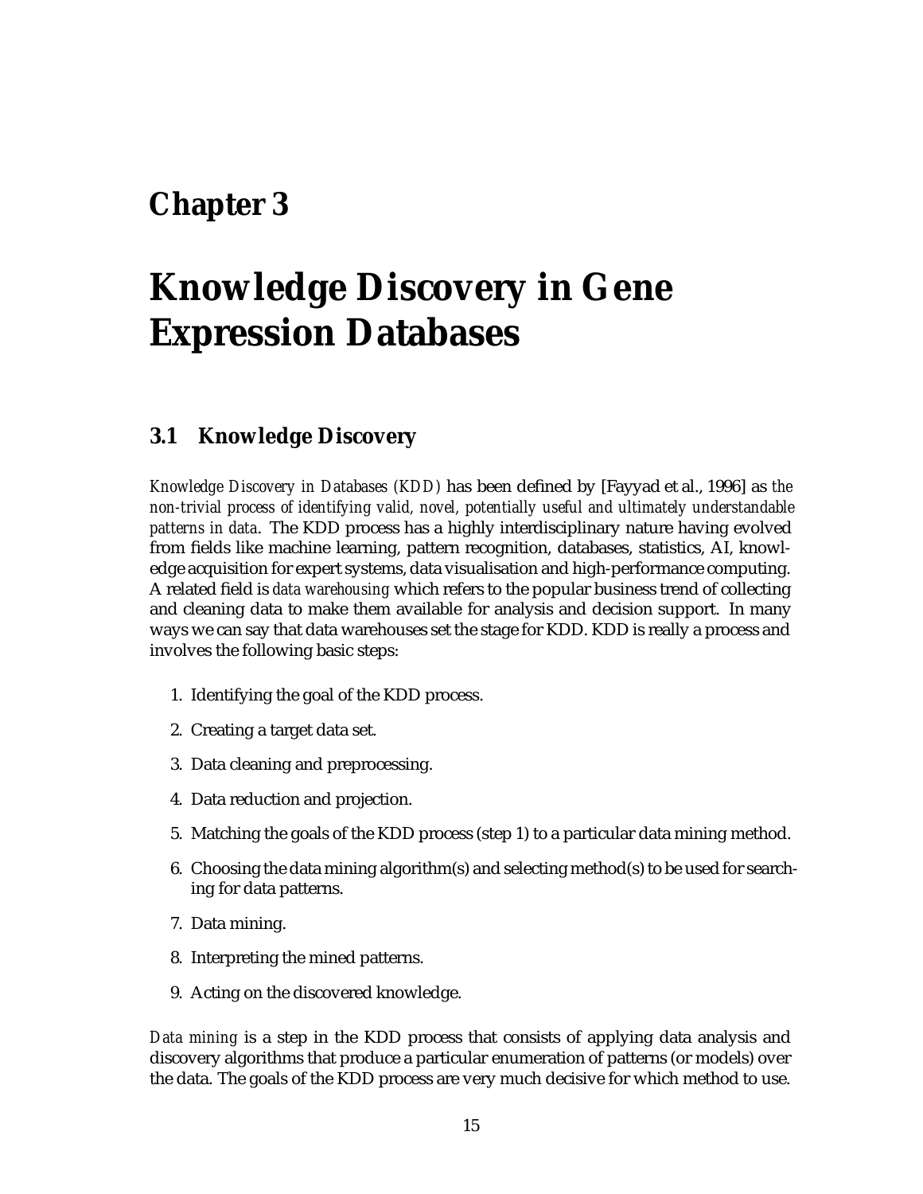# Chapter 3

# Knowledge Discovery in Gene Expression Databases

## 3.1 Knowledge Discovery

*Knowledge Discovery in Databases (KDD)* has been defined by [Fayyad et al., 1996] as *the non-trivial process of identifying valid, novel, potentially useful and ultimately understandable patterns in data*. The KDD process has a highly interdisciplinary nature having evolved from fields like machine learning, pattern recognition, databases, statistics, AI, knowledge acquisition for expert systems, data visualisation and high-performance computing. A related field is *data warehousing* which refers to the popular business trend of collecting and cleaning data to make them available for analysis and decision support. In many ways we can say that data warehouses set the stage for KDD. KDD is really a process and involves the following basic steps:

1. Identifying the goal of the KDD process.
2. Creating a target data set.
3. Data cleaning and preprocessing.
4. Data reduction and projection.
5. Matching the goals of the KDD process (step 1) to a particular data mining method.
6. Choosing the data mining algorithm(s) and selecting method(s) to be used for searching for data patterns.
7. Data mining.
8. Interpreting the mined patterns.
9. Acting on the discovered knowledge.

*Data mining* is a step in the KDD process that consists of applying data analysis and discovery algorithms that produce a particular enumeration of patterns (or models) over the data. The goals of the KDD process are very much decisive for which method to use.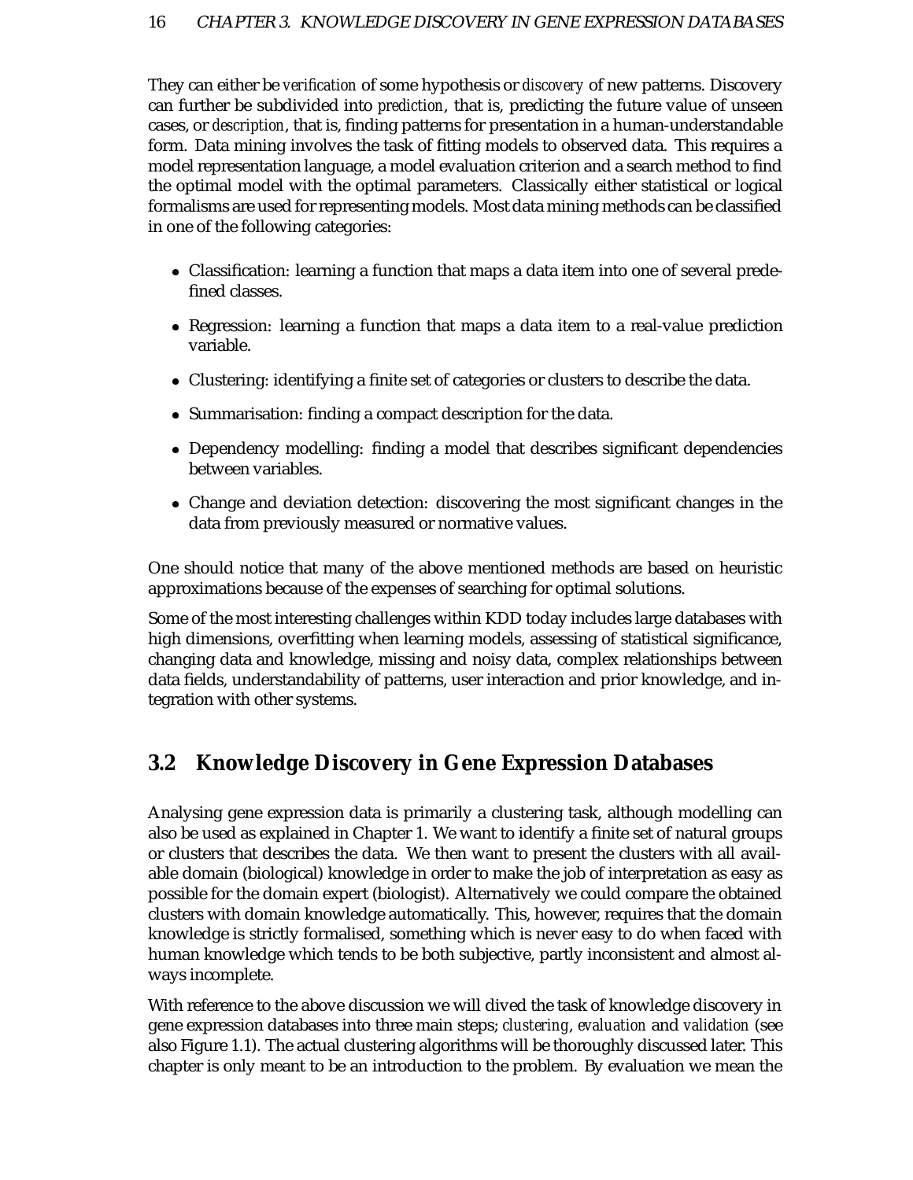They can either be *verification* of some hypothesis or *discovery* of new patterns. Discovery can further be subdivided into *prediction*, that is, predicting the future value of unseen cases, or *description*, that is, finding patterns for presentation in a human-understandable form. Data mining involves the task of fitting models to observed data. This requires a model representation language, a model evaluation criterion and a search method to find the optimal model with the optimal parameters. Classically either statistical or logical formalisms are used for representing models. Most data mining methods can be classified in one of the following categories:

- Classification: learning a function that maps a data item into one of several predefined classes.
- Regression: learning a function that maps a data item to a real-value prediction variable.
- Clustering: identifying a finite set of categories or clusters to describe the data.
- Summarisation: finding a compact description for the data.
- Dependency modelling: finding a model that describes significant dependencies between variables.
- Change and deviation detection: discovering the most significant changes in the data from previously measured or normative values.

One should notice that many of the above mentioned methods are based on heuristic approximations because of the expenses of searching for optimal solutions.

Some of the most interesting challenges within KDD today includes large databases with high dimensions, overfitting when learning models, assessing of statistical significance, changing data and knowledge, missing and noisy data, complex relationships between data fields, understandability of patterns, user interaction and prior knowledge, and integration with other systems.

## 3.2 Knowledge Discovery in Gene Expression Databases

Analysing gene expression data is primarily a clustering task, although modelling can also be used as explained in Chapter 1. We want to identify a finite set of natural groups or clusters that describes the data. We then want to present the clusters with all available domain (biological) knowledge in order to make the job of interpretation as easy as possible for the domain expert (biologist). Alternatively we could compare the obtained clusters with domain knowledge automatically. This, however, requires that the domain knowledge is strictly formalised, something which is never easy to do when faced with human knowledge which tends to be both subjective, partly inconsistent and almost always incomplete.

With reference to the above discussion we will dived the task of knowledge discovery in gene expression databases into three main steps; *clustering*, *evaluation* and *validation* (see also Figure 1.1). The actual clustering algorithms will be thoroughly discussed later. This chapter is only meant to be an introduction to the problem. By evaluation we mean the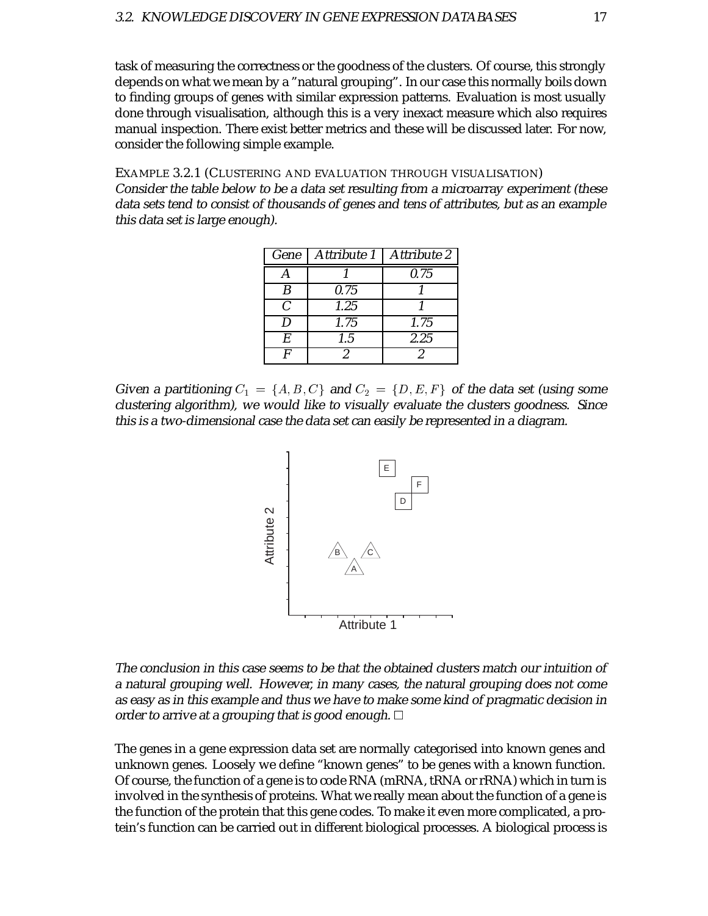task of measuring the correctness or the goodness of the clusters. Of course, this strongly depends on what we mean by a "natural grouping". In our case this normally boils down to finding groups of genes with similar expression patterns. Evaluation is most usually done through visualisation, although this is a very inexact measure which also requires manual inspection. There exist better metrics and these will be discussed later. For now, consider the following simple example.

EXAMPLE 3.2.1 (CLUSTERING AND EVALUATION THROUGH VISUALISATION)
*Consider the table below to be a data set resulting from a microarray experiment (these data sets tend to consist of thousands of genes and tens of attributes, but as an example this data set is large enough).*

| *Gene* | *Attribute 1* | *Attribute 2* |
|---|---|---|
| *A* | *1* | *0.75* |
| *B* | *0.75* | *1* |
| *C* | *1.25* | *1* |
| *D* | *1.75* | *1.75* |
| *E* | *1.5* | *2.25* |
| *F* | *2* | *2* |

*Given a partitioning $C_1 = \{A, B, C\}$ and $C_2 = \{D, E, F\}$ of the data set (using some clustering algorithm), we would like to visually evaluate the clusters goodness. Since this is a two-dimensional case the data set can easily be represented in a diagram.*

*The conclusion in this case seems to be that the obtained clusters match our intuition of a natural grouping well. However, in many cases, the natural grouping does not come as easy as in this example and thus we have to make some kind of pragmatic decision in order to arrive at a grouping that is good enough.* □

The genes in a gene expression data set are normally categorised into known genes and unknown genes. Loosely we define "known genes" to be genes with a known function. Of course, the function of a gene is to code RNA (mRNA, tRNA or rRNA) which in turn is involved in the synthesis of proteins. What we really mean about the function of a gene is the function of the protein that this gene codes. To make it even more complicated, a protein's function can be carried out in different biological processes. A biological process is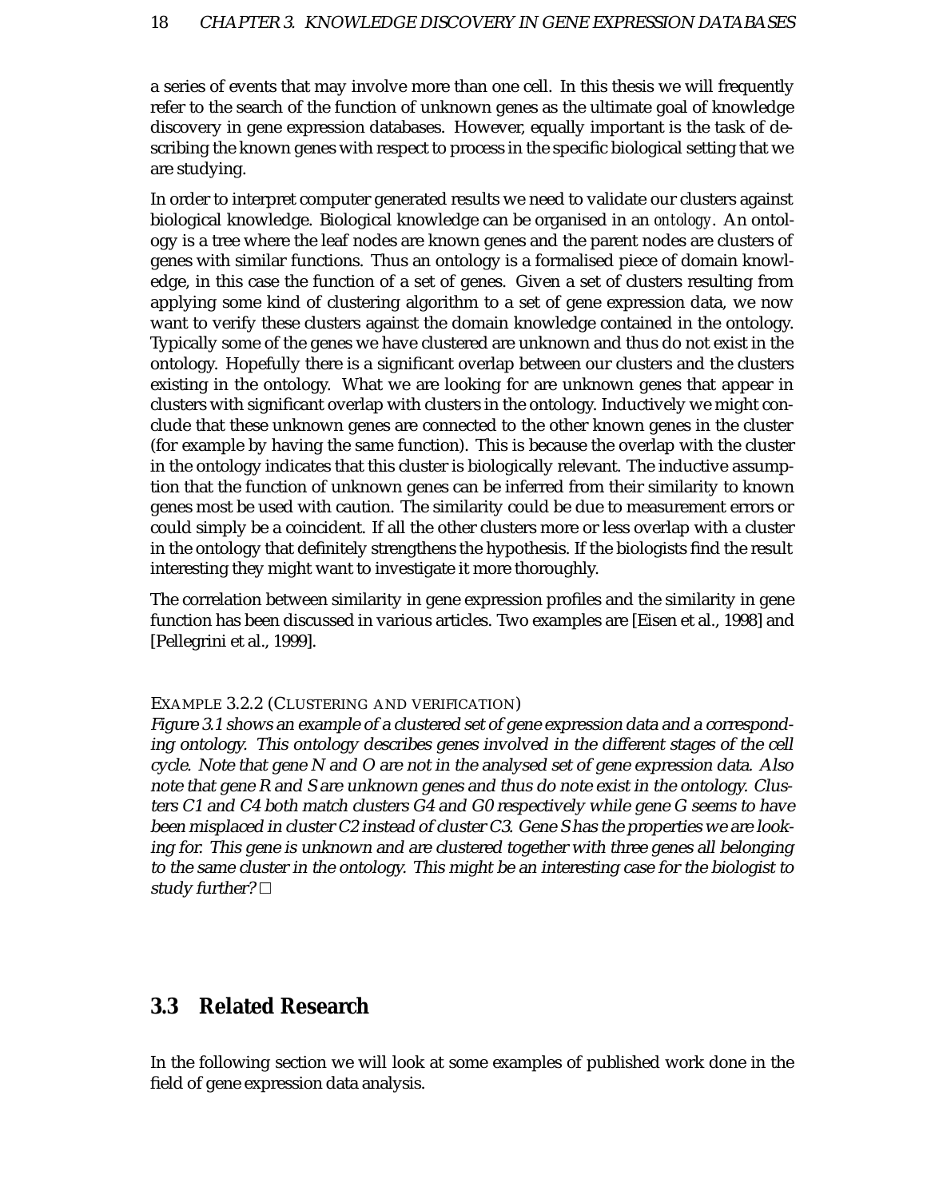a series of events that may involve more than one cell. In this thesis we will frequently refer to the search of the function of unknown genes as the ultimate goal of knowledge discovery in gene expression databases. However, equally important is the task of describing the known genes with respect to process in the specific biological setting that we are studying.

In order to interpret computer generated results we need to validate our clusters against biological knowledge. Biological knowledge can be organised in an *ontology*. An ontology is a tree where the leaf nodes are known genes and the parent nodes are clusters of genes with similar functions. Thus an ontology is a formalised piece of domain knowledge, in this case the function of a set of genes. Given a set of clusters resulting from applying some kind of clustering algorithm to a set of gene expression data, we now want to verify these clusters against the domain knowledge contained in the ontology. Typically some of the genes we have clustered are unknown and thus do not exist in the ontology. Hopefully there is a significant overlap between our clusters and the clusters existing in the ontology. What we are looking for are unknown genes that appear in clusters with significant overlap with clusters in the ontology. Inductively we might conclude that these unknown genes are connected to the other known genes in the cluster (for example by having the same function). This is because the overlap with the cluster in the ontology indicates that this cluster is biologically relevant. The inductive assumption that the function of unknown genes can be inferred from their similarity to known genes most be used with caution. The similarity could be due to measurement errors or could simply be a coincident. If all the other clusters more or less overlap with a cluster in the ontology that definitely strengthens the hypothesis. If the biologists find the result interesting they might want to investigate it more thoroughly.

The correlation between similarity in gene expression profiles and the similarity in gene function has been discussed in various articles. Two examples are [Eisen et al., 1998] and [Pellegrini et al., 1999].

EXAMPLE 3.2.2 (CLUSTERING AND VERIFICATION)
*Figure 3.1 shows an example of a clustered set of gene expression data and a corresponding ontology. This ontology describes genes involved in the different stages of the cell cycle. Note that gene N and O are not in the analysed set of gene expression data. Also note that gene R and S are unknown genes and thus do note exist in the ontology. Clusters C1 and C4 both match clusters G4 and G0 respectively while gene G seems to have been misplaced in cluster C2 instead of cluster C3. Gene S has the properties we are looking for. This gene is unknown and are clustered together with three genes all belonging to the same cluster in the ontology. This might be an interesting case for the biologist to study further?* □

## 3.3 Related Research

In the following section we will look at some examples of published work done in the field of gene expression data analysis.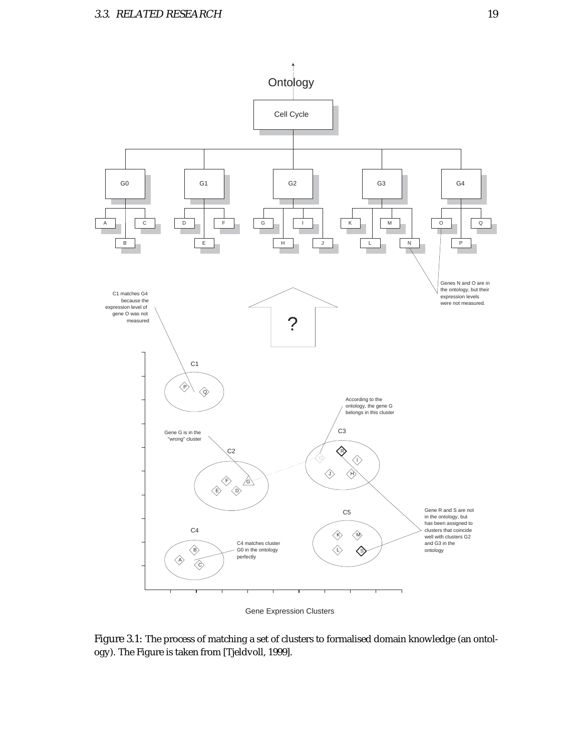Figure 3.1: The process of matching a set of clusters to formalised domain knowledge (an ontology). The Figure is taken from [Tjeldvoll, 1999].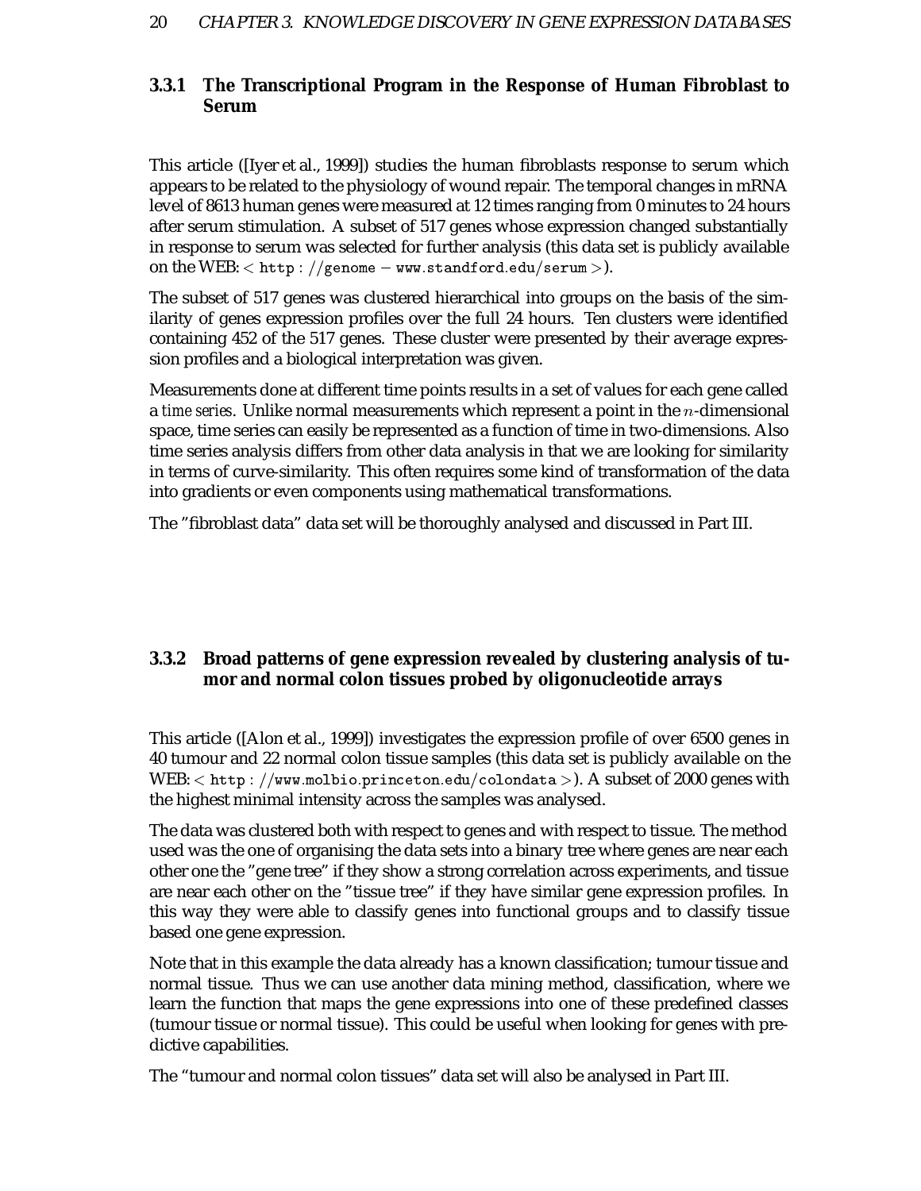### 3.3.1 The Transcriptional Program in the Response of Human Fibroblast to Serum

This article ([Iyer et al., 1999]) studies the human fibroblasts response to serum which appears to be related to the physiology of wound repair. The temporal changes in mRNA level of 8613 human genes were measured at 12 times ranging from 0 minutes to 24 hours after serum stimulation. A subset of 517 genes whose expression changed substantially in response to serum was selected for further analysis (this data set is publicly available on the WEB: $<$ http : //genome − www.standford.edu/serum $>$).

The subset of 517 genes was clustered hierarchical into groups on the basis of the similarity of genes expression profiles over the full 24 hours. Ten clusters were identified containing 452 of the 517 genes. These cluster were presented by their average expression profiles and a biological interpretation was given.

Measurements done at different time points results in a set of values for each gene called a *time series*. Unlike normal measurements which represent a point in the $n$-dimensional space, time series can easily be represented as a function of time in two-dimensions. Also time series analysis differs from other data analysis in that we are looking for similarity in terms of curve-similarity. This often requires some kind of transformation of the data into gradients or even components using mathematical transformations.

The "fibroblast data" data set will be thoroughly analysed and discussed in Part III.

### 3.3.2 Broad patterns of gene expression revealed by clustering analysis of tumor and normal colon tissues probed by oligonucleotide arrays

This article ([Alon et al., 1999]) investigates the expression profile of over 6500 genes in 40 tumour and 22 normal colon tissue samples (this data set is publicly available on the WEB: $<$ http : //www.molbio.princeton.edu/colondata $>$). A subset of 2000 genes with the highest minimal intensity across the samples was analysed.

The data was clustered both with respect to genes and with respect to tissue. The method used was the one of organising the data sets into a binary tree where genes are near each other one the "gene tree" if they show a strong correlation across experiments, and tissue are near each other on the "tissue tree" if they have similar gene expression profiles. In this way they were able to classify genes into functional groups and to classify tissue based one gene expression.

Note that in this example the data already has a known classification; tumour tissue and normal tissue. Thus we can use another data mining method, classification, where we learn the function that maps the gene expressions into one of these predefined classes (tumour tissue or normal tissue). This could be useful when looking for genes with predictive capabilities.

The "tumour and normal colon tissues" data set will also be analysed in Part III.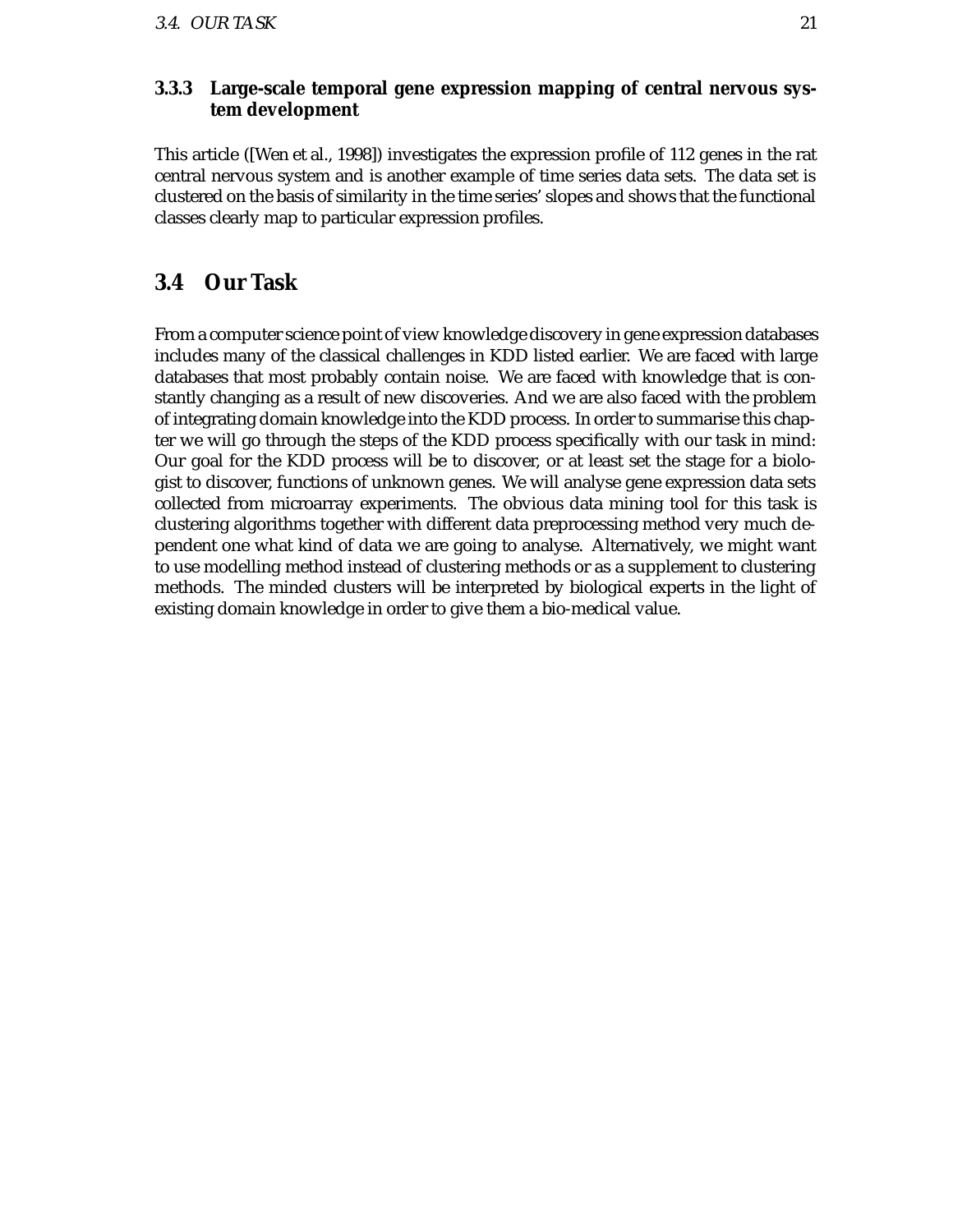### 3.3.3 Large-scale temporal gene expression mapping of central nervous system development

This article ([Wen et al., 1998]) investigates the expression profile of 112 genes in the rat central nervous system and is another example of time series data sets. The data set is clustered on the basis of similarity in the time series' slopes and shows that the functional classes clearly map to particular expression profiles.

## 3.4 Our Task

From a computer science point of view knowledge discovery in gene expression databases includes many of the classical challenges in KDD listed earlier. We are faced with large databases that most probably contain noise. We are faced with knowledge that is constantly changing as a result of new discoveries. And we are also faced with the problem of integrating domain knowledge into the KDD process. In order to summarise this chapter we will go through the steps of the KDD process specifically with our task in mind: Our goal for the KDD process will be to discover, or at least set the stage for a biologist to discover, functions of unknown genes. We will analyse gene expression data sets collected from microarray experiments. The obvious data mining tool for this task is clustering algorithms together with different data preprocessing method very much dependent one what kind of data we are going to analyse. Alternatively, we might want to use modelling method instead of clustering methods or as a supplement to clustering methods. The minded clusters will be interpreted by biological experts in the light of existing domain knowledge in order to give them a bio-medical value.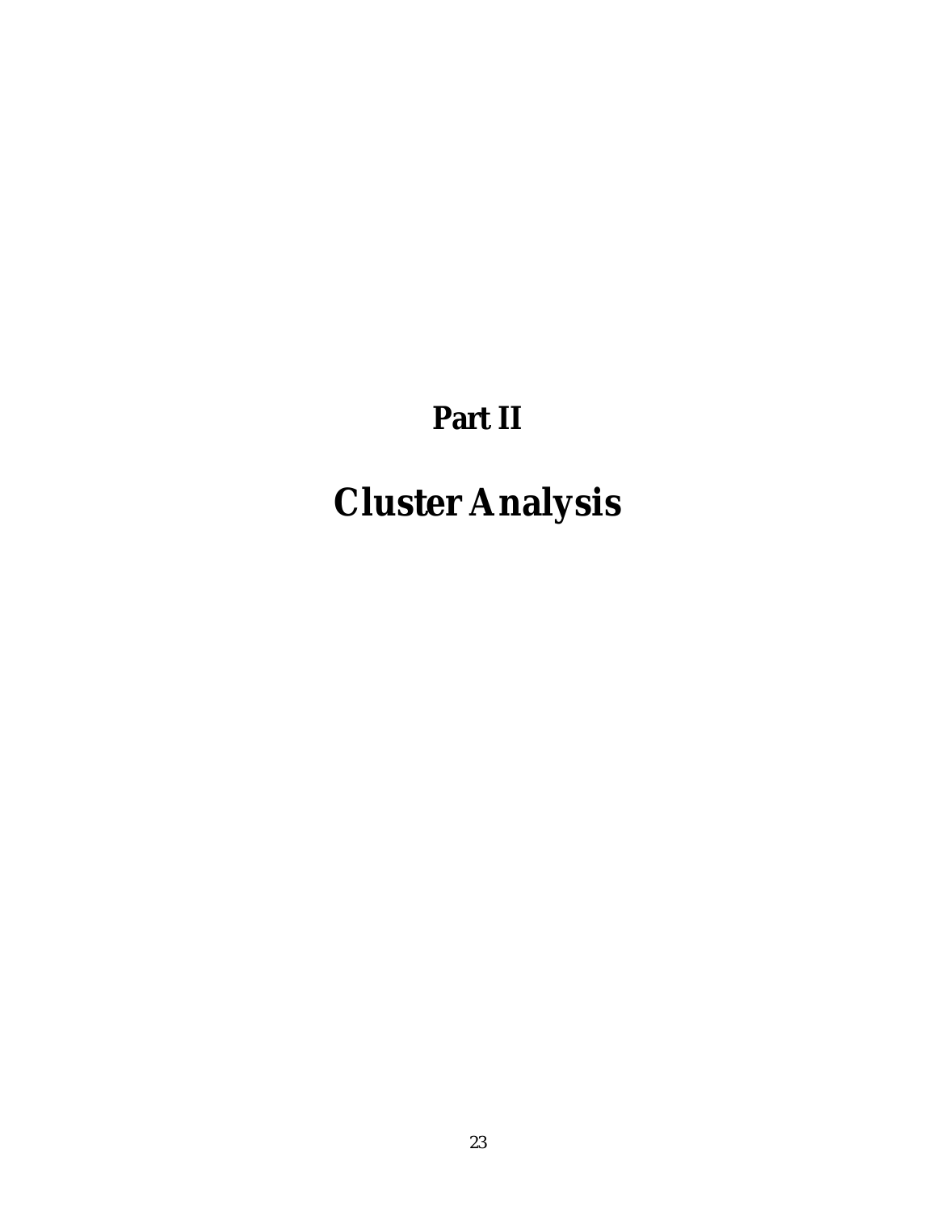# Part II

# Cluster Analysis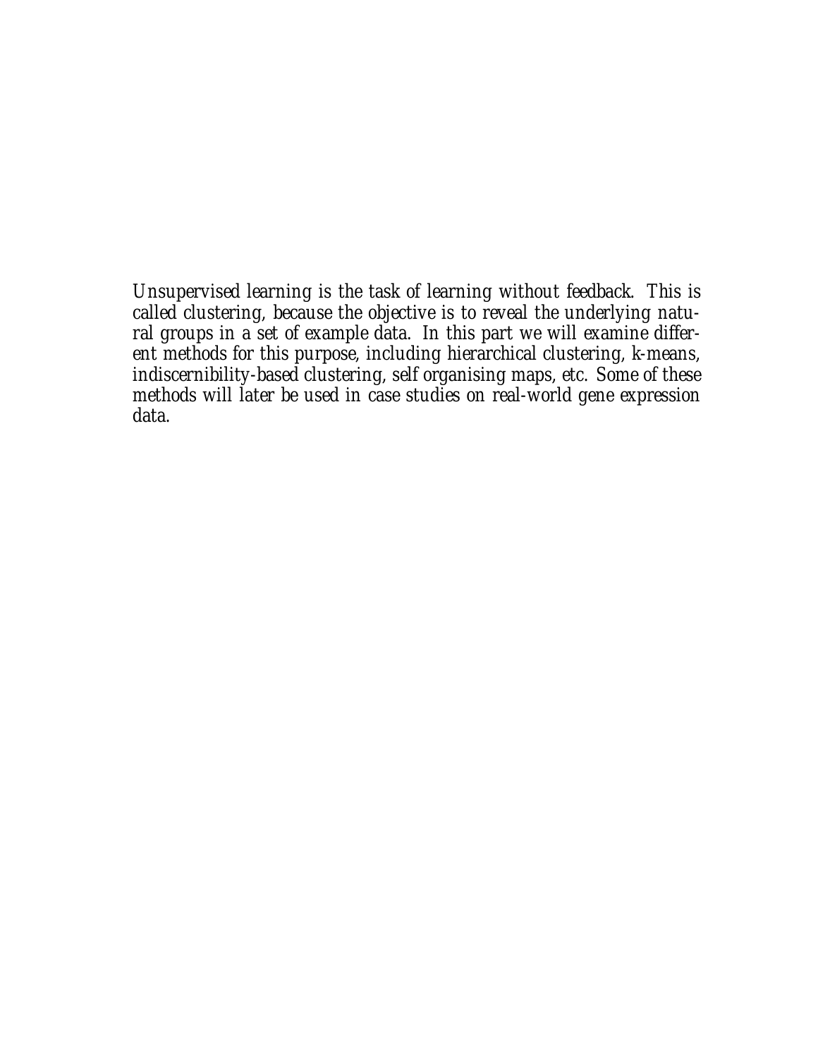*Unsupervised learning is the task of learning without feedback. This is called clustering, because the objective is to reveal the underlying natural groups in a set of example data. In this part we will examine different methods for this purpose, including hierarchical clustering, k-means, indiscernibility-based clustering, self organising maps, etc. Some of these methods will later be used in case studies on real-world gene expression data.*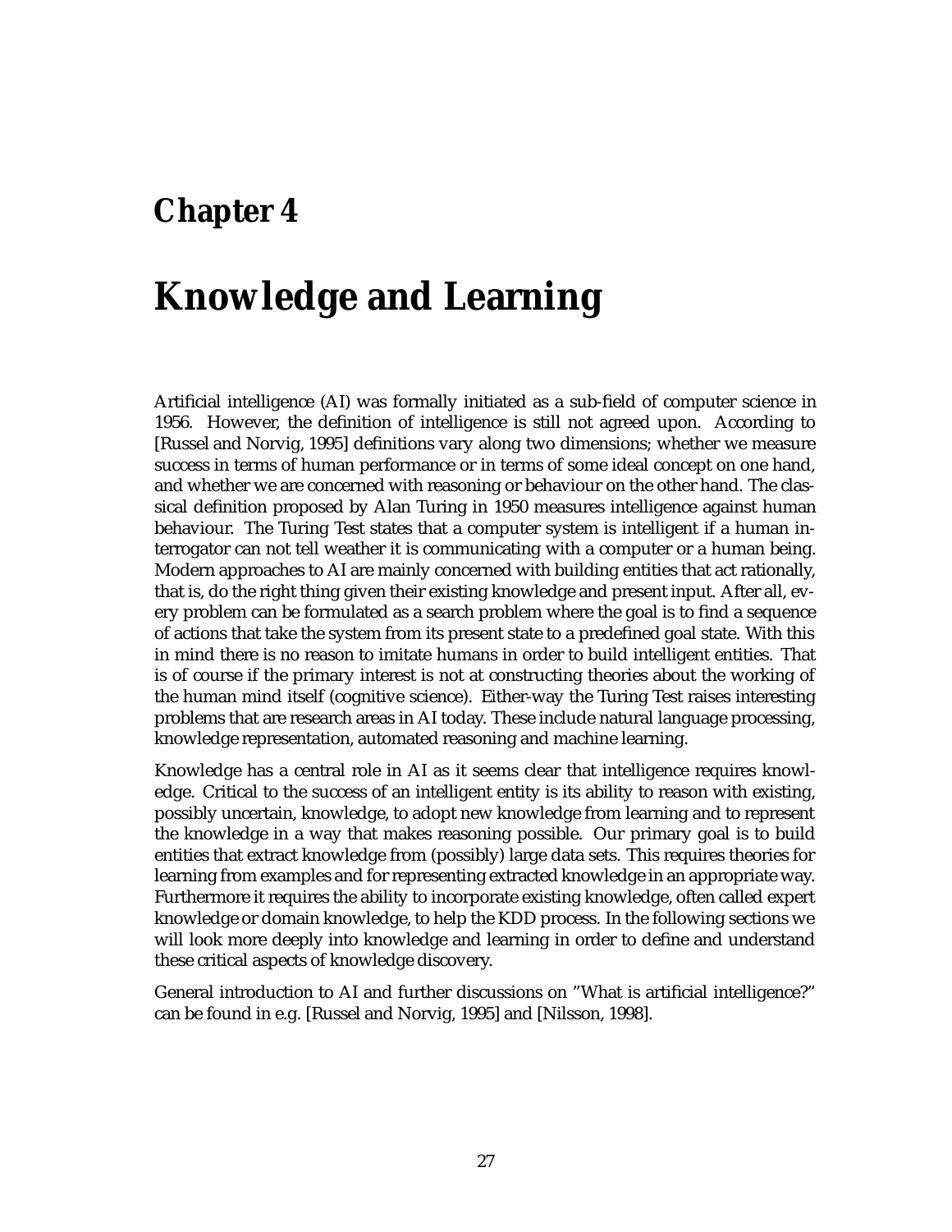# Chapter 4

# Knowledge and Learning

Artificial intelligence (AI) was formally initiated as a sub-field of computer science in 1956. However, the definition of intelligence is still not agreed upon. According to [Russel and Norvig, 1995] definitions vary along two dimensions; whether we measure success in terms of human performance or in terms of some ideal concept on one hand, and whether we are concerned with reasoning or behaviour on the other hand. The classical definition proposed by Alan Turing in 1950 measures intelligence against human behaviour. The Turing Test states that a computer system is intelligent if a human interrogator can not tell weather it is communicating with a computer or a human being. Modern approaches to AI are mainly concerned with building entities that act rationally, that is, do the right thing given their existing knowledge and present input. After all, every problem can be formulated as a search problem where the goal is to find a sequence of actions that take the system from its present state to a predefined goal state. With this in mind there is no reason to imitate humans in order to build intelligent entities. That is of course if the primary interest is not at constructing theories about the working of the human mind itself (cognitive science). Either-way the Turing Test raises interesting problems that are research areas in AI today. These include natural language processing, knowledge representation, automated reasoning and machine learning.

Knowledge has a central role in AI as it seems clear that intelligence requires knowledge. Critical to the success of an intelligent entity is its ability to reason with existing, possibly uncertain, knowledge, to adopt new knowledge from learning and to represent the knowledge in a way that makes reasoning possible. Our primary goal is to build entities that extract knowledge from (possibly) large data sets. This requires theories for learning from examples and for representing extracted knowledge in an appropriate way. Furthermore it requires the ability to incorporate existing knowledge, often called expert knowledge or domain knowledge, to help the KDD process. In the following sections we will look more deeply into knowledge and learning in order to define and understand these critical aspects of knowledge discovery.

General introduction to AI and further discussions on "What is artificial intelligence?" can be found in e.g. [Russel and Norvig, 1995] and [Nilsson, 1998].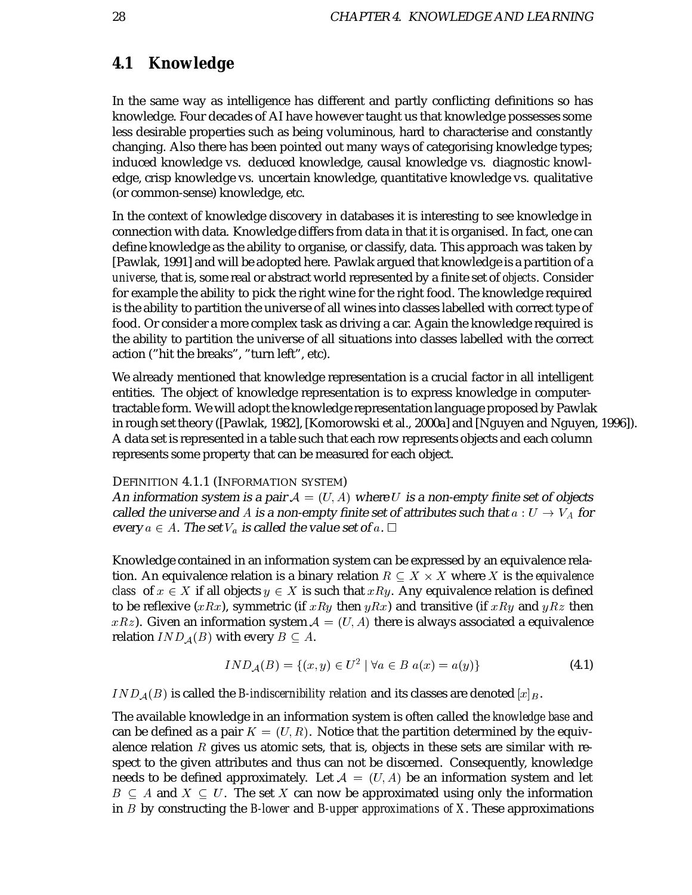## 4.1 Knowledge

In the same way as intelligence has different and partly conflicting definitions so has knowledge. Four decades of AI have however taught us that knowledge possesses some less desirable properties such as being voluminous, hard to characterise and constantly changing. Also there has been pointed out many ways of categorising knowledge types; induced knowledge vs. deduced knowledge, causal knowledge vs. diagnostic knowledge, crisp knowledge vs. uncertain knowledge, quantitative knowledge vs. qualitative (or common-sense) knowledge, etc.

In the context of knowledge discovery in databases it is interesting to see knowledge in connection with data. Knowledge differs from data in that it is organised. In fact, one can define knowledge as the ability to organise, or classify, data. This approach was taken by [Pawlak, 1991] and will be adopted here. Pawlak argued that knowledge is a partition of a *universe*, that is, some real or abstract world represented by a finite set of *objects*. Consider for example the ability to pick the right wine for the right food. The knowledge required is the ability to partition the universe of all wines into classes labelled with correct type of food. Or consider a more complex task as driving a car. Again the knowledge required is the ability to partition the universe of all situations into classes labelled with the correct action ("hit the breaks", "turn left", etc).

We already mentioned that knowledge representation is a crucial factor in all intelligent entities. The object of knowledge representation is to express knowledge in computer-tractable form. We will adopt the knowledge representation language proposed by Pawlak in rough set theory ([Pawlak, 1982], [Komorowski et al., 2000a] and [Nguyen and Nguyen, 1996]). A data set is represented in a table such that each row represents objects and each column represents some property that can be measured for each object.

DEFINITION 4.1.1 (INFORMATION SYSTEM)
*An information system is a pair $\mathcal{A} = (U, A)$ where $U$ is a non-empty finite set of objects called the universe and $A$ is a non-empty finite set of attributes such that $a : U \to V_A$ for every $a \in A$. The set $V_a$ is called the value set of $a$.* □

Knowledge contained in an information system can be expressed by an equivalence relation. An equivalence relation is a binary relation $R \subseteq X \times X$ where $X$ is the *equivalence class* of $x \in X$ if all objects $y \in X$ is such that $xRy$. Any equivalence relation is defined to be reflexive ($xRx$), symmetric (if $xRy$ then $yRx$) and transitive (if $xRy$ and $yRz$ then $xRz$). Given an information system $\mathcal{A} = (U, A)$ there is always associated a equivalence relation $IND_{\mathcal{A}}(B)$ with every $B \subseteq A$.

$$IND_{\mathcal{A}}(B) = \{(x, y) \in U^2 \mid \forall a \in B \; a(x) = a(y)\} \tag{4.1}$$

$IND_{\mathcal{A}}(B)$ is called the *B-indiscernibility relation* and its classes are denoted $[x]_B$.

The available knowledge in an information system is often called the *knowledge base* and can be defined as a pair $K = (U, R)$. Notice that the partition determined by the equivalence relation $R$ gives us atomic sets, that is, objects in these sets are similar with respect to the given attributes and thus can not be discerned. Consequently, knowledge needs to be defined approximately. Let $\mathcal{A} = (U, A)$ be an information system and let $B \subseteq A$ and $X \subseteq U$. The set $X$ can now be approximated using only the information in $B$ by constructing the *B-lower* and *B-upper approximations of X*. These approximations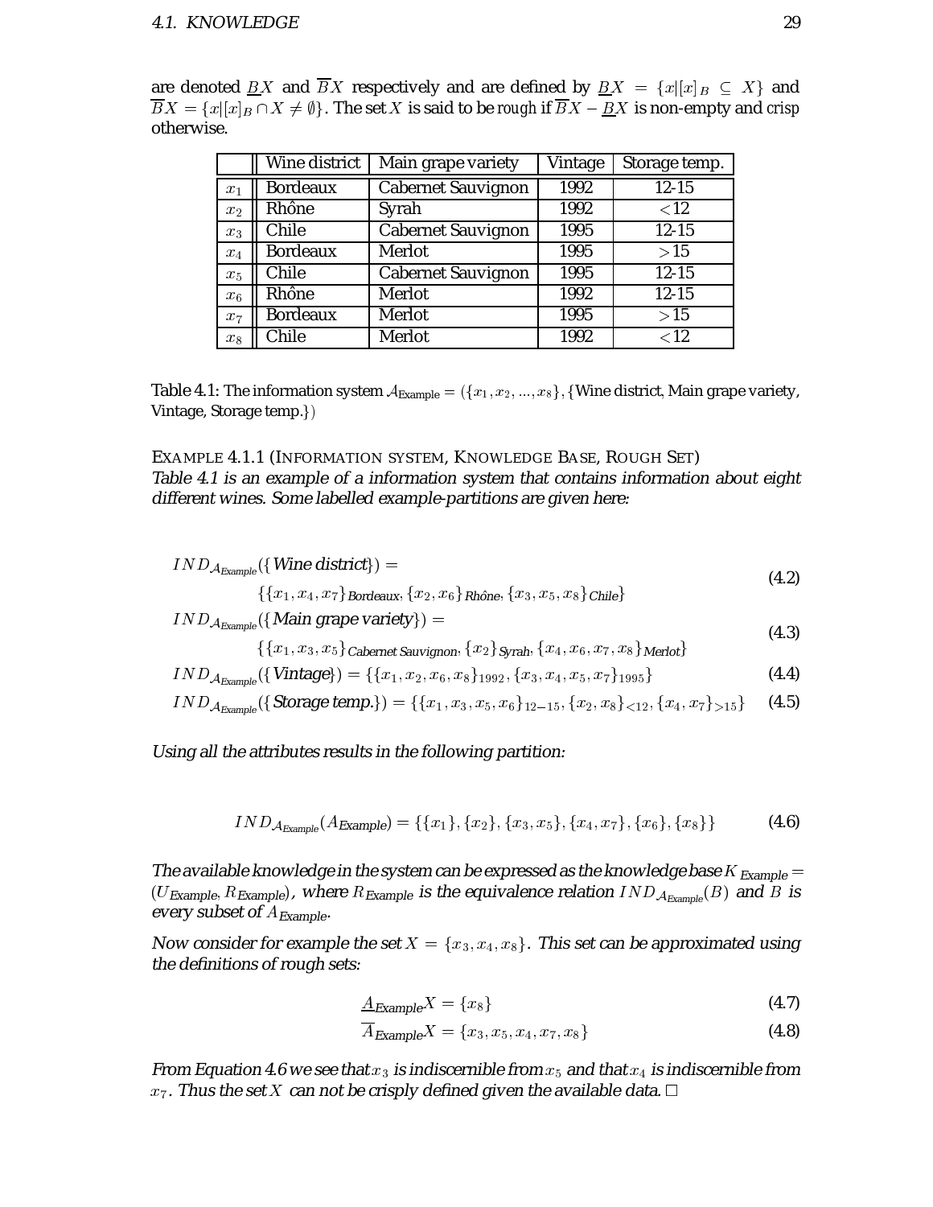are denoted $\underline{B}X$ and $\overline{B}X$ respectively and are defined by $\underline{B}X = \{x | [x]_B \subseteq X\}$ and $\overline{B}X = \{x | [x]_B \cap X \neq \emptyset\}$. The set $X$ is said to be *rough* if $\overline{B}X - \underline{B}X$ is non-empty and *crisp* otherwise.

| | Wine district | Main grape variety | Vintage | Storage temp. |
|---|---|---|---|---|
| $x_1$ | Bordeaux | Cabernet Sauvignon | 1992 | 12-15 |
| $x_2$ | Rhône | Syrah | 1992 | $<12$ |
| $x_3$ | Chile | Cabernet Sauvignon | 1995 | 12-15 |
| $x_4$ | Bordeaux | Merlot | 1995 | $>15$ |
| $x_5$ | Chile | Cabernet Sauvignon | 1995 | 12-15 |
| $x_6$ | Rhône | Merlot | 1992 | 12-15 |
| $x_7$ | Bordeaux | Merlot | 1995 | $>15$ |
| $x_8$ | Chile | Merlot | 1992 | $<12$ |

Table 4.1: The information system $\mathcal{A}_{\text{Example}} = (\{x_1, x_2, ..., x_8\}, \{\text{Wine district, Main grape variety, Vintage, Storage temp.}\})$

EXAMPLE 4.1.1 (INFORMATION SYSTEM, KNOWLEDGE BASE, ROUGH SET)
*Table 4.1 is an example of a information system that contains information about eight different wines. Some labelled example-partitions are given here:*

$$IND_{\mathcal{A}_{\text{Example}}}(\{\text{Wine district}\}) = \{\{x_1, x_4, x_7\}_{\text{Bordeaux}}, \{x_2, x_6\}_{\text{Rhône}}, \{x_3, x_5, x_8\}_{\text{Chile}}\} \tag{4.2}$$

$$IND_{\mathcal{A}_{\text{Example}}}(\{\text{Main grape variety}\}) = \{\{x_1, x_3, x_5\}_{\text{Cabernet Sauvignon}}, \{x_2\}_{\text{Syrah}}, \{x_4, x_6, x_7, x_8\}_{\text{Merlot}}\} \tag{4.3}$$

$$IND_{\mathcal{A}_{\text{Example}}}(\{\text{Vintage}\}) = \{\{x_1, x_2, x_6, x_8\}_{1992}, \{x_3, x_4, x_5, x_7\}_{1995}\} \tag{4.4}$$

$$IND_{\mathcal{A}_{\text{Example}}}(\{\text{Storage temp.}\}) = \{\{x_1, x_3, x_5, x_6\}_{12-15}, \{x_2, x_8\}_{<12}, \{x_4, x_7\}_{>15}\} \tag{4.5}$$

*Using all the attributes results in the following partition:*

$$IND_{\mathcal{A}_{\text{Example}}}(A_{\text{Example}}) = \{\{x_1\}, \{x_2\}, \{x_3, x_5\}, \{x_4, x_7\}, \{x_6\}, \{x_8\}\} \tag{4.6}$$

*The available knowledge in the system can be expressed as the knowledge base $K_{\text{Example}} = (U_{\text{Example}}, R_{\text{Example}})$, where $R_{\text{Example}}$ is the equivalence relation $IND_{\mathcal{A}_{\text{Example}}}(B)$ and $B$ is every subset of $A_{\text{Example}}$.*

*Now consider for example the set $X = \{x_3, x_4, x_8\}$. This set can be approximated using the definitions of rough sets:*

$$\underline{A}_{\text{Example}}X = \{x_8\} \tag{4.7}$$

$$\overline{A}_{\text{Example}}X = \{x_3, x_5, x_4, x_7, x_8\} \tag{4.8}$$

*From Equation 4.6 we see that $x_3$ is indiscernible from $x_5$ and that $x_4$ is indiscernible from $x_7$. Thus the set $X$ can not be crisply defined given the available data.* □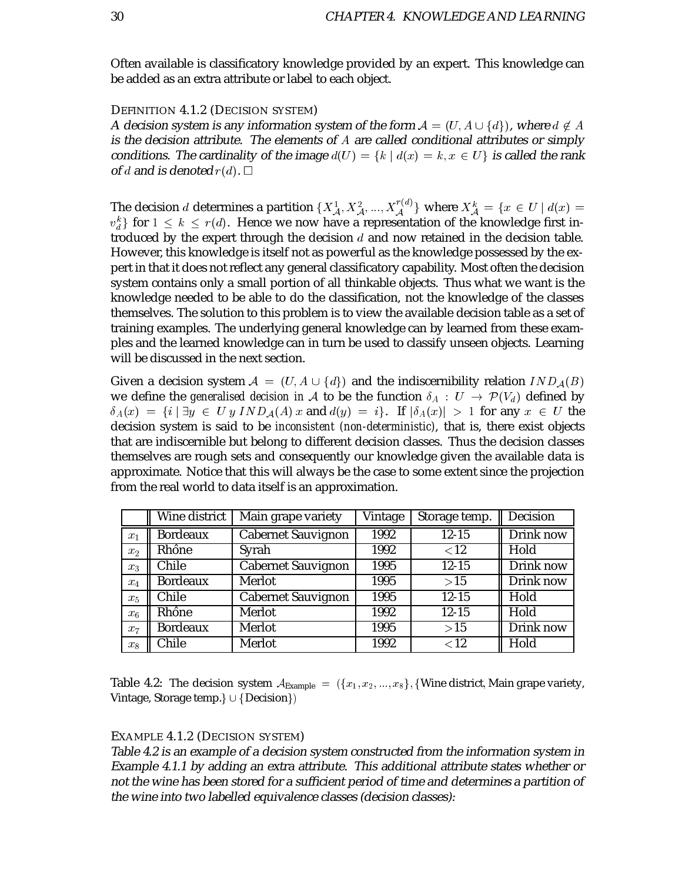Often available is classificatory knowledge provided by an expert. This knowledge can be added as an extra attribute or label to each object.

DEFINITION 4.1.2 (DECISION SYSTEM)
*A decision system is any information system of the form $\mathcal{A} = (U, A \cup \{d\})$, where $d \notin A$ is the decision attribute. The elements of $A$ are called conditional attributes or simply conditions. The cardinality of the image $d(U) = \{k \mid d(x) = k, x \in U\}$ is called the rank of $d$ and is denoted $r(d)$.* □

The decision $d$ determines a partition $\{X_{\mathcal{A}}^1, X_{\mathcal{A}}^2, ..., X_{\mathcal{A}}^{r(d)}\}$ where $X_{\mathcal{A}}^k = \{x \in U \mid d(x) = v_d^k\}$ for $1 \leq k \leq r(d)$. Hence we now have a representation of the knowledge first introduced by the expert through the decision $d$ and now retained in the decision table. However, this knowledge is itself not as powerful as the knowledge possessed by the expert in that it does not reflect any general classificatory capability. Most often the decision system contains only a small portion of all thinkable objects. Thus what we want is the knowledge needed to be able to do the classification, not the knowledge of the classes themselves. The solution to this problem is to view the available decision table as a set of training examples. The underlying general knowledge can by learned from these examples and the learned knowledge can in turn be used to classify unseen objects. Learning will be discussed in the next section.

Given a decision system $\mathcal{A} = (U, A \cup \{d\})$ and the indiscernibility relation $IND_{\mathcal{A}}(B)$ we define the *generalised decision in* $\mathcal{A}$ to be the function $\delta_A : U \rightarrow \mathcal{P}(V_d)$ defined by $\delta_A(x) = \{i \mid \exists y \in U \; y \; IND_{\mathcal{A}}(A) \; x$ and $d(y) = i\}$. If $|\delta_A(x)| > 1$ for any $x \in U$ the decision system is said to be *inconsistent (non-deterministic)*, that is, there exist objects that are indiscernible but belong to different decision classes. Thus the decision classes themselves are rough sets and consequently our knowledge given the available data is approximate. Notice that this will always be the case to some extent since the projection from the real world to data itself is an approximation.

| | Wine district | Main grape variety | Vintage | Storage temp. | Decision |
|---|---|---|---|---|---|
| $x_1$ | Bordeaux | Cabernet Sauvignon | 1992 | 12-15 | Drink now |
| $x_2$ | Rhône | Syrah | 1992 | <12 | Hold |
| $x_3$ | Chile | Cabernet Sauvignon | 1995 | 12-15 | Drink now |
| $x_4$ | Bordeaux | Merlot | 1995 | >15 | Drink now |
| $x_5$ | Chile | Cabernet Sauvignon | 1995 | 12-15 | Hold |
| $x_6$ | Rhône | Merlot | 1992 | 12-15 | Hold |
| $x_7$ | Bordeaux | Merlot | 1995 | >15 | Drink now |
| $x_8$ | Chile | Merlot | 1992 | <12 | Hold |

Table 4.2: The decision system $\mathcal{A}_{\text{Example}} = (\{x_1, x_2, ..., x_8\}, \{$Wine district, Main grape variety, Vintage, Storage temp.$\} \cup \{$Decision$\})$

EXAMPLE 4.1.2 (DECISION SYSTEM)
*Table 4.2 is an example of a decision system constructed from the information system in Example 4.1.1 by adding an extra attribute. This additional attribute states whether or not the wine has been stored for a sufficient period of time and determines a partition of the wine into two labelled equivalence classes (decision classes):*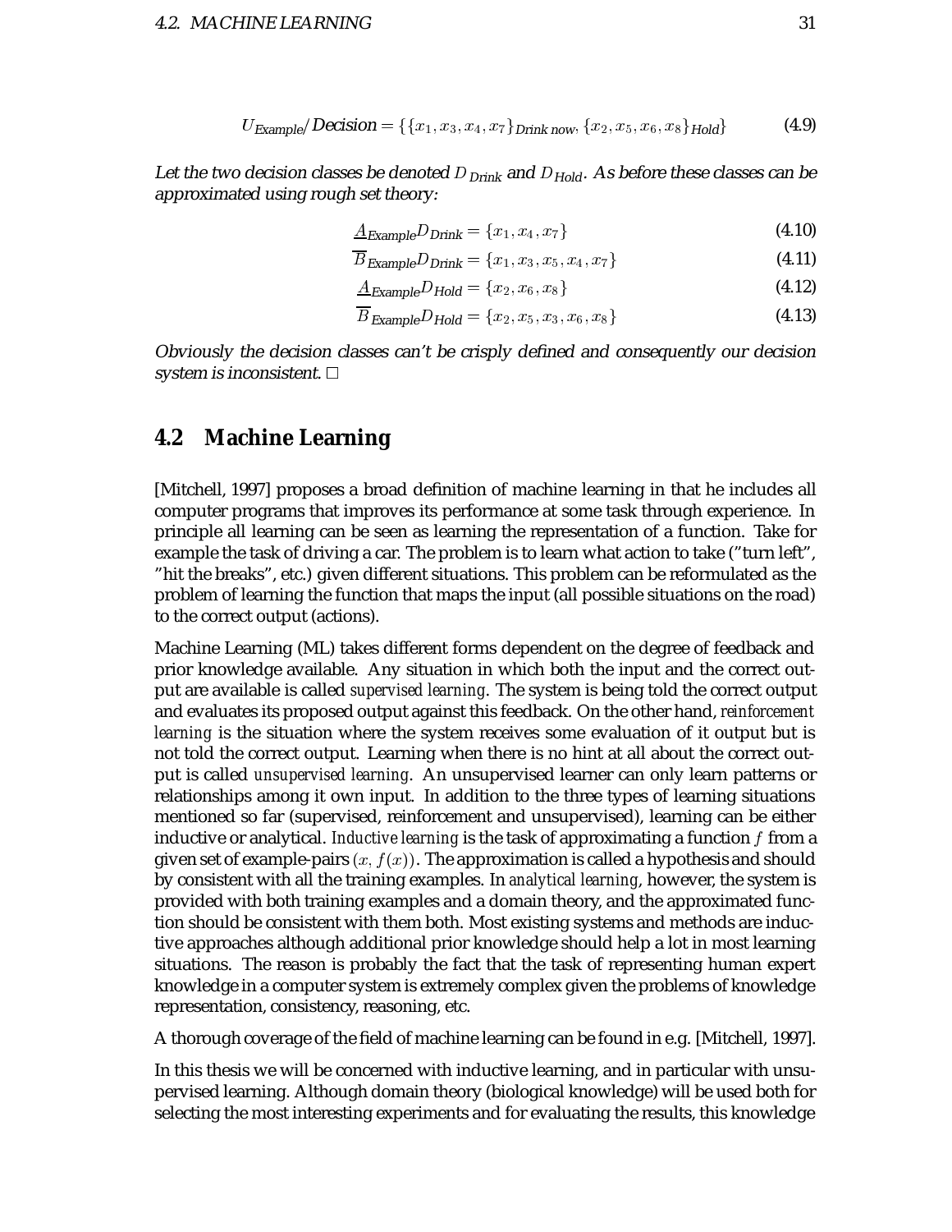$$U_{Example}/Decision = \{\{x_1, x_3, x_4, x_7\}_{Drink\ now}, \{x_2, x_5, x_6, x_8\}_{Hold}\} \tag{4.9}$$

*Let the two decision classes be denoted $D_{Drink}$ and $D_{Hold}$. As before these classes can be approximated using rough set theory:*

$$\underline{A}_{Example} D_{Drink} = \{x_1, x_4, x_7\} \tag{4.10}$$

$$\overline{B}_{Example} D_{Drink} = \{x_1, x_3, x_5, x_4, x_7\} \tag{4.11}$$

$$\underline{A}_{Example} D_{Hold} = \{x_2, x_6, x_8\} \tag{4.12}$$

$$\overline{B}_{Example} D_{Hold} = \{x_2, x_5, x_3, x_6, x_8\} \tag{4.13}$$

*Obviously the decision classes can't be crisply defined and consequently our decision system is inconsistent.* □

## 4.2 Machine Learning

[Mitchell, 1997] proposes a broad definition of machine learning in that he includes all computer programs that improves its performance at some task through experience. In principle all learning can be seen as learning the representation of a function. Take for example the task of driving a car. The problem is to learn what action to take ("turn left", "hit the breaks", etc.) given different situations. This problem can be reformulated as the problem of learning the function that maps the input (all possible situations on the road) to the correct output (actions).

Machine Learning (ML) takes different forms dependent on the degree of feedback and prior knowledge available. Any situation in which both the input and the correct output are available is called *supervised learning*. The system is being told the correct output and evaluates its proposed output against this feedback. On the other hand, *reinforcement learning* is the situation where the system receives some evaluation of it output but is not told the correct output. Learning when there is no hint at all about the correct output is called *unsupervised learning*. An unsupervised learner can only learn patterns or relationships among it own input. In addition to the three types of learning situations mentioned so far (supervised, reinforcement and unsupervised), learning can be either inductive or analytical. *Inductive learning* is the task of approximating a function $f$ from a given set of example-pairs $(x, f(x))$. The approximation is called a hypothesis and should by consistent with all the training examples. In *analytical learning*, however, the system is provided with both training examples and a domain theory, and the approximated function should be consistent with them both. Most existing systems and methods are inductive approaches although additional prior knowledge should help a lot in most learning situations. The reason is probably the fact that the task of representing human expert knowledge in a computer system is extremely complex given the problems of knowledge representation, consistency, reasoning, etc.

A thorough coverage of the field of machine learning can be found in e.g. [Mitchell, 1997].

In this thesis we will be concerned with inductive learning, and in particular with unsupervised learning. Although domain theory (biological knowledge) will be used both for selecting the most interesting experiments and for evaluating the results, this knowledge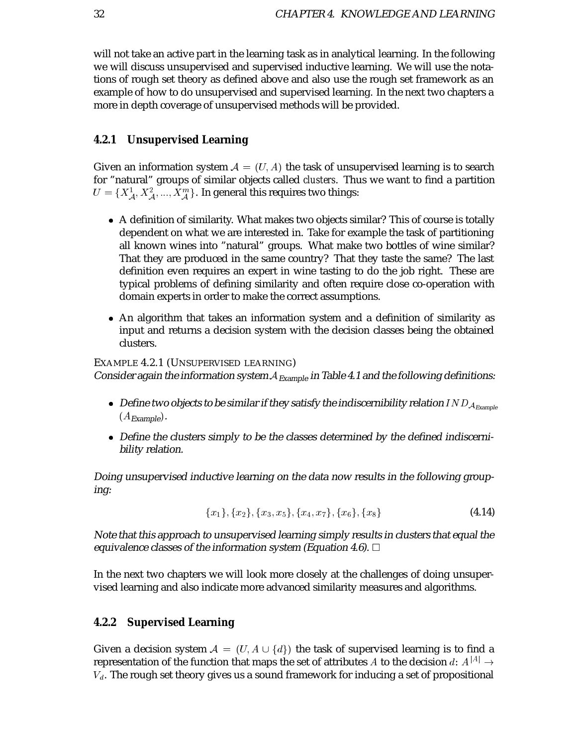will not take an active part in the learning task as in analytical learning. In the following we will discuss unsupervised and supervised inductive learning. We will use the notations of rough set theory as defined above and also use the rough set framework as an example of how to do unsupervised and supervised learning. In the next two chapters a more in depth coverage of unsupervised methods will be provided.

### 4.2.1 Unsupervised Learning

Given an information system $\mathcal{A} = (U, A)$ the task of unsupervised learning is to search for "natural" groups of similar objects called *clusters*. Thus we want to find a partition $U = \{X^1_{\mathcal{A}}, X^2_{\mathcal{A}}, ..., X^m_{\mathcal{A}}\}$. In general this requires two things:

- A definition of similarity. What makes two objects similar? This of course is totally dependent on what we are interested in. Take for example the task of partitioning all known wines into "natural" groups. What make two bottles of wine similar? That they are produced in the same country? That they taste the same? The last definition even requires an expert in wine tasting to do the job right. These are typical problems of defining similarity and often require close co-operation with domain experts in order to make the correct assumptions.
- An algorithm that takes an information system and a definition of similarity as input and returns a decision system with the decision classes being the obtained clusters.

EXAMPLE 4.2.1 (UNSUPERVISED LEARNING)
*Consider again the information system $\mathcal{A}_{Example}$ in Table 4.1 and the following definitions:*

- *Define two objects to be similar if they satisfy the indiscernibility relation $IND_{\mathcal{A}_{Example}}(A_{Example})$.*
- *Define the clusters simply to be the classes determined by the defined indiscernibility relation.*

*Doing unsupervised inductive learning on the data now results in the following grouping:*

$$\{x_1\}, \{x_2\}, \{x_3, x_5\}, \{x_4, x_7\}, \{x_6\}, \{x_8\} \tag{4.14}$$

*Note that this approach to unsupervised learning simply results in clusters that equal the equivalence classes of the information system (Equation 4.6).* □

In the next two chapters we will look more closely at the challenges of doing unsupervised learning and also indicate more advanced similarity measures and algorithms.

### 4.2.2 Supervised Learning

Given a decision system $\mathcal{A} = (U, A \cup \{d\})$ the task of supervised learning is to find a representation of the function that maps the set of attributes $A$ to the decision $d$: $A^{|A|} \rightarrow V_d$. The rough set theory gives us a sound framework for inducing a set of propositional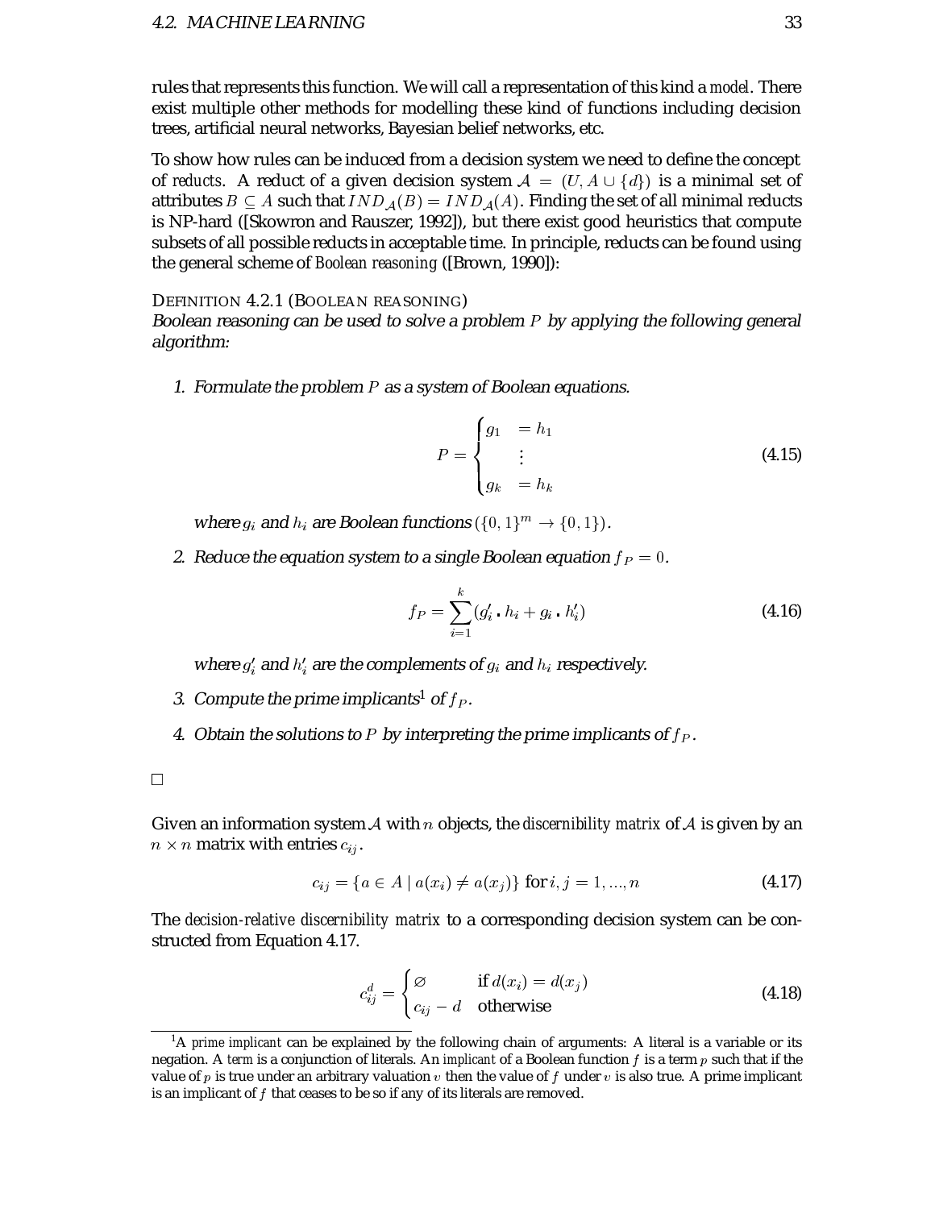rules that represents this function. We will call a representation of this kind a *model*. There exist multiple other methods for modelling these kind of functions including decision trees, artificial neural networks, Bayesian belief networks, etc.

To show how rules can be induced from a decision system we need to define the concept of *reducts*. A reduct of a given decision system $\mathcal{A} = (U, A \cup \{d\})$ is a minimal set of attributes $B \subseteq A$ such that $IND_{\mathcal{A}}(B) = IND_{\mathcal{A}}(A)$. Finding the set of all minimal reducts is NP-hard ([Skowron and Rauszer, 1992]), but there exist good heuristics that compute subsets of all possible reducts in acceptable time. In principle, reducts can be found using the general scheme of *Boolean reasoning* ([Brown, 1990]):

DEFINITION 4.2.1 (BOOLEAN REASONING)
*Boolean reasoning can be used to solve a problem $P$ by applying the following general algorithm:*

1. *Formulate the problem $P$ as a system of Boolean equations.*

$$P = \begin{cases} g_1 & = h_1 \\ & \vdots \\ g_k & = h_k \end{cases} \tag{4.15}$$

   *where $g_i$ and $h_i$ are Boolean functions $(\{0,1\}^m \rightarrow \{0,1\})$.*

2. *Reduce the equation system to a single Boolean equation $f_P = 0$.*

$$f_P = \sum_{i=1}^{k} (g_i' \cdot h_i + g_i \cdot h_i') \tag{4.16}$$

   *where $g_i'$ and $h_i'$ are the complements of $g_i$ and $h_i$ respectively.*

3. *Compute the prime implicants*[1] *of $f_P$.*

4. *Obtain the solutions to $P$ by interpreting the prime implicants of $f_P$.*

□

Given an information system $\mathcal{A}$ with $n$ objects, the *discernibility matrix* of $\mathcal{A}$ is given by an $n \times n$ matrix with entries $c_{ij}$.

$$c_{ij} = \{a \in A \mid a(x_i) \neq a(x_j)\} \text{ for } i, j = 1, ..., n \tag{4.17}$$

The *decision-relative discernibility matrix* to a corresponding decision system can be constructed from Equation 4.17.

$$c_{ij}^d = \begin{cases} \varnothing & \text{if } d(x_i) = d(x_j) \\ c_{ij} - d & \text{otherwise} \end{cases} \tag{4.18}$$

[1] A *prime implicant* can be explained by the following chain of arguments: A literal is a variable or its negation. A *term* is a conjunction of literals. An *implicant* of a Boolean function $f$ is a term $p$ such that if the value of $p$ is true under an arbitrary valuation $v$ then the value of $f$ under $v$ is also true. A prime implicant is an implicant of $f$ that ceases to be so if any of its literals are removed.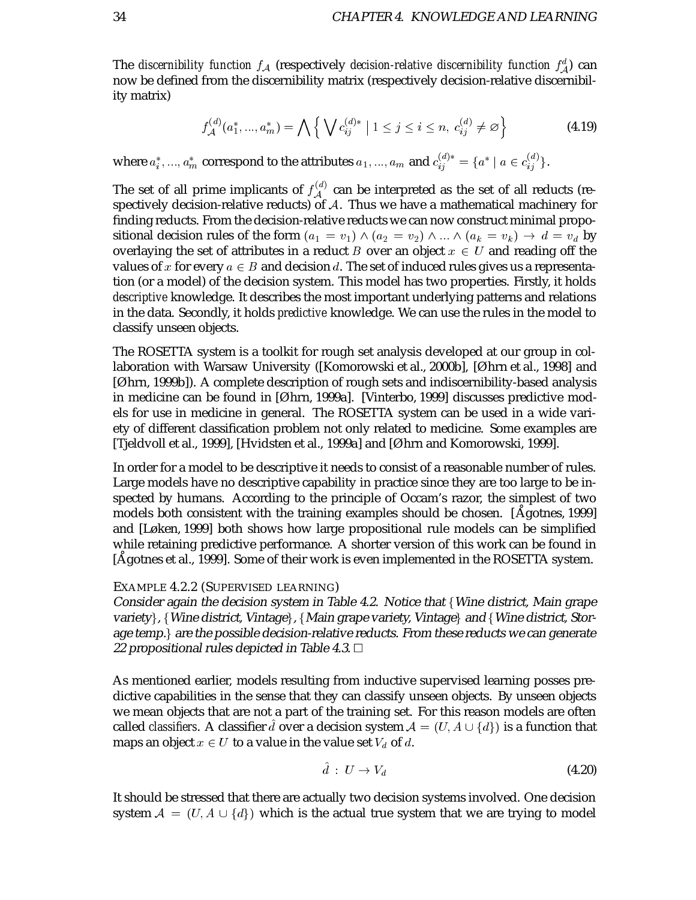The *discernibility function* $f_{\mathcal{A}}$ (respectively *decision-relative discernibility function* $f^d_{\mathcal{A}}$) can now be defined from the discernibility matrix (respectively decision-relative discernibility matrix)

$$f^{(d)}_{\mathcal{A}}(a^*_1, ..., a^*_m) = \bigwedge \left\{ \bigvee c^{(d)*}_{ij} \mid 1 \leq j \leq i \leq n,\ c^{(d)}_{ij} \neq \varnothing \right\} \tag{4.19}$$

where $a^*_i, ..., a^*_m$ correspond to the attributes $a_1, ..., a_m$ and $c^{(d)*}_{ij} = \{a^* \mid a \in c^{(d)}_{ij}\}$.

The set of all prime implicants of $f^{(d)}_{\mathcal{A}}$ can be interpreted as the set of all reducts (respectively decision-relative reducts) of $\mathcal{A}$. Thus we have a mathematical machinery for finding reducts. From the decision-relative reducts we can now construct minimal propositional decision rules of the form $(a_1 = v_1) \wedge (a_2 = v_2) \wedge ... \wedge (a_k = v_k) \rightarrow d = v_d$ by overlaying the set of attributes in a reduct $B$ over an object $x \in U$ and reading off the values of $x$ for every $a \in B$ and decision $d$. The set of induced rules gives us a representation (or a model) of the decision system. This model has two properties. Firstly, it holds *descriptive* knowledge. It describes the most important underlying patterns and relations in the data. Secondly, it holds *predictive* knowledge. We can use the rules in the model to classify unseen objects.

The ROSETTA system is a toolkit for rough set analysis developed at our group in collaboration with Warsaw University ([Komorowski et al., 2000b], [Øhrn et al., 1998] and [Øhrn, 1999b]). A complete description of rough sets and indiscernibility-based analysis in medicine can be found in [Øhrn, 1999a]. [Vinterbo, 1999] discusses predictive models for use in medicine in general. The ROSETTA system can be used in a wide variety of different classification problem not only related to medicine. Some examples are [Tjeldvoll et al., 1999], [Hvidsten et al., 1999a] and [Øhrn and Komorowski, 1999].

In order for a model to be descriptive it needs to consist of a reasonable number of rules. Large models have no descriptive capability in practice since they are too large to be inspected by humans. According to the principle of Occam's razor, the simplest of two models both consistent with the training examples should be chosen. [Ågotnes, 1999] and [Løken, 1999] both shows how large propositional rule models can be simplified while retaining predictive performance. A shorter version of this work can be found in [Ågotnes et al., 1999]. Some of their work is even implemented in the ROSETTA system.

EXAMPLE 4.2.2 (SUPERVISED LEARNING)
*Consider again the decision system in Table 4.2. Notice that* {*Wine district, Main grape variety*}*,* {*Wine district, Vintage*}*,* {*Main grape variety, Vintage*} *and* {*Wine district, Storage temp.*} *are the possible decision-relative reducts. From these reducts we can generate 22 propositional rules depicted in Table 4.3.* □

As mentioned earlier, models resulting from inductive supervised learning posses predictive capabilities in the sense that they can classify unseen objects. By unseen objects we mean objects that are not a part of the training set. For this reason models are often called *classifiers*. A classifier $\hat{d}$ over a decision system $\mathcal{A} = (U, A \cup \{d\})$ is a function that maps an object $x \in U$ to a value in the value set $V_d$ of $d$.

$$\hat{d}\ :\ U \rightarrow V_d \tag{4.20}$$

It should be stressed that there are actually two decision systems involved. One decision system $\mathcal{A} = (U, A \cup \{d\})$ which is the actual true system that we are trying to model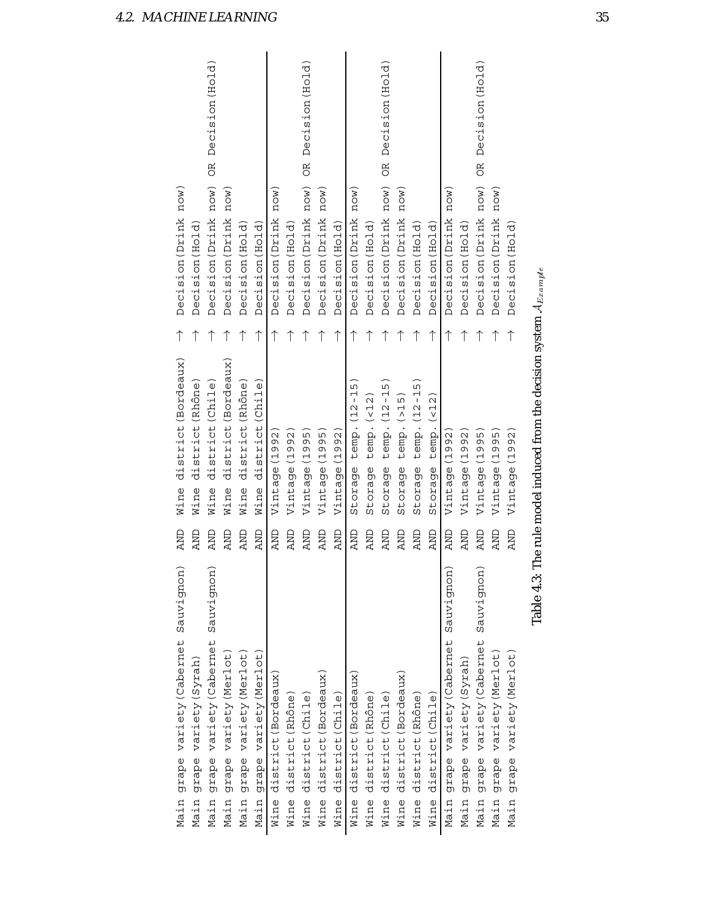| | | | | |
|---|---|---|---|---|
| Main grape variety(Cabernet Sauvignon) | AND | Wine district(Bordeaux) | → | Decision(Drink now) |
| Main grape variety(Syrah) | AND | Wine district(Rhône) | → | Decision(Hold) |
| Main grape variety(Cabernet Sauvignon) | AND | Wine district(Chile) | → | Decision(Drink now) OR Decision(Hold) |
| Main grape variety(Merlot) | AND | Wine district(Bordeaux) | → | Decision(Drink now) |
| Main grape variety(Merlot) | AND | Wine district(Rhône) | → | Decision(Hold) |
| Main grape variety(Merlot) | AND | Wine district(Chile) | → | Decision(Hold) |
| Wine district(Bordeaux) | AND | Vintage(1992) | → | Decision(Drink now) |
| Wine district(Rhône) | AND | Vintage(1992) | → | Decision(Hold) |
| Wine district(Chile) | AND | Vintage(1995) | → | Decision(Drink now) OR Decision(Hold) |
| Wine district(Bordeaux) | AND | Vintage(1995) | → | Decision(Drink now) |
| Wine district(Chile) | AND | Vintage(1992) | → | Decision(Hold) |
| Wine district(Bordeaux) | AND | Storage temp.(12-15) | → | Decision(Drink now) |
| Wine district(Rhône) | AND | Storage temp.(<12) | → | Decision(Hold) |
| Wine district(Chile) | AND | Storage temp.(12-15) | → | Decision(Drink now) OR Decision(Hold) |
| Wine district(Bordeaux) | AND | Storage temp.(>15) | → | Decision(Drink now) |
| Wine district(Rhône) | AND | Storage temp.(12-15) | → | Decision(Hold) |
| Wine district(Chile) | AND | Storage temp.(<12) | → | Decision(Hold) |
| Main grape variety(Cabernet Sauvignon) | AND | Vintage(1992) | → | Decision(Drink now) |
| Main grape variety(Syrah) | AND | Vintage(1992) | → | Decision(Hold) |
| Main grape variety(Cabernet Sauvignon) | AND | Vintage(1995) | → | Decision(Drink now) OR Decision(Hold) |
| Main grape variety(Merlot) | AND | Vintage(1995) | → | Decision(Drink now) |
| Main grape variety(Merlot) | AND | Vintage(1992) | → | Decision(Hold) |

Table 4.3: The rule model induced from the decision system $\mathcal{A}_{Example}$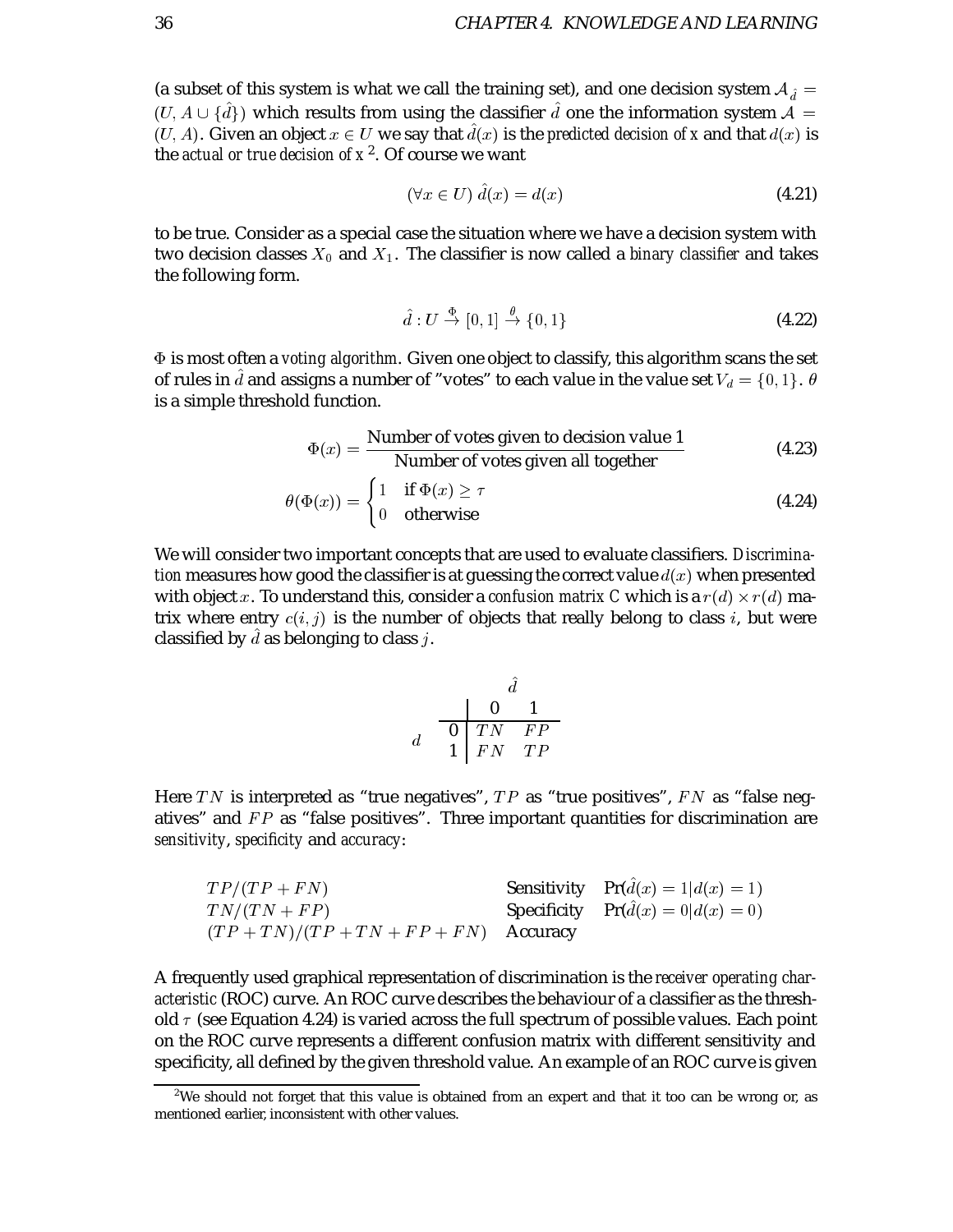(a subset of this system is what we call the training set), and one decision system $\mathcal{A}_{\hat{d}} = (U, A \cup \{\hat{d}\})$ which results from using the classifier $\hat{d}$ one the information system $\mathcal{A} = (U, A)$. Given an object $x \in U$ we say that $\hat{d}(x)$ is the *predicted decision of x* and that $d(x)$ is the *actual or true decision of x* [2]. Of course we want

$$(\forall x \in U)\ \hat{d}(x) = d(x) \tag{4.21}$$

to be true. Consider as a special case the situation where we have a decision system with two decision classes $X_0$ and $X_1$. The classifier is now called a *binary classifier* and takes the following form.

$$\hat{d} : U \xrightarrow{\Phi} [0, 1] \xrightarrow{\theta} \{0, 1\} \tag{4.22}$$

$\Phi$ is most often a *voting algorithm*. Given one object to classify, this algorithm scans the set of rules in $\hat{d}$ and assigns a number of "votes" to each value in the value set $V_d = \{0, 1\}$. $\theta$ is a simple threshold function.

$$\Phi(x) = \frac{\text{Number of votes given to decision value 1}}{\text{Number of votes given all together}} \tag{4.23}$$

$$\theta(\Phi(x)) = \begin{cases} 1 & \text{if } \Phi(x) \geq \tau \\ 0 & \text{otherwise} \end{cases} \tag{4.24}$$

We will consider two important concepts that are used to evaluate classifiers. *Discrimination* measures how good the classifier is at guessing the correct value $d(x)$ when presented with object $x$. To understand this, consider a *confusion matrix C* which is a $r(d) \times r(d)$ matrix where entry $c(i, j)$ is the number of objects that really belong to class $i$, but were classified by $\hat{d}$ as belonging to class $j$.

| $d$ \ $\hat{d}$ | 0 | 1 |
|---|---|---|
| 0 | $TN$ | $FP$ |
| 1 | $FN$ | $TP$ |

Here $TN$ is interpreted as "true negatives", $TP$ as "true positives", $FN$ as "false negatives" and $FP$ as "false positives". Three important quantities for discrimination are *sensitivity*, *specificity* and *accuracy*:

| | | |
|---|---|---|
| $TP/(TP + FN)$ | Sensitivity | $\Pr(\hat{d}(x) = 1 \mid d(x) = 1)$ |
| $TN/(TN + FP)$ | Specificity | $\Pr(\hat{d}(x) = 0 \mid d(x) = 0)$ |
| $(TP + TN)/(TP + TN + FP + FN)$ | Accuracy | |

A frequently used graphical representation of discrimination is the *receiver operating characteristic* (ROC) curve. An ROC curve describes the behaviour of a classifier as the threshold $\tau$ (see Equation 4.24) is varied across the full spectrum of possible values. Each point on the ROC curve represents a different confusion matrix with different sensitivity and specificity, all defined by the given threshold value. An example of an ROC curve is given

[2] We should not forget that this value is obtained from an expert and that it too can be wrong or, as mentioned earlier, inconsistent with other values.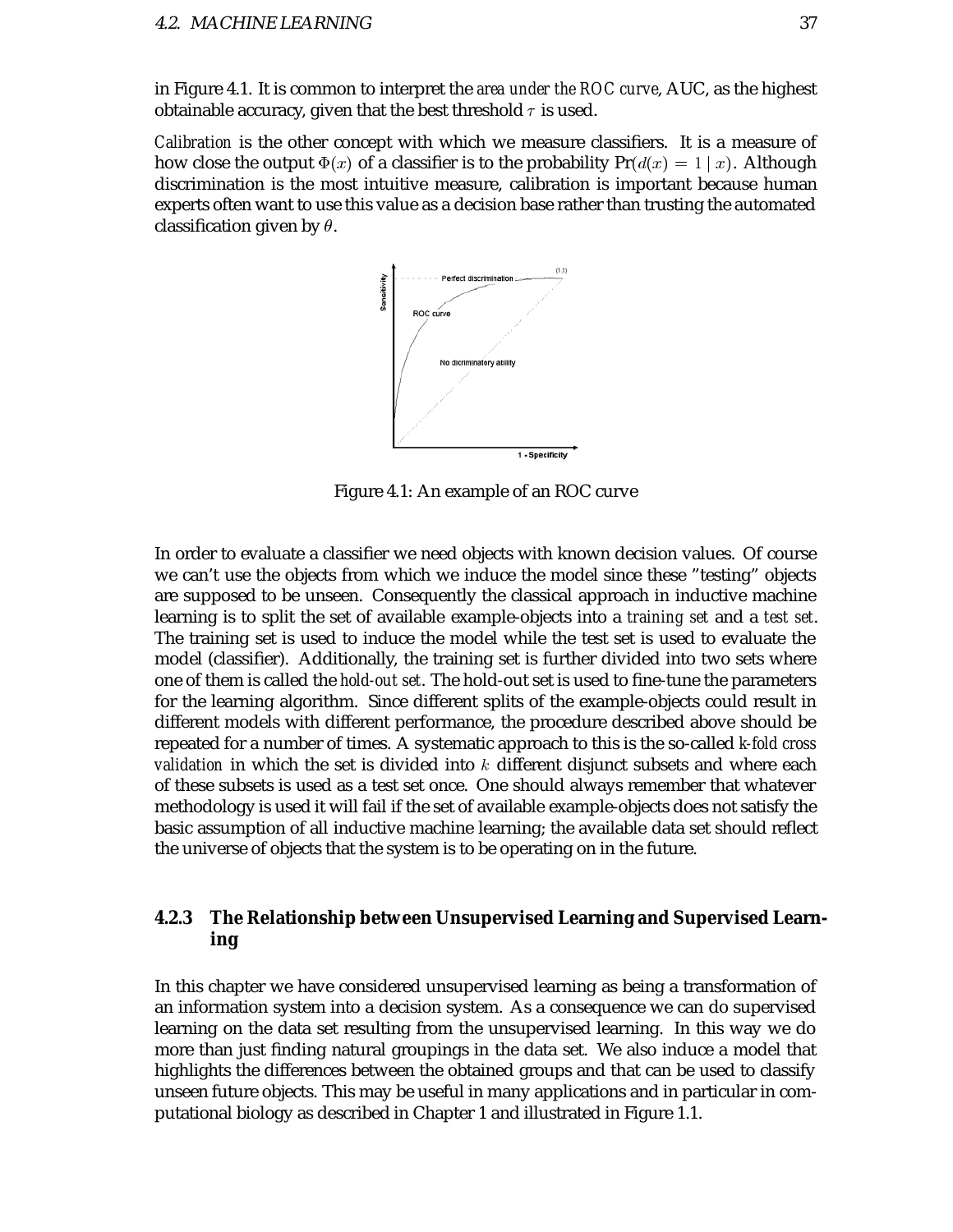in Figure 4.1. It is common to interpret the *area under the ROC curve*, AUC, as the highest obtainable accuracy, given that the best threshold $\tau$ is used.

*Calibration* is the other concept with which we measure classifiers. It is a measure of how close the output $\Phi(x)$ of a classifier is to the probability $\Pr(d(x) = 1 \mid x)$. Although discrimination is the most intuitive measure, calibration is important because human experts often want to use this value as a decision base rather than trusting the automated classification given by $\theta$.

Figure 4.1: An example of an ROC curve

In order to evaluate a classifier we need objects with known decision values. Of course we can't use the objects from which we induce the model since these "testing" objects are supposed to be unseen. Consequently the classical approach in inductive machine learning is to split the set of available example-objects into a *training set* and a *test set*. The training set is used to induce the model while the test set is used to evaluate the model (classifier). Additionally, the training set is further divided into two sets where one of them is called the *hold-out set*. The hold-out set is used to fine-tune the parameters for the learning algorithm. Since different splits of the example-objects could result in different models with different performance, the procedure described above should be repeated for a number of times. A systematic approach to this is the so-called *k-fold cross validation* in which the set is divided into $k$ different disjunct subsets and where each of these subsets is used as a test set once. One should always remember that whatever methodology is used it will fail if the set of available example-objects does not satisfy the basic assumption of all inductive machine learning; the available data set should reflect the universe of objects that the system is to be operating on in the future.

### 4.2.3 The Relationship between Unsupervised Learning and Supervised Learning

In this chapter we have considered unsupervised learning as being a transformation of an information system into a decision system. As a consequence we can do supervised learning on the data set resulting from the unsupervised learning. In this way we do more than just finding natural groupings in the data set. We also induce a model that highlights the differences between the obtained groups and that can be used to classify unseen future objects. This may be useful in many applications and in particular in computational biology as described in Chapter 1 and illustrated in Figure 1.1.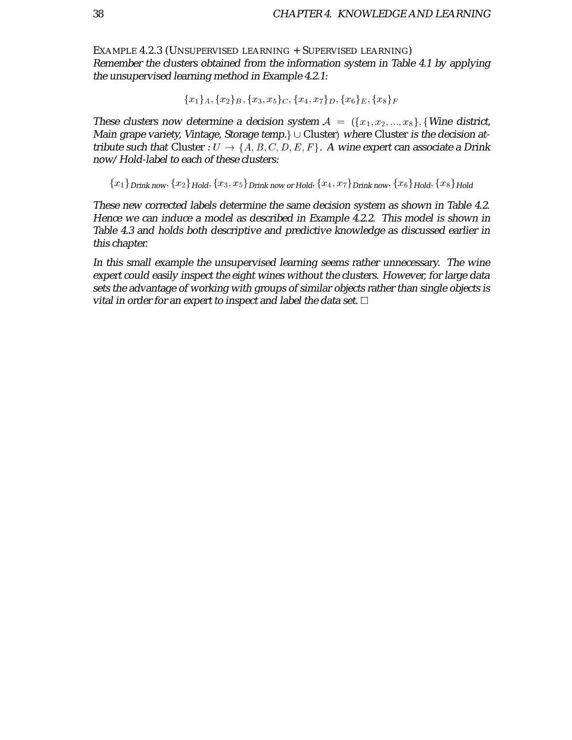EXAMPLE 4.2.3 (UNSUPERVISED LEARNING + SUPERVISED LEARNING)
*Remember the clusters obtained from the information system in Table 4.1 by applying the unsupervised learning method in Example 4.2.1:*

$$\{x_1\}_A, \{x_2\}_B, \{x_3, x_5\}_C, \{x_4, x_7\}_D, \{x_6\}_E, \{x_8\}_F$$

*These clusters now determine a decision system* $\mathcal{A} = (\{x_1, x_2, ..., x_8\}, \{$*Wine district, Main grape variety, Vintage, Storage temp.*$\} \cup \text{Cluster})$ *where* Cluster *is the decision attribute such that* Cluster : $U \rightarrow \{A, B, C, D, E, F\}$. *A wine expert can associate a Drink now/Hold-label to each of these clusters:*

$$\{x_1\}_{\textit{Drink now}}, \{x_2\}_{\textit{Hold}}, \{x_3, x_5\}_{\textit{Drink now or Hold}}, \{x_4, x_7\}_{\textit{Drink now}}, \{x_6\}_{\textit{Hold}}, \{x_8\}_{\textit{Hold}}$$

*These new corrected labels determine the same decision system as shown in Table 4.2. Hence we can induce a model as described in Example 4.2.2. This model is shown in Table 4.3 and holds both descriptive and predictive knowledge as discussed earlier in this chapter.*

*In this small example the unsupervised learning seems rather unnecessary. The wine expert could easily inspect the eight wines without the clusters. However, for large data sets the advantage of working with groups of similar objects rather than single objects is vital in order for an expert to inspect and label the data set.* □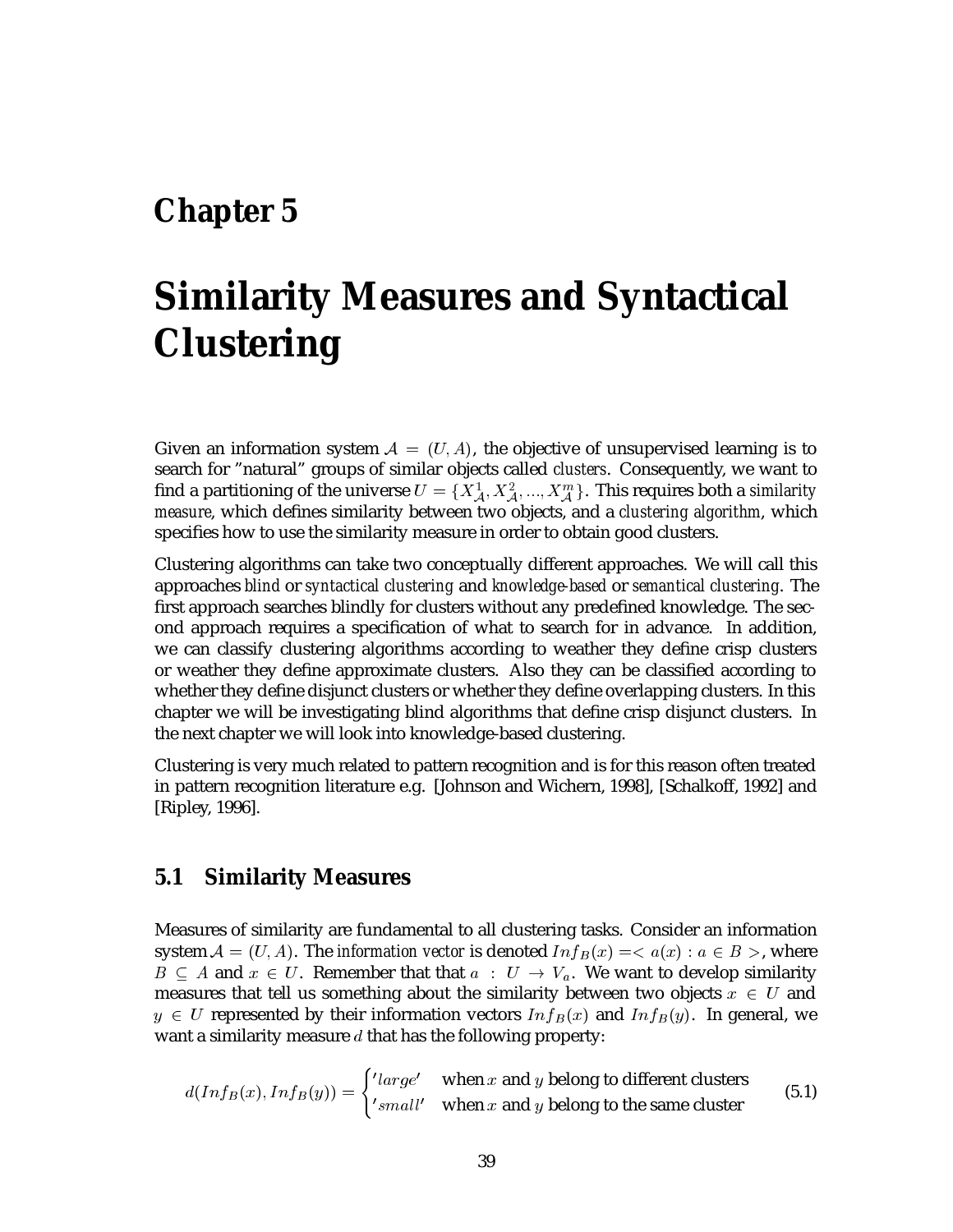# Chapter 5

# Similarity Measures and Syntactical Clustering

Given an information system $\mathcal{A} = (U, A)$, the objective of unsupervised learning is to search for "natural" groups of similar objects called *clusters*. Consequently, we want to find a partitioning of the universe $U = \{X^1_{\mathcal{A}}, X^2_{\mathcal{A}}, ..., X^m_{\mathcal{A}}\}$. This requires both a *similarity measure*, which defines similarity between two objects, and a *clustering algorithm*, which specifies how to use the similarity measure in order to obtain good clusters.

Clustering algorithms can take two conceptually different approaches. We will call this approaches *blind* or *syntactical clustering* and *knowledge-based* or *semantical clustering*. The first approach searches blindly for clusters without any predefined knowledge. The second approach requires a specification of what to search for in advance. In addition, we can classify clustering algorithms according to weather they define crisp clusters or weather they define approximate clusters. Also they can be classified according to whether they define disjunct clusters or whether they define overlapping clusters. In this chapter we will be investigating blind algorithms that define crisp disjunct clusters. In the next chapter we will look into knowledge-based clustering.

Clustering is very much related to pattern recognition and is for this reason often treated in pattern recognition literature e.g. [Johnson and Wichern, 1998], [Schalkoff, 1992] and [Ripley, 1996].

## 5.1 Similarity Measures

Measures of similarity are fundamental to all clustering tasks. Consider an information system $\mathcal{A} = (U, A)$. The *information vector* is denoted $Inf_B(x) = < a(x) : a \in B >$, where $B \subseteq A$ and $x \in U$. Remember that that $a : U \rightarrow V_a$. We want to develop similarity measures that tell us something about the similarity between two objects $x \in U$ and $y \in U$ represented by their information vectors $Inf_B(x)$ and $Inf_B(y)$. In general, we want a similarity measure $d$ that has the following property:

$$d(Inf_B(x), Inf_B(y)) = \begin{cases} 'large' & \text{when } x \text{ and } y \text{ belong to different clusters} \\ 'small' & \text{when } x \text{ and } y \text{ belong to the same cluster} \end{cases} \tag{5.1}$$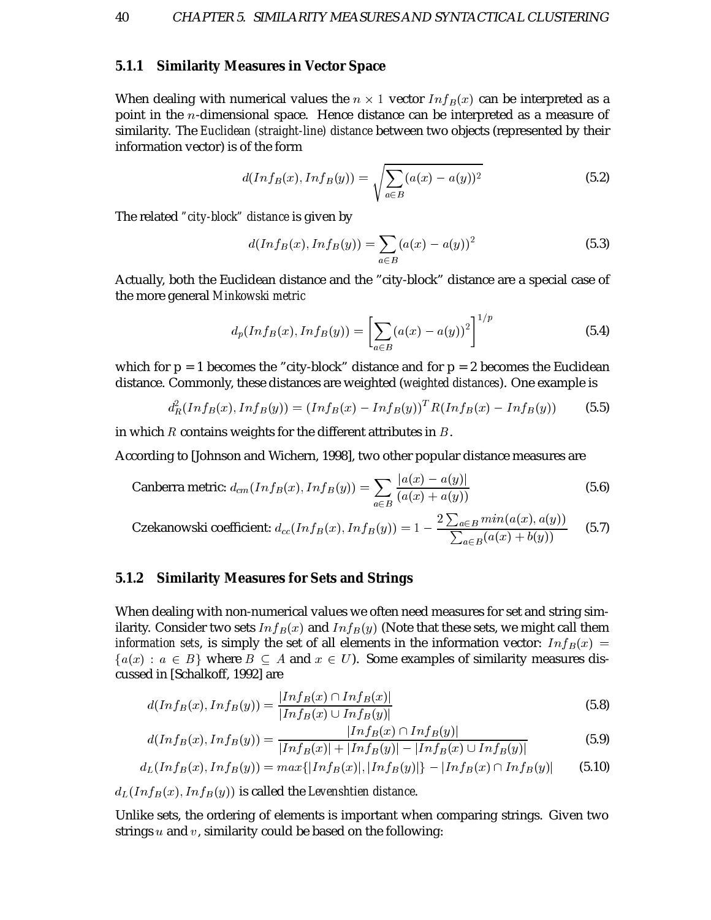### 5.1.1 Similarity Measures in Vector Space

When dealing with numerical values the $n \times 1$ vector $Inf_B(x)$ can be interpreted as a point in the $n$-dimensional space. Hence distance can be interpreted as a measure of similarity. The *Euclidean (straight-line) distance* between two objects (represented by their information vector) is of the form

$$d(Inf_B(x), Inf_B(y)) = \sqrt{\sum_{a \in B} (a(x) - a(y))^2} \tag{5.2}$$

The related "*city-block*" *distance* is given by

$$d(Inf_B(x), Inf_B(y)) = \sum_{a \in B} (a(x) - a(y))^2 \tag{5.3}$$

Actually, both the Euclidean distance and the "city-block" distance are a special case of the more general *Minkowski metric*

$$d_p(Inf_B(x), Inf_B(y)) = \left[ \sum_{a \in B} (a(x) - a(y))^2 \right]^{1/p} \tag{5.4}$$

which for p = 1 becomes the "city-block" distance and for p = 2 becomes the Euclidean distance. Commonly, these distances are weighted (*weighted distances*). One example is

$$d_R^2(Inf_B(x), Inf_B(y)) = (Inf_B(x) - Inf_B(y))^T R (Inf_B(x) - Inf_B(y)) \tag{5.5}$$

in which $R$ contains weights for the different attributes in $B$.

According to [Johnson and Wichern, 1998], two other popular distance measures are

$$\text{Canberra metric: } d_{cm}(Inf_B(x), Inf_B(y)) = \sum_{a \in B} \frac{|a(x) - a(y)|}{(a(x) + a(y))} \tag{5.6}$$

$$\text{Czekanowski coefficient: } d_{cc}(Inf_B(x), Inf_B(y)) = 1 - \frac{2 \sum_{a \in B} min(a(x), a(y))}{\sum_{a \in B} (a(x) + b(y))} \tag{5.7}$$

### 5.1.2 Similarity Measures for Sets and Strings

When dealing with non-numerical values we often need measures for set and string similarity. Consider two sets $Inf_B(x)$ and $Inf_B(y)$ (Note that these sets, we might call them *information sets*, is simply the set of all elements in the information vector: $Inf_B(x) = \{a(x) : a \in B\}$ where $B \subseteq A$ and $x \in U$). Some examples of similarity measures discussed in [Schalkoff, 1992] are

$$d(Inf_B(x), Inf_B(y)) = \frac{|Inf_B(x) \cap Inf_B(x)|}{|Inf_B(x) \cup Inf_B(y)|} \tag{5.8}$$

$$d(Inf_B(x), Inf_B(y)) = \frac{|Inf_B(x) \cap Inf_B(y)|}{|Inf_B(x)| + |Inf_B(y)| - |Inf_B(x) \cup Inf_B(y)|} \tag{5.9}$$

$$d_L(Inf_B(x), Inf_B(y)) = max\{|Inf_B(x)|, |Inf_B(y)|\} - |Inf_B(x) \cap Inf_B(y)| \tag{5.10}$$

$d_L(Inf_B(x), Inf_B(y))$ is called the *Levenshtien distance*.

Unlike sets, the ordering of elements is important when comparing strings. Given two strings $u$ and $v$, similarity could be based on the following: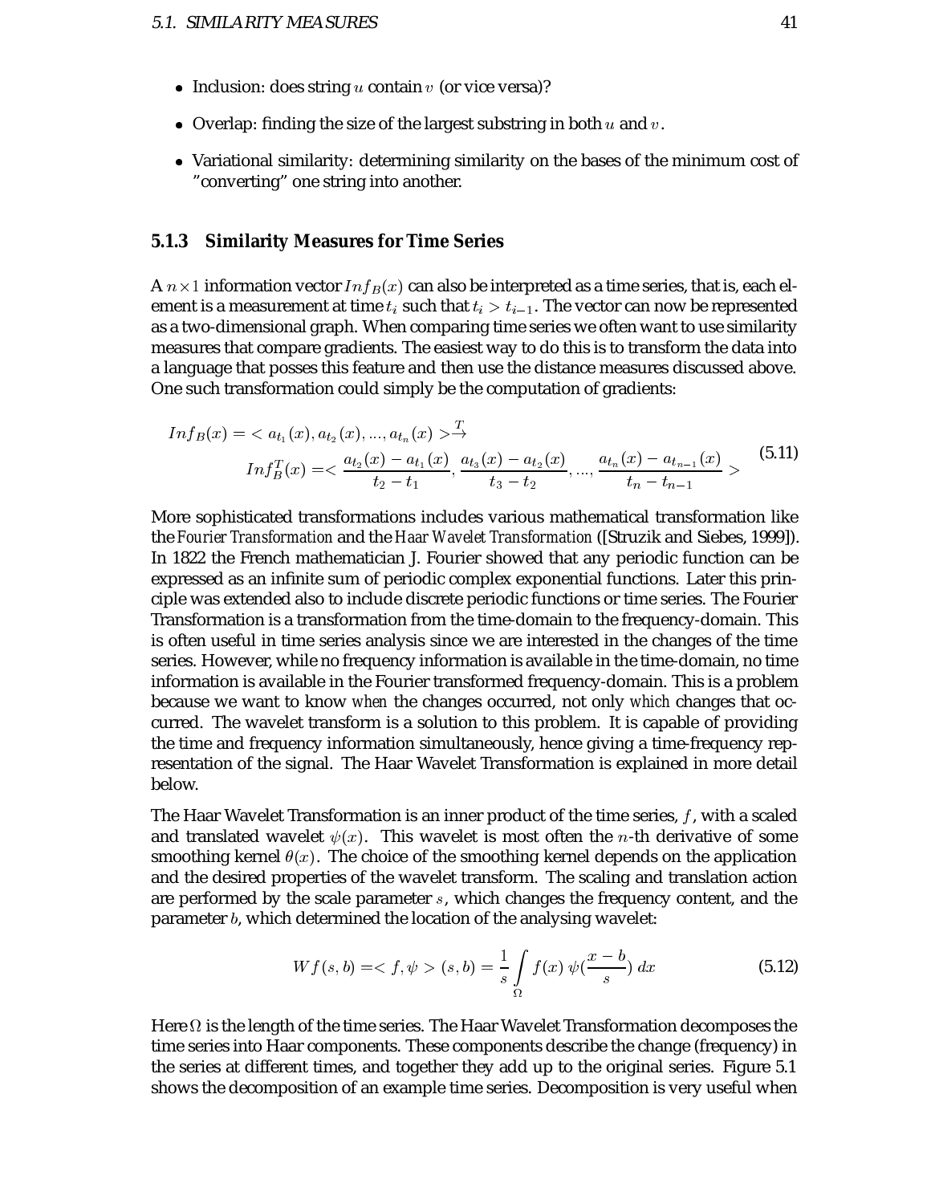- Inclusion: does string $u$ contain $v$ (or vice versa)?
- Overlap: finding the size of the largest substring in both $u$ and $v$.
- Variational similarity: determining similarity on the bases of the minimum cost of "converting" one string into another.

### 5.1.3 Similarity Measures for Time Series

A $n \times 1$ information vector $Inf_B(x)$ can also be interpreted as a time series, that is, each element is a measurement at time $t_i$ such that $t_i > t_{i-1}$. The vector can now be represented as a two-dimensional graph. When comparing time series we often want to use similarity measures that compare gradients. The easiest way to do this is to transform the data into a language that posses this feature and then use the distance measures discussed above. One such transformation could simply be the computation of gradients:

$$Inf_B(x) = < a_{t_1}(x), a_{t_2}(x), ..., a_{t_n}(x) > \xrightarrow{T}$$
$$Inf_B^T(x) = < \frac{a_{t_2}(x) - a_{t_1}(x)}{t_2 - t_1}, \frac{a_{t_3}(x) - a_{t_2}(x)}{t_3 - t_2}, ..., \frac{a_{t_n}(x) - a_{t_{n-1}}(x)}{t_n - t_{n-1}} > \tag{5.11}$$

More sophisticated transformations includes various mathematical transformation like the *Fourier Transformation* and the *Haar Wavelet Transformation* ([Struzik and Siebes, 1999]). In 1822 the French mathematician J. Fourier showed that any periodic function can be expressed as an infinite sum of periodic complex exponential functions. Later this principle was extended also to include discrete periodic functions or time series. The Fourier Transformation is a transformation from the time-domain to the frequency-domain. This is often useful in time series analysis since we are interested in the changes of the time series. However, while no frequency information is available in the time-domain, no time information is available in the Fourier transformed frequency-domain. This is a problem because we want to know *when* the changes occurred, not only *which* changes that occurred. The wavelet transform is a solution to this problem. It is capable of providing the time and frequency information simultaneously, hence giving a time-frequency representation of the signal. The Haar Wavelet Transformation is explained in more detail below.

The Haar Wavelet Transformation is an inner product of the time series, $f$, with a scaled and translated wavelet $\psi(x)$. This wavelet is most often the $n$-th derivative of some smoothing kernel $\theta(x)$. The choice of the smoothing kernel depends on the application and the desired properties of the wavelet transform. The scaling and translation action are performed by the scale parameter $s$, which changes the frequency content, and the parameter $b$, which determined the location of the analysing wavelet:

$$Wf(s,b) = < f, \psi > (s,b) = \frac{1}{s} \int_{\Omega} f(x)\, \psi(\frac{x-b}{s})\, dx \tag{5.12}$$

Here $\Omega$ is the length of the time series. The Haar Wavelet Transformation decomposes the time series into Haar components. These components describe the change (frequency) in the series at different times, and together they add up to the original series. Figure 5.1 shows the decomposition of an example time series. Decomposition is very useful when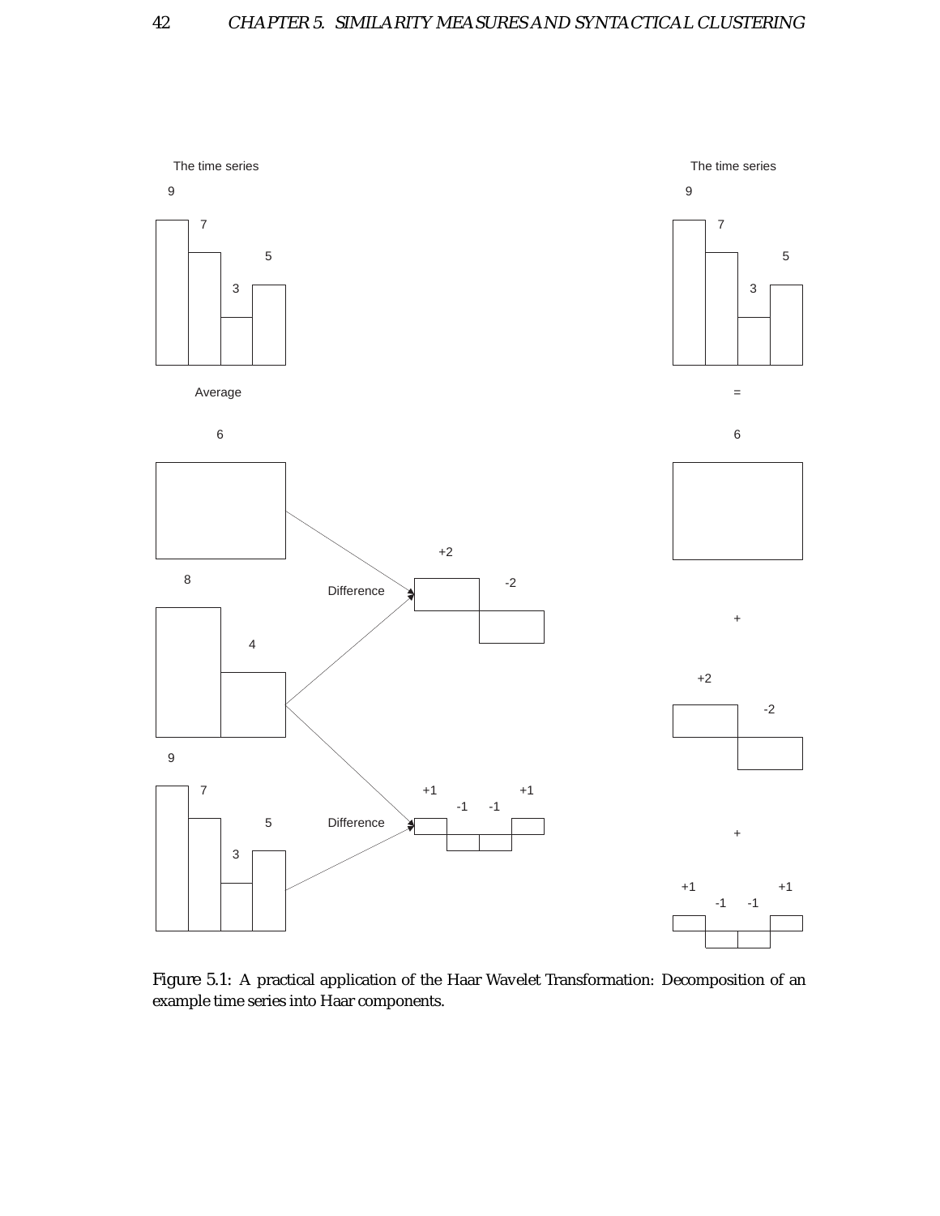Figure 5.1: A practical application of the Haar Wavelet Transformation: Decomposition of an example time series into Haar components.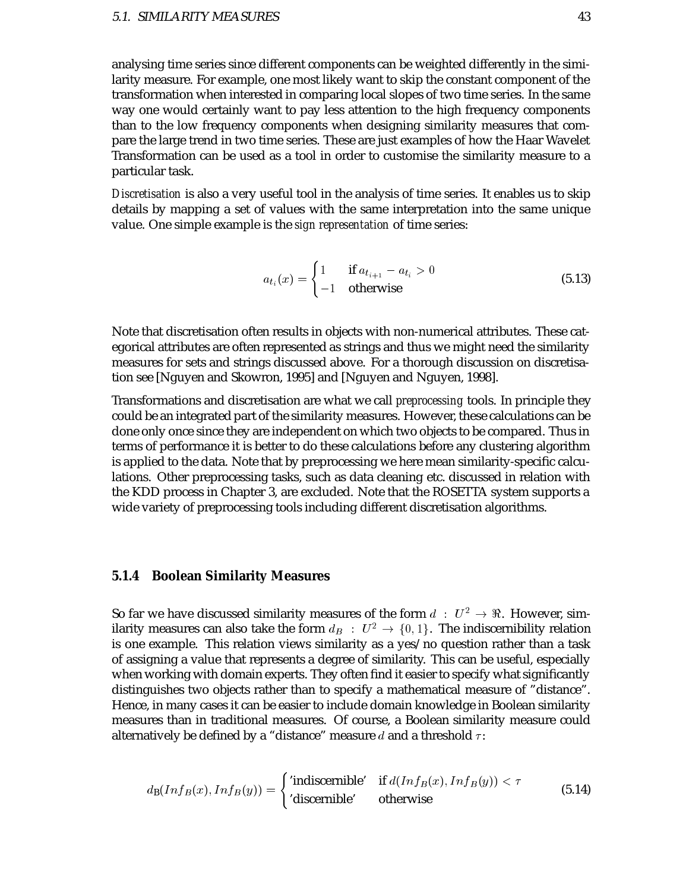analysing time series since different components can be weighted differently in the similarity measure. For example, one most likely want to skip the constant component of the transformation when interested in comparing local slopes of two time series. In the same way one would certainly want to pay less attention to the high frequency components than to the low frequency components when designing similarity measures that compare the large trend in two time series. These are just examples of how the Haar Wavelet Transformation can be used as a tool in order to customise the similarity measure to a particular task.

*Discretisation* is also a very useful tool in the analysis of time series. It enables us to skip details by mapping a set of values with the same interpretation into the same unique value. One simple example is the *sign representation* of time series:

$$a_{t_i}(x) = \begin{cases} 1 & \text{if } a_{t_{i+1}} - a_{t_i} > 0 \\ -1 & \text{otherwise} \end{cases} \tag{5.13}$$

Note that discretisation often results in objects with non-numerical attributes. These categorical attributes are often represented as strings and thus we might need the similarity measures for sets and strings discussed above. For a thorough discussion on discretisation see [Nguyen and Skowron, 1995] and [Nguyen and Nguyen, 1998].

Transformations and discretisation are what we call *preprocessing* tools. In principle they could be an integrated part of the similarity measures. However, these calculations can be done only once since they are independent on which two objects to be compared. Thus in terms of performance it is better to do these calculations before any clustering algorithm is applied to the data. Note that by preprocessing we here mean similarity-specific calculations. Other preprocessing tasks, such as data cleaning etc. discussed in relation with the KDD process in Chapter 3, are excluded. Note that the ROSETTA system supports a wide variety of preprocessing tools including different discretisation algorithms.

### 5.1.4 Boolean Similarity Measures

So far we have discussed similarity measures of the form $d : U^2 \to \Re$. However, similarity measures can also take the form $d_B : U^2 \to \{0, 1\}$. The indiscernibility relation is one example. This relation views similarity as a yes/no question rather than a task of assigning a value that represents a degree of similarity. This can be useful, especially when working with domain experts. They often find it easier to specify what significantly distinguishes two objects rather than to specify a mathematical measure of "distance". Hence, in many cases it can be easier to include domain knowledge in Boolean similarity measures than in traditional measures. Of course, a Boolean similarity measure could alternatively be defined by a "distance" measure $d$ and a threshold $\tau$:

$$d_{\text{B}}(Inf_B(x), Inf_B(y)) = \begin{cases} \text{'indiscernible'} & \text{if } d(Inf_B(x), Inf_B(y)) < \tau \\ \text{'discernible'} & \text{otherwise} \end{cases} \tag{5.14}$$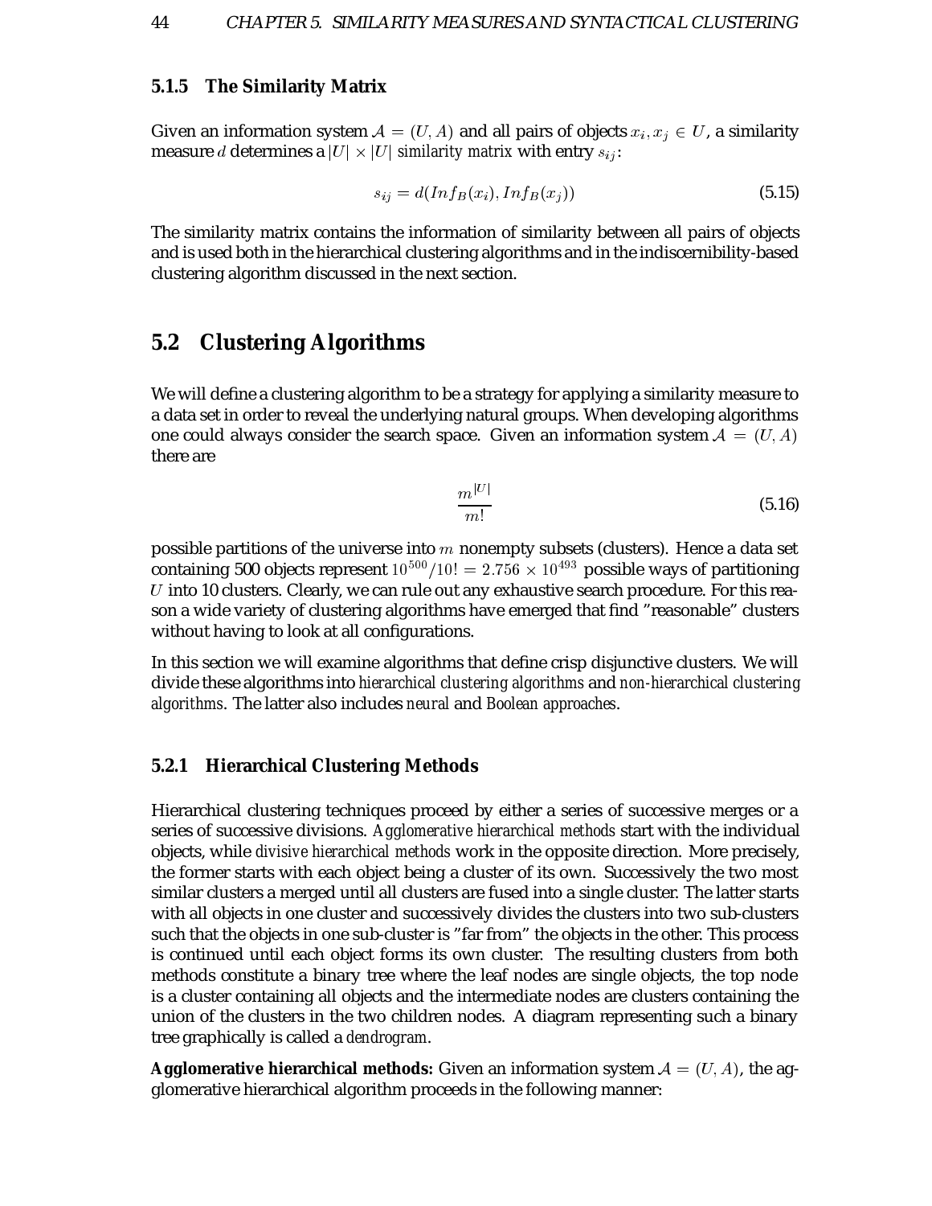### 5.1.5 The Similarity Matrix

Given an information system $\mathcal{A} = (U, A)$ and all pairs of objects $x_i, x_j \in U$, a similarity measure $d$ determines a $|U| \times |U|$ *similarity matrix* with entry $s_{ij}$:

$$s_{ij} = d(Inf_B(x_i), Inf_B(x_j)) \tag{5.15}$$

The similarity matrix contains the information of similarity between all pairs of objects and is used both in the hierarchical clustering algorithms and in the indiscernibility-based clustering algorithm discussed in the next section.

## 5.2 Clustering Algorithms

We will define a clustering algorithm to be a strategy for applying a similarity measure to a data set in order to reveal the underlying natural groups. When developing algorithms one could always consider the search space. Given an information system $\mathcal{A} = (U, A)$ there are

$$\frac{m^{|U|}}{m!} \tag{5.16}$$

possible partitions of the universe into $m$ nonempty subsets (clusters). Hence a data set containing 500 objects represent $10^{500}/10! = 2.756 \times 10^{493}$ possible ways of partitioning $U$ into 10 clusters. Clearly, we can rule out any exhaustive search procedure. For this reason a wide variety of clustering algorithms have emerged that find "reasonable" clusters without having to look at all configurations.

In this section we will examine algorithms that define crisp disjunctive clusters. We will divide these algorithms into *hierarchical clustering algorithms* and *non-hierarchical clustering algorithms*. The latter also includes *neural* and *Boolean approaches*.

### 5.2.1 Hierarchical Clustering Methods

Hierarchical clustering techniques proceed by either a series of successive merges or a series of successive divisions. *Agglomerative hierarchical methods* start with the individual objects, while *divisive hierarchical methods* work in the opposite direction. More precisely, the former starts with each object being a cluster of its own. Successively the two most similar clusters a merged until all clusters are fused into a single cluster. The latter starts with all objects in one cluster and successively divides the clusters into two sub-clusters such that the objects in one sub-cluster is "far from" the objects in the other. This process is continued until each object forms its own cluster. The resulting clusters from both methods constitute a binary tree where the leaf nodes are single objects, the top node is a cluster containing all objects and the intermediate nodes are clusters containing the union of the clusters in the two children nodes. A diagram representing such a binary tree graphically is called a *dendrogram*.

**Agglomerative hierarchical methods:** Given an information system $\mathcal{A} = (U, A)$, the agglomerative hierarchical algorithm proceeds in the following manner: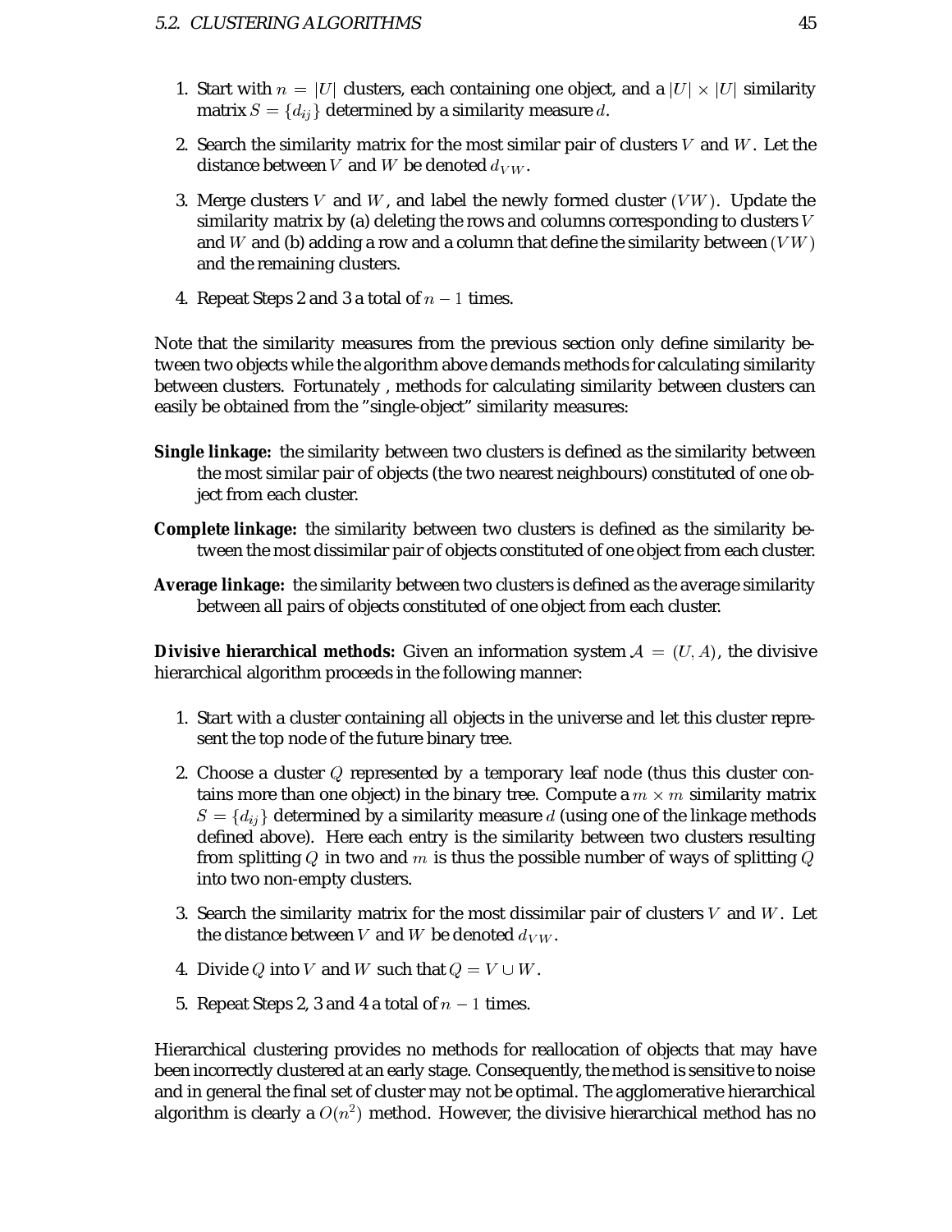1. Start with $n = |U|$ clusters, each containing one object, and a $|U| \times |U|$ similarity matrix $S = \{d_{ij}\}$ determined by a similarity measure $d$.

2. Search the similarity matrix for the most similar pair of clusters $V$ and $W$. Let the distance between $V$ and $W$ be denoted $d_{VW}$.

3. Merge clusters $V$ and $W$, and label the newly formed cluster $(VW)$. Update the similarity matrix by (a) deleting the rows and columns corresponding to clusters $V$ and $W$ and (b) adding a row and a column that define the similarity between $(VW)$ and the remaining clusters.

4. Repeat Steps 2 and 3 a total of $n - 1$ times.

Note that the similarity measures from the previous section only define similarity between two objects while the algorithm above demands methods for calculating similarity between clusters. Fortunately , methods for calculating similarity between clusters can easily be obtained from the "single-object" similarity measures:

**Single linkage:** the similarity between two clusters is defined as the similarity between the most similar pair of objects (the two nearest neighbours) constituted of one object from each cluster.

**Complete linkage:** the similarity between two clusters is defined as the similarity between the most dissimilar pair of objects constituted of one object from each cluster.

**Average linkage:** the similarity between two clusters is defined as the average similarity between all pairs of objects constituted of one object from each cluster.

**Divisive hierarchical methods:** Given an information system $\mathcal{A} = (U, A)$, the divisive hierarchical algorithm proceeds in the following manner:

1. Start with a cluster containing all objects in the universe and let this cluster represent the top node of the future binary tree.

2. Choose a cluster $Q$ represented by a temporary leaf node (thus this cluster contains more than one object) in the binary tree. Compute a $m \times m$ similarity matrix $S = \{d_{ij}\}$ determined by a similarity measure $d$ (using one of the linkage methods defined above). Here each entry is the similarity between two clusters resulting from splitting $Q$ in two and $m$ is thus the possible number of ways of splitting $Q$ into two non-empty clusters.

3. Search the similarity matrix for the most dissimilar pair of clusters $V$ and $W$. Let the distance between $V$ and $W$ be denoted $d_{VW}$.

4. Divide $Q$ into $V$ and $W$ such that $Q = V \cup W$.

5. Repeat Steps 2, 3 and 4 a total of $n - 1$ times.

Hierarchical clustering provides no methods for reallocation of objects that may have been incorrectly clustered at an early stage. Consequently, the method is sensitive to noise and in general the final set of cluster may not be optimal. The agglomerative hierarchical algorithm is clearly a $O(n^2)$ method. However, the divisive hierarchical method has no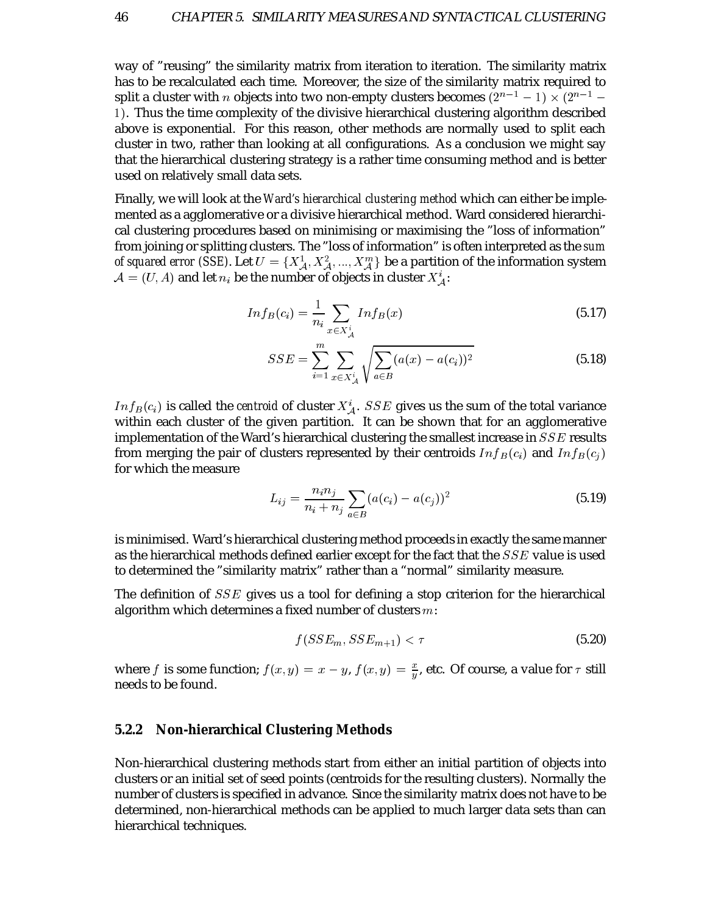way of "reusing" the similarity matrix from iteration to iteration. The similarity matrix has to be recalculated each time. Moreover, the size of the similarity matrix required to split a cluster with $n$ objects into two non-empty clusters becomes $(2^{n-1}-1)\times(2^{n-1}-1)$. Thus the time complexity of the divisive hierarchical clustering algorithm described above is exponential. For this reason, other methods are normally used to split each cluster in two, rather than looking at all configurations. As a conclusion we might say that the hierarchical clustering strategy is a rather time consuming method and is better used on relatively small data sets.

Finally, we will look at the *Ward's hierarchical clustering method* which can either be implemented as a agglomerative or a divisive hierarchical method. Ward considered hierarchical clustering procedures based on minimising or maximising the "loss of information" from joining or splitting clusters. The "loss of information" is often interpreted as the *sum of squared error (SSE)*. Let $U = \{X^1_{\mathcal{A}}, X^2_{\mathcal{A}}, ..., X^m_{\mathcal{A}}\}$ be a partition of the information system $\mathcal{A} = (U, A)$ and let $n_i$ be the number of objects in cluster $X^i_{\mathcal{A}}$:

$$Inf_B(c_i) = \frac{1}{n_i}\sum_{x\in X^i_{\mathcal{A}}} Inf_B(x) \tag{5.17}$$

$$SSE = \sum_{i=1}^{m}\sum_{x\in X^i_{\mathcal{A}}}\sqrt{\sum_{a\in B}(a(x)-a(c_i))^2} \tag{5.18}$$

$Inf_B(c_i)$ is called the *centroid* of cluster $X^i_{\mathcal{A}}$. $SSE$ gives us the sum of the total variance within each cluster of the given partition. It can be shown that for an agglomerative implementation of the Ward's hierarchical clustering the smallest increase in $SSE$ results from merging the pair of clusters represented by their centroids $Inf_B(c_i)$ and $Inf_B(c_j)$ for which the measure

$$L_{ij} = \frac{n_i n_j}{n_i + n_j}\sum_{a\in B}(a(c_i)-a(c_j))^2 \tag{5.19}$$

is minimised. Ward's hierarchical clustering method proceeds in exactly the same manner as the hierarchical methods defined earlier except for the fact that the $SSE$ value is used to determined the "similarity matrix" rather than a "normal" similarity measure.

The definition of $SSE$ gives us a tool for defining a stop criterion for the hierarchical algorithm which determines a fixed number of clusters $m$:

$$f(SSE_m, SSE_{m+1}) < \tau \tag{5.20}$$

where $f$ is some function; $f(x,y) = x - y$, $f(x,y) = \frac{x}{y}$, etc. Of course, a value for $\tau$ still needs to be found.

### 5.2.2 Non-hierarchical Clustering Methods

Non-hierarchical clustering methods start from either an initial partition of objects into clusters or an initial set of seed points (centroids for the resulting clusters). Normally the number of clusters is specified in advance. Since the similarity matrix does not have to be determined, non-hierarchical methods can be applied to much larger data sets than can hierarchical techniques.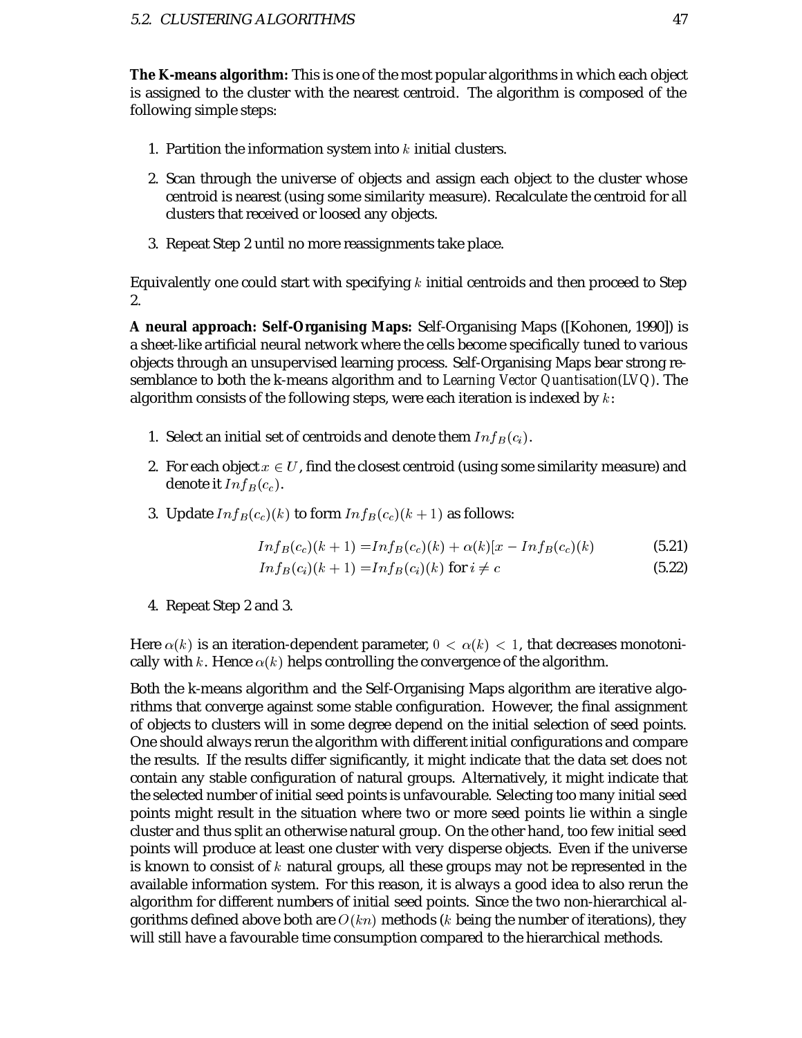**The K-means algorithm:** This is one of the most popular algorithms in which each object is assigned to the cluster with the nearest centroid. The algorithm is composed of the following simple steps:

1. Partition the information system into $k$ initial clusters.
2. Scan through the universe of objects and assign each object to the cluster whose centroid is nearest (using some similarity measure). Recalculate the centroid for all clusters that received or loosed any objects.
3. Repeat Step 2 until no more reassignments take place.

Equivalently one could start with specifying $k$ initial centroids and then proceed to Step 2.

**A neural approach: Self-Organising Maps:** Self-Organising Maps ([Kohonen, 1990]) is a sheet-like artificial neural network where the cells become specifically tuned to various objects through an unsupervised learning process. Self-Organising Maps bear strong resemblance to both the k-means algorithm and to *Learning Vector Quantisation(LVQ)*. The algorithm consists of the following steps, were each iteration is indexed by $k$:

1. Select an initial set of centroids and denote them $Inf_B(c_i)$.
2. For each object $x \in U$, find the closest centroid (using some similarity measure) and denote it $Inf_B(c_c)$.
3. Update $Inf_B(c_c)(k)$ to form $Inf_B(c_c)(k+1)$ as follows:

$$Inf_B(c_c)(k+1) = Inf_B(c_c)(k) + \alpha(k)[x - Inf_B(c_c)(k) \tag{5.21}$$

$$Inf_B(c_i)(k+1) = Inf_B(c_i)(k) \text{ for } i \neq c \tag{5.22}$$

4. Repeat Step 2 and 3.

Here $\alpha(k)$ is an iteration-dependent parameter, $0 < \alpha(k) < 1$, that decreases monotonically with $k$. Hence $\alpha(k)$ helps controlling the convergence of the algorithm.

Both the k-means algorithm and the Self-Organising Maps algorithm are iterative algorithms that converge against some stable configuration. However, the final assignment of objects to clusters will in some degree depend on the initial selection of seed points. One should always rerun the algorithm with different initial configurations and compare the results. If the results differ significantly, it might indicate that the data set does not contain any stable configuration of natural groups. Alternatively, it might indicate that the selected number of initial seed points is unfavourable. Selecting too many initial seed points might result in the situation where two or more seed points lie within a single cluster and thus split an otherwise natural group. On the other hand, too few initial seed points will produce at least one cluster with very disperse objects. Even if the universe is known to consist of $k$ natural groups, all these groups may not be represented in the available information system. For this reason, it is always a good idea to also rerun the algorithm for different numbers of initial seed points. Since the two non-hierarchical algorithms defined above both are $O(kn)$ methods ($k$ being the number of iterations), they will still have a favourable time consumption compared to the hierarchical methods.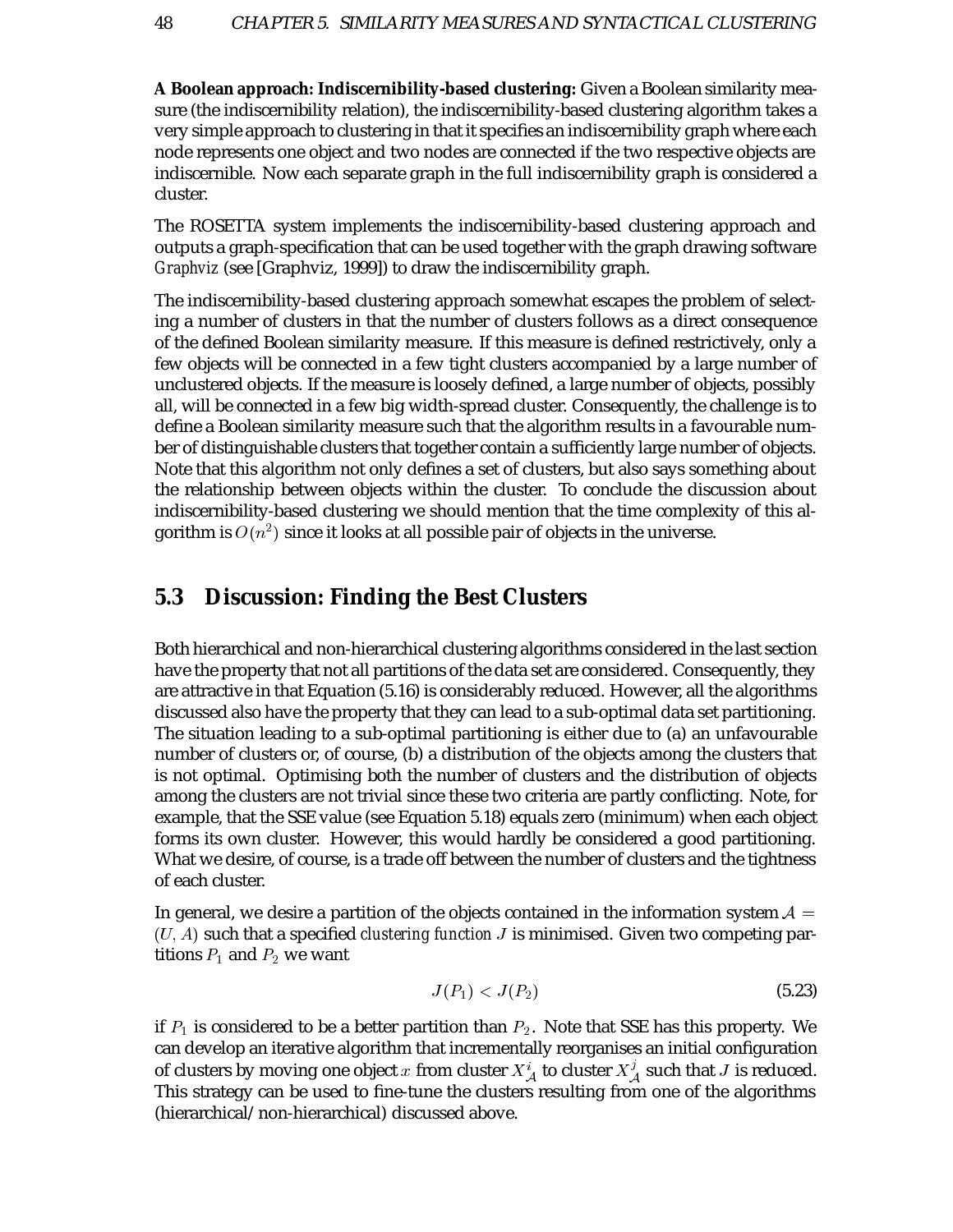**A Boolean approach: Indiscernibility-based clustering:** Given a Boolean similarity measure (the indiscernibility relation), the indiscernibility-based clustering algorithm takes a very simple approach to clustering in that it specifies an indiscernibility graph where each node represents one object and two nodes are connected if the two respective objects are indiscernible. Now each separate graph in the full indiscernibility graph is considered a cluster.

The ROSETTA system implements the indiscernibility-based clustering approach and outputs a graph-specification that can be used together with the graph drawing software *Graphviz* (see [Graphviz, 1999]) to draw the indiscernibility graph.

The indiscernibility-based clustering approach somewhat escapes the problem of selecting a number of clusters in that the number of clusters follows as a direct consequence of the defined Boolean similarity measure. If this measure is defined restrictively, only a few objects will be connected in a few tight clusters accompanied by a large number of unclustered objects. If the measure is loosely defined, a large number of objects, possibly all, will be connected in a few big width-spread cluster. Consequently, the challenge is to define a Boolean similarity measure such that the algorithm results in a favourable number of distinguishable clusters that together contain a sufficiently large number of objects. Note that this algorithm not only defines a set of clusters, but also says something about the relationship between objects within the cluster. To conclude the discussion about indiscernibility-based clustering we should mention that the time complexity of this algorithm is $O(n^2)$ since it looks at all possible pair of objects in the universe.

## 5.3 Discussion: Finding the Best Clusters

Both hierarchical and non-hierarchical clustering algorithms considered in the last section have the property that not all partitions of the data set are considered. Consequently, they are attractive in that Equation (5.16) is considerably reduced. However, all the algorithms discussed also have the property that they can lead to a sub-optimal data set partitioning. The situation leading to a sub-optimal partitioning is either due to (a) an unfavourable number of clusters or, of course, (b) a distribution of the objects among the clusters that is not optimal. Optimising both the number of clusters and the distribution of objects among the clusters are not trivial since these two criteria are partly conflicting. Note, for example, that the SSE value (see Equation 5.18) equals zero (minimum) when each object forms its own cluster. However, this would hardly be considered a good partitioning. What we desire, of course, is a trade off between the number of clusters and the tightness of each cluster.

In general, we desire a partition of the objects contained in the information system $\mathcal{A} = (U, A)$ such that a specified *clustering function* $J$ is minimised. Given two competing partitions $P_1$ and $P_2$ we want

$$J(P_1) < J(P_2) \tag{5.23}$$

if $P_1$ is considered to be a better partition than $P_2$. Note that SSE has this property. We can develop an iterative algorithm that incrementally reorganises an initial configuration of clusters by moving one object $x$ from cluster $X^i_{\mathcal{A}}$ to cluster $X^j_{\mathcal{A}}$ such that $J$ is reduced. This strategy can be used to fine-tune the clusters resulting from one of the algorithms (hierarchical/non-hierarchical) discussed above.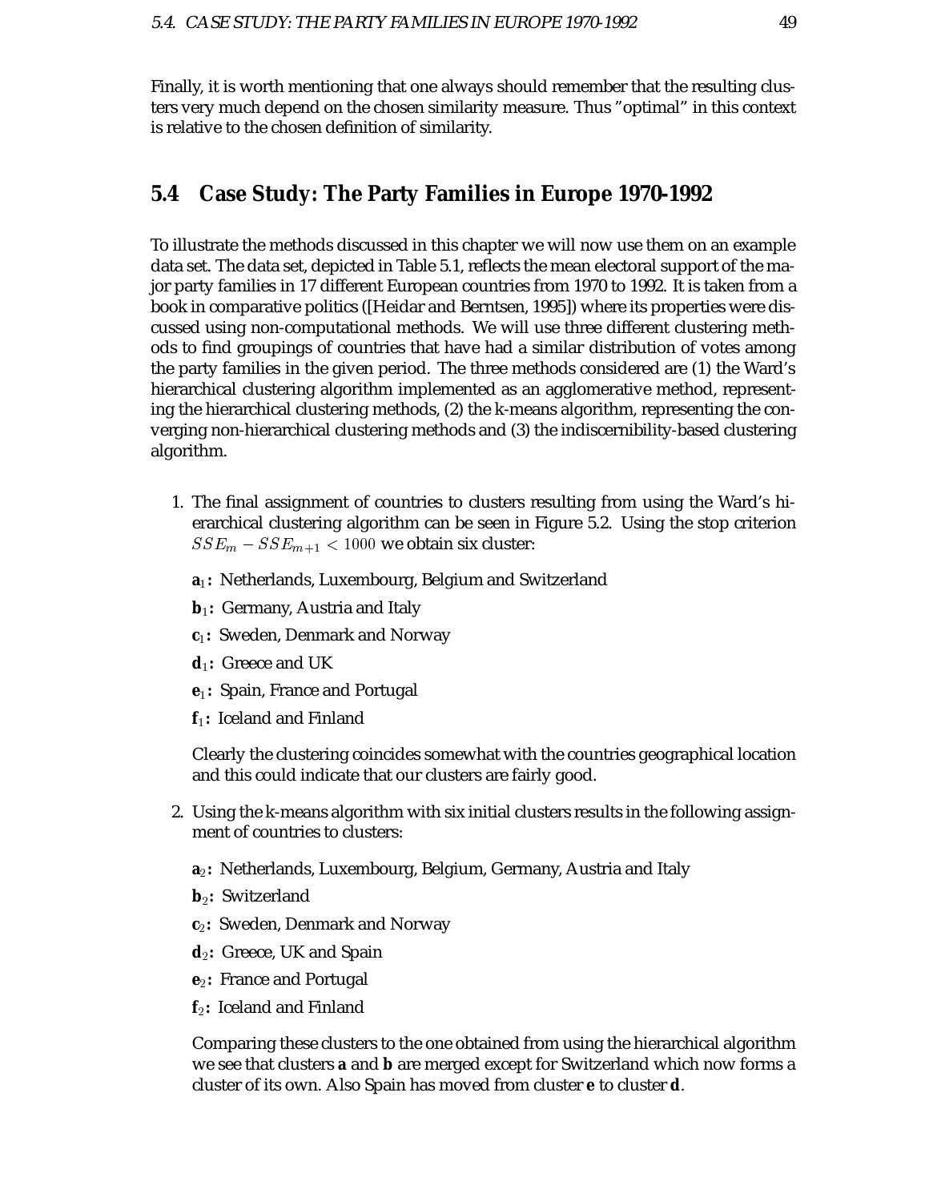Finally, it is worth mentioning that one always should remember that the resulting clusters very much depend on the chosen similarity measure. Thus "optimal" in this context is relative to the chosen definition of similarity.

## 5.4 Case Study: The Party Families in Europe 1970-1992

To illustrate the methods discussed in this chapter we will now use them on an example data set. The data set, depicted in Table 5.1, reflects the mean electoral support of the major party families in 17 different European countries from 1970 to 1992. It is taken from a book in comparative politics ([Heidar and Berntsen, 1995]) where its properties were discussed using non-computational methods. We will use three different clustering methods to find groupings of countries that have had a similar distribution of votes among the party families in the given period. The three methods considered are (1) the Ward's hierarchical clustering algorithm implemented as an agglomerative method, representing the hierarchical clustering methods, (2) the k-means algorithm, representing the converging non-hierarchical clustering methods and (3) the indiscernibility-based clustering algorithm.

1. The final assignment of countries to clusters resulting from using the Ward's hierarchical clustering algorithm can be seen in Figure 5.2. Using the stop criterion $SSE_m - SSE_{m+1} < 1000$ we obtain six cluster:

   **$a_1$:** Netherlands, Luxembourg, Belgium and Switzerland

   **$b_1$:** Germany, Austria and Italy

   **$c_1$:** Sweden, Denmark and Norway

   **$d_1$:** Greece and UK

   **$e_1$:** Spain, France and Portugal

   **$f_1$:** Iceland and Finland

   Clearly the clustering coincides somewhat with the countries geographical location and this could indicate that our clusters are fairly good.

2. Using the k-means algorithm with six initial clusters results in the following assignment of countries to clusters:

   **$a_2$:** Netherlands, Luxembourg, Belgium, Germany, Austria and Italy

   **$b_2$:** Switzerland

   **$c_2$:** Sweden, Denmark and Norway

   **$d_2$:** Greece, UK and Spain

   **$e_2$:** France and Portugal

   **$f_2$:** Iceland and Finland

   Comparing these clusters to the one obtained from using the hierarchical algorithm we see that clusters **a** and **b** are merged except for Switzerland which now forms a cluster of its own. Also Spain has moved from cluster **e** to cluster **d**.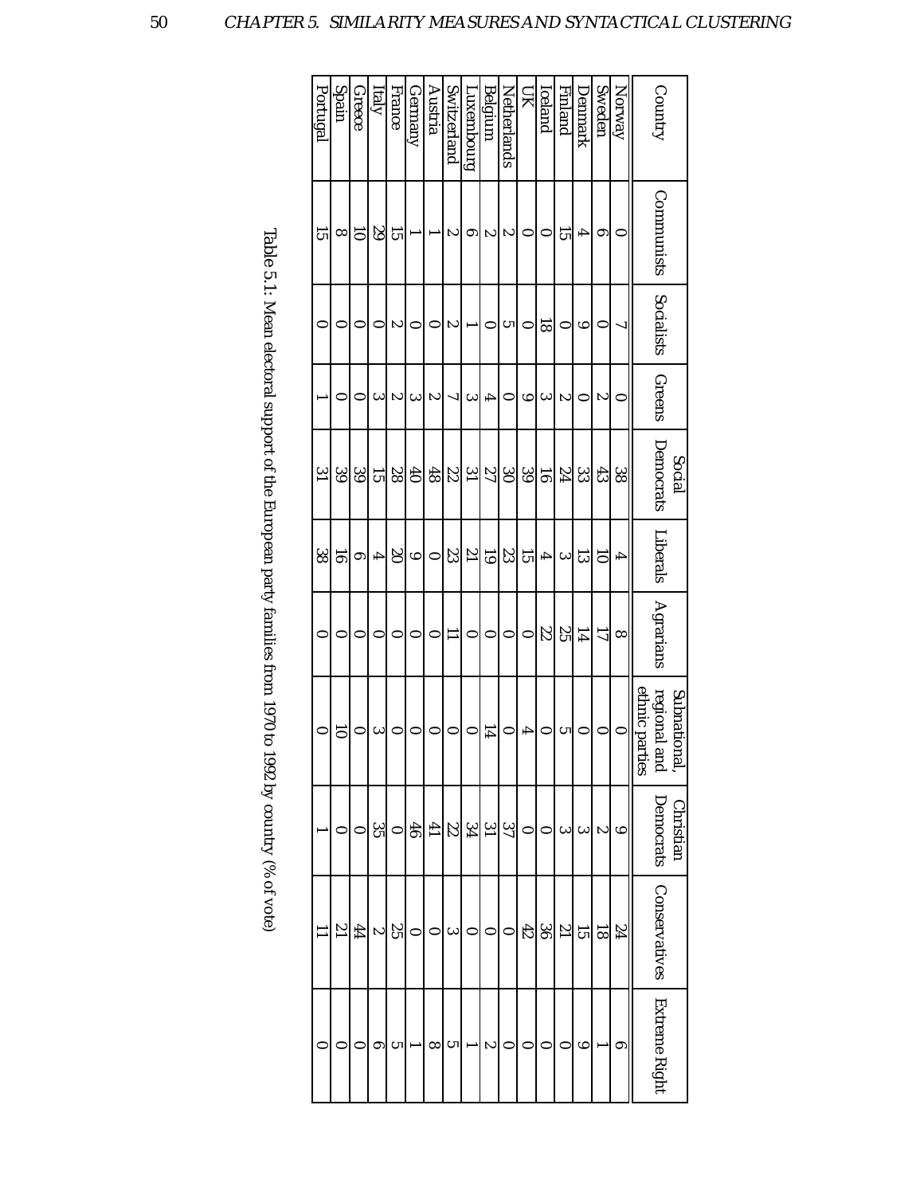| Country | Communists | Socialists | Greens | Social Democrats | Liberals | Agrarians | Subnational, regional and ethnic parties | Christian Democrats | Conservatives | Extreme Right |
|---|---|---|---|---|---|---|---|---|---|---|
| Norway | 0 | 7 | 0 | 38 | 4 | 8 | 0 | 9 | 24 | 6 |
| Sweden | 6 | 0 | 2 | 43 | 10 | 17 | 0 | 2 | 18 | 1 |
| Denmark | 4 | 9 | 0 | 33 | 13 | 14 | 0 | 3 | 15 | 9 |
| Finland | 15 | 0 | 2 | 24 | 3 | 25 | 5 | 3 | 21 | 0 |
| Iceland | 0 | 18 | 3 | 16 | 4 | 22 | 0 | 0 | 36 | 0 |
| UK | 0 | 0 | 9 | 39 | 15 | 0 | 4 | 0 | 42 | 0 |
| Netherlands | 2 | 5 | 0 | 30 | 23 | 0 | 0 | 37 | 0 | 0 |
| Belgium | 2 | 0 | 4 | 27 | 19 | 0 | 14 | 31 | 0 | 2 |
| Luxembourg | 6 | 1 | 3 | 31 | 21 | 0 | 0 | 34 | 0 | 1 |
| Switzerland | 2 | 2 | 7 | 22 | 23 | 11 | 0 | 22 | 3 | 5 |
| Austria | 1 | 0 | 2 | 48 | 0 | 0 | 0 | 41 | 0 | 8 |
| Germany | 1 | 0 | 3 | 40 | 9 | 0 | 0 | 46 | 0 | 1 |
| France | 15 | 2 | 2 | 28 | 20 | 0 | 0 | 0 | 25 | 5 |
| Italy | 29 | 0 | 3 | 15 | 4 | 0 | 3 | 35 | 2 | 6 |
| Greece | 10 | 0 | 0 | 39 | 6 | 0 | 0 | 0 | 44 | 0 |
| Spain | 8 | 0 | 0 | 39 | 16 | 0 | 10 | 0 | 21 | 0 |
| Portugal | 15 | 0 | 1 | 31 | 38 | 0 | 0 | 1 | 11 | 0 |

Table 5.1: Mean electoral support of the European party families from 1970 to 1992 by country (% of vote)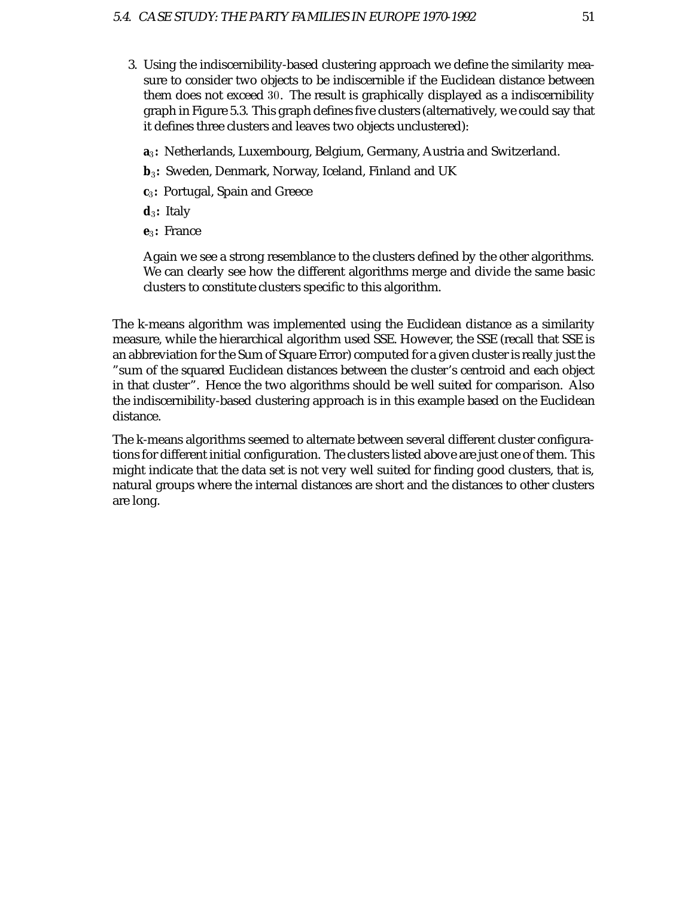3. Using the indiscernibility-based clustering approach we define the similarity measure to consider two objects to be indiscernible if the Euclidean distance between them does not exceed $30$. The result is graphically displayed as a indiscernibility graph in Figure 5.3. This graph defines five clusters (alternatively, we could say that it defines three clusters and leaves two objects unclustered):

   **$a_3$:** Netherlands, Luxembourg, Belgium, Germany, Austria and Switzerland.

   **$b_3$:** Sweden, Denmark, Norway, Iceland, Finland and UK

   **$c_3$:** Portugal, Spain and Greece

   **$d_3$:** Italy

   **$e_3$:** France

   Again we see a strong resemblance to the clusters defined by the other algorithms. We can clearly see how the different algorithms merge and divide the same basic clusters to constitute clusters specific to this algorithm.

The k-means algorithm was implemented using the Euclidean distance as a similarity measure, while the hierarchical algorithm used SSE. However, the SSE (recall that SSE is an abbreviation for the Sum of Square Error) computed for a given cluster is really just the "sum of the squared Euclidean distances between the cluster's centroid and each object in that cluster". Hence the two algorithms should be well suited for comparison. Also the indiscernibility-based clustering approach is in this example based on the Euclidean distance.

The k-means algorithms seemed to alternate between several different cluster configurations for different initial configuration. The clusters listed above are just one of them. This might indicate that the data set is not very well suited for finding good clusters, that is, natural groups where the internal distances are short and the distances to other clusters are long.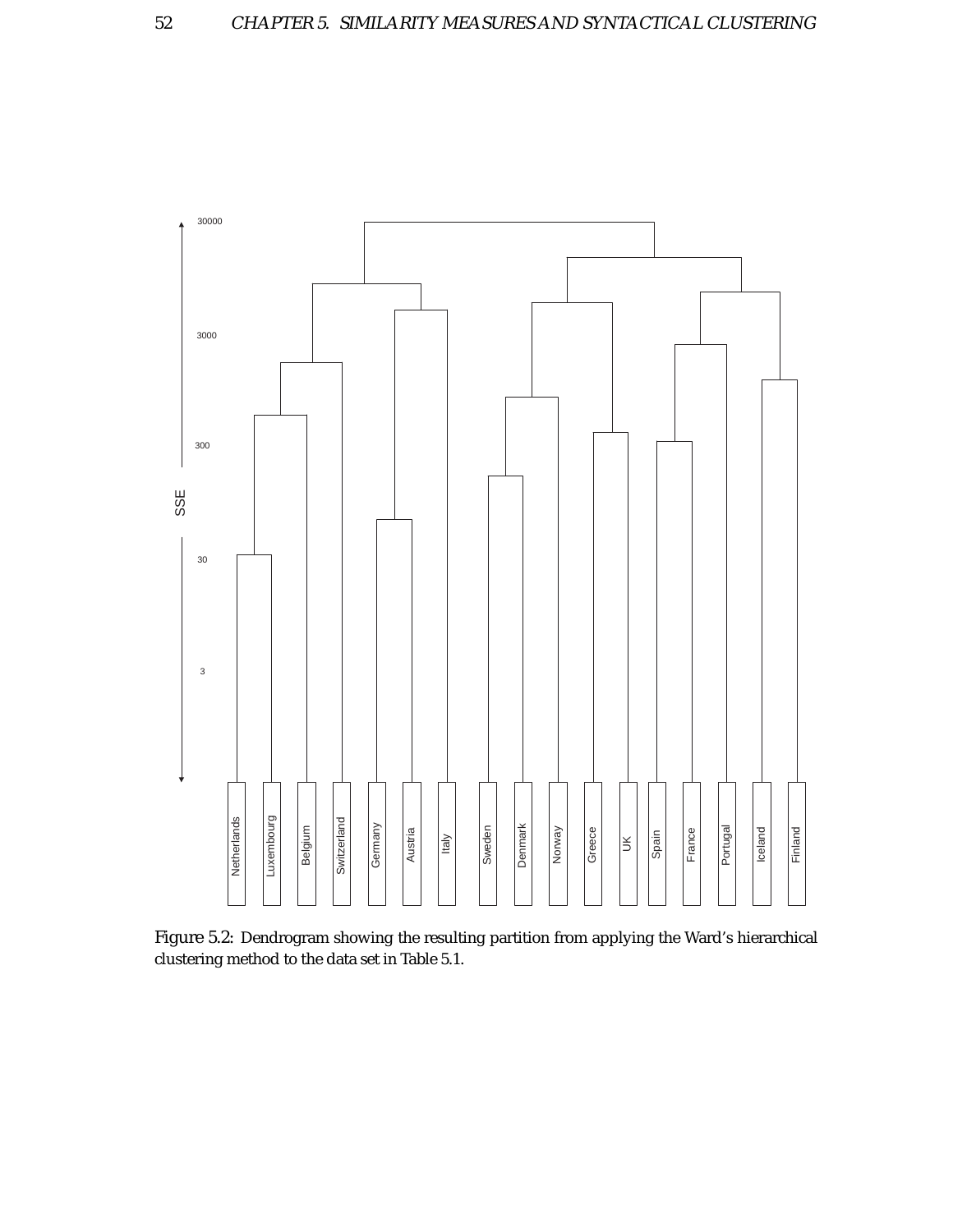Figure 5.2: Dendrogram showing the resulting partition from applying the Ward's hierarchical clustering method to the data set in Table 5.1.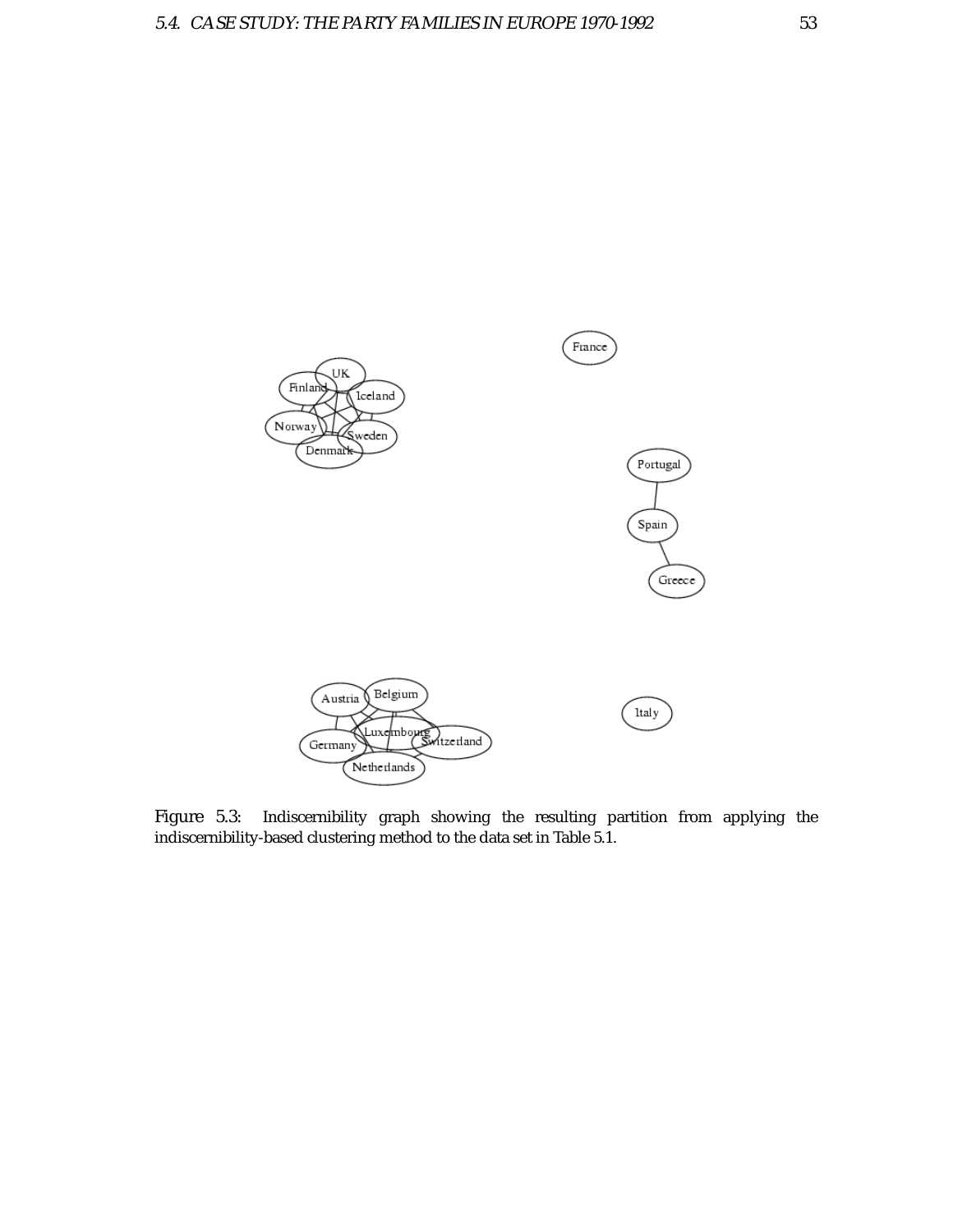Figure 5.3: Indiscernibility graph showing the resulting partition from applying the indiscernibility-based clustering method to the data set in Table 5.1.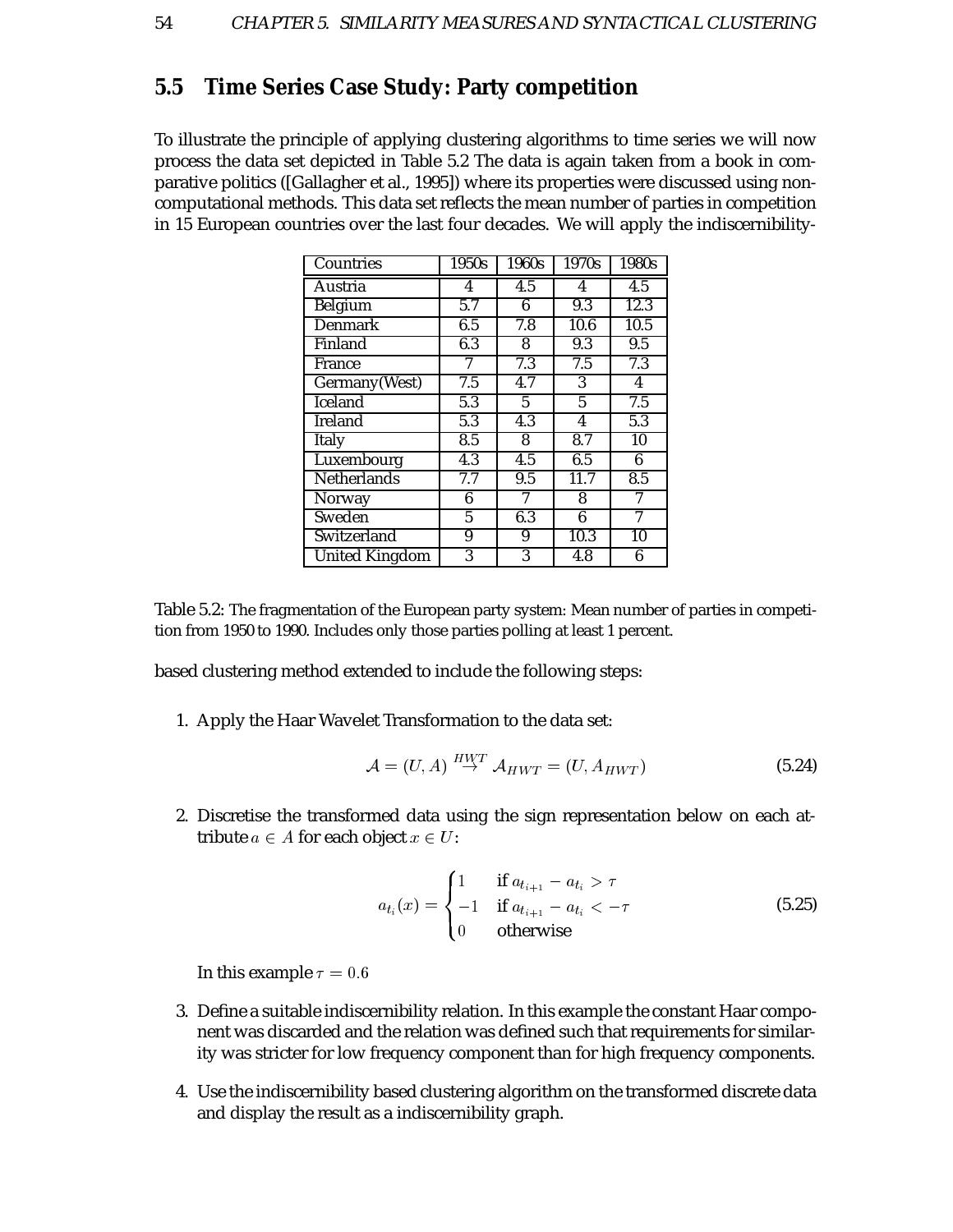## 5.5 Time Series Case Study: Party competition

To illustrate the principle of applying clustering algorithms to time series we will now process the data set depicted in Table 5.2 The data is again taken from a book in comparative politics ([Gallagher et al., 1995]) where its properties were discussed using non-computational methods. This data set reflects the mean number of parties in competition in 15 European countries over the last four decades. We will apply the indiscernibility-

| Countries | 1950s | 1960s | 1970s | 1980s |
|---|---|---|---|---|
| Austria | 4 | 4.5 | 4 | 4.5 |
| Belgium | 5.7 | 6 | 9.3 | 12.3 |
| Denmark | 6.5 | 7.8 | 10.6 | 10.5 |
| Finland | 6.3 | 8 | 9.3 | 9.5 |
| France | 7 | 7.3 | 7.5 | 7.3 |
| Germany(West) | 7.5 | 4.7 | 3 | 4 |
| Iceland | 5.3 | 5 | 5 | 7.5 |
| Ireland | 5.3 | 4.3 | 4 | 5.3 |
| Italy | 8.5 | 8 | 8.7 | 10 |
| Luxembourg | 4.3 | 4.5 | 6.5 | 6 |
| Netherlands | 7.7 | 9.5 | 11.7 | 8.5 |
| Norway | 6 | 7 | 8 | 7 |
| Sweden | 5 | 6.3 | 6 | 7 |
| Switzerland | 9 | 9 | 10.3 | 10 |
| United Kingdom | 3 | 3 | 4.8 | 6 |

Table 5.2: The fragmentation of the European party system: Mean number of parties in competition from 1950 to 1990. Includes only those parties polling at least 1 percent.

based clustering method extended to include the following steps:

1. Apply the Haar Wavelet Transformation to the data set:

$$\mathcal{A} = (U, A) \stackrel{HWT}{\rightarrow} \mathcal{A}_{HWT} = (U, A_{HWT}) \tag{5.24}$$

2. Discretise the transformed data using the sign representation below on each attribute $a \in A$ for each object $x \in U$:

$$a_{t_i}(x) = \begin{cases} 1 & \text{if } a_{t_{i+1}} - a_{t_i} > \tau \\ -1 & \text{if } a_{t_{i+1}} - a_{t_i} < -\tau \\ 0 & \text{otherwise} \end{cases} \tag{5.25}$$

   In this example $\tau = 0.6$

3. Define a suitable indiscernibility relation. In this example the constant Haar component was discarded and the relation was defined such that requirements for similarity was stricter for low frequency component than for high frequency components.

4. Use the indiscernibility based clustering algorithm on the transformed discrete data and display the result as a indiscernibility graph.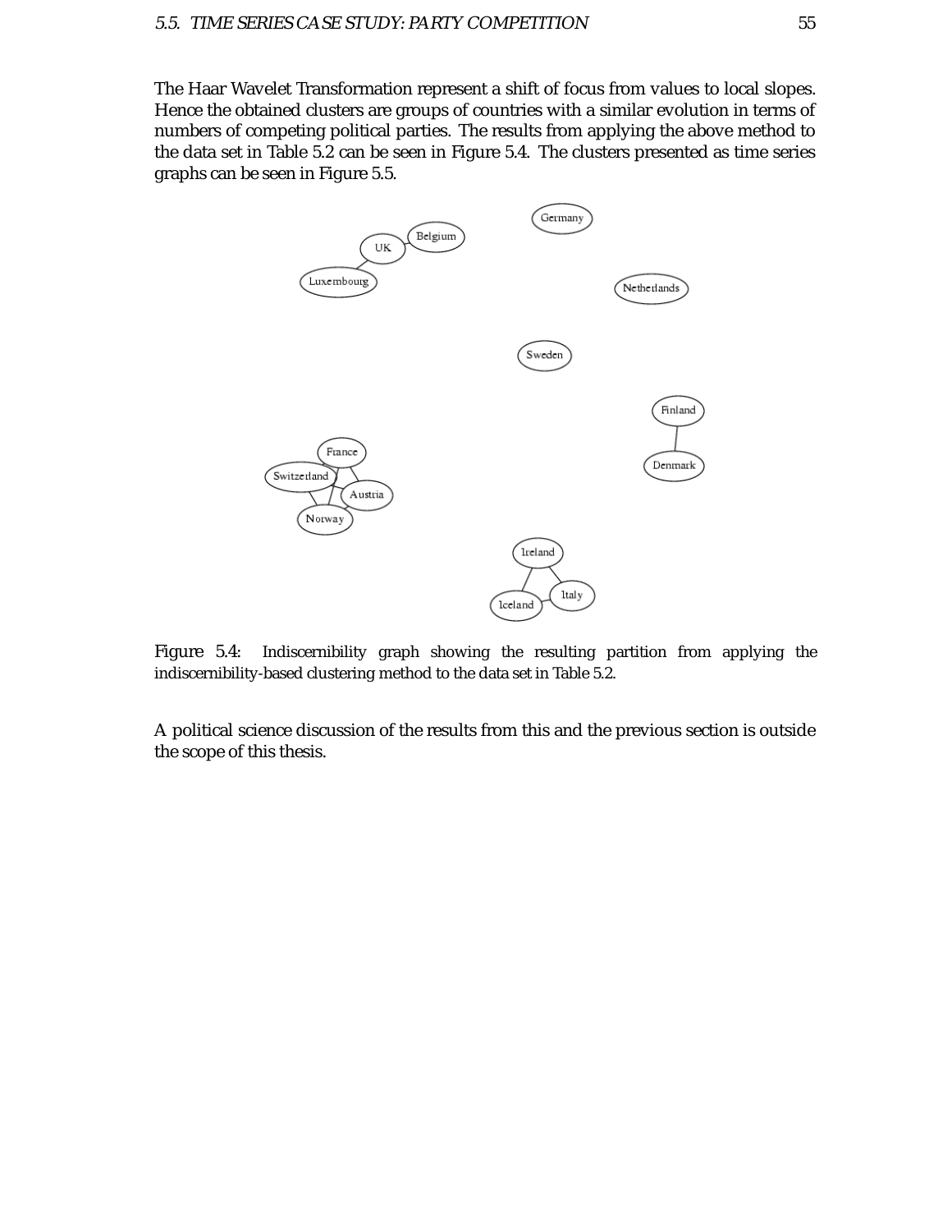The Haar Wavelet Transformation represent a shift of focus from values to local slopes. Hence the obtained clusters are groups of countries with a similar evolution in terms of numbers of competing political parties. The results from applying the above method to the data set in Table 5.2 can be seen in Figure 5.4. The clusters presented as time series graphs can be seen in Figure 5.5.

Figure 5.4: Indiscernibility graph showing the resulting partition from applying the indiscernibility-based clustering method to the data set in Table 5.2.

A political science discussion of the results from this and the previous section is outside the scope of this thesis.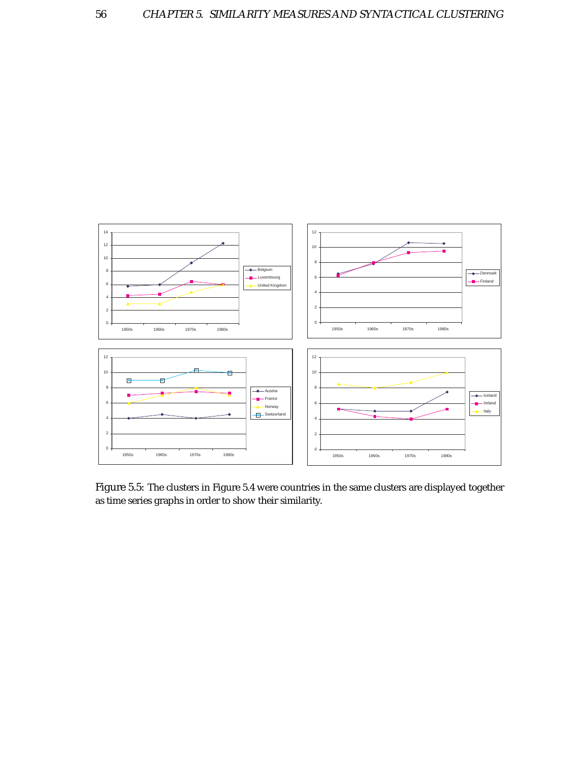Figure 5.5: The clusters in Figure 5.4 were countries in the same clusters are displayed together as time series graphs in order to show their similarity.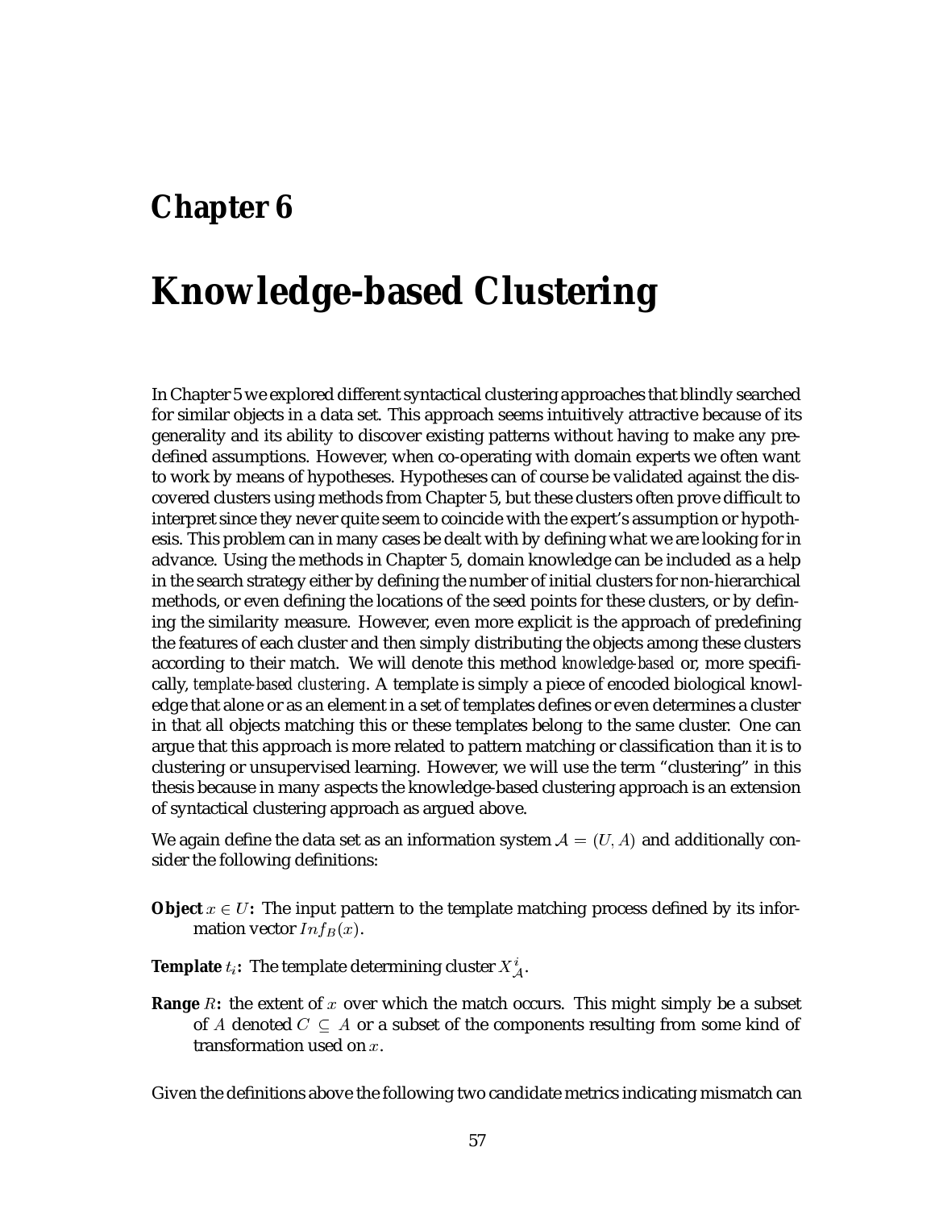# Chapter 6

# Knowledge-based Clustering

In Chapter 5 we explored different syntactical clustering approaches that blindly searched for similar objects in a data set. This approach seems intuitively attractive because of its generality and its ability to discover existing patterns without having to make any predefined assumptions. However, when co-operating with domain experts we often want to work by means of hypotheses. Hypotheses can of course be validated against the discovered clusters using methods from Chapter 5, but these clusters often prove difficult to interpret since they never quite seem to coincide with the expert's assumption or hypothesis. This problem can in many cases be dealt with by defining what we are looking for in advance. Using the methods in Chapter 5, domain knowledge can be included as a help in the search strategy either by defining the number of initial clusters for non-hierarchical methods, or even defining the locations of the seed points for these clusters, or by defining the similarity measure. However, even more explicit is the approach of predefining the features of each cluster and then simply distributing the objects among these clusters according to their match. We will denote this method *knowledge-based* or, more specifically, *template-based clustering*. A template is simply a piece of encoded biological knowledge that alone or as an element in a set of templates defines or even determines a cluster in that all objects matching this or these templates belong to the same cluster. One can argue that this approach is more related to pattern matching or classification than it is to clustering or unsupervised learning. However, we will use the term "clustering" in this thesis because in many aspects the knowledge-based clustering approach is an extension of syntactical clustering approach as argued above.

We again define the data set as an information system $\mathcal{A} = (U, A)$ and additionally consider the following definitions:

**Object** $x \in U$**:** The input pattern to the template matching process defined by its information vector $Inf_B(x)$.

**Template** $t_i$**:** The template determining cluster $X^i_{\mathcal{A}}$.

**Range** $R$**:** the extent of $x$ over which the match occurs. This might simply be a subset of $A$ denoted $C \subseteq A$ or a subset of the components resulting from some kind of transformation used on $x$.

Given the definitions above the following two candidate metrics indicating mismatch can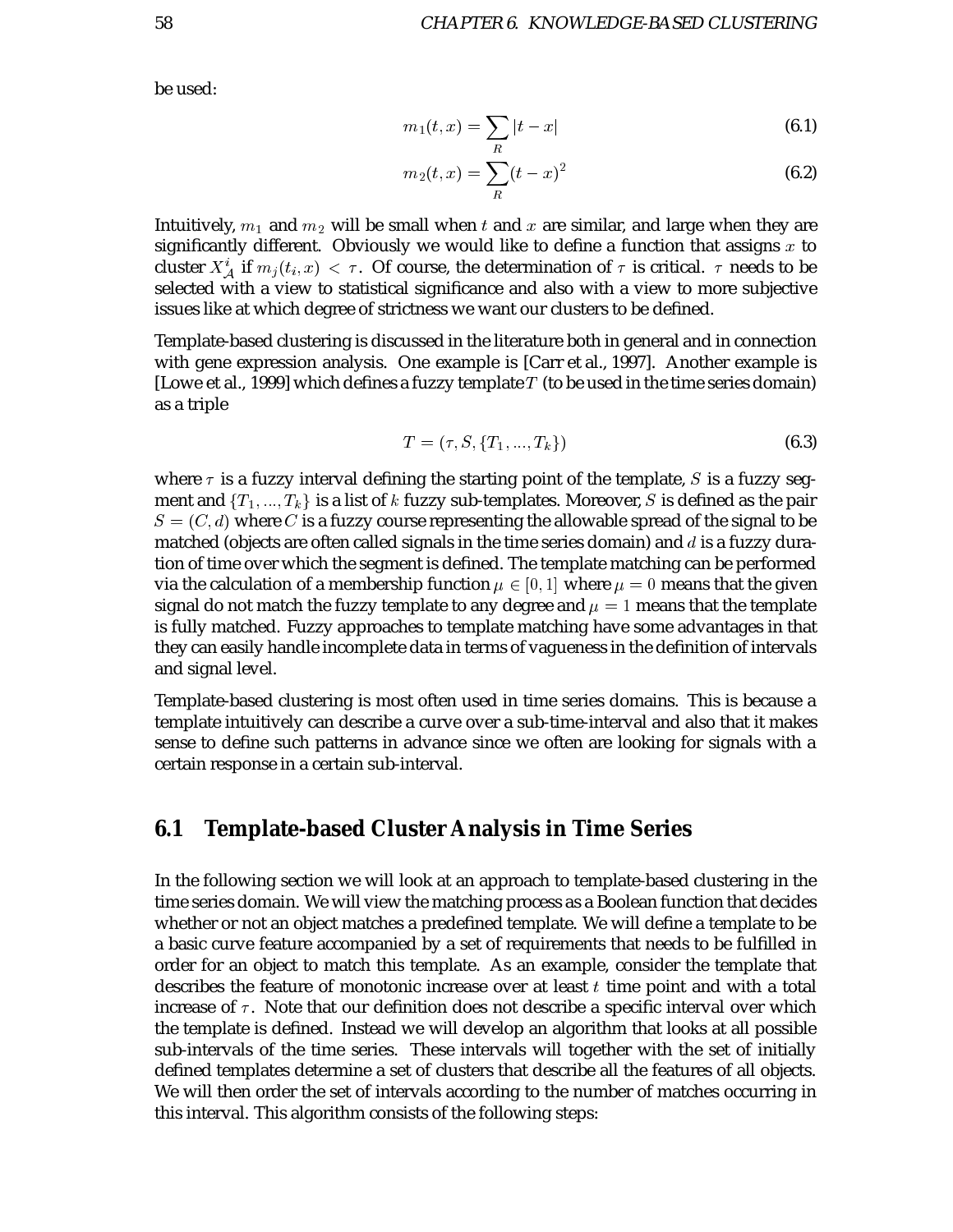be used:

$$m_1(t, x) = \sum_R |t - x| \tag{6.1}$$

$$m_2(t, x) = \sum_R (t - x)^2 \tag{6.2}$$

Intuitively, $m_1$ and $m_2$ will be small when $t$ and $x$ are similar, and large when they are significantly different. Obviously we would like to define a function that assigns $x$ to cluster $X^i_{\mathcal{A}}$ if $m_j(t_i, x) < \tau$. Of course, the determination of $\tau$ is critical. $\tau$ needs to be selected with a view to statistical significance and also with a view to more subjective issues like at which degree of strictness we want our clusters to be defined.

Template-based clustering is discussed in the literature both in general and in connection with gene expression analysis. One example is [Carr et al., 1997]. Another example is [Lowe et al., 1999] which defines a fuzzy template $T$ (to be used in the time series domain) as a triple

$$T = (\tau, S, \{T_1, ..., T_k\}) \tag{6.3}$$

where $\tau$ is a fuzzy interval defining the starting point of the template, $S$ is a fuzzy segment and $\{T_1, ..., T_k\}$ is a list of $k$ fuzzy sub-templates. Moreover, $S$ is defined as the pair $S = (C, d)$ where $C$ is a fuzzy course representing the allowable spread of the signal to be matched (objects are often called signals in the time series domain) and $d$ is a fuzzy duration of time over which the segment is defined. The template matching can be performed via the calculation of a membership function $\mu \in [0, 1]$ where $\mu = 0$ means that the given signal do not match the fuzzy template to any degree and $\mu = 1$ means that the template is fully matched. Fuzzy approaches to template matching have some advantages in that they can easily handle incomplete data in terms of vagueness in the definition of intervals and signal level.

Template-based clustering is most often used in time series domains. This is because a template intuitively can describe a curve over a sub-time-interval and also that it makes sense to define such patterns in advance since we often are looking for signals with a certain response in a certain sub-interval.

## 6.1 Template-based Cluster Analysis in Time Series

In the following section we will look at an approach to template-based clustering in the time series domain. We will view the matching process as a Boolean function that decides whether or not an object matches a predefined template. We will define a template to be a basic curve feature accompanied by a set of requirements that needs to be fulfilled in order for an object to match this template. As an example, consider the template that describes the feature of monotonic increase over at least $t$ time point and with a total increase of $\tau$. Note that our definition does not describe a specific interval over which the template is defined. Instead we will develop an algorithm that looks at all possible sub-intervals of the time series. These intervals will together with the set of initially defined templates determine a set of clusters that describe all the features of all objects. We will then order the set of intervals according to the number of matches occurring in this interval. This algorithm consists of the following steps: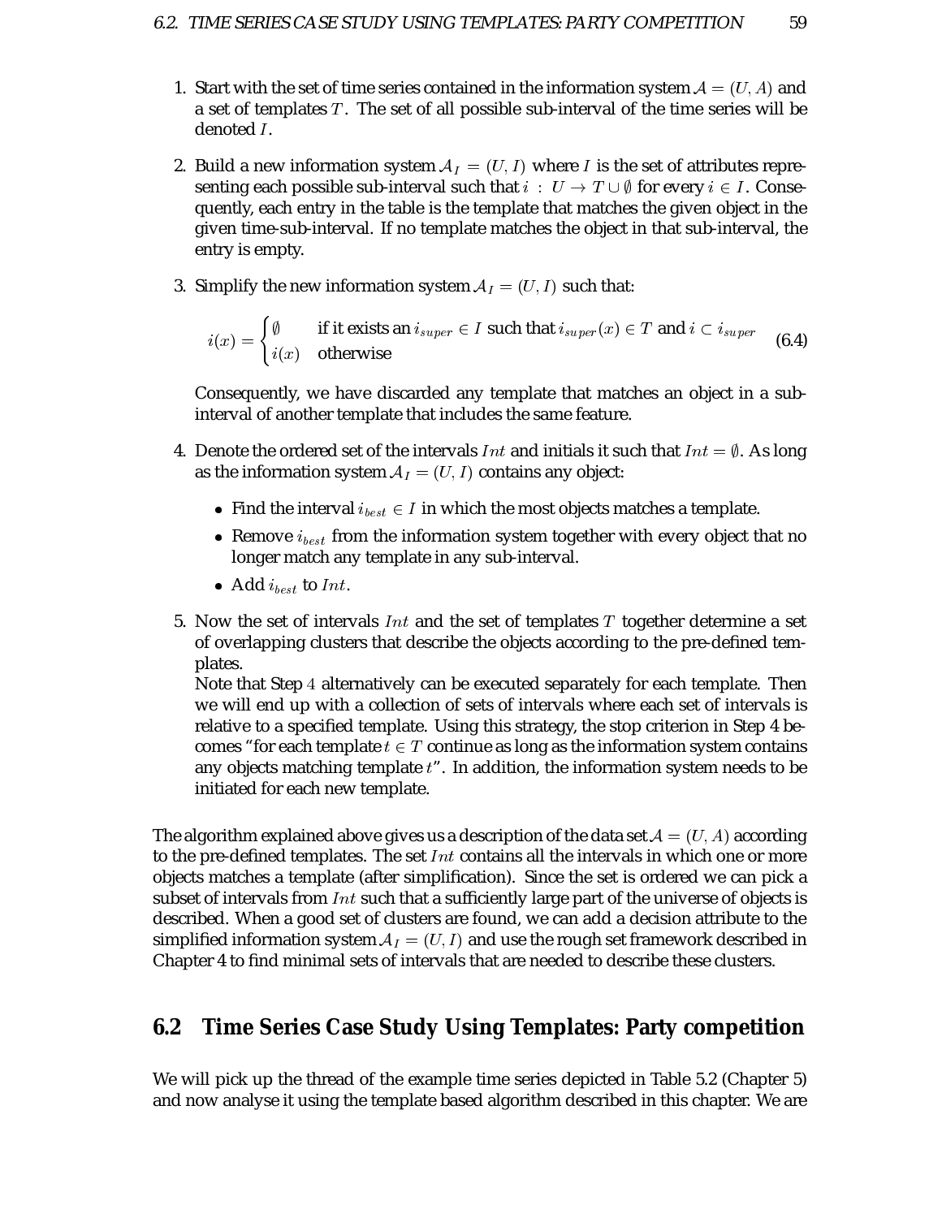1. Start with the set of time series contained in the information system $\mathcal{A} = (U, A)$ and a set of templates $T$. The set of all possible sub-interval of the time series will be denoted $I$.

2. Build a new information system $\mathcal{A}_I = (U, I)$ where $I$ is the set of attributes representing each possible sub-interval such that $i : U \rightarrow T \cup \emptyset$ for every $i \in I$. Consequently, each entry in the table is the template that matches the given object in the given time-sub-interval. If no template matches the object in that sub-interval, the entry is empty.

3. Simplify the new information system $\mathcal{A}_I = (U, I)$ such that:

$$i(x) = \begin{cases} \emptyset & \text{if it exists an } i_{super} \in I \text{ such that } i_{super}(x) \in T \text{ and } i \subset i_{super} \\ i(x) & \text{otherwise} \end{cases} \tag{6.4}$$

   Consequently, we have discarded any template that matches an object in a sub-interval of another template that includes the same feature.

4. Denote the ordered set of the intervals $Int$ and initials it such that $Int = \emptyset$. As long as the information system $\mathcal{A}_I = (U, I)$ contains any object:

   - Find the interval $i_{best} \in I$ in which the most objects matches a template.
   - Remove $i_{best}$ from the information system together with every object that no longer match any template in any sub-interval.
   - Add $i_{best}$ to $Int$.

5. Now the set of intervals $Int$ and the set of templates $T$ together determine a set of overlapping clusters that describe the objects according to the pre-defined templates.
   Note that Step 4 alternatively can be executed separately for each template. Then we will end up with a collection of sets of intervals where each set of intervals is relative to a specified template. Using this strategy, the stop criterion in Step 4 becomes "for each template $t \in T$ continue as long as the information system contains any objects matching template $t$". In addition, the information system needs to be initiated for each new template.

The algorithm explained above gives us a description of the data set $\mathcal{A} = (U, A)$ according to the pre-defined templates. The set $Int$ contains all the intervals in which one or more objects matches a template (after simplification). Since the set is ordered we can pick a subset of intervals from $Int$ such that a sufficiently large part of the universe of objects is described. When a good set of clusters are found, we can add a decision attribute to the simplified information system $\mathcal{A}_I = (U, I)$ and use the rough set framework described in Chapter 4 to find minimal sets of intervals that are needed to describe these clusters.

## 6.2 Time Series Case Study Using Templates: Party competition

We will pick up the thread of the example time series depicted in Table 5.2 (Chapter 5) and now analyse it using the template based algorithm described in this chapter. We are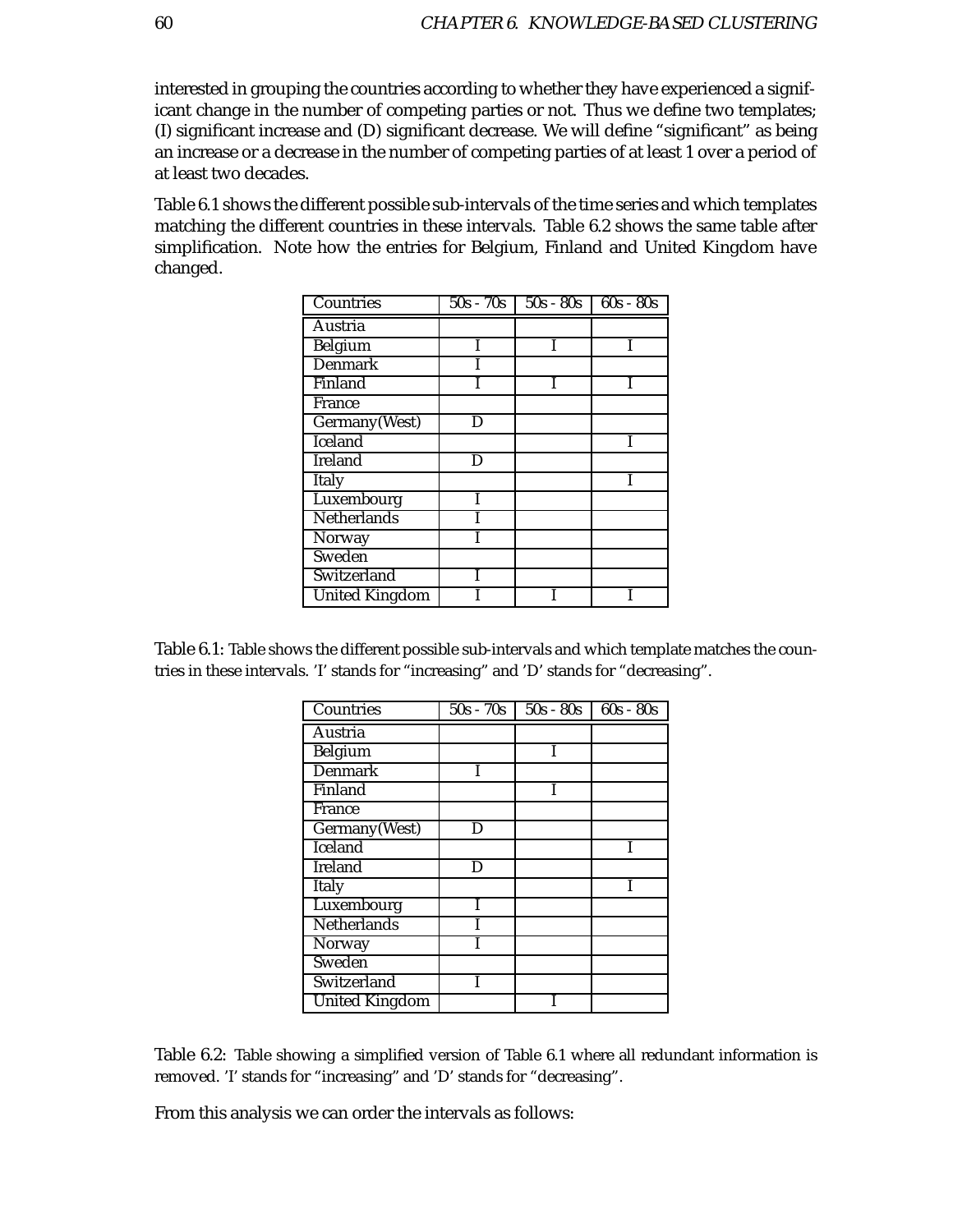interested in grouping the countries according to whether they have experienced a significant change in the number of competing parties or not. Thus we define two templates; (I) significant increase and (D) significant decrease. We will define "significant" as being an increase or a decrease in the number of competing parties of at least 1 over a period of at least two decades.

Table 6.1 shows the different possible sub-intervals of the time series and which templates matching the different countries in these intervals. Table 6.2 shows the same table after simplification. Note how the entries for Belgium, Finland and United Kingdom have changed.

| Countries | 50s - 70s | 50s - 80s | 60s - 80s |
|---|---|---|---|
| Austria | | | |
| Belgium | I | I | I |
| Denmark | I | | |
| Finland | I | I | I |
| France | | | |
| Germany(West) | D | | |
| Iceland | | | I |
| Ireland | D | | |
| Italy | | | I |
| Luxembourg | I | | |
| Netherlands | I | | |
| Norway | I | | |
| Sweden | | | |
| Switzerland | I | | |
| United Kingdom | I | I | I |

Table 6.1: Table shows the different possible sub-intervals and which template matches the countries in these intervals. 'I' stands for "increasing" and 'D' stands for "decreasing".

| Countries | 50s - 70s | 50s - 80s | 60s - 80s |
|---|---|---|---|
| Austria | | | |
| Belgium | | I | |
| Denmark | I | | |
| Finland | | I | |
| France | | | |
| Germany(West) | D | | |
| Iceland | | | I |
| Ireland | D | | |
| Italy | | | I |
| Luxembourg | I | | |
| Netherlands | I | | |
| Norway | I | | |
| Sweden | | | |
| Switzerland | I | | |
| United Kingdom | | I | |

Table 6.2: Table showing a simplified version of Table 6.1 where all redundant information is removed. 'I' stands for "increasing" and 'D' stands for "decreasing".

From this analysis we can order the intervals as follows: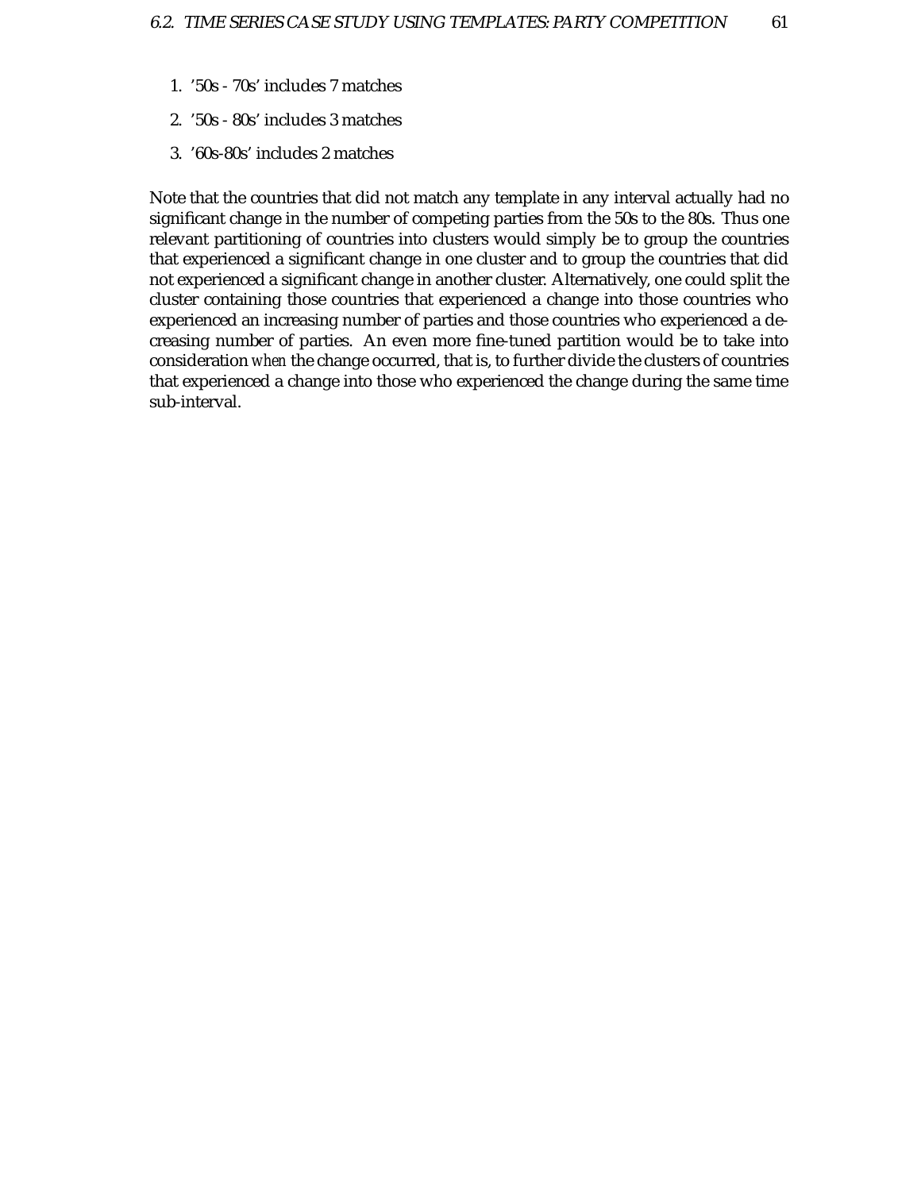1. '50s - 70s' includes 7 matches
2. '50s - 80s' includes 3 matches
3. '60s-80s' includes 2 matches

Note that the countries that did not match any template in any interval actually had no significant change in the number of competing parties from the 50s to the 80s. Thus one relevant partitioning of countries into clusters would simply be to group the countries that experienced a significant change in one cluster and to group the countries that did not experienced a significant change in another cluster. Alternatively, one could split the cluster containing those countries that experienced a change into those countries who experienced an increasing number of parties and those countries who experienced a decreasing number of parties. An even more fine-tuned partition would be to take into consideration *when* the change occurred, that is, to further divide the clusters of countries that experienced a change into those who experienced the change during the same time sub-interval.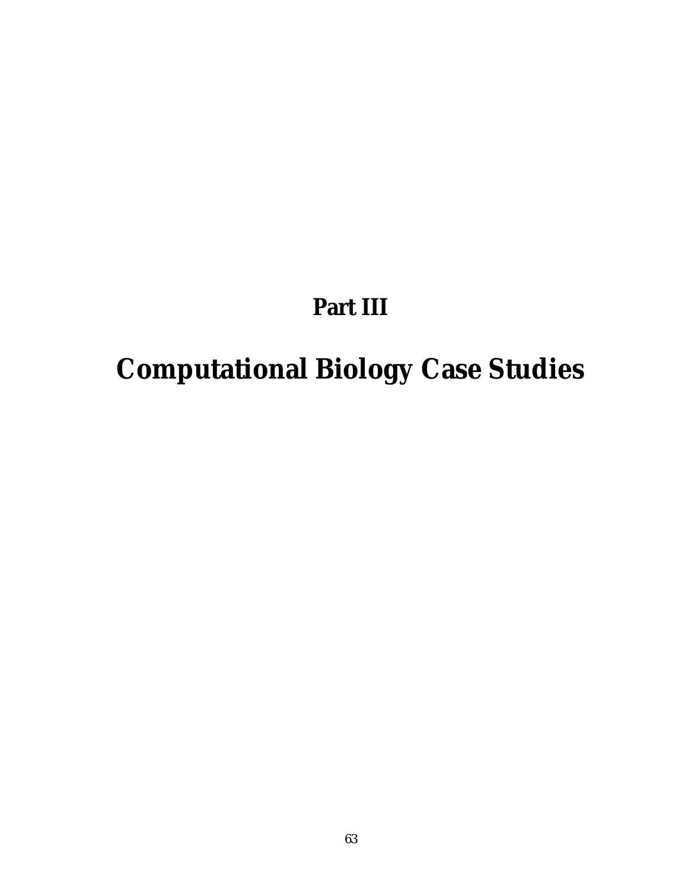# Part III

# Computational Biology Case Studies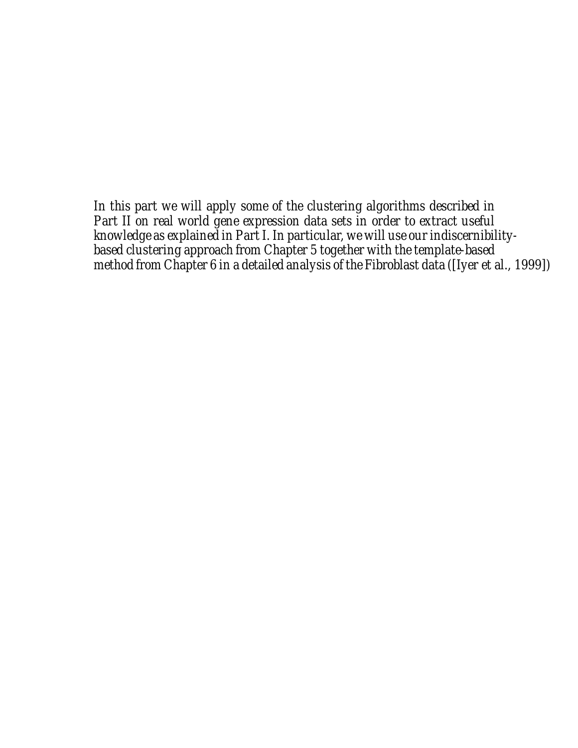*In this part we will apply some of the clustering algorithms described in Part II on real world gene expression data sets in order to extract useful knowledge as explained in Part I. In particular, we will use our indiscernibility-based clustering approach from Chapter 5 together with the template-based method from Chapter 6 in a detailed analysis of the Fibroblast data ([Iyer et al., 1999])*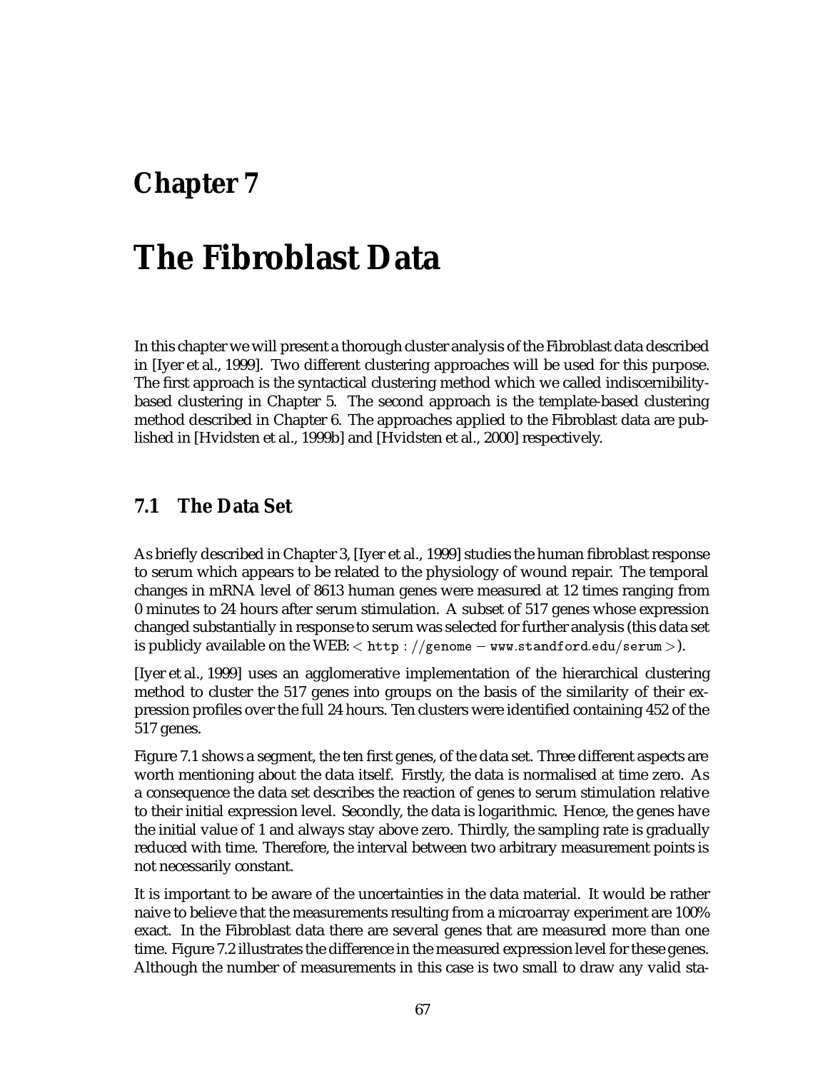# Chapter 7

# The Fibroblast Data

In this chapter we will present a thorough cluster analysis of the Fibroblast data described in [Iyer et al., 1999]. Two different clustering approaches will be used for this purpose. The first approach is the syntactical clustering method which we called indiscernibility-based clustering in Chapter 5. The second approach is the template-based clustering method described in Chapter 6. The approaches applied to the Fibroblast data are published in [Hvidsten et al., 1999b] and [Hvidsten et al., 2000] respectively.

## 7.1 The Data Set

As briefly described in Chapter 3, [Iyer et al., 1999] studies the human fibroblast response to serum which appears to be related to the physiology of wound repair. The temporal changes in mRNA level of 8613 human genes were measured at 12 times ranging from 0 minutes to 24 hours after serum stimulation. A subset of 517 genes whose expression changed substantially in response to serum was selected for further analysis (this data set is publicly available on the WEB: < http://genome-www.standford.edu/serum >).

[Iyer et al., 1999] uses an agglomerative implementation of the hierarchical clustering method to cluster the 517 genes into groups on the basis of the similarity of their expression profiles over the full 24 hours. Ten clusters were identified containing 452 of the 517 genes.

Figure 7.1 shows a segment, the ten first genes, of the data set. Three different aspects are worth mentioning about the data itself. Firstly, the data is normalised at time zero. As a consequence the data set describes the reaction of genes to serum stimulation relative to their initial expression level. Secondly, the data is logarithmic. Hence, the genes have the initial value of 1 and always stay above zero. Thirdly, the sampling rate is gradually reduced with time. Therefore, the interval between two arbitrary measurement points is not necessarily constant.

It is important to be aware of the uncertainties in the data material. It would be rather naive to believe that the measurements resulting from a microarray experiment are 100% exact. In the Fibroblast data there are several genes that are measured more than one time. Figure 7.2 illustrates the difference in the measured expression level for these genes. Although the number of measurements in this case is two small to draw any valid sta-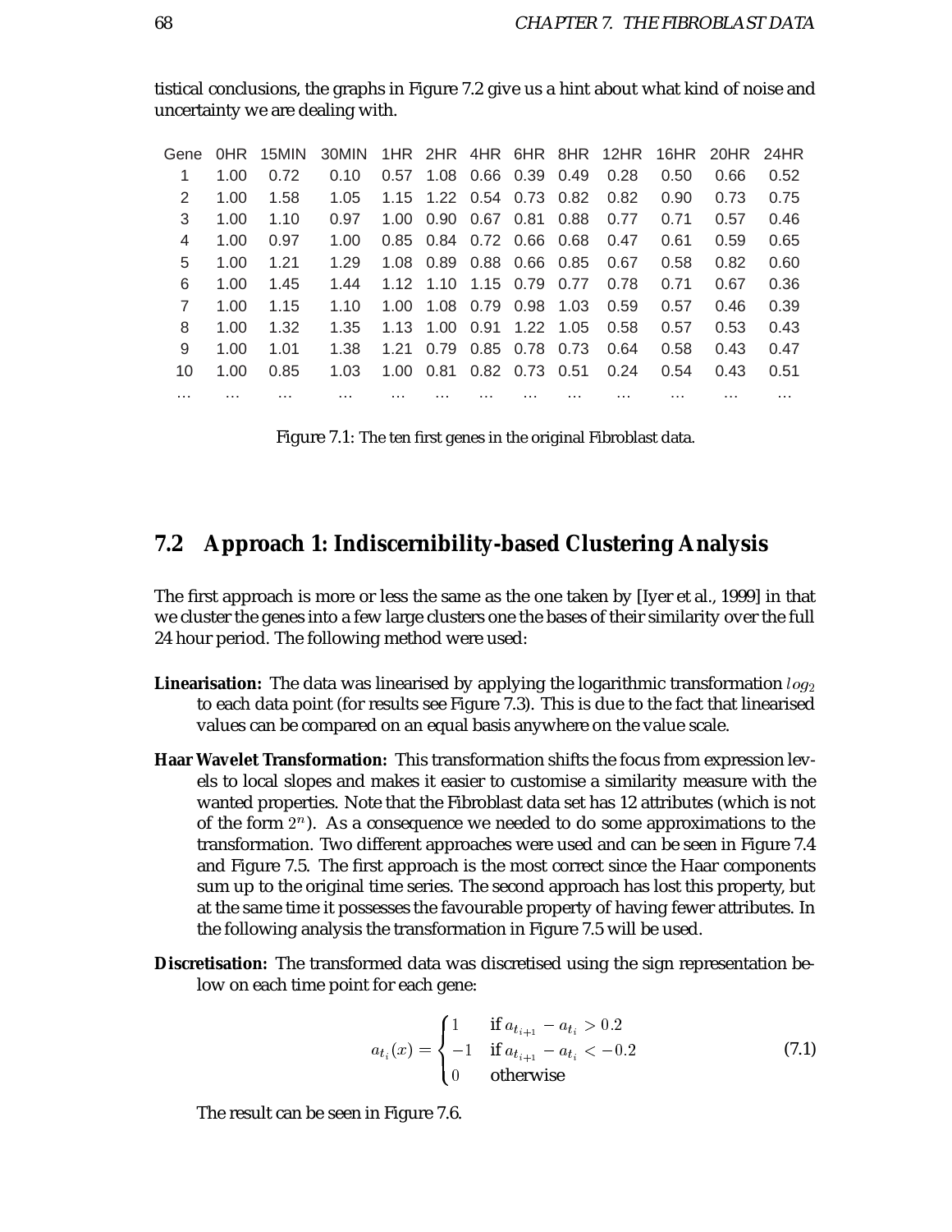tistical conclusions, the graphs in Figure 7.2 give us a hint about what kind of noise and uncertainty we are dealing with.

| Gene | 0HR | 15MIN | 30MIN | 1HR | 2HR | 4HR | 6HR | 8HR | 12HR | 16HR | 20HR | 24HR |
|---|---|---|---|---|---|---|---|---|---|---|---|---|
| 1 | 1.00 | 0.72 | 0.10 | 0.57 | 1.08 | 0.66 | 0.39 | 0.49 | 0.28 | 0.50 | 0.66 | 0.52 |
| 2 | 1.00 | 1.58 | 1.05 | 1.15 | 1.22 | 0.54 | 0.73 | 0.82 | 0.82 | 0.90 | 0.73 | 0.75 |
| 3 | 1.00 | 1.10 | 0.97 | 1.00 | 0.90 | 0.67 | 0.81 | 0.88 | 0.77 | 0.71 | 0.57 | 0.46 |
| 4 | 1.00 | 0.97 | 1.00 | 0.85 | 0.84 | 0.72 | 0.66 | 0.68 | 0.47 | 0.61 | 0.59 | 0.65 |
| 5 | 1.00 | 1.21 | 1.29 | 1.08 | 0.89 | 0.88 | 0.66 | 0.85 | 0.67 | 0.58 | 0.82 | 0.60 |
| 6 | 1.00 | 1.45 | 1.44 | 1.12 | 1.10 | 1.15 | 0.79 | 0.77 | 0.78 | 0.71 | 0.67 | 0.36 |
| 7 | 1.00 | 1.15 | 1.10 | 1.00 | 1.08 | 0.79 | 0.98 | 1.03 | 0.59 | 0.57 | 0.46 | 0.39 |
| 8 | 1.00 | 1.32 | 1.35 | 1.13 | 1.00 | 0.91 | 1.22 | 1.05 | 0.58 | 0.57 | 0.53 | 0.43 |
| 9 | 1.00 | 1.01 | 1.38 | 1.21 | 0.79 | 0.85 | 0.78 | 0.73 | 0.64 | 0.58 | 0.43 | 0.47 |
| 10 | 1.00 | 0.85 | 1.03 | 1.00 | 0.81 | 0.82 | 0.73 | 0.51 | 0.24 | 0.54 | 0.43 | 0.51 |
| ... | ... | ... | ... | ... | ... | ... | ... | ... | ... | ... | ... | ... |

Figure 7.1: The ten first genes in the original Fibroblast data.

## 7.2 Approach 1: Indiscernibility-based Clustering Analysis

The first approach is more or less the same as the one taken by [Iyer et al., 1999] in that we cluster the genes into a few large clusters one the bases of their similarity over the full 24 hour period. The following method were used:

**Linearisation:** The data was linearised by applying the logarithmic transformation $log_2$ to each data point (for results see Figure 7.3). This is due to the fact that linearised values can be compared on an equal basis anywhere on the value scale.

**Haar Wavelet Transformation:** This transformation shifts the focus from expression levels to local slopes and makes it easier to customise a similarity measure with the wanted properties. Note that the Fibroblast data set has 12 attributes (which is not of the form $2^n$). As a consequence we needed to do some approximations to the transformation. Two different approaches were used and can be seen in Figure 7.4 and Figure 7.5. The first approach is the most correct since the Haar components sum up to the original time series. The second approach has lost this property, but at the same time it possesses the favourable property of having fewer attributes. In the following analysis the transformation in Figure 7.5 will be used.

**Discretisation:** The transformed data was discretised using the sign representation below on each time point for each gene:

$$a_{t_i}(x) = \begin{cases} 1 & \text{if } a_{t_{i+1}} - a_{t_i} > 0.2 \\ -1 & \text{if } a_{t_{i+1}} - a_{t_i} < -0.2 \\ 0 & \text{otherwise} \end{cases} \tag{7.1}$$

The result can be seen in Figure 7.6.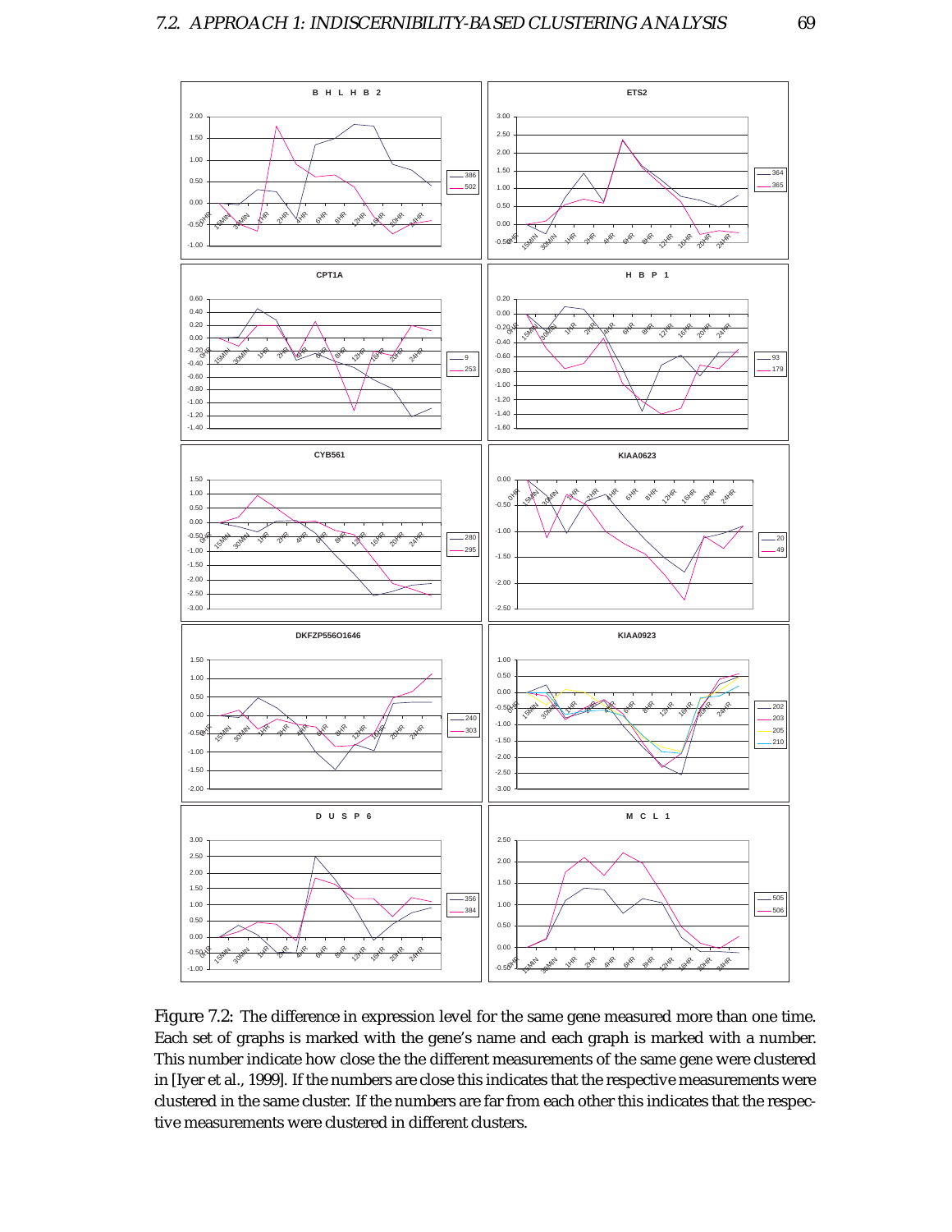Figure 7.2: The difference in expression level for the same gene measured more than one time. Each set of graphs is marked with the gene's name and each graph is marked with a number. This number indicate how close the the different measurements of the same gene were clustered in [Iyer et al., 1999]. If the numbers are close this indicates that the respective measurements were clustered in the same cluster. If the numbers are far from each other this indicates that the respective measurements were clustered in different clusters.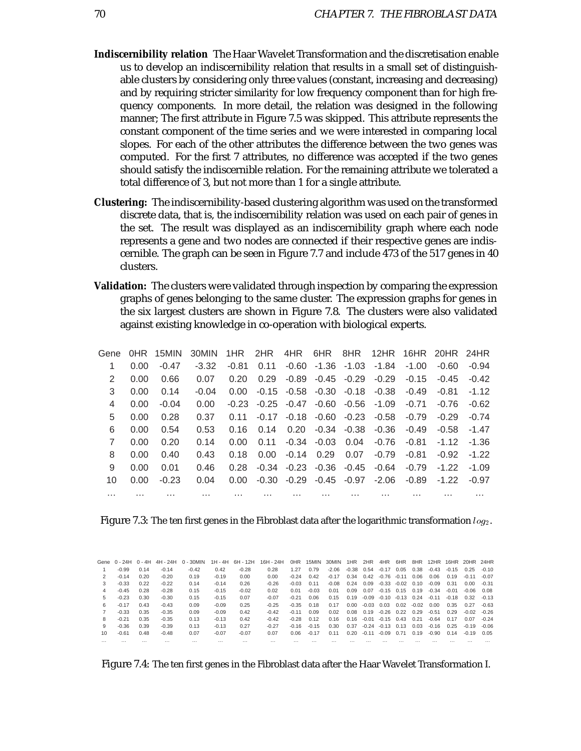**Indiscernibility relation** The Haar Wavelet Transformation and the discretisation enable us to develop an indiscernibility relation that results in a small set of distinguishable clusters by considering only three values (constant, increasing and decreasing) and by requiring stricter similarity for low frequency component than for high frequency components. In more detail, the relation was designed in the following manner; The first attribute in Figure 7.5 was skipped. This attribute represents the constant component of the time series and we were interested in comparing local slopes. For each of the other attributes the difference between the two genes was computed. For the first 7 attributes, no difference was accepted if the two genes should satisfy the indiscernible relation. For the remaining attribute we tolerated a total difference of 3, but not more than 1 for a single attribute.

**Clustering:** The indiscernibility-based clustering algorithm was used on the transformed discrete data, that is, the indiscernibility relation was used on each pair of genes in the set. The result was displayed as an indiscernibility graph where each node represents a gene and two nodes are connected if their respective genes are indiscernible. The graph can be seen in Figure 7.7 and include 473 of the 517 genes in 40 clusters.

**Validation:** The clusters were validated through inspection by comparing the expression graphs of genes belonging to the same cluster. The expression graphs for genes in the six largest clusters are shown in Figure 7.8. The clusters were also validated against existing knowledge in co-operation with biological experts.

| Gene | 0HR | 15MIN | 30MIN | 1HR | 2HR | 4HR | 6HR | 8HR | 12HR | 16HR | 20HR | 24HR |
|---|---|---|---|---|---|---|---|---|---|---|---|---|
| 1 | 0.00 | -0.47 | -3.32 | -0.81 | 0.11 | -0.60 | -1.36 | -1.03 | -1.84 | -1.00 | -0.60 | -0.94 |
| 2 | 0.00 | 0.66 | 0.07 | 0.20 | 0.29 | -0.89 | -0.45 | -0.29 | -0.29 | -0.15 | -0.45 | -0.42 |
| 3 | 0.00 | 0.14 | -0.04 | 0.00 | -0.15 | -0.58 | -0.30 | -0.18 | -0.38 | -0.49 | -0.81 | -1.12 |
| 4 | 0.00 | -0.04 | 0.00 | -0.23 | -0.25 | -0.47 | -0.60 | -0.56 | -1.09 | -0.71 | -0.76 | -0.62 |
| 5 | 0.00 | 0.28 | 0.37 | 0.11 | -0.17 | -0.18 | -0.60 | -0.23 | -0.58 | -0.79 | -0.29 | -0.74 |
| 6 | 0.00 | 0.54 | 0.53 | 0.16 | 0.14 | 0.20 | -0.34 | -0.38 | -0.36 | -0.49 | -0.58 | -1.47 |
| 7 | 0.00 | 0.20 | 0.14 | 0.00 | 0.11 | -0.34 | -0.03 | 0.04 | -0.76 | -0.81 | -1.12 | -1.36 |
| 8 | 0.00 | 0.40 | 0.43 | 0.18 | 0.00 | -0.14 | 0.29 | 0.07 | -0.79 | -0.81 | -0.92 | -1.22 |
| 9 | 0.00 | 0.01 | 0.46 | 0.28 | -0.34 | -0.23 | -0.36 | -0.45 | -0.64 | -0.79 | -1.22 | -1.09 |
| 10 | 0.00 | -0.23 | 0.04 | 0.00 | -0.30 | -0.29 | -0.45 | -0.97 | -2.06 | -0.89 | -1.22 | -0.97 |
| ... | ... | ... | ... | ... | ... | ... | ... | ... | ... | ... | ... | ... |

Figure 7.3: The ten first genes in the Fibroblast data after the logarithmic transformation $log_2$.

| Gene | 0 - 24H | 0 - 4H | 4H - 24H | 0 - 30MIN | 1H - 4H | 6H - 12H | 16H - 24H | 0HR | 15MIN | 30MIN | 1HR | 2HR | 4HR | 6HR | 8HR | 12HR | 16HR | 20HR | 24HR |
|---|---|---|---|---|---|---|---|---|---|---|---|---|---|---|---|---|---|---|---|
| 1 | -0.99 | 0.14 | -0.14 | -0.42 | 0.42 | -0.28 | 0.28 | 1.27 | 0.79 | -2.06 | -0.38 | 0.54 | -0.17 | 0.05 | 0.38 | -0.43 | -0.15 | 0.25 | -0.10 |
| 2 | -0.14 | 0.20 | -0.20 | 0.19 | -0.19 | 0.00 | 0.00 | -0.24 | 0.42 | -0.17 | 0.34 | 0.42 | -0.76 | -0.11 | 0.06 | 0.06 | 0.19 | -0.11 | -0.07 |
| 3 | -0.33 | 0.22 | -0.22 | 0.14 | -0.14 | 0.26 | -0.26 | -0.03 | 0.11 | -0.08 | 0.24 | 0.09 | -0.33 | -0.02 | 0.10 | -0.09 | 0.31 | 0.00 | -0.31 |
| 4 | -0.45 | 0.28 | -0.28 | 0.15 | -0.15 | -0.02 | 0.02 | 0.01 | -0.03 | 0.01 | 0.09 | 0.07 | -0.15 | 0.15 | 0.19 | -0.34 | -0.01 | -0.06 | 0.08 |
| 5 | -0.23 | 0.30 | -0.30 | 0.15 | -0.15 | 0.07 | -0.07 | -0.21 | 0.06 | 0.15 | 0.19 | -0.09 | -0.10 | -0.13 | 0.24 | -0.11 | -0.18 | 0.32 | -0.13 |
| 6 | -0.17 | 0.43 | -0.43 | 0.09 | -0.09 | 0.25 | -0.25 | -0.35 | 0.18 | 0.17 | 0.00 | -0.03 | 0.03 | 0.02 | -0.02 | 0.00 | 0.35 | 0.27 | -0.63 |
| 7 | -0.33 | 0.35 | -0.35 | 0.09 | -0.09 | 0.42 | -0.42 | -0.11 | 0.09 | 0.02 | 0.08 | 0.19 | -0.26 | 0.22 | 0.29 | -0.51 | 0.29 | -0.02 | -0.26 |
| 8 | -0.21 | 0.35 | -0.35 | 0.13 | -0.13 | 0.42 | -0.42 | -0.28 | 0.12 | 0.16 | 0.16 | -0.01 | -0.15 | 0.43 | 0.21 | -0.64 | 0.17 | 0.07 | -0.24 |
| 9 | -0.36 | 0.39 | -0.39 | 0.13 | -0.13 | 0.27 | -0.27 | -0.16 | -0.15 | 0.30 | 0.37 | -0.24 | -0.13 | 0.13 | 0.03 | -0.16 | 0.25 | -0.19 | -0.06 |
| 10 | -0.61 | 0.48 | -0.48 | 0.07 | -0.07 | -0.07 | 0.07 | 0.06 | -0.17 | 0.11 | 0.20 | -0.11 | -0.09 | 0.71 | 0.19 | -0.90 | 0.14 | -0.19 | 0.05 |
| ... | ... | ... | ... | ... | ... | ... | ... | ... | ... | ... | ... | ... | ... | ... | ... | ... | ... | ... | ... |

Figure 7.4: The ten first genes in the Fibroblast data after the Haar Wavelet Transformation I.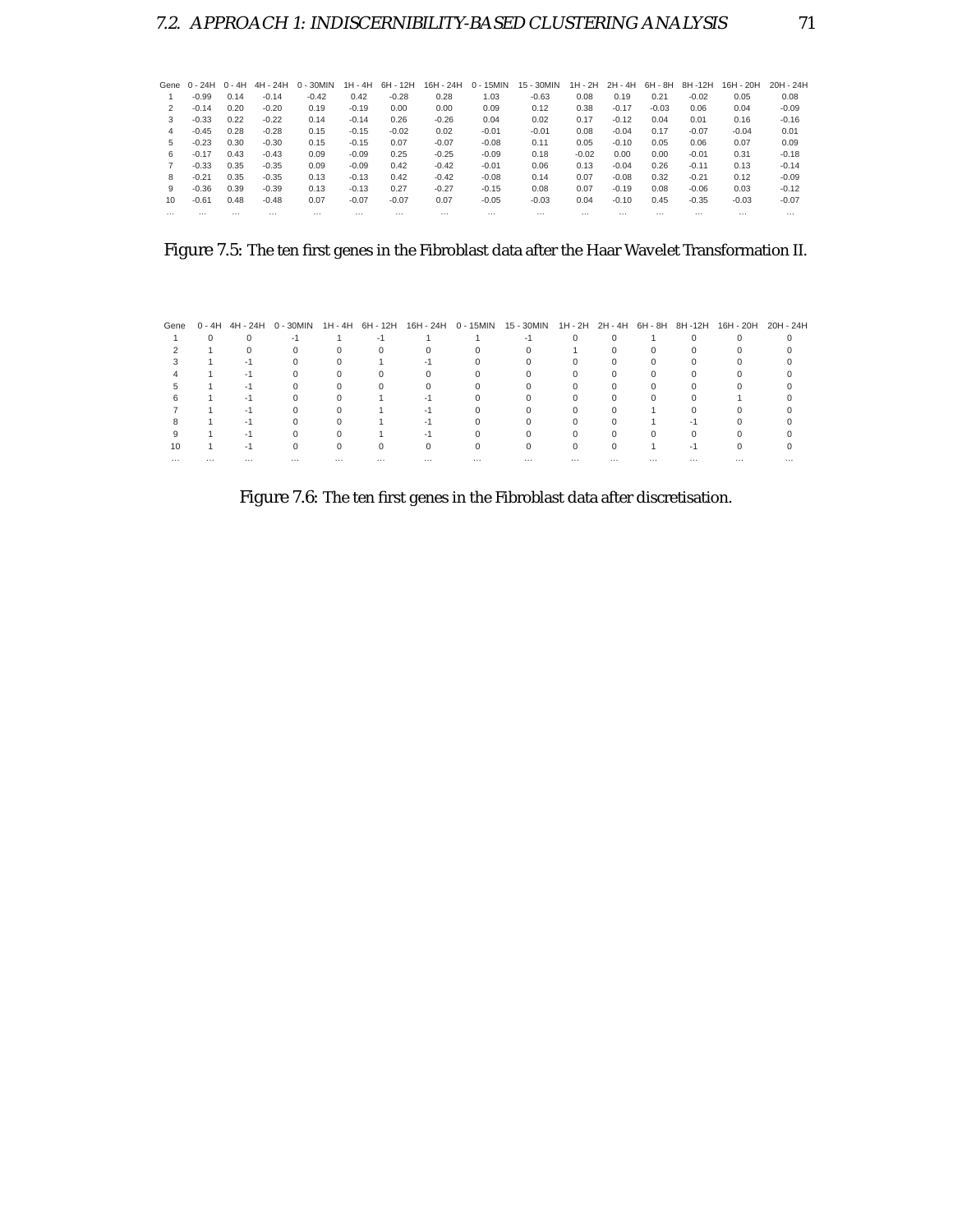| Gene | 0 - 24H | 0 - 4H | 4H - 24H | 0 - 30MIN | 1H - 4H | 6H - 12H | 16H - 24H | 0 - 15MIN | 15 - 30MIN | 1H - 2H | 2H - 4H | 6H - 8H | 8H -12H | 16H - 20H | 20H - 24H |
|---|---|---|---|---|---|---|---|---|---|---|---|---|---|---|---|
| 1 | -0.99 | 0.14 | -0.14 | -0.42 | 0.42 | -0.28 | 0.28 | 1.03 | -0.63 | 0.08 | 0.19 | 0.21 | -0.02 | 0.05 | 0.08 |
| 2 | -0.14 | 0.20 | -0.20 | 0.19 | -0.19 | 0.00 | 0.00 | 0.09 | 0.12 | 0.38 | -0.17 | -0.03 | 0.06 | 0.04 | -0.09 |
| 3 | -0.33 | 0.22 | -0.22 | 0.14 | -0.14 | 0.26 | -0.26 | 0.04 | 0.02 | 0.17 | -0.12 | 0.04 | 0.01 | 0.16 | -0.16 |
| 4 | -0.45 | 0.28 | -0.28 | 0.15 | -0.15 | -0.02 | 0.02 | -0.01 | -0.01 | 0.08 | -0.04 | 0.17 | -0.07 | -0.04 | 0.01 |
| 5 | -0.23 | 0.30 | -0.30 | 0.15 | -0.15 | 0.07 | -0.07 | -0.08 | 0.11 | 0.05 | -0.10 | 0.05 | 0.06 | 0.07 | 0.09 |
| 6 | -0.17 | 0.43 | -0.43 | 0.09 | -0.09 | 0.25 | -0.25 | -0.09 | 0.18 | -0.02 | 0.00 | 0.00 | -0.01 | 0.31 | -0.18 |
| 7 | -0.33 | 0.35 | -0.35 | 0.09 | -0.09 | 0.42 | -0.42 | -0.01 | 0.06 | 0.13 | -0.04 | 0.26 | -0.11 | 0.13 | -0.14 |
| 8 | -0.21 | 0.35 | -0.35 | 0.13 | -0.13 | 0.42 | -0.42 | -0.08 | 0.14 | 0.07 | -0.08 | 0.32 | -0.21 | 0.12 | -0.09 |
| 9 | -0.36 | 0.39 | -0.39 | 0.13 | -0.13 | 0.27 | -0.27 | -0.15 | 0.08 | 0.07 | -0.19 | 0.08 | -0.06 | 0.03 | -0.12 |
| 10 | -0.61 | 0.48 | -0.48 | 0.07 | -0.07 | -0.07 | 0.07 | -0.05 | -0.03 | 0.04 | -0.10 | 0.45 | -0.35 | -0.03 | -0.07 |
| ... | ... | ... | ... | ... | ... | ... | ... | ... | ... | ... | ... | ... | ... | ... | ... |

Figure 7.5: The ten first genes in the Fibroblast data after the Haar Wavelet Transformation II.

| Gene | 0 - 4H | 4H - 24H | 0 - 30MIN | 1H - 4H | 6H - 12H | 16H - 24H | 0 - 15MIN | 15 - 30MIN | 1H - 2H | 2H - 4H | 6H - 8H | 8H -12H | 16H - 20H | 20H - 24H |
|---|---|---|---|---|---|---|---|---|---|---|---|---|---|---|
| 1 | 0 | 0 | -1 | 1 | -1 | 1 | 1 | -1 | 0 | 0 | 1 | 0 | 0 | 0 |
| 2 | 1 | 0 | 0 | 0 | 0 | 0 | 0 | 0 | 1 | 0 | 0 | 0 | 0 | 0 |
| 3 | 1 | -1 | 0 | 0 | 1 | -1 | 0 | 0 | 0 | 0 | 0 | 0 | 0 | 0 |
| 4 | 1 | -1 | 0 | 0 | 0 | 0 | 0 | 0 | 0 | 0 | 0 | 0 | 0 | 0 |
| 5 | 1 | -1 | 0 | 0 | 0 | 0 | 0 | 0 | 0 | 0 | 0 | 0 | 0 | 0 |
| 6 | 1 | -1 | 0 | 0 | 1 | -1 | 0 | 0 | 0 | 0 | 0 | 0 | 1 | 0 |
| 7 | 1 | -1 | 0 | 0 | 1 | -1 | 0 | 0 | 0 | 0 | 1 | 0 | 0 | 0 |
| 8 | 1 | -1 | 0 | 0 | 1 | -1 | 0 | 0 | 0 | 0 | 1 | -1 | 0 | 0 |
| 9 | 1 | -1 | 0 | 0 | 1 | -1 | 0 | 0 | 0 | 0 | 0 | 0 | 0 | 0 |
| 10 | 1 | -1 | 0 | 0 | 0 | 0 | 0 | 0 | 0 | 0 | 1 | -1 | 0 | 0 |
| ... | ... | ... | ... | ... | ... | ... | ... | ... | ... | ... | ... | ... | ... | ... |

Figure 7.6: The ten first genes in the Fibroblast data after discretisation.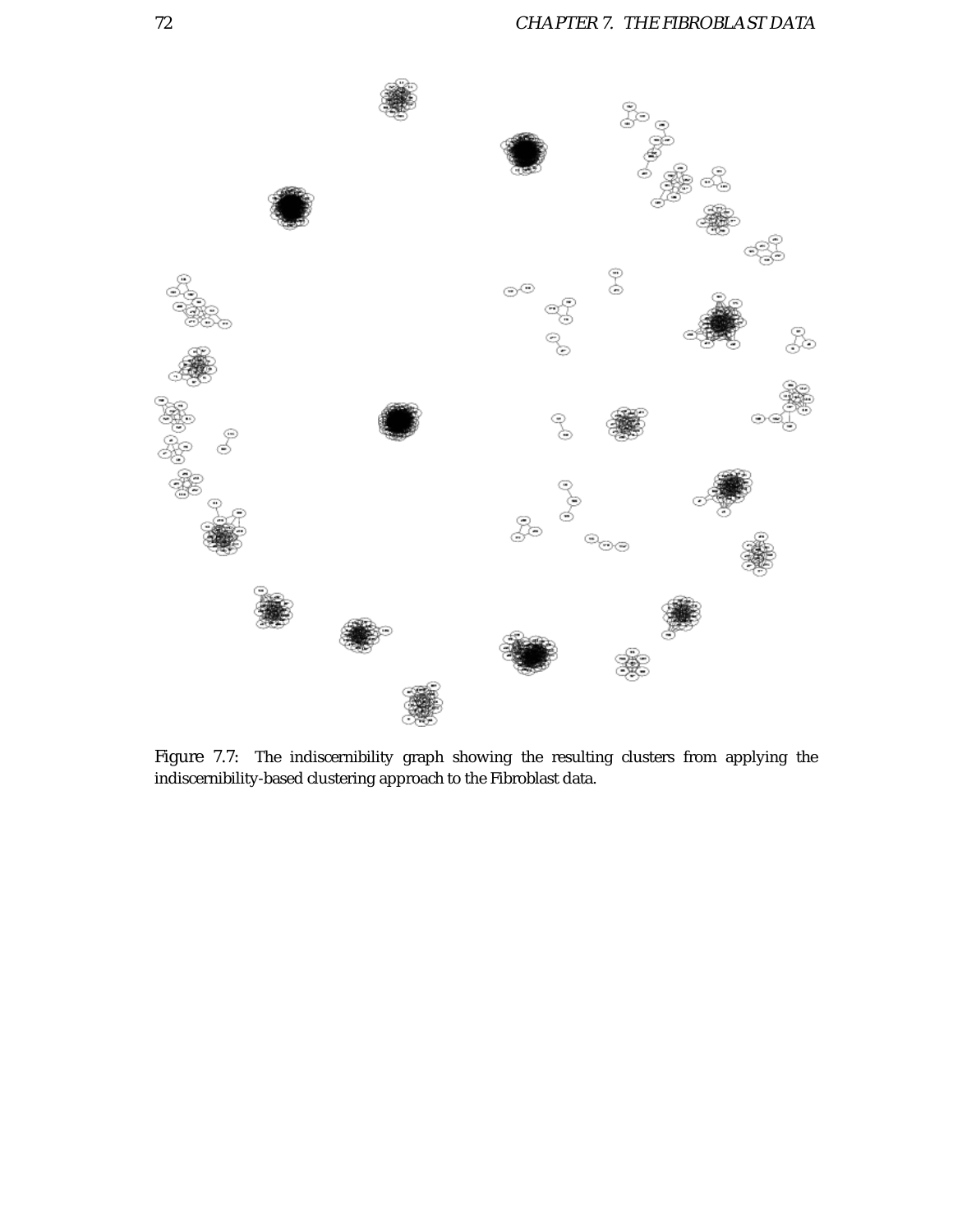Figure 7.7: The indiscernibility graph showing the resulting clusters from applying the indiscernibility-based clustering approach to the Fibroblast data.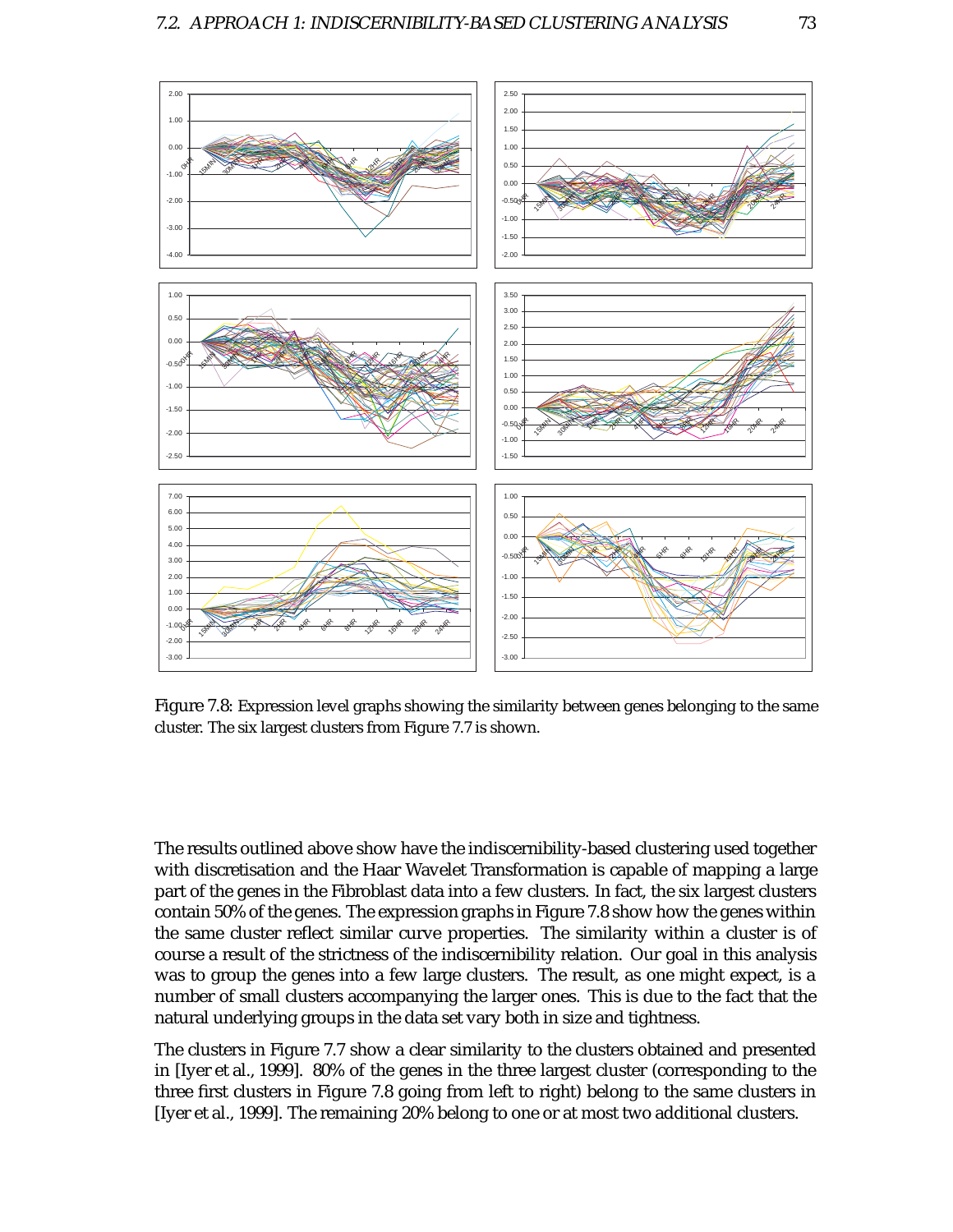Figure 7.8: Expression level graphs showing the similarity between genes belonging to the same cluster. The six largest clusters from Figure 7.7 is shown.

The results outlined above show have the indiscernibility-based clustering used together with discretisation and the Haar Wavelet Transformation is capable of mapping a large part of the genes in the Fibroblast data into a few clusters. In fact, the six largest clusters contain 50% of the genes. The expression graphs in Figure 7.8 show how the genes within the same cluster reflect similar curve properties. The similarity within a cluster is of course a result of the strictness of the indiscernibility relation. Our goal in this analysis was to group the genes into a few large clusters. The result, as one might expect, is a number of small clusters accompanying the larger ones. This is due to the fact that the natural underlying groups in the data set vary both in size and tightness.

The clusters in Figure 7.7 show a clear similarity to the clusters obtained and presented in [Iyer et al., 1999]. 80% of the genes in the three largest cluster (corresponding to the three first clusters in Figure 7.8 going from left to right) belong to the same clusters in [Iyer et al., 1999]. The remaining 20% belong to one or at most two additional clusters.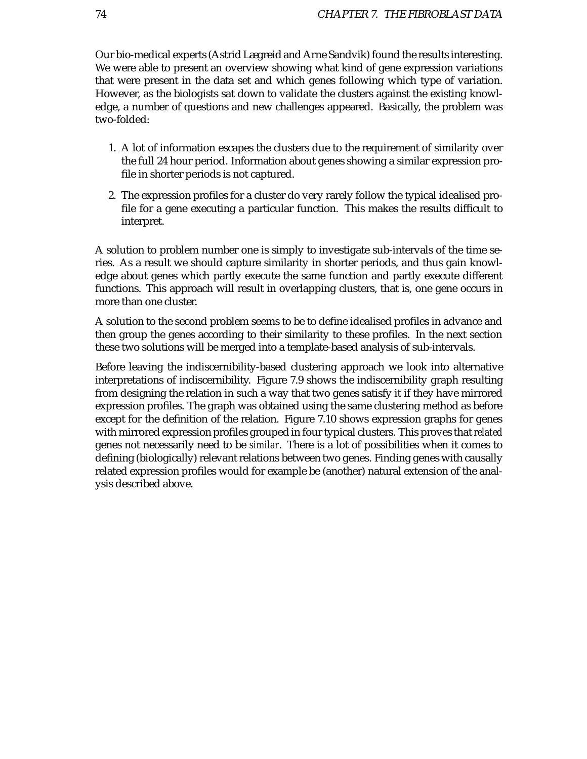Our bio-medical experts (Astrid Lægreid and Arne Sandvik) found the results interesting. We were able to present an overview showing what kind of gene expression variations that were present in the data set and which genes following which type of variation. However, as the biologists sat down to validate the clusters against the existing knowledge, a number of questions and new challenges appeared. Basically, the problem was two-folded:

1. A lot of information escapes the clusters due to the requirement of similarity over the full 24 hour period. Information about genes showing a similar expression profile in shorter periods is not captured.
2. The expression profiles for a cluster do very rarely follow the typical idealised profile for a gene executing a particular function. This makes the results difficult to interpret.

A solution to problem number one is simply to investigate sub-intervals of the time series. As a result we should capture similarity in shorter periods, and thus gain knowledge about genes which partly execute the same function and partly execute different functions. This approach will result in overlapping clusters, that is, one gene occurs in more than one cluster.

A solution to the second problem seems to be to define idealised profiles in advance and then group the genes according to their similarity to these profiles. In the next section these two solutions will be merged into a template-based analysis of sub-intervals.

Before leaving the indiscernibility-based clustering approach we look into alternative interpretations of indiscernibility. Figure 7.9 shows the indiscernibility graph resulting from designing the relation in such a way that two genes satisfy it if they have mirrored expression profiles. The graph was obtained using the same clustering method as before except for the definition of the relation. Figure 7.10 shows expression graphs for genes with mirrored expression profiles grouped in four typical clusters. This proves that *related* genes not necessarily need to be *similar*. There is a lot of possibilities when it comes to defining (biologically) relevant relations between two genes. Finding genes with causally related expression profiles would for example be (another) natural extension of the analysis described above.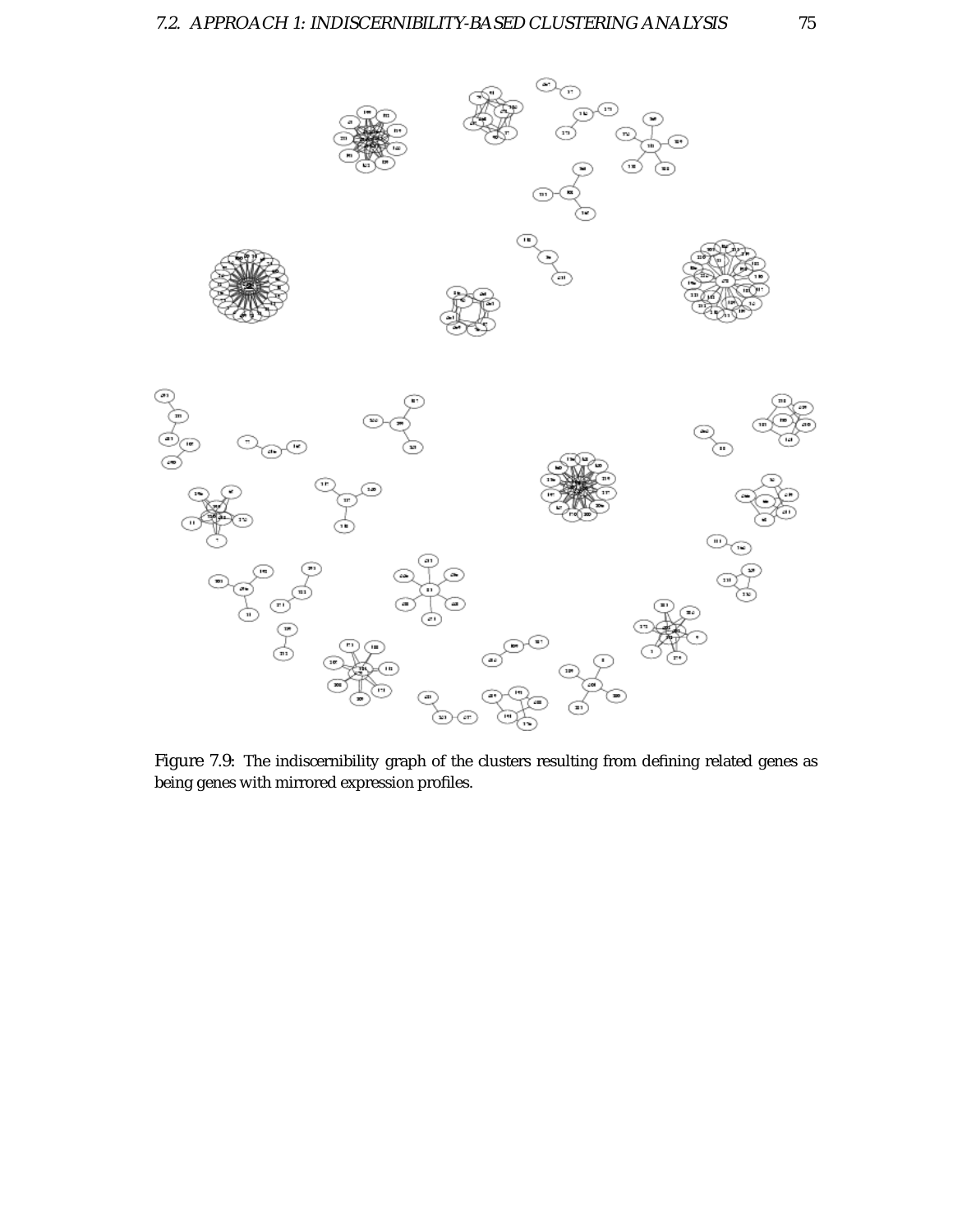Figure 7.9: The indiscernibility graph of the clusters resulting from defining related genes as being genes with mirrored expression profiles.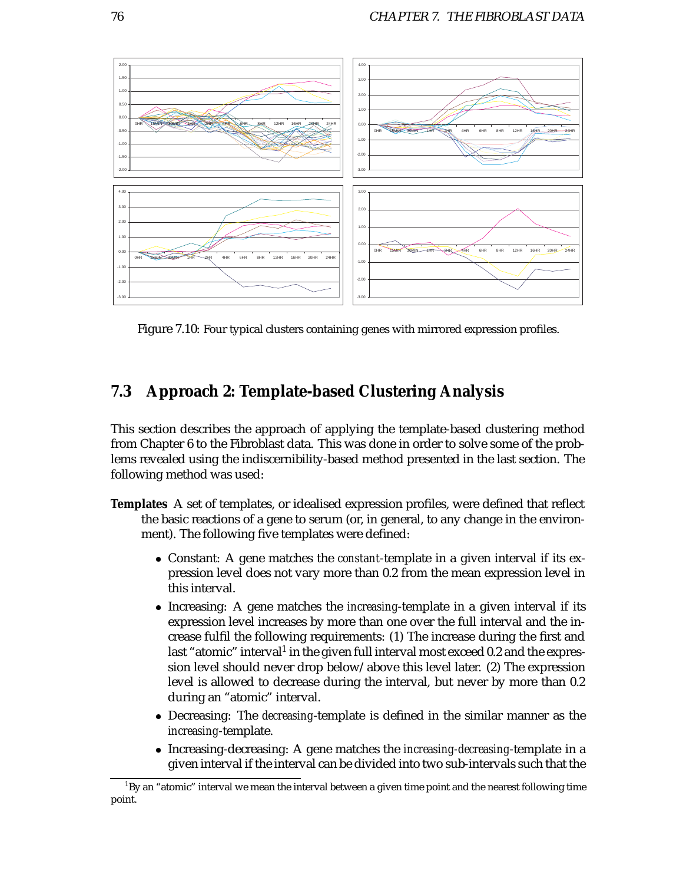Figure 7.10: Four typical clusters containing genes with mirrored expression profiles.

## 7.3 Approach 2: Template-based Clustering Analysis

This section describes the approach of applying the template-based clustering method from Chapter 6 to the Fibroblast data. This was done in order to solve some of the problems revealed using the indiscernibility-based method presented in the last section. The following method was used:

**Templates** A set of templates, or idealised expression profiles, were defined that reflect the basic reactions of a gene to serum (or, in general, to any change in the environment). The following five templates were defined:

- Constant: A gene matches the *constant*-template in a given interval if its expression level does not vary more than 0.2 from the mean expression level in this interval.
- Increasing: A gene matches the *increasing*-template in a given interval if its expression level increases by more than one over the full interval and the increase fulfil the following requirements: (1) The increase during the first and last "atomic" interval[1] in the given full interval most exceed 0.2 and the expression level should never drop below/above this level later. (2) The expression level is allowed to decrease during the interval, but never by more than 0.2 during an "atomic" interval.
- Decreasing: The *decreasing*-template is defined in the similar manner as the *increasing*-template.
- Increasing-decreasing: A gene matches the *increasing-decreasing*-template in a given interval if the interval can be divided into two sub-intervals such that the

[1] By an "atomic" interval we mean the interval between a given time point and the nearest following time point.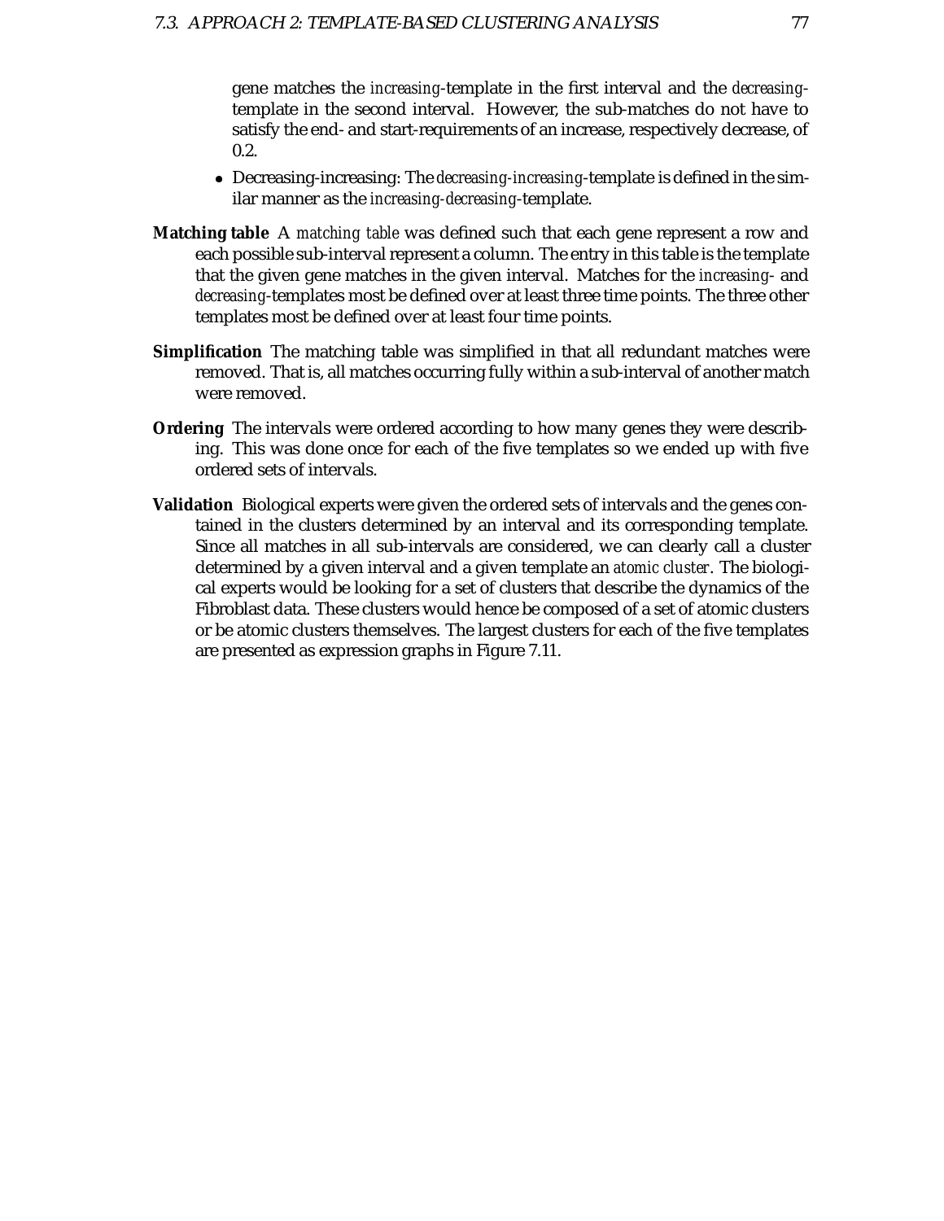gene matches the *increasing*-template in the first interval and the *decreasing*-template in the second interval. However, the sub-matches do not have to satisfy the end- and start-requirements of an increase, respectively decrease, of 0.2.

- Decreasing-increasing: The *decreasing-increasing*-template is defined in the similar manner as the *increasing-decreasing*-template.

**Matching table** A *matching table* was defined such that each gene represent a row and each possible sub-interval represent a column. The entry in this table is the template that the given gene matches in the given interval. Matches for the *increasing*- and *decreasing*-templates most be defined over at least three time points. The three other templates most be defined over at least four time points.

**Simplification** The matching table was simplified in that all redundant matches were removed. That is, all matches occurring fully within a sub-interval of another match were removed.

**Ordering** The intervals were ordered according to how many genes they were describing. This was done once for each of the five templates so we ended up with five ordered sets of intervals.

**Validation** Biological experts were given the ordered sets of intervals and the genes contained in the clusters determined by an interval and its corresponding template. Since all matches in all sub-intervals are considered, we can clearly call a cluster determined by a given interval and a given template an *atomic cluster*. The biological experts would be looking for a set of clusters that describe the dynamics of the Fibroblast data. These clusters would hence be composed of a set of atomic clusters or be atomic clusters themselves. The largest clusters for each of the five templates are presented as expression graphs in Figure 7.11.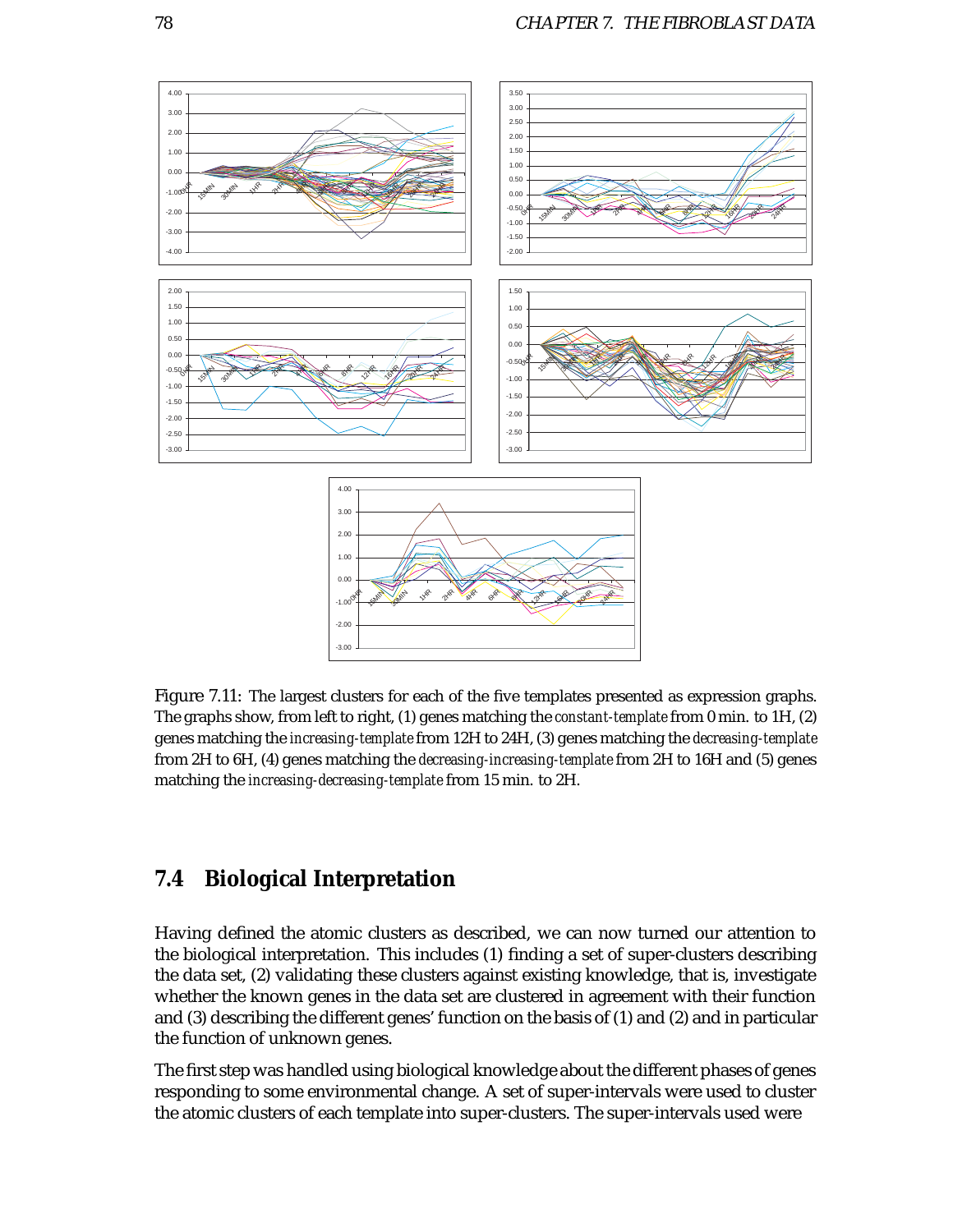Figure 7.11: The largest clusters for each of the five templates presented as expression graphs. The graphs show, from left to right, (1) genes matching the constant-template from 0 min. to 1H, (2) genes matching the increasing-template from 12H to 24H, (3) genes matching the decreasing-template from 2H to 6H, (4) genes matching the decreasing-increasing-template from 2H to 16H and (5) genes matching the increasing-decreasing-template from 15 min. to 2H.

## 7.4 Biological Interpretation

Having defined the atomic clusters as described, we can now turned our attention to the biological interpretation. This includes (1) finding a set of super-clusters describing the data set, (2) validating these clusters against existing knowledge, that is, investigate whether the known genes in the data set are clustered in agreement with their function and (3) describing the different genes' function on the basis of (1) and (2) and in particular the function of unknown genes.

The first step was handled using biological knowledge about the different phases of genes responding to some environmental change. A set of super-intervals were used to cluster the atomic clusters of each template into super-clusters. The super-intervals used were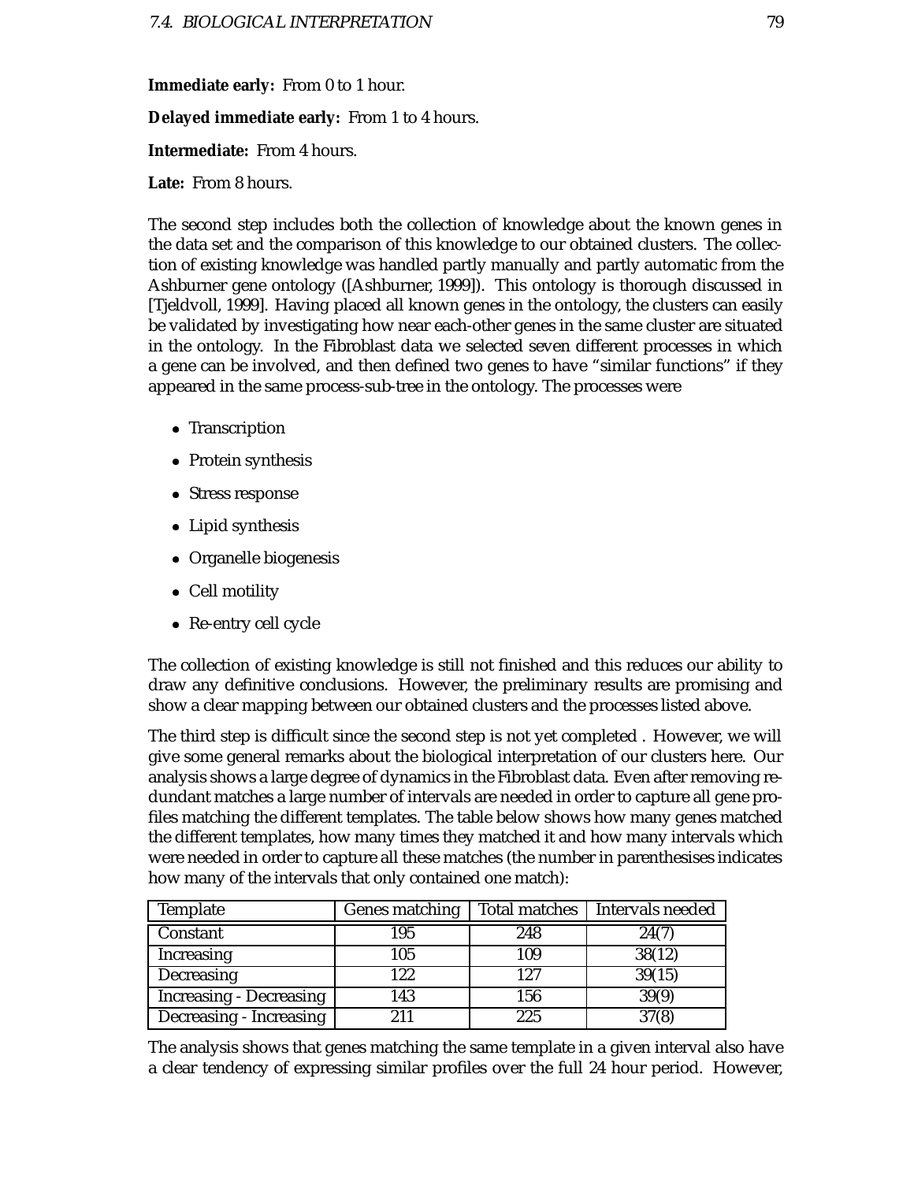**Immediate early:** From 0 to 1 hour.

**Delayed immediate early:** From 1 to 4 hours.

**Intermediate:** From 4 hours.

**Late:** From 8 hours.

The second step includes both the collection of knowledge about the known genes in the data set and the comparison of this knowledge to our obtained clusters. The collection of existing knowledge was handled partly manually and partly automatic from the Ashburner gene ontology ([Ashburner, 1999]). This ontology is thorough discussed in [Tjeldvoll, 1999]. Having placed all known genes in the ontology, the clusters can easily be validated by investigating how near each-other genes in the same cluster are situated in the ontology. In the Fibroblast data we selected seven different processes in which a gene can be involved, and then defined two genes to have "similar functions" if they appeared in the same process-sub-tree in the ontology. The processes were

- Transcription
- Protein synthesis
- Stress response
- Lipid synthesis
- Organelle biogenesis
- Cell motility
- Re-entry cell cycle

The collection of existing knowledge is still not finished and this reduces our ability to draw any definitive conclusions. However, the preliminary results are promising and show a clear mapping between our obtained clusters and the processes listed above.

The third step is difficult since the second step is not yet completed . However, we will give some general remarks about the biological interpretation of our clusters here. Our analysis shows a large degree of dynamics in the Fibroblast data. Even after removing redundant matches a large number of intervals are needed in order to capture all gene profiles matching the different templates. The table below shows how many genes matched the different templates, how many times they matched it and how many intervals which were needed in order to capture all these matches (the number in parenthesises indicates how many of the intervals that only contained one match):

| Template | Genes matching | Total matches | Intervals needed |
|---|---|---|---|
| Constant | 195 | 248 | 24(7) |
| Increasing | 105 | 109 | 38(12) |
| Decreasing | 122 | 127 | 39(15) |
| Increasing - Decreasing | 143 | 156 | 39(9) |
| Decreasing - Increasing | 211 | 225 | 37(8) |

The analysis shows that genes matching the same template in a given interval also have a clear tendency of expressing similar profiles over the full 24 hour period. However,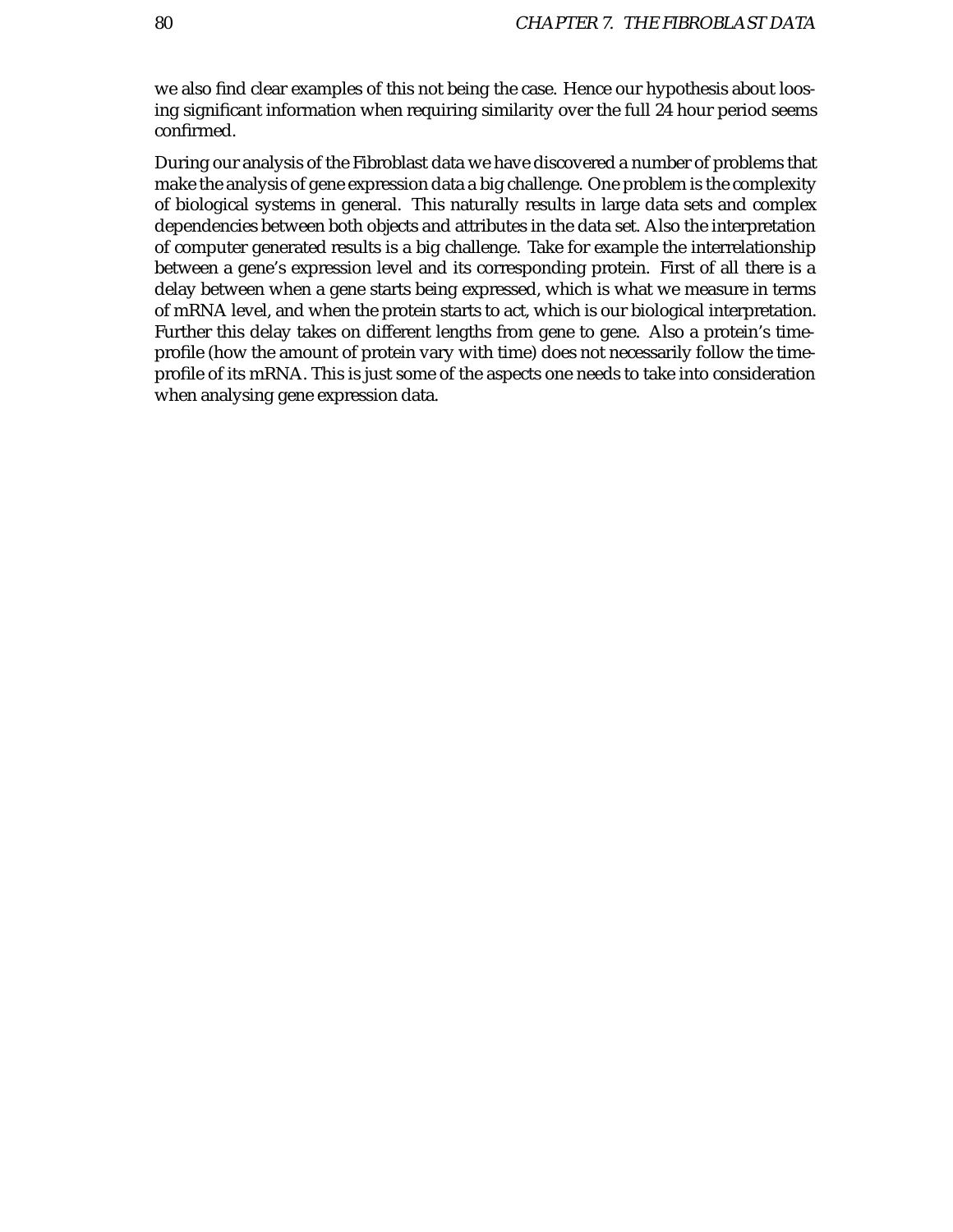we also find clear examples of this not being the case. Hence our hypothesis about loosing significant information when requiring similarity over the full 24 hour period seems confirmed.

During our analysis of the Fibroblast data we have discovered a number of problems that make the analysis of gene expression data a big challenge. One problem is the complexity of biological systems in general. This naturally results in large data sets and complex dependencies between both objects and attributes in the data set. Also the interpretation of computer generated results is a big challenge. Take for example the interrelationship between a gene's expression level and its corresponding protein. First of all there is a delay between when a gene starts being expressed, which is what we measure in terms of mRNA level, and when the protein starts to act, which is our biological interpretation. Further this delay takes on different lengths from gene to gene. Also a protein's time-profile (how the amount of protein vary with time) does not necessarily follow the time-profile of its mRNA. This is just some of the aspects one needs to take into consideration when analysing gene expression data.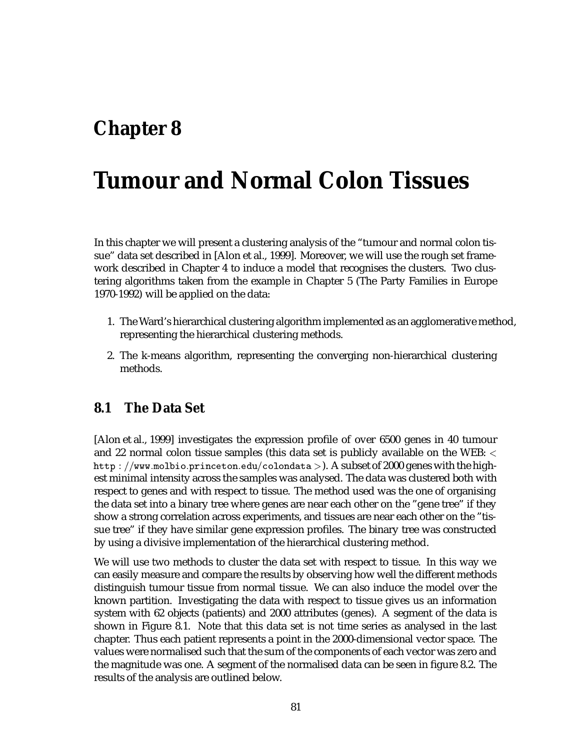# Chapter 8

# Tumour and Normal Colon Tissues

In this chapter we will present a clustering analysis of the "tumour and normal colon tissue" data set described in [Alon et al., 1999]. Moreover, we will use the rough set framework described in Chapter 4 to induce a model that recognises the clusters. Two clustering algorithms taken from the example in Chapter 5 (The Party Families in Europe 1970-1992) will be applied on the data:

1. The Ward's hierarchical clustering algorithm implemented as an agglomerative method, representing the hierarchical clustering methods.
2. The k-means algorithm, representing the converging non-hierarchical clustering methods.

## 8.1 The Data Set

[Alon et al., 1999] investigates the expression profile of over 6500 genes in 40 tumour and 22 normal colon tissue samples (this data set is publicly available on the WEB: < http://www.molbio.princeton.edu/colondata >). A subset of 2000 genes with the highest minimal intensity across the samples was analysed. The data was clustered both with respect to genes and with respect to tissue. The method used was the one of organising the data set into a binary tree where genes are near each other on the "gene tree" if they show a strong correlation across experiments, and tissues are near each other on the "tissue tree" if they have similar gene expression profiles. The binary tree was constructed by using a divisive implementation of the hierarchical clustering method.

We will use two methods to cluster the data set with respect to tissue. In this way we can easily measure and compare the results by observing how well the different methods distinguish tumour tissue from normal tissue. We can also induce the model over the known partition. Investigating the data with respect to tissue gives us an information system with 62 objects (patients) and 2000 attributes (genes). A segment of the data is shown in Figure 8.1. Note that this data set is not time series as analysed in the last chapter. Thus each patient represents a point in the 2000-dimensional vector space. The values were normalised such that the sum of the components of each vector was zero and the magnitude was one. A segment of the normalised data can be seen in figure 8.2. The results of the analysis are outlined below.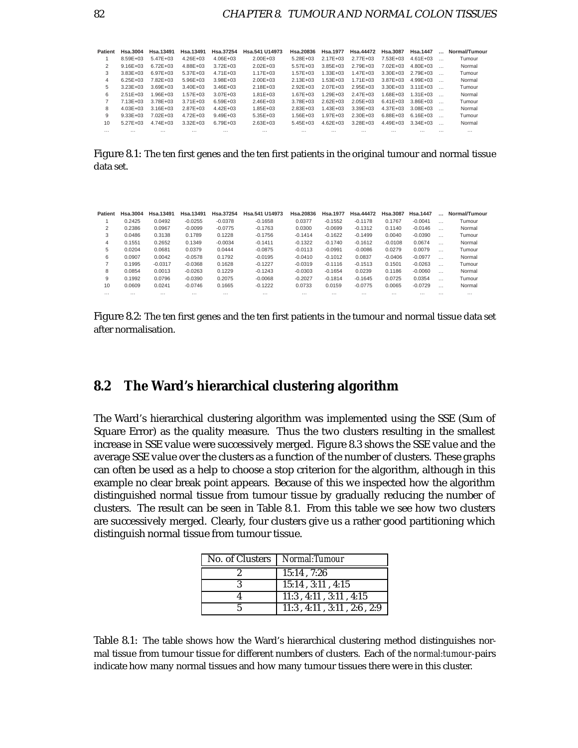| Patient | Hsa.3004 | Hsa.13491 | Hsa.13491 | Hsa.37254 | Hsa.541 U14973 | Hsa.20836 | Hsa.1977 | Hsa.44472 | Hsa.3087 | Hsa.1447 | ... | Normal/Tumour |
|---|---|---|---|---|---|---|---|---|---|---|---|---|
| 1 | 8.59E+03 | 5.47E+03 | 4.26E+03 | 4.06E+03 | 2.00E+03 | 5.28E+03 | 2.17E+03 | 2.77E+03 | 7.53E+03 | 4.61E+03 | ... | Tumour |
| 2 | 9.16E+03 | 6.72E+03 | 4.88E+03 | 3.72E+03 | 2.02E+03 | 5.57E+03 | 3.85E+03 | 2.79E+03 | 7.02E+03 | 4.80E+03 | ... | Normal |
| 3 | 3.83E+03 | 6.97E+03 | 5.37E+03 | 4.71E+03 | 1.17E+03 | 1.57E+03 | 1.33E+03 | 1.47E+03 | 3.30E+03 | 2.79E+03 | ... | Tumour |
| 4 | 6.25E+03 | 7.82E+03 | 5.96E+03 | 3.98E+03 | 2.00E+03 | 2.13E+03 | 1.53E+03 | 1.71E+03 | 3.87E+03 | 4.99E+03 | ... | Normal |
| 5 | 3.23E+03 | 3.69E+03 | 3.40E+03 | 3.46E+03 | 2.18E+03 | 2.92E+03 | 2.07E+03 | 2.95E+03 | 3.30E+03 | 3.11E+03 | ... | Tumour |
| 6 | 2.51E+03 | 1.96E+03 | 1.57E+03 | 3.07E+03 | 1.81E+03 | 1.67E+03 | 1.29E+03 | 2.47E+03 | 1.68E+03 | 1.31E+03 | ... | Normal |
| 7 | 7.13E+03 | 3.78E+03 | 3.71E+03 | 6.59E+03 | 2.46E+03 | 3.78E+03 | 2.62E+03 | 2.05E+03 | 6.41E+03 | 3.86E+03 | ... | Tumour |
| 8 | 4.03E+03 | 3.16E+03 | 2.87E+03 | 4.42E+03 | 1.85E+03 | 2.83E+03 | 1.43E+03 | 3.39E+03 | 4.37E+03 | 3.08E+03 | ... | Normal |
| 9 | 9.33E+03 | 7.02E+03 | 4.72E+03 | 9.49E+03 | 5.35E+03 | 1.56E+03 | 1.97E+03 | 2.30E+03 | 6.88E+03 | 6.16E+03 | ... | Tumour |
| 10 | 5.27E+03 | 4.74E+03 | 3.32E+03 | 6.79E+03 | 2.63E+03 | 5.45E+03 | 4.62E+03 | 3.28E+03 | 4.49E+03 | 3.34E+03 | ... | Normal |
| ... | ... | ... | ... | ... | ... | ... | ... | ... | ... | ... | ... | ... |

Figure 8.1: The ten first genes and the ten first patients in the original tumour and normal tissue data set.

| Patient | Hsa.3004 | Hsa.13491 | Hsa.13491 | Hsa.37254 | Hsa.541 U14973 | Hsa.20836 | Hsa.1977 | Hsa.44472 | Hsa.3087 | Hsa.1447 | ... | Normal/Tumour |
|---|---|---|---|---|---|---|---|---|---|---|---|---|
| 1 | 0.2425 | 0.0492 | -0.0255 | -0.0378 | -0.1658 | 0.0377 | -0.1552 | -0.1178 | 0.1767 | -0.0041 | ... | Tumour |
| 2 | 0.2386 | 0.0967 | -0.0099 | -0.0775 | -0.1763 | 0.0300 | -0.0699 | -0.1312 | 0.1140 | -0.0146 | ... | Normal |
| 3 | 0.0486 | 0.3138 | 0.1789 | 0.1228 | -0.1756 | -0.1414 | -0.1622 | -0.1499 | 0.0040 | -0.0390 | ... | Tumour |
| 4 | 0.1551 | 0.2652 | 0.1349 | -0.0034 | -0.1411 | -0.1322 | -0.1740 | -0.1612 | -0.0108 | 0.0674 | ... | Normal |
| 5 | 0.0204 | 0.0681 | 0.0379 | 0.0444 | -0.0875 | -0.0113 | -0.0991 | -0.0086 | 0.0279 | 0.0079 | ... | Tumour |
| 6 | 0.0907 | 0.0042 | -0.0578 | 0.1792 | -0.0195 | -0.0410 | -0.1012 | 0.0837 | -0.0406 | -0.0977 | ... | Normal |
| 7 | 0.1995 | -0.0317 | -0.0368 | 0.1628 | -0.1227 | -0.0319 | -0.1116 | -0.1513 | 0.1501 | -0.0263 | ... | Tumour |
| 8 | 0.0854 | 0.0013 | -0.0263 | 0.1229 | -0.1243 | -0.0303 | -0.1654 | 0.0239 | 0.1186 | -0.0060 | ... | Normal |
| 9 | 0.1992 | 0.0796 | -0.0390 | 0.2075 | -0.0068 | -0.2027 | -0.1814 | -0.1645 | 0.0725 | 0.0354 | ... | Tumour |
| 10 | 0.0609 | 0.0241 | -0.0746 | 0.1665 | -0.1222 | 0.0733 | 0.0159 | -0.0775 | 0.0065 | -0.0729 | ... | Normal |
| ... | ... | ... | ... | ... | ... | ... | ... | ... | ... | ... | ... | ... |

Figure 8.2: The ten first genes and the ten first patients in the tumour and normal tissue data set after normalisation.

## 8.2 The Ward's hierarchical clustering algorithm

The Ward's hierarchical clustering algorithm was implemented using the SSE (Sum of Square Error) as the quality measure. Thus the two clusters resulting in the smallest increase in SSE value were successively merged. Figure 8.3 shows the SSE value and the average SSE value over the clusters as a function of the number of clusters. These graphs can often be used as a help to choose a stop criterion for the algorithm, although in this example no clear break point appears. Because of this we inspected how the algorithm distinguished normal tissue from tumour tissue by gradually reducing the number of clusters. The result can be seen in Table 8.1. From this table we see how two clusters are successively merged. Clearly, four clusters give us a rather good partitioning which distinguish normal tissue from tumour tissue.

| No. of Clusters | *Normal:Tumour* |
|---|---|
| 2 | 15:14 , 7:26 |
| 3 | 15:14 , 3:11 , 4:15 |
| 4 | 11:3 , 4:11 , 3:11 , 4:15 |
| 5 | 11:3 , 4:11 , 3:11 , 2:6 , 2:9 |

Table 8.1: The table shows how the Ward's hierarchical clustering method distinguishes normal tissue from tumour tissue for different numbers of clusters. Each of the *normal:tumour*-pairs indicate how many normal tissues and how many tumour tissues there were in this cluster.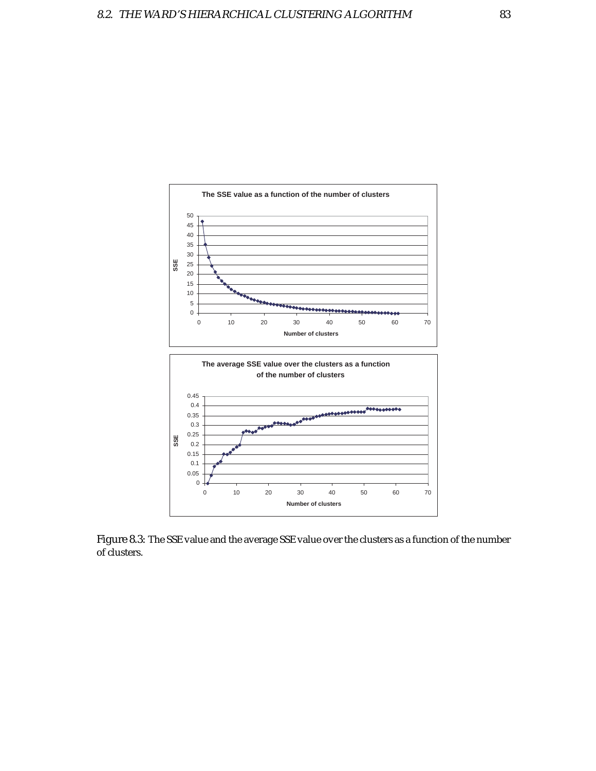Figure 8.3: The SSE value and the average SSE value over the clusters as a function of the number of clusters.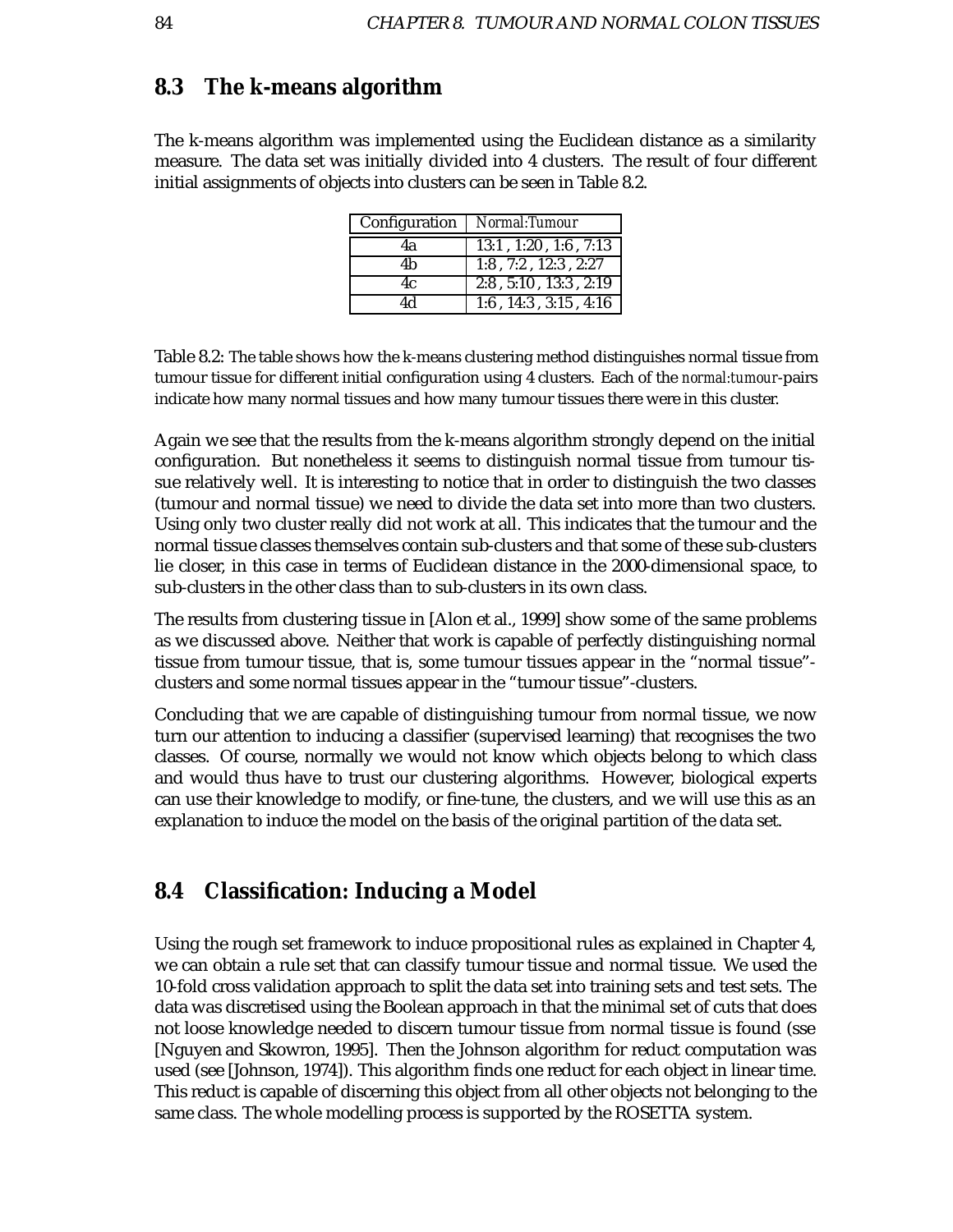## 8.3 The k-means algorithm

The k-means algorithm was implemented using the Euclidean distance as a similarity measure. The data set was initially divided into 4 clusters. The result of four different initial assignments of objects into clusters can be seen in Table 8.2.

| Configuration | *Normal:Tumour* |
|---|---|
| 4a | 13:1 , 1:20 , 1:6 , 7:13 |
| 4b | 1:8 , 7:2 , 12:3 , 2:27 |
| 4c | 2:8 , 5:10 , 13:3 , 2:19 |
| 4d | 1:6 , 14:3 , 3:15 , 4:16 |

Table 8.2: The table shows how the k-means clustering method distinguishes normal tissue from tumour tissue for different initial configuration using 4 clusters. Each of the *normal:tumour*-pairs indicate how many normal tissues and how many tumour tissues there were in this cluster.

Again we see that the results from the k-means algorithm strongly depend on the initial configuration. But nonetheless it seems to distinguish normal tissue from tumour tissue relatively well. It is interesting to notice that in order to distinguish the two classes (tumour and normal tissue) we need to divide the data set into more than two clusters. Using only two cluster really did not work at all. This indicates that the tumour and the normal tissue classes themselves contain sub-clusters and that some of these sub-clusters lie closer, in this case in terms of Euclidean distance in the 2000-dimensional space, to sub-clusters in the other class than to sub-clusters in its own class.

The results from clustering tissue in [Alon et al., 1999] show some of the same problems as we discussed above. Neither that work is capable of perfectly distinguishing normal tissue from tumour tissue, that is, some tumour tissues appear in the "normal tissue"-clusters and some normal tissues appear in the "tumour tissue"-clusters.

Concluding that we are capable of distinguishing tumour from normal tissue, we now turn our attention to inducing a classifier (supervised learning) that recognises the two classes. Of course, normally we would not know which objects belong to which class and would thus have to trust our clustering algorithms. However, biological experts can use their knowledge to modify, or fine-tune, the clusters, and we will use this as an explanation to induce the model on the basis of the original partition of the data set.

## 8.4 Classification: Inducing a Model

Using the rough set framework to induce propositional rules as explained in Chapter 4, we can obtain a rule set that can classify tumour tissue and normal tissue. We used the 10-fold cross validation approach to split the data set into training sets and test sets. The data was discretised using the Boolean approach in that the minimal set of cuts that does not loose knowledge needed to discern tumour tissue from normal tissue is found (sse [Nguyen and Skowron, 1995]. Then the Johnson algorithm for reduct computation was used (see [Johnson, 1974]). This algorithm finds one reduct for each object in linear time. This reduct is capable of discerning this object from all other objects not belonging to the same class. The whole modelling process is supported by the ROSETTA system.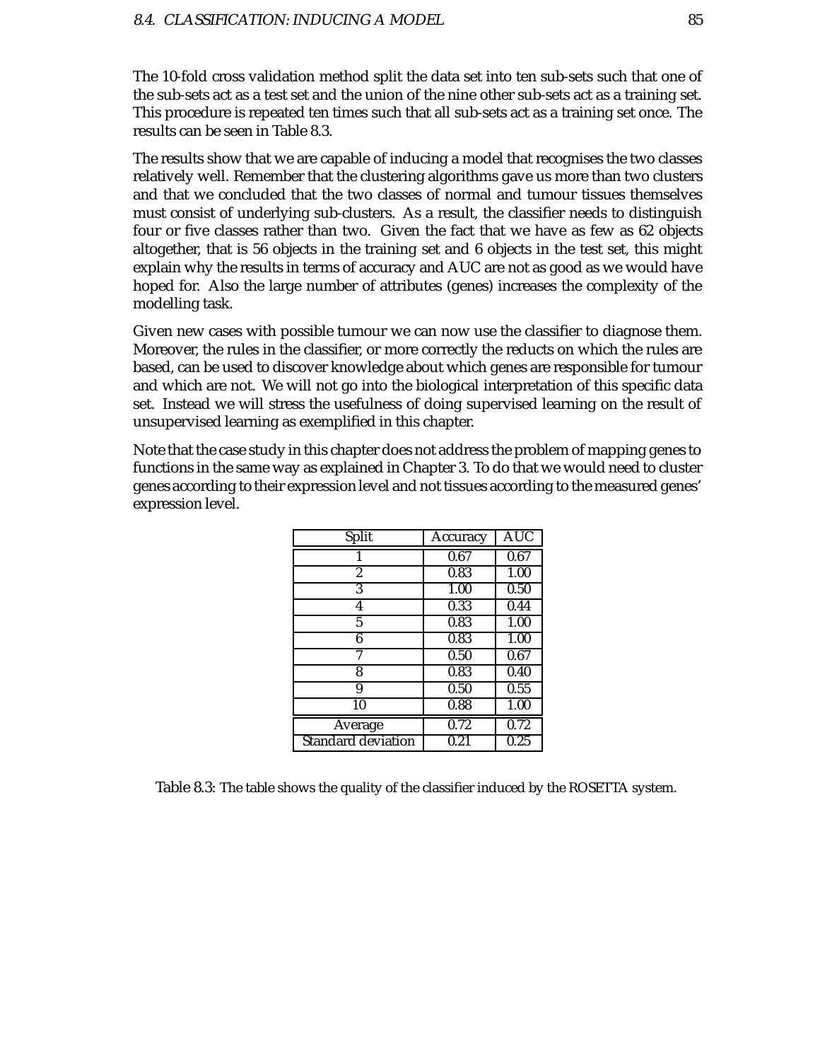The 10-fold cross validation method split the data set into ten sub-sets such that one of the sub-sets act as a test set and the union of the nine other sub-sets act as a training set. This procedure is repeated ten times such that all sub-sets act as a training set once. The results can be seen in Table 8.3.

The results show that we are capable of inducing a model that recognises the two classes relatively well. Remember that the clustering algorithms gave us more than two clusters and that we concluded that the two classes of normal and tumour tissues themselves must consist of underlying sub-clusters. As a result, the classifier needs to distinguish four or five classes rather than two. Given the fact that we have as few as 62 objects altogether, that is 56 objects in the training set and 6 objects in the test set, this might explain why the results in terms of accuracy and AUC are not as good as we would have hoped for. Also the large number of attributes (genes) increases the complexity of the modelling task.

Given new cases with possible tumour we can now use the classifier to diagnose them. Moreover, the rules in the classifier, or more correctly the reducts on which the rules are based, can be used to discover knowledge about which genes are responsible for tumour and which are not. We will not go into the biological interpretation of this specific data set. Instead we will stress the usefulness of doing supervised learning on the result of unsupervised learning as exemplified in this chapter.

Note that the case study in this chapter does not address the problem of mapping genes to functions in the same way as explained in Chapter 3. To do that we would need to cluster genes according to their expression level and not tissues according to the measured genes' expression level.

| Split | Accuracy | AUC |
|---|---|---|
| 1 | 0.67 | 0.67 |
| 2 | 0.83 | 1.00 |
| 3 | 1.00 | 0.50 |
| 4 | 0.33 | 0.44 |
| 5 | 0.83 | 1.00 |
| 6 | 0.83 | 1.00 |
| 7 | 0.50 | 0.67 |
| 8 | 0.83 | 0.40 |
| 9 | 0.50 | 0.55 |
| 10 | 0.88 | 1.00 |
| Average | 0.72 | 0.72 |
| Standard deviation | 0.21 | 0.25 |

Table 8.3: The table shows the quality of the classifier induced by the ROSETTA system.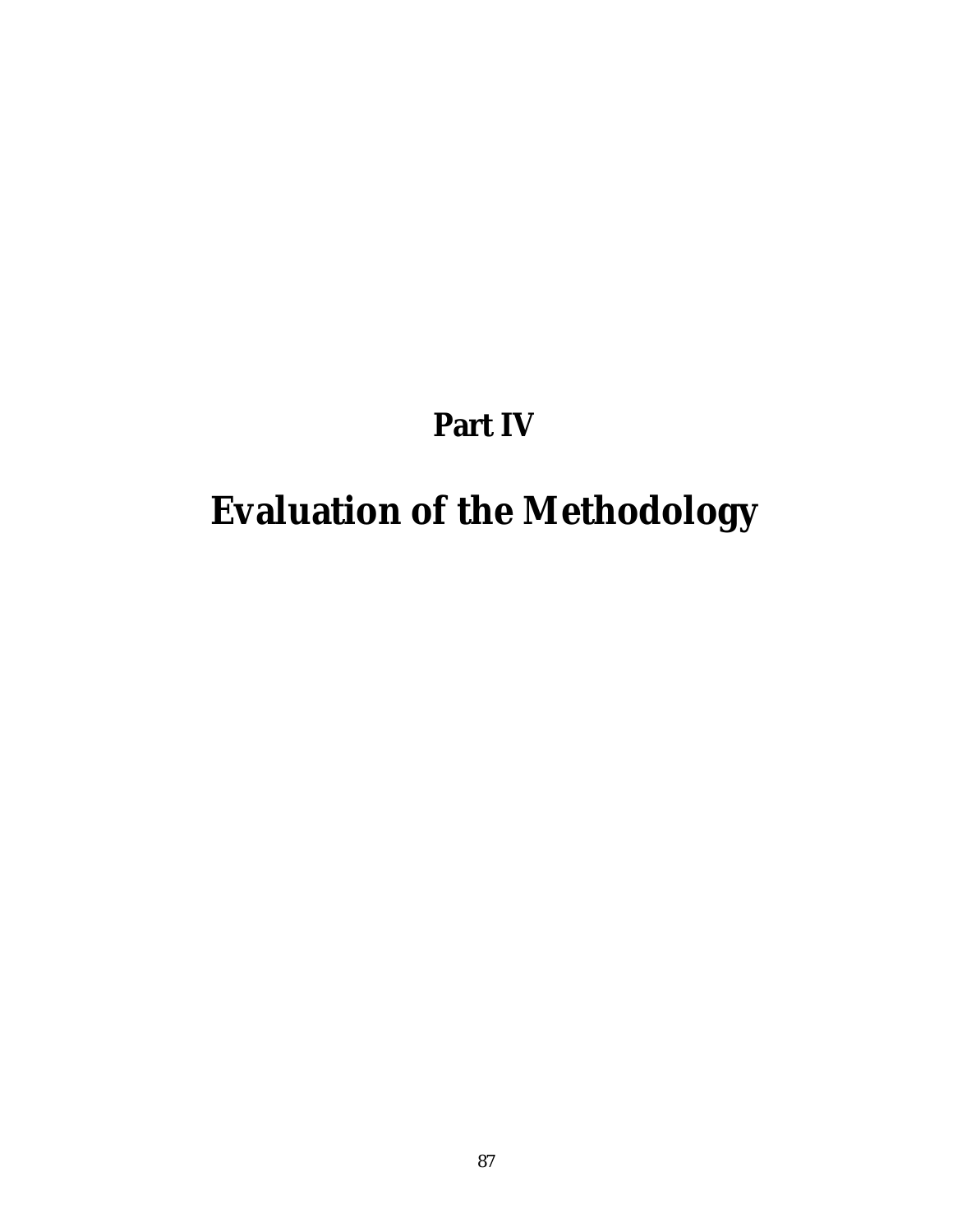# Part IV

# Evaluation of the Methodology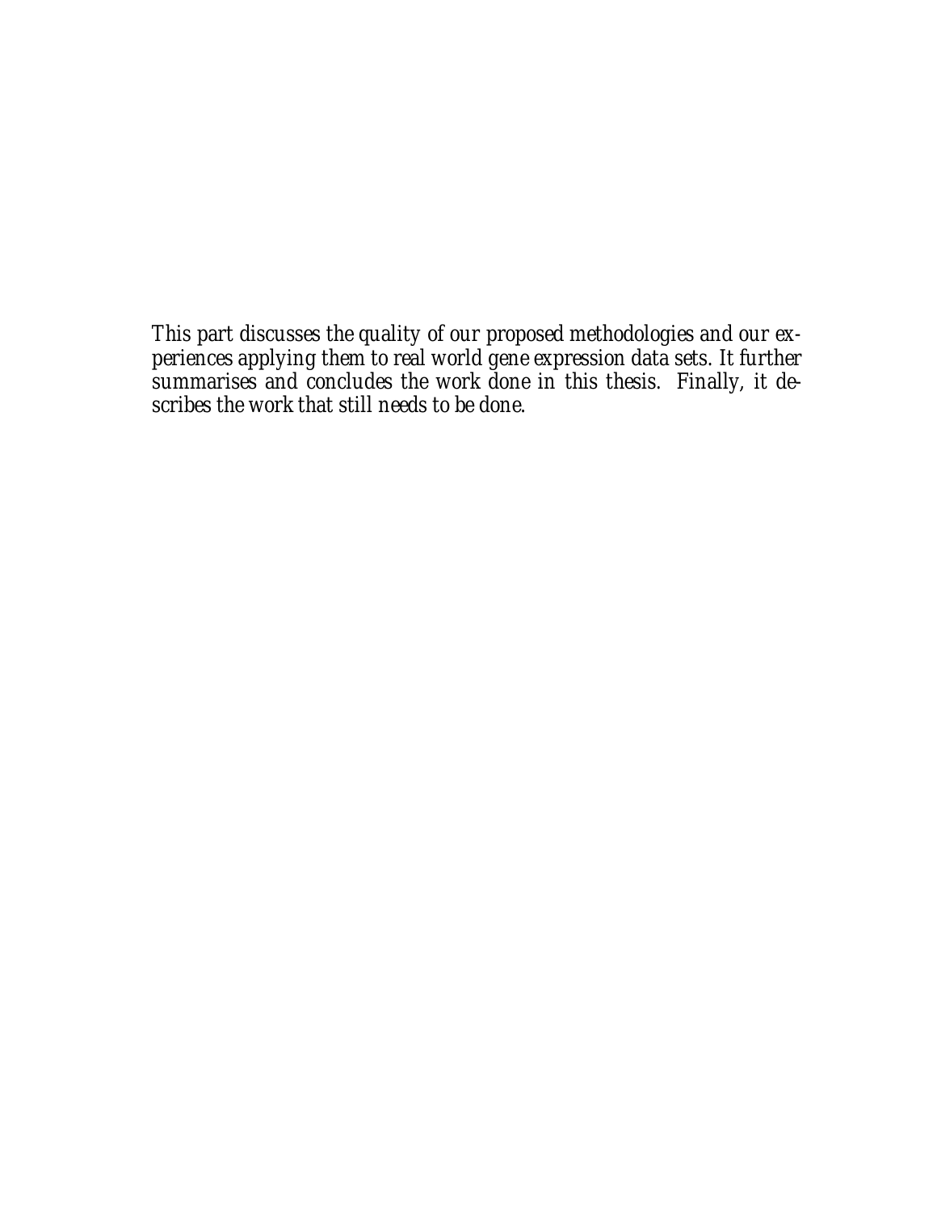*This part discusses the quality of our proposed methodologies and our experiences applying them to real world gene expression data sets. It further summarises and concludes the work done in this thesis. Finally, it describes the work that still needs to be done.*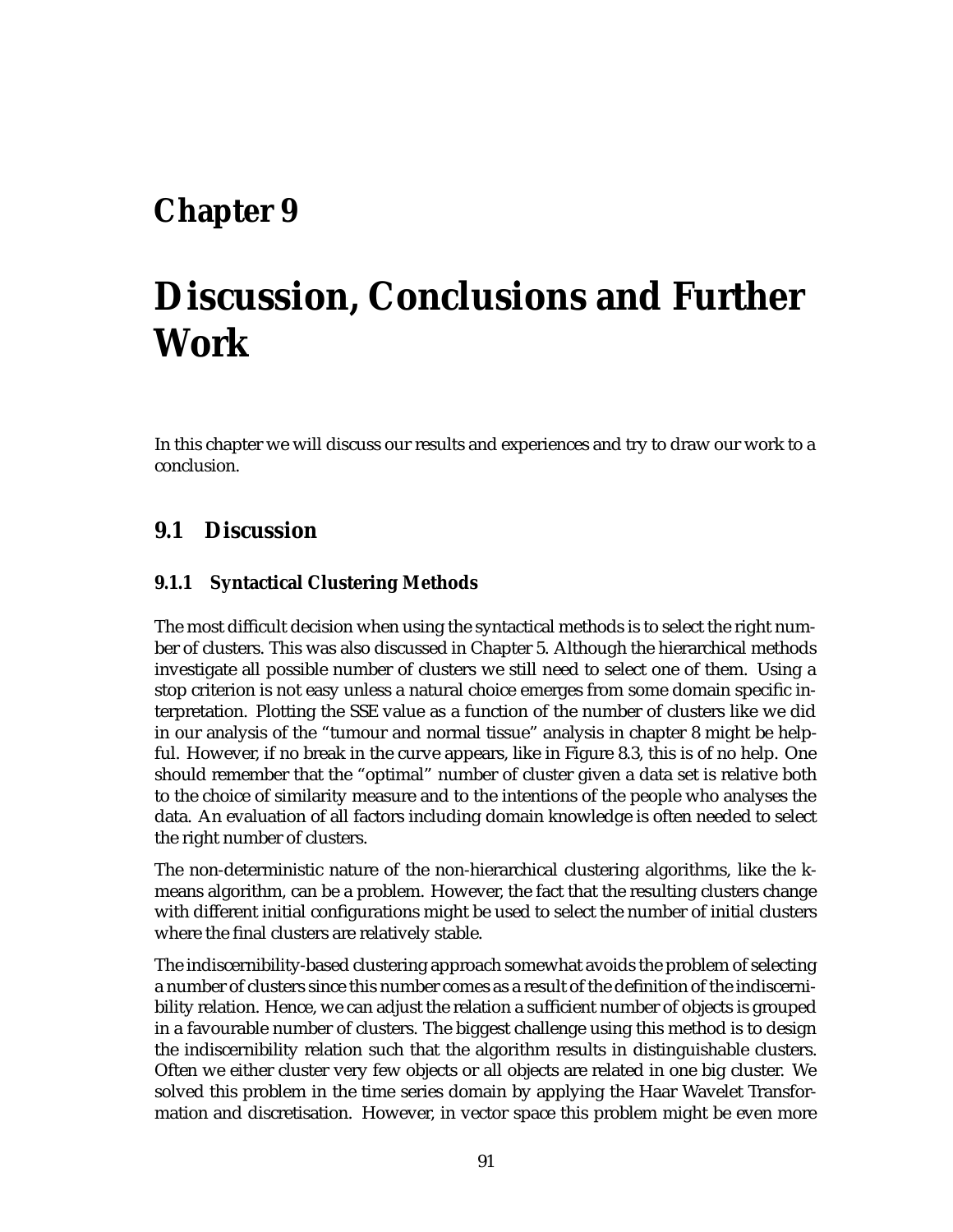# Chapter 9

# Discussion, Conclusions and Further Work

In this chapter we will discuss our results and experiences and try to draw our work to a conclusion.

## 9.1 Discussion

### 9.1.1 Syntactical Clustering Methods

The most difficult decision when using the syntactical methods is to select the right number of clusters. This was also discussed in Chapter 5. Although the hierarchical methods investigate all possible number of clusters we still need to select one of them. Using a stop criterion is not easy unless a natural choice emerges from some domain specific interpretation. Plotting the SSE value as a function of the number of clusters like we did in our analysis of the "tumour and normal tissue" analysis in chapter 8 might be helpful. However, if no break in the curve appears, like in Figure 8.3, this is of no help. One should remember that the "optimal" number of cluster given a data set is relative both to the choice of similarity measure and to the intentions of the people who analyses the data. An evaluation of all factors including domain knowledge is often needed to select the right number of clusters.

The non-deterministic nature of the non-hierarchical clustering algorithms, like the k-means algorithm, can be a problem. However, the fact that the resulting clusters change with different initial configurations might be used to select the number of initial clusters where the final clusters are relatively stable.

The indiscernibility-based clustering approach somewhat avoids the problem of selecting a number of clusters since this number comes as a result of the definition of the indiscernibility relation. Hence, we can adjust the relation a sufficient number of objects is grouped in a favourable number of clusters. The biggest challenge using this method is to design the indiscernibility relation such that the algorithm results in distinguishable clusters. Often we either cluster very few objects or all objects are related in one big cluster. We solved this problem in the time series domain by applying the Haar Wavelet Transformation and discretisation. However, in vector space this problem might be even more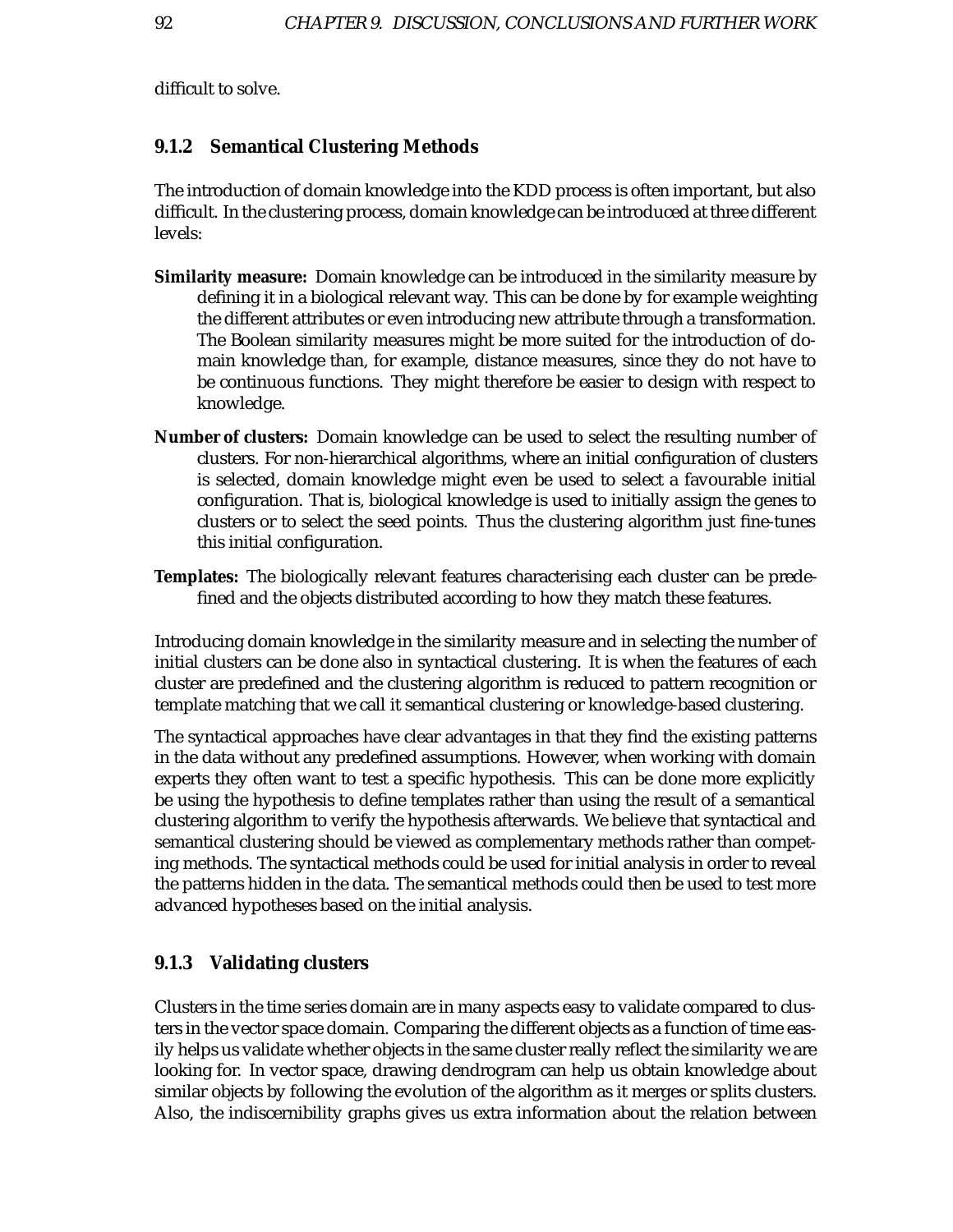difficult to solve.

### 9.1.2 Semantical Clustering Methods

The introduction of domain knowledge into the KDD process is often important, but also difficult. In the clustering process, domain knowledge can be introduced at three different levels:

**Similarity measure:** Domain knowledge can be introduced in the similarity measure by defining it in a biological relevant way. This can be done by for example weighting the different attributes or even introducing new attribute through a transformation. The Boolean similarity measures might be more suited for the introduction of domain knowledge than, for example, distance measures, since they do not have to be continuous functions. They might therefore be easier to design with respect to knowledge.

**Number of clusters:** Domain knowledge can be used to select the resulting number of clusters. For non-hierarchical algorithms, where an initial configuration of clusters is selected, domain knowledge might even be used to select a favourable initial configuration. That is, biological knowledge is used to initially assign the genes to clusters or to select the seed points. Thus the clustering algorithm just fine-tunes this initial configuration.

**Templates:** The biologically relevant features characterising each cluster can be predefined and the objects distributed according to how they match these features.

Introducing domain knowledge in the similarity measure and in selecting the number of initial clusters can be done also in syntactical clustering. It is when the features of each cluster are predefined and the clustering algorithm is reduced to pattern recognition or template matching that we call it semantical clustering or knowledge-based clustering.

The syntactical approaches have clear advantages in that they find the existing patterns in the data without any predefined assumptions. However, when working with domain experts they often want to test a specific hypothesis. This can be done more explicitly be using the hypothesis to define templates rather than using the result of a semantical clustering algorithm to verify the hypothesis afterwards. We believe that syntactical and semantical clustering should be viewed as complementary methods rather than competing methods. The syntactical methods could be used for initial analysis in order to reveal the patterns hidden in the data. The semantical methods could then be used to test more advanced hypotheses based on the initial analysis.

### 9.1.3 Validating clusters

Clusters in the time series domain are in many aspects easy to validate compared to clusters in the vector space domain. Comparing the different objects as a function of time easily helps us validate whether objects in the same cluster really reflect the similarity we are looking for. In vector space, drawing dendrogram can help us obtain knowledge about similar objects by following the evolution of the algorithm as it merges or splits clusters. Also, the indiscernibility graphs gives us extra information about the relation between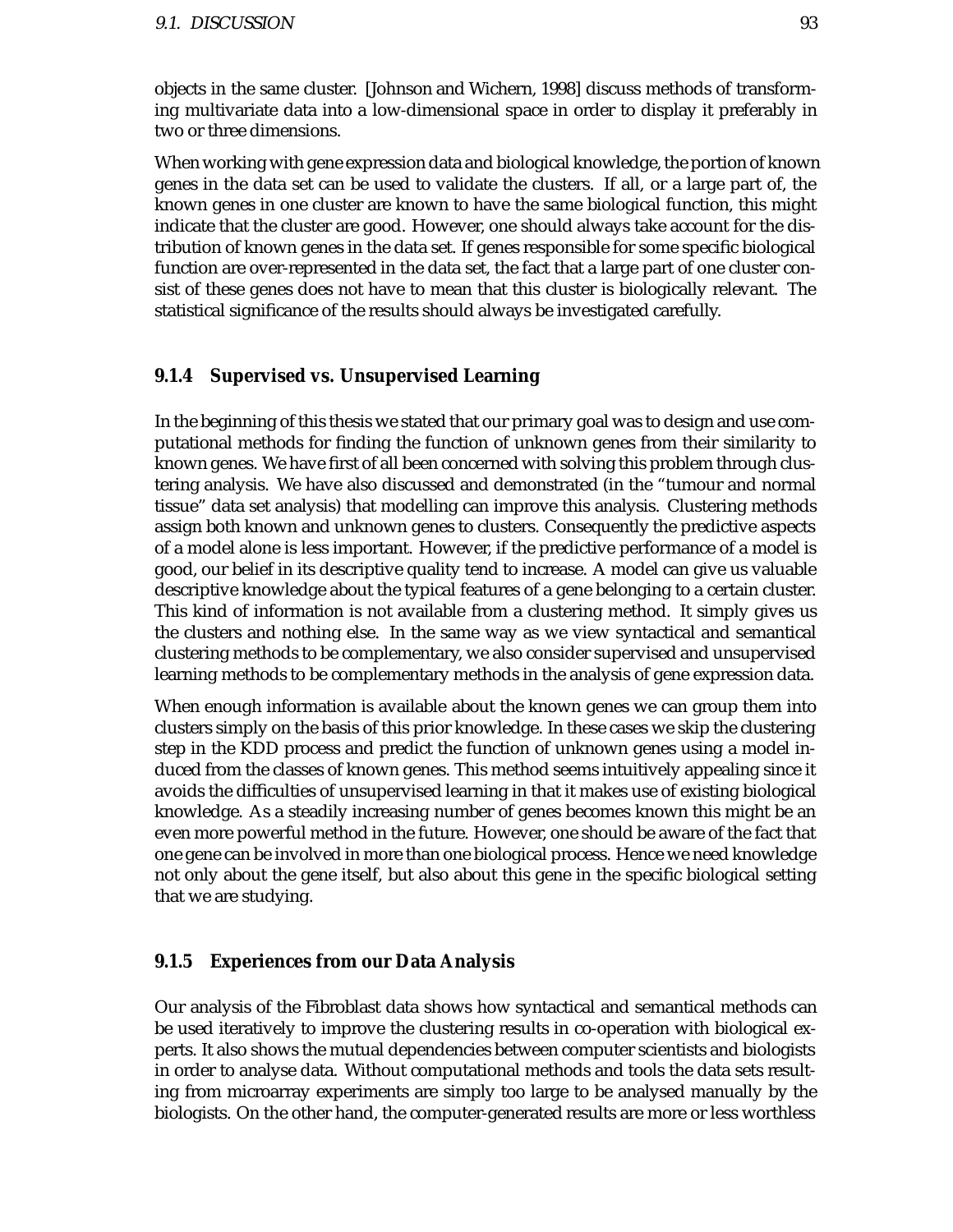objects in the same cluster. [Johnson and Wichern, 1998] discuss methods of transforming multivariate data into a low-dimensional space in order to display it preferably in two or three dimensions.

When working with gene expression data and biological knowledge, the portion of known genes in the data set can be used to validate the clusters. If all, or a large part of, the known genes in one cluster are known to have the same biological function, this might indicate that the cluster are good. However, one should always take account for the distribution of known genes in the data set. If genes responsible for some specific biological function are over-represented in the data set, the fact that a large part of one cluster consist of these genes does not have to mean that this cluster is biologically relevant. The statistical significance of the results should always be investigated carefully.

### 9.1.4 Supervised vs. Unsupervised Learning

In the beginning of this thesis we stated that our primary goal was to design and use computational methods for finding the function of unknown genes from their similarity to known genes. We have first of all been concerned with solving this problem through clustering analysis. We have also discussed and demonstrated (in the "tumour and normal tissue" data set analysis) that modelling can improve this analysis. Clustering methods assign both known and unknown genes to clusters. Consequently the predictive aspects of a model alone is less important. However, if the predictive performance of a model is good, our belief in its descriptive quality tend to increase. A model can give us valuable descriptive knowledge about the typical features of a gene belonging to a certain cluster. This kind of information is not available from a clustering method. It simply gives us the clusters and nothing else. In the same way as we view syntactical and semantical clustering methods to be complementary, we also consider supervised and unsupervised learning methods to be complementary methods in the analysis of gene expression data.

When enough information is available about the known genes we can group them into clusters simply on the basis of this prior knowledge. In these cases we skip the clustering step in the KDD process and predict the function of unknown genes using a model induced from the classes of known genes. This method seems intuitively appealing since it avoids the difficulties of unsupervised learning in that it makes use of existing biological knowledge. As a steadily increasing number of genes becomes known this might be an even more powerful method in the future. However, one should be aware of the fact that one gene can be involved in more than one biological process. Hence we need knowledge not only about the gene itself, but also about this gene in the specific biological setting that we are studying.

### 9.1.5 Experiences from our Data Analysis

Our analysis of the Fibroblast data shows how syntactical and semantical methods can be used iteratively to improve the clustering results in co-operation with biological experts. It also shows the mutual dependencies between computer scientists and biologists in order to analyse data. Without computational methods and tools the data sets resulting from microarray experiments are simply too large to be analysed manually by the biologists. On the other hand, the computer-generated results are more or less worthless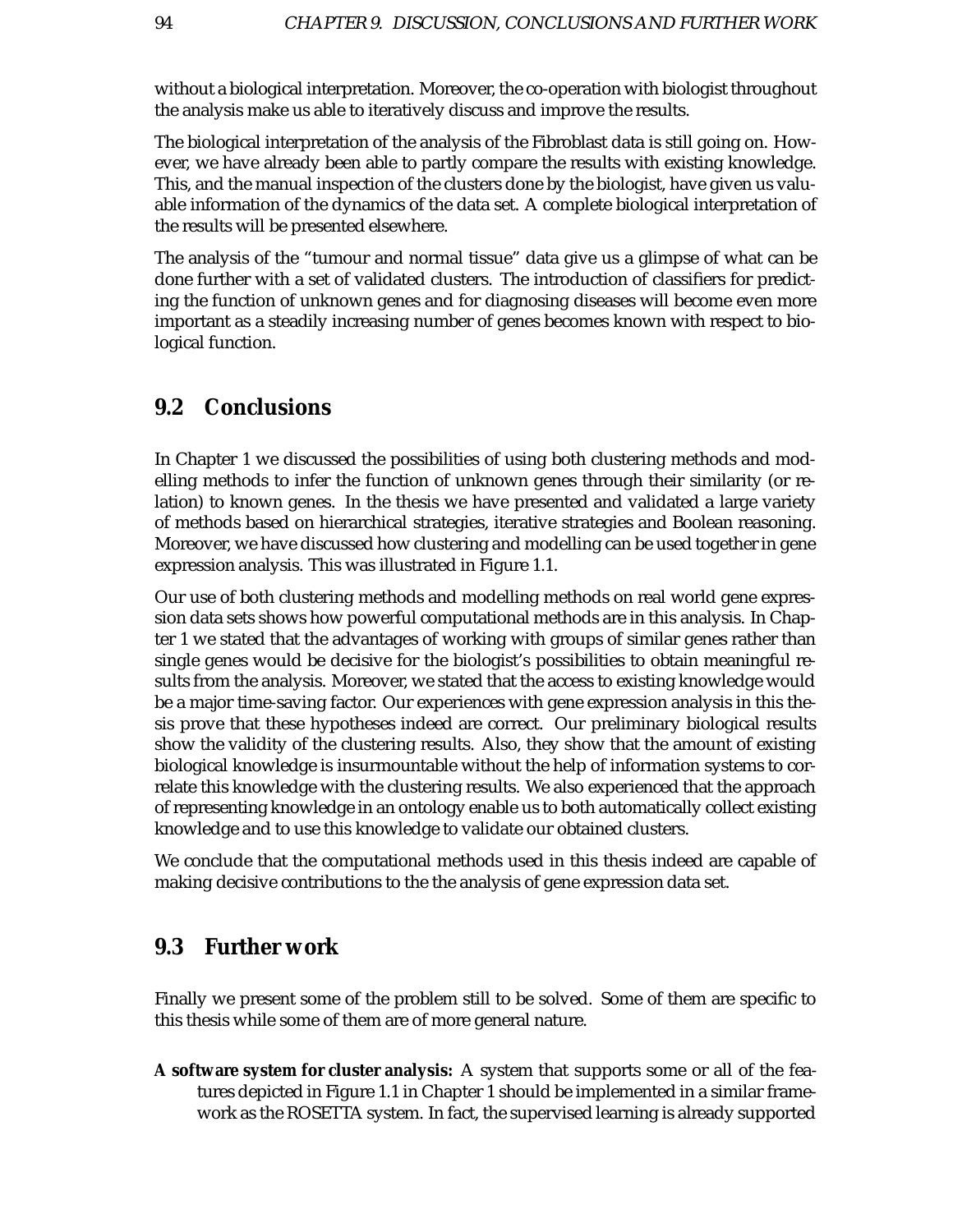without a biological interpretation. Moreover, the co-operation with biologist throughout the analysis make us able to iteratively discuss and improve the results.

The biological interpretation of the analysis of the Fibroblast data is still going on. However, we have already been able to partly compare the results with existing knowledge. This, and the manual inspection of the clusters done by the biologist, have given us valuable information of the dynamics of the data set. A complete biological interpretation of the results will be presented elsewhere.

The analysis of the "tumour and normal tissue" data give us a glimpse of what can be done further with a set of validated clusters. The introduction of classifiers for predicting the function of unknown genes and for diagnosing diseases will become even more important as a steadily increasing number of genes becomes known with respect to biological function.

## 9.2 Conclusions

In Chapter 1 we discussed the possibilities of using both clustering methods and modelling methods to infer the function of unknown genes through their similarity (or relation) to known genes. In the thesis we have presented and validated a large variety of methods based on hierarchical strategies, iterative strategies and Boolean reasoning. Moreover, we have discussed how clustering and modelling can be used together in gene expression analysis. This was illustrated in Figure 1.1.

Our use of both clustering methods and modelling methods on real world gene expression data sets shows how powerful computational methods are in this analysis. In Chapter 1 we stated that the advantages of working with groups of similar genes rather than single genes would be decisive for the biologist's possibilities to obtain meaningful results from the analysis. Moreover, we stated that the access to existing knowledge would be a major time-saving factor. Our experiences with gene expression analysis in this thesis prove that these hypotheses indeed are correct. Our preliminary biological results show the validity of the clustering results. Also, they show that the amount of existing biological knowledge is insurmountable without the help of information systems to correlate this knowledge with the clustering results. We also experienced that the approach of representing knowledge in an ontology enable us to both automatically collect existing knowledge and to use this knowledge to validate our obtained clusters.

We conclude that the computational methods used in this thesis indeed are capable of making decisive contributions to the the analysis of gene expression data set.

## 9.3 Further work

Finally we present some of the problem still to be solved. Some of them are specific to this thesis while some of them are of more general nature.

**A software system for cluster analysis:** A system that supports some or all of the features depicted in Figure 1.1 in Chapter 1 should be implemented in a similar framework as the ROSETTA system. In fact, the supervised learning is already supported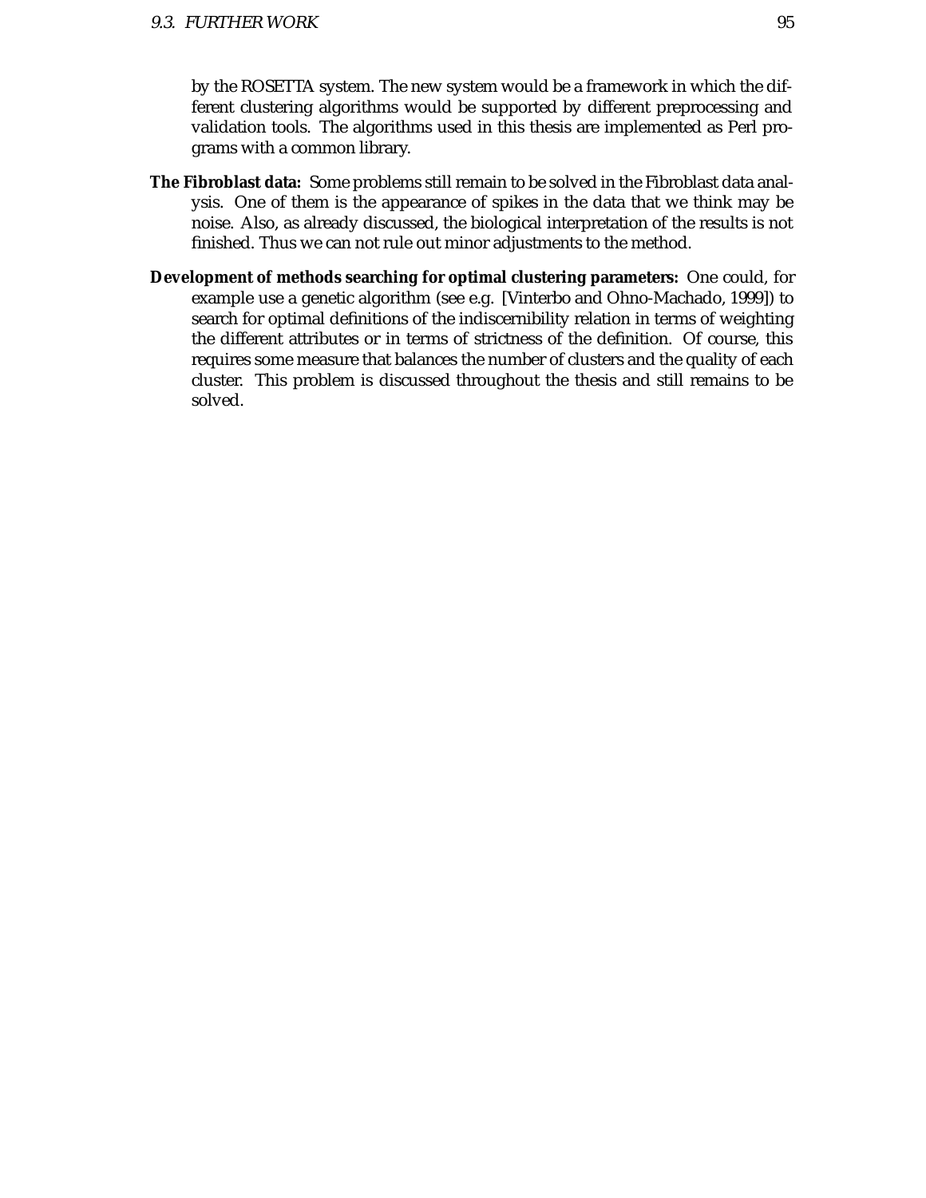by the ROSETTA system. The new system would be a framework in which the different clustering algorithms would be supported by different preprocessing and validation tools. The algorithms used in this thesis are implemented as Perl programs with a common library.

**The Fibroblast data:** Some problems still remain to be solved in the Fibroblast data analysis. One of them is the appearance of spikes in the data that we think may be noise. Also, as already discussed, the biological interpretation of the results is not finished. Thus we can not rule out minor adjustments to the method.

**Development of methods searching for optimal clustering parameters:** One could, for example use a genetic algorithm (see e.g. [Vinterbo and Ohno-Machado, 1999]) to search for optimal definitions of the indiscernibility relation in terms of weighting the different attributes or in terms of strictness of the definition. Of course, this requires some measure that balances the number of clusters and the quality of each cluster. This problem is discussed throughout the thesis and still remains to be solved.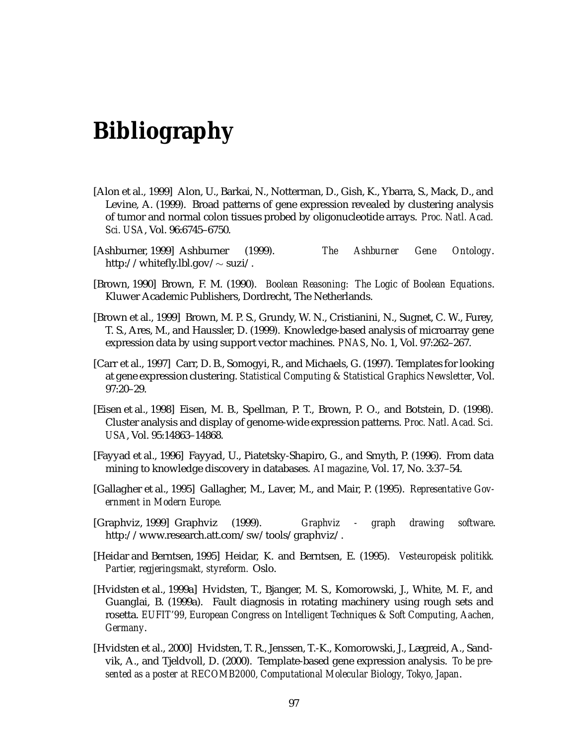# Bibliography

[Alon et al., 1999] Alon, U., Barkai, N., Notterman, D., Gish, K., Ybarra, S., Mack, D., and Levine, A. (1999). Broad patterns of gene expression revealed by clustering analysis of tumor and normal colon tissues probed by oligonucleotide arrays. *Proc. Natl. Acad. Sci. USA*, Vol. 96:6745–6750.

[Ashburner, 1999] Ashburner (1999). *The Ashburner Gene Ontology*. http://whitefly.lbl.gov/ $\sim$ suzi/.

[Brown, 1990] Brown, F. M. (1990). *Boolean Reasoning: The Logic of Boolean Equations*. Kluwer Academic Publishers, Dordrecht, The Netherlands.

[Brown et al., 1999] Brown, M. P. S., Grundy, W. N., Cristianini, N., Sugnet, C. W., Furey, T. S., Ares, M., and Haussler, D. (1999). Knowledge-based analysis of microarray gene expression data by using support vector machines. *PNAS*, No. 1, Vol. 97:262–267.

[Carr et al., 1997] Carr, D. B., Somogyi, R., and Michaels, G. (1997). Templates for looking at gene expression clustering. *Statistical Computing & Statistical Graphics Newsletter*, Vol. 97:20–29.

[Eisen et al., 1998] Eisen, M. B., Spellman, P. T., Brown, P. O., and Botstein, D. (1998). Cluster analysis and display of genome-wide expression patterns. *Proc. Natl. Acad. Sci. USA*, Vol. 95:14863–14868.

[Fayyad et al., 1996] Fayyad, U., Piatetsky-Shapiro, G., and Smyth, P. (1996). From data mining to knowledge discovery in databases. *AI magazine*, Vol. 17, No. 3:37–54.

[Gallagher et al., 1995] Gallagher, M., Laver, M., and Mair, P. (1995). *Representative Government in Modern Europe*.

[Graphviz, 1999] Graphviz (1999). *Graphviz - graph drawing software*. http://www.research.att.com/sw/tools/graphviz/.

[Heidar and Berntsen, 1995] Heidar, K. and Berntsen, E. (1995). *Vesteuropeisk politikk. Partier, regjeringsmakt, styreform.* Oslo.

[Hvidsten et al., 1999a] Hvidsten, T., Bjanger, M. S., Komorowski, J., White, M. F., and Guanglai, B. (1999a). Fault diagnosis in rotating machinery using rough sets and rosetta. *EUFIT'99, European Congress on Intelligent Techniques & Soft Computing, Aachen, Germany*.

[Hvidsten et al., 2000] Hvidsten, T. R., Jenssen, T.-K., Komorowski, J., Lægreid, A., Sandvik, A., and Tjeldvoll, D. (2000). Template-based gene expression analysis. *To be presented as a poster at RECOMB2000, Computational Molecular Biology, Tokyo, Japan*.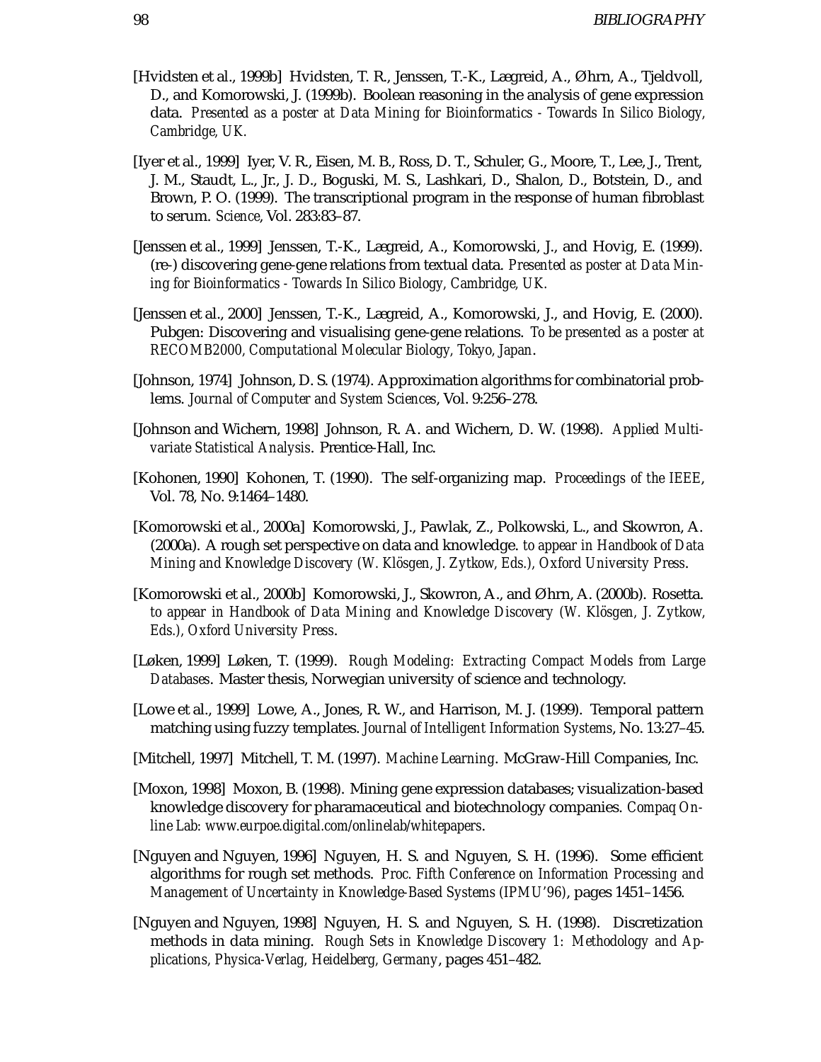[Hvidsten et al., 1999b] Hvidsten, T. R., Jenssen, T.-K., Lægreid, A., Øhrn, A., Tjeldvoll, D., and Komorowski, J. (1999b). Boolean reasoning in the analysis of gene expression data. *Presented as a poster at Data Mining for Bioinformatics - Towards In Silico Biology, Cambridge, UK.*

[Iyer et al., 1999] Iyer, V. R., Eisen, M. B., Ross, D. T., Schuler, G., Moore, T., Lee, J., Trent, J. M., Staudt, L., Jr., J. D., Boguski, M. S., Lashkari, D., Shalon, D., Botstein, D., and Brown, P. O. (1999). The transcriptional program in the response of human fibroblast to serum. *Science*, Vol. 283:83–87.

[Jenssen et al., 1999] Jenssen, T.-K., Lægreid, A., Komorowski, J., and Hovig, E. (1999). (re-) discovering gene-gene relations from textual data. *Presented as poster at Data Mining for Bioinformatics - Towards In Silico Biology, Cambridge, UK.*

[Jenssen et al., 2000] Jenssen, T.-K., Lægreid, A., Komorowski, J., and Hovig, E. (2000). Pubgen: Discovering and visualising gene-gene relations. *To be presented as a poster at RECOMB2000, Computational Molecular Biology, Tokyo, Japan*.

[Johnson, 1974] Johnson, D. S. (1974). Approximation algorithms for combinatorial problems. *Journal of Computer and System Sciences*, Vol. 9:256–278.

[Johnson and Wichern, 1998] Johnson, R. A. and Wichern, D. W. (1998). *Applied Multivariate Statistical Analysis*. Prentice-Hall, Inc.

[Kohonen, 1990] Kohonen, T. (1990). The self-organizing map. *Proceedings of the IEEE*, Vol. 78, No. 9:1464–1480.

[Komorowski et al., 2000a] Komorowski, J., Pawlak, Z., Polkowski, L., and Skowron, A. (2000a). A rough set perspective on data and knowledge. *to appear in Handbook of Data Mining and Knowledge Discovery (W. Klösgen, J. Zytkow, Eds.), Oxford University Press*.

[Komorowski et al., 2000b] Komorowski, J., Skowron, A., and Øhrn, A. (2000b). Rosetta. *to appear in Handbook of Data Mining and Knowledge Discovery (W. Klösgen, J. Zytkow, Eds.), Oxford University Press*.

[Løken, 1999] Løken, T. (1999). *Rough Modeling: Extracting Compact Models from Large Databases*. Master thesis, Norwegian university of science and technology.

[Lowe et al., 1999] Lowe, A., Jones, R. W., and Harrison, M. J. (1999). Temporal pattern matching using fuzzy templates. *Journal of Intelligent Information Systems*, No. 13:27–45.

[Mitchell, 1997] Mitchell, T. M. (1997). *Machine Learning*. McGraw-Hill Companies, Inc.

[Moxon, 1998] Moxon, B. (1998). Mining gene expression databases; visualization-based knowledge discovery for pharamaceutical and biotechnology companies. *Compaq Online Lab: www.eurpoe.digital.com/onlinelab/whitepapers*.

[Nguyen and Nguyen, 1996] Nguyen, H. S. and Nguyen, S. H. (1996). Some efficient algorithms for rough set methods. *Proc. Fifth Conference on Information Processing and Management of Uncertainty in Knowledge-Based Systems (IPMU'96)*, pages 1451–1456.

[Nguyen and Nguyen, 1998] Nguyen, H. S. and Nguyen, S. H. (1998). Discretization methods in data mining. *Rough Sets in Knowledge Discovery 1: Methodology and Applications, Physica-Verlag, Heidelberg, Germany*, pages 451–482.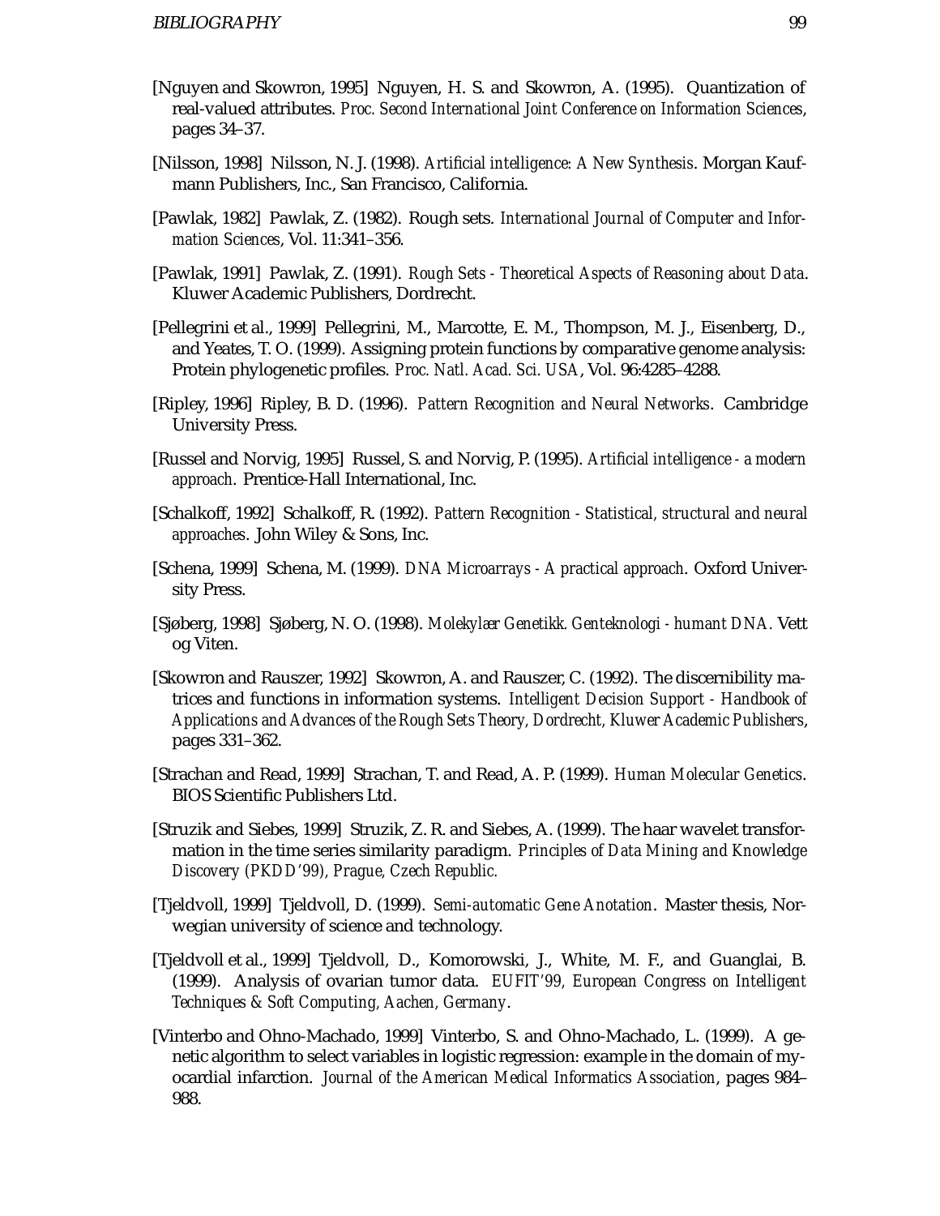[Nguyen and Skowron, 1995] Nguyen, H. S. and Skowron, A. (1995). Quantization of real-valued attributes. *Proc. Second International Joint Conference on Information Sciences*, pages 34–37.

[Nilsson, 1998] Nilsson, N. J. (1998). *Artificial intelligence: A New Synthesis*. Morgan Kaufmann Publishers, Inc., San Francisco, California.

[Pawlak, 1982] Pawlak, Z. (1982). Rough sets. *International Journal of Computer and Information Sciences*, Vol. 11:341–356.

[Pawlak, 1991] Pawlak, Z. (1991). *Rough Sets - Theoretical Aspects of Reasoning about Data*. Kluwer Academic Publishers, Dordrecht.

[Pellegrini et al., 1999] Pellegrini, M., Marcotte, E. M., Thompson, M. J., Eisenberg, D., and Yeates, T. O. (1999). Assigning protein functions by comparative genome analysis: Protein phylogenetic profiles. *Proc. Natl. Acad. Sci. USA*, Vol. 96:4285–4288.

[Ripley, 1996] Ripley, B. D. (1996). *Pattern Recognition and Neural Networks*. Cambridge University Press.

[Russel and Norvig, 1995] Russel, S. and Norvig, P. (1995). *Artificial intelligence - a modern approach*. Prentice-Hall International, Inc.

[Schalkoff, 1992] Schalkoff, R. (1992). *Pattern Recognition - Statistical, structural and neural approaches*. John Wiley & Sons, Inc.

[Schena, 1999] Schena, M. (1999). *DNA Microarrays - A practical approach*. Oxford University Press.

[Sjøberg, 1998] Sjøberg, N. O. (1998). *Molekylær Genetikk. Genteknologi - humant DNA*. Vett og Viten.

[Skowron and Rauszer, 1992] Skowron, A. and Rauszer, C. (1992). The discernibility matrices and functions in information systems. *Intelligent Decision Support - Handbook of Applications and Advances of the Rough Sets Theory, Dordrecht, Kluwer Academic Publishers*, pages 331–362.

[Strachan and Read, 1999] Strachan, T. and Read, A. P. (1999). *Human Molecular Genetics*. BIOS Scientific Publishers Ltd.

[Struzik and Siebes, 1999] Struzik, Z. R. and Siebes, A. (1999). The haar wavelet transformation in the time series similarity paradigm. *Principles of Data Mining and Knowledge Discovery (PKDD'99), Prague, Czech Republic.*

[Tjeldvoll, 1999] Tjeldvoll, D. (1999). *Semi-automatic Gene Anotation*. Master thesis, Norwegian university of science and technology.

[Tjeldvoll et al., 1999] Tjeldvoll, D., Komorowski, J., White, M. F., and Guanglai, B. (1999). Analysis of ovarian tumor data. *EUFIT'99, European Congress on Intelligent Techniques & Soft Computing, Aachen, Germany*.

[Vinterbo and Ohno-Machado, 1999] Vinterbo, S. and Ohno-Machado, L. (1999). A genetic algorithm to select variables in logistic regression: example in the domain of myocardial infarction. *Journal of the American Medical Informatics Association*, pages 984–988.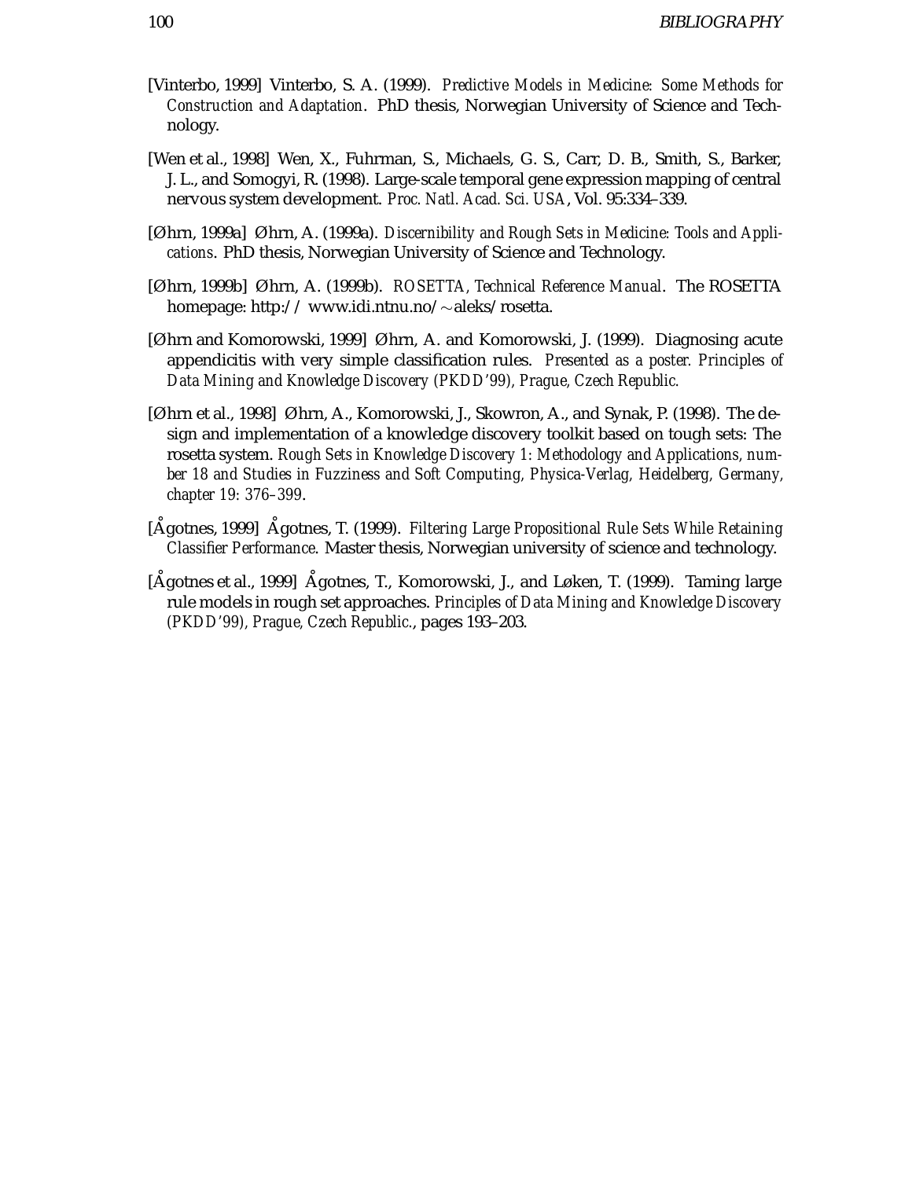[Vinterbo, 1999] Vinterbo, S. A. (1999). *Predictive Models in Medicine: Some Methods for Construction and Adaptation*. PhD thesis, Norwegian University of Science and Technology.

[Wen et al., 1998] Wen, X., Fuhrman, S., Michaels, G. S., Carr, D. B., Smith, S., Barker, J. L., and Somogyi, R. (1998). Large-scale temporal gene expression mapping of central nervous system development. *Proc. Natl. Acad. Sci. USA*, Vol. 95:334–339.

[Øhrn, 1999a] Øhrn, A. (1999a). *Discernibility and Rough Sets in Medicine: Tools and Applications*. PhD thesis, Norwegian University of Science and Technology.

[Øhrn, 1999b] Øhrn, A. (1999b). *ROSETTA, Technical Reference Manual*. The ROSETTA homepage: http:// www.idi.ntnu.no/∼aleks/rosetta.

[Øhrn and Komorowski, 1999] Øhrn, A. and Komorowski, J. (1999). Diagnosing acute appendicitis with very simple classification rules. *Presented as a poster. Principles of Data Mining and Knowledge Discovery (PKDD'99), Prague, Czech Republic.*

[Øhrn et al., 1998] Øhrn, A., Komorowski, J., Skowron, A., and Synak, P. (1998). The design and implementation of a knowledge discovery toolkit based on tough sets: The rosetta system. *Rough Sets in Knowledge Discovery 1: Methodology and Applications, number 18 and Studies in Fuzziness and Soft Computing, Physica-Verlag, Heidelberg, Germany, chapter 19: 376–399*.

[Ågotnes, 1999] Ågotnes, T. (1999). *Filtering Large Propositional Rule Sets While Retaining Classifier Performance*. Master thesis, Norwegian university of science and technology.

[Ågotnes et al., 1999] Ågotnes, T., Komorowski, J., and Løken, T. (1999). Taming large rule models in rough set approaches. *Principles of Data Mining and Knowledge Discovery (PKDD'99), Prague, Czech Republic.*, pages 193–203.